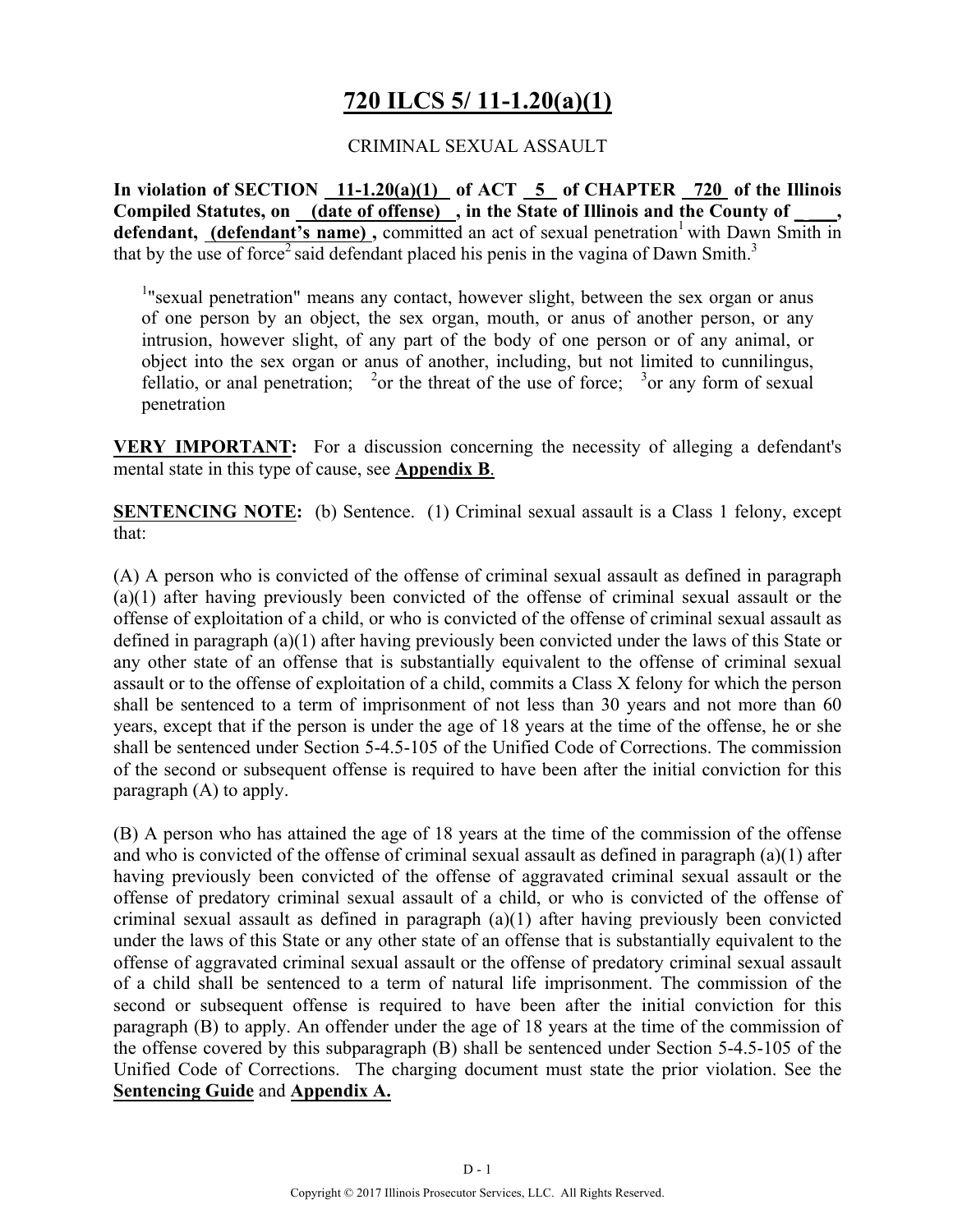# 720 ILCS 5/ 11-1.20(a)(1)

CRIMINAL SEXUAL ASSAULT

**In violation of SECTION 11-1.20(a)(1) of ACT 5 of CHAPTER 720 of the Illinois Compiled Statutes, on (date of offense) , in the State of Illinois and the County of \_\_\_\_, defendant, (defendant's name) ,** committed an act of sexual penetration[1] with Dawn Smith in that by the use of force[2] said defendant placed his penis in the vagina of Dawn Smith.[3]

[1]"sexual penetration" means any contact, however slight, between the sex organ or anus of one person by an object, the sex organ, mouth, or anus of another person, or any intrusion, however slight, of any part of the body of one person or of any animal, or object into the sex organ or anus of another, including, but not limited to cunnilingus, fellatio, or anal penetration; [2]or the threat of the use of force; [3]or any form of sexual penetration

**VERY IMPORTANT:** For a discussion concerning the necessity of alleging a defendant's mental state in this type of cause, see **Appendix B**.

**SENTENCING NOTE:** (b) Sentence. (1) Criminal sexual assault is a Class 1 felony, except that:

(A) A person who is convicted of the offense of criminal sexual assault as defined in paragraph (a)(1) after having previously been convicted of the offense of criminal sexual assault or the offense of exploitation of a child, or who is convicted of the offense of criminal sexual assault as defined in paragraph (a)(1) after having previously been convicted under the laws of this State or any other state of an offense that is substantially equivalent to the offense of criminal sexual assault or to the offense of exploitation of a child, commits a Class X felony for which the person shall be sentenced to a term of imprisonment of not less than 30 years and not more than 60 years, except that if the person is under the age of 18 years at the time of the offense, he or she shall be sentenced under Section 5-4.5-105 of the Unified Code of Corrections. The commission of the second or subsequent offense is required to have been after the initial conviction for this paragraph (A) to apply.

(B) A person who has attained the age of 18 years at the time of the commission of the offense and who is convicted of the offense of criminal sexual assault as defined in paragraph (a)(1) after having previously been convicted of the offense of aggravated criminal sexual assault or the offense of predatory criminal sexual assault of a child, or who is convicted of the offense of criminal sexual assault as defined in paragraph (a)(1) after having previously been convicted under the laws of this State or any other state of an offense that is substantially equivalent to the offense of aggravated criminal sexual assault or the offense of predatory criminal sexual assault of a child shall be sentenced to a term of natural life imprisonment. The commission of the second or subsequent offense is required to have been after the initial conviction for this paragraph (B) to apply. An offender under the age of 18 years at the time of the commission of the offense covered by this subparagraph (B) shall be sentenced under Section 5-4.5-105 of the Unified Code of Corrections. The charging document must state the prior violation. See the **Sentencing Guide** and **Appendix A.**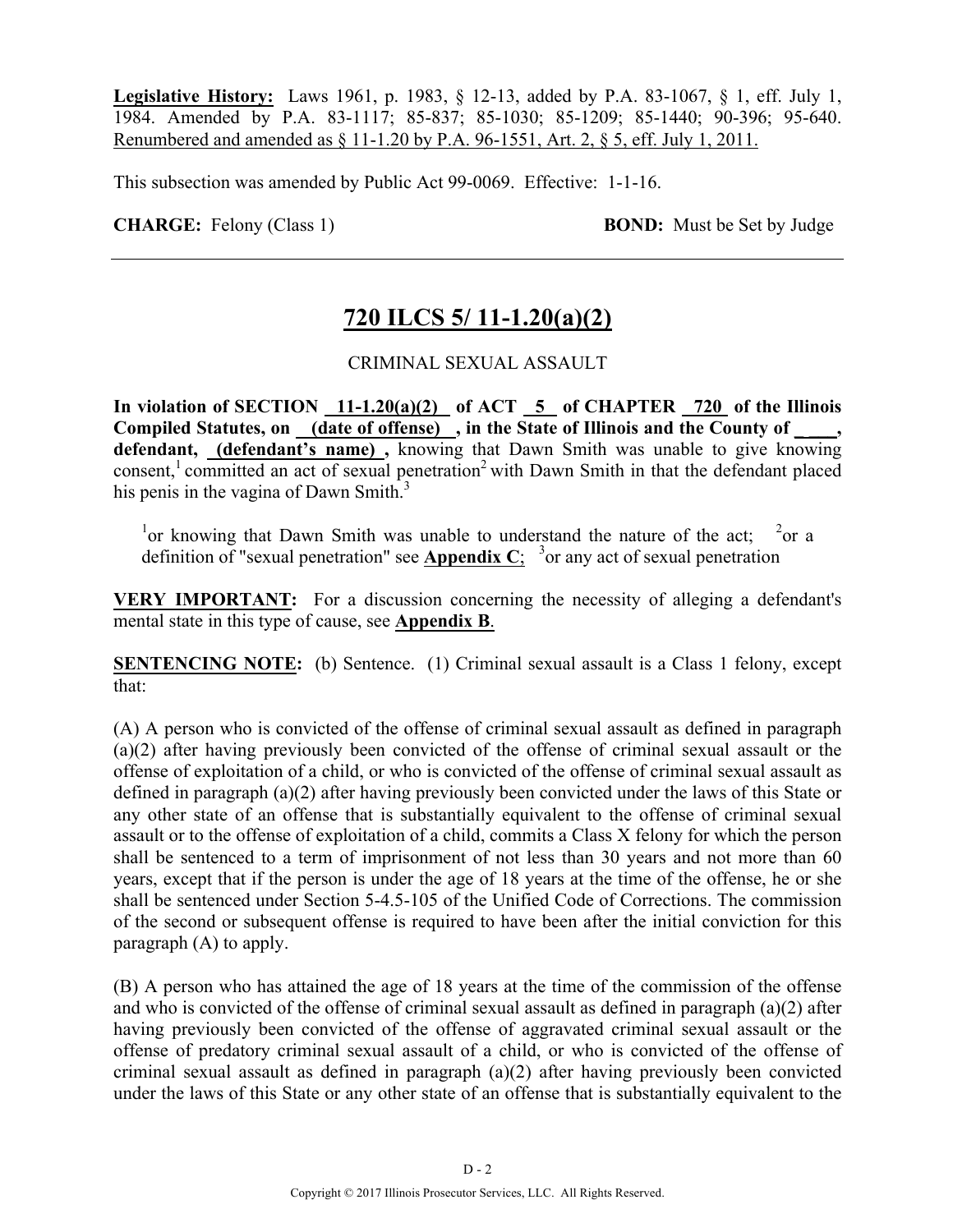**Legislative History:** Laws 1961, p. 1983, § 12-13, added by P.A. 83-1067, § 1, eff. July 1, 1984. Amended by P.A. 83-1117; 85-837; 85-1030; 85-1209; 85-1440; 90-396; 95-640. Renumbered and amended as § 11-1.20 by P.A. 96-1551, Art. 2, § 5, eff. July 1, 2011.

This subsection was amended by Public Act 99-0069. Effective: 1-1-16.

**CHARGE:** Felony (Class 1) **BOND:** Must be Set by Judge

---

## 720 ILCS 5/ 11-1.20(a)(2)

CRIMINAL SEXUAL ASSAULT

**In violation of SECTION 11-1.20(a)(2) of ACT 5 of CHAPTER 720 of the Illinois Compiled Statutes, on (date of offense) , in the State of Illinois and the County of \_\_\_\_, defendant, (defendant's name) ,** knowing that Dawn Smith was unable to give knowing consent,[1] committed an act of sexual penetration[2] with Dawn Smith in that the defendant placed his penis in the vagina of Dawn Smith.[3]

[1]or knowing that Dawn Smith was unable to understand the nature of the act; [2]or a definition of "sexual penetration" see **Appendix C**; [3]or any act of sexual penetration

**VERY IMPORTANT:** For a discussion concerning the necessity of alleging a defendant's mental state in this type of cause, see **Appendix B**.

**SENTENCING NOTE:** (b) Sentence. (1) Criminal sexual assault is a Class 1 felony, except that:

(A) A person who is convicted of the offense of criminal sexual assault as defined in paragraph (a)(2) after having previously been convicted of the offense of criminal sexual assault or the offense of exploitation of a child, or who is convicted of the offense of criminal sexual assault as defined in paragraph (a)(2) after having previously been convicted under the laws of this State or any other state of an offense that is substantially equivalent to the offense of criminal sexual assault or to the offense of exploitation of a child, commits a Class X felony for which the person shall be sentenced to a term of imprisonment of not less than 30 years and not more than 60 years, except that if the person is under the age of 18 years at the time of the offense, he or she shall be sentenced under Section 5-4.5-105 of the Unified Code of Corrections. The commission of the second or subsequent offense is required to have been after the initial conviction for this paragraph (A) to apply.

(B) A person who has attained the age of 18 years at the time of the commission of the offense and who is convicted of the offense of criminal sexual assault as defined in paragraph (a)(2) after having previously been convicted of the offense of aggravated criminal sexual assault or the offense of predatory criminal sexual assault of a child, or who is convicted of the offense of criminal sexual assault as defined in paragraph (a)(2) after having previously been convicted under the laws of this State or any other state of an offense that is substantially equivalent to the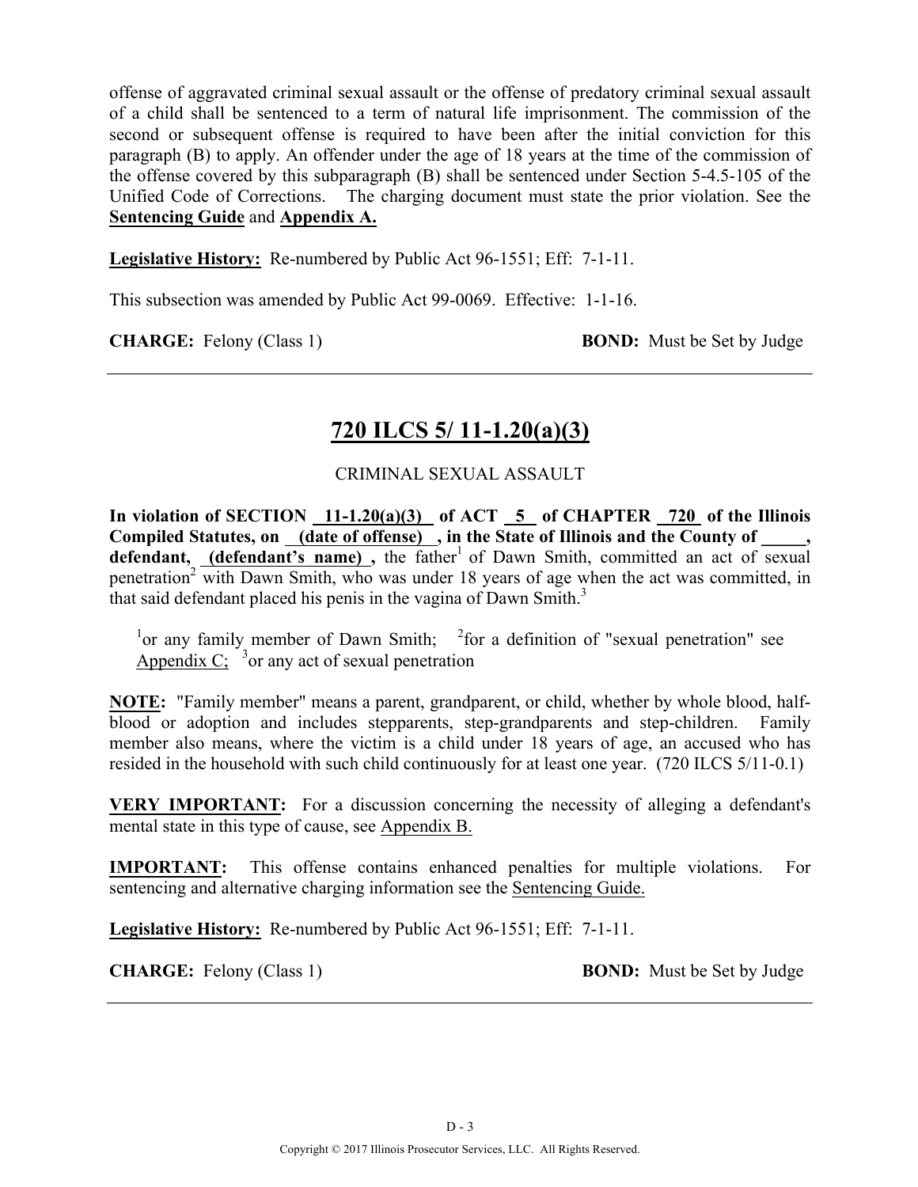offense of aggravated criminal sexual assault or the offense of predatory criminal sexual assault of a child shall be sentenced to a term of natural life imprisonment. The commission of the second or subsequent offense is required to have been after the initial conviction for this paragraph (B) to apply. An offender under the age of 18 years at the time of the commission of the offense covered by this subparagraph (B) shall be sentenced under Section 5-4.5-105 of the Unified Code of Corrections. The charging document must state the prior violation. See the **Sentencing Guide** and **Appendix A.**

**Legislative History:** Re-numbered by Public Act 96-1551; Eff: 7-1-11.

This subsection was amended by Public Act 99-0069. Effective: 1-1-16.

**CHARGE:** Felony (Class 1) **BOND:** Must be Set by Judge

---

## 720 ILCS 5/ 11-1.20(a)(3)

CRIMINAL SEXUAL ASSAULT

**In violation of SECTION 11-1.20(a)(3) of ACT 5 of CHAPTER 720 of the Illinois Compiled Statutes, on (date of offense) , in the State of Illinois and the County of _____, defendant, (defendant's name) ,** the father[1] of Dawn Smith, committed an act of sexual penetration[2] with Dawn Smith, who was under 18 years of age when the act was committed, in that said defendant placed his penis in the vagina of Dawn Smith.[3]

[1]or any family member of Dawn Smith; [2]for a definition of "sexual penetration" see Appendix C; [3]or any act of sexual penetration

**NOTE:** "Family member" means a parent, grandparent, or child, whether by whole blood, half-blood or adoption and includes stepparents, step-grandparents and step-children. Family member also means, where the victim is a child under 18 years of age, an accused who has resided in the household with such child continuously for at least one year. (720 ILCS 5/11-0.1)

**VERY IMPORTANT:** For a discussion concerning the necessity of alleging a defendant's mental state in this type of cause, see Appendix B.

**IMPORTANT:** This offense contains enhanced penalties for multiple violations. For sentencing and alternative charging information see the Sentencing Guide.

**Legislative History:** Re-numbered by Public Act 96-1551; Eff: 7-1-11.

**CHARGE:** Felony (Class 1) **BOND:** Must be Set by Judge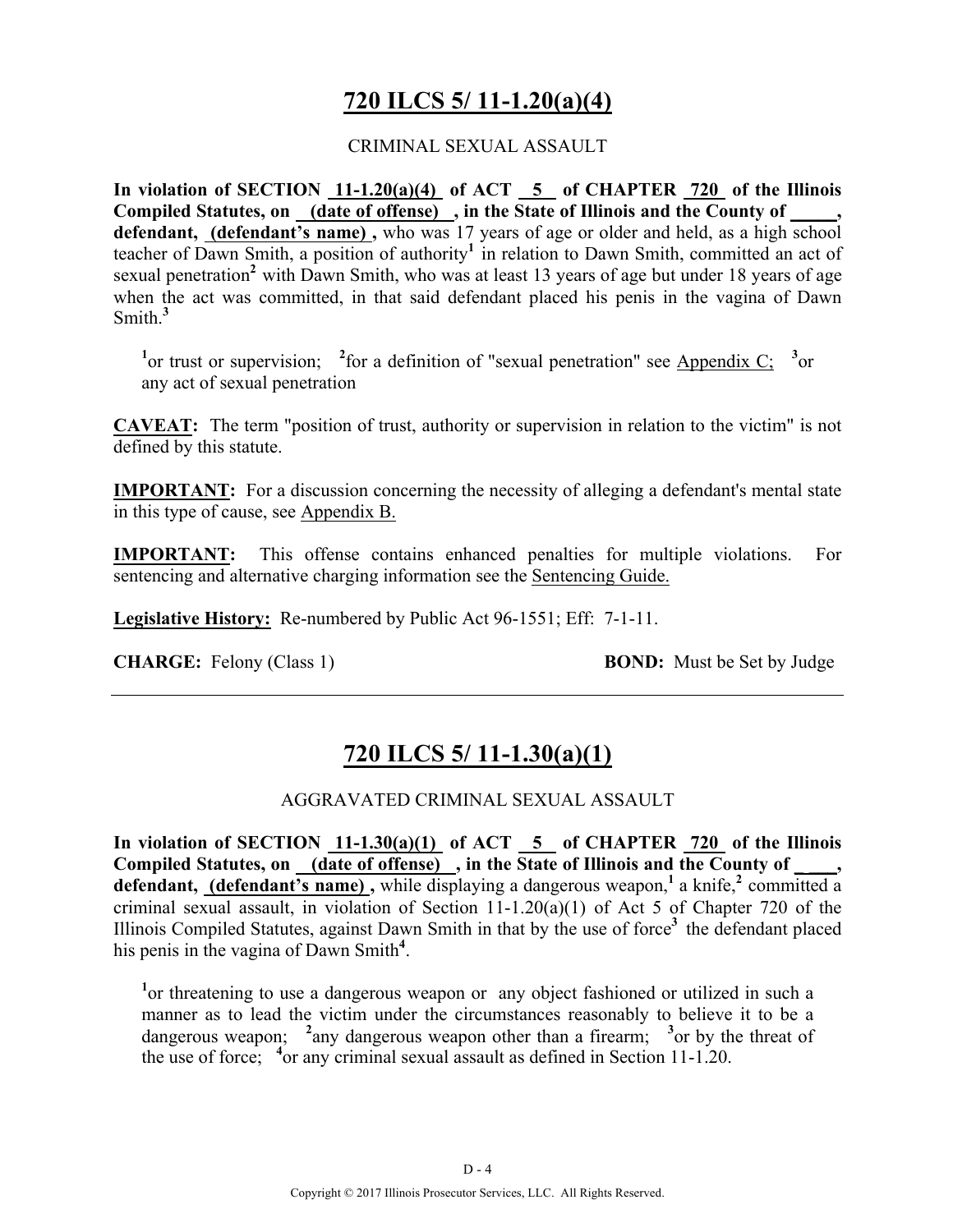# 720 ILCS 5/ 11-1.20(a)(4)

CRIMINAL SEXUAL ASSAULT

**In violation of SECTION 11-1.20(a)(4) of ACT 5 of CHAPTER 720 of the Illinois Compiled Statutes, on (date of offense) , in the State of Illinois and the County of _____, defendant, (defendant's name) ,** who was 17 years of age or older and held, as a high school teacher of Dawn Smith, a position of authority[1] in relation to Dawn Smith, committed an act of sexual penetration[2] with Dawn Smith, who was at least 13 years of age but under 18 years of age when the act was committed, in that said defendant placed his penis in the vagina of Dawn Smith.[3]

[1]or trust or supervision; [2]for a definition of "sexual penetration" see Appendix C; [3]or any act of sexual penetration

**CAVEAT:** The term "position of trust, authority or supervision in relation to the victim" is not defined by this statute.

**IMPORTANT:** For a discussion concerning the necessity of alleging a defendant's mental state in this type of cause, see Appendix B.

**IMPORTANT:** This offense contains enhanced penalties for multiple violations. For sentencing and alternative charging information see the Sentencing Guide.

**Legislative History:** Re-numbered by Public Act 96-1551; Eff: 7-1-11.

**CHARGE:** Felony (Class 1) **BOND:** Must be Set by Judge

---

# 720 ILCS 5/ 11-1.30(a)(1)

AGGRAVATED CRIMINAL SEXUAL ASSAULT

**In violation of SECTION 11-1.30(a)(1) of ACT 5 of CHAPTER 720 of the Illinois Compiled Statutes, on (date of offense) , in the State of Illinois and the County of _____, defendant, (defendant's name) ,** while displaying a dangerous weapon,[1] a knife,[2] committed a criminal sexual assault, in violation of Section 11-1.20(a)(1) of Act 5 of Chapter 720 of the Illinois Compiled Statutes, against Dawn Smith in that by the use of force[3] the defendant placed his penis in the vagina of Dawn Smith[4].

[1]or threatening to use a dangerous weapon or any object fashioned or utilized in such a manner as to lead the victim under the circumstances reasonably to believe it to be a dangerous weapon; [2]any dangerous weapon other than a firearm; [3]or by the threat of the use of force; [4]or any criminal sexual assault as defined in Section 11-1.20.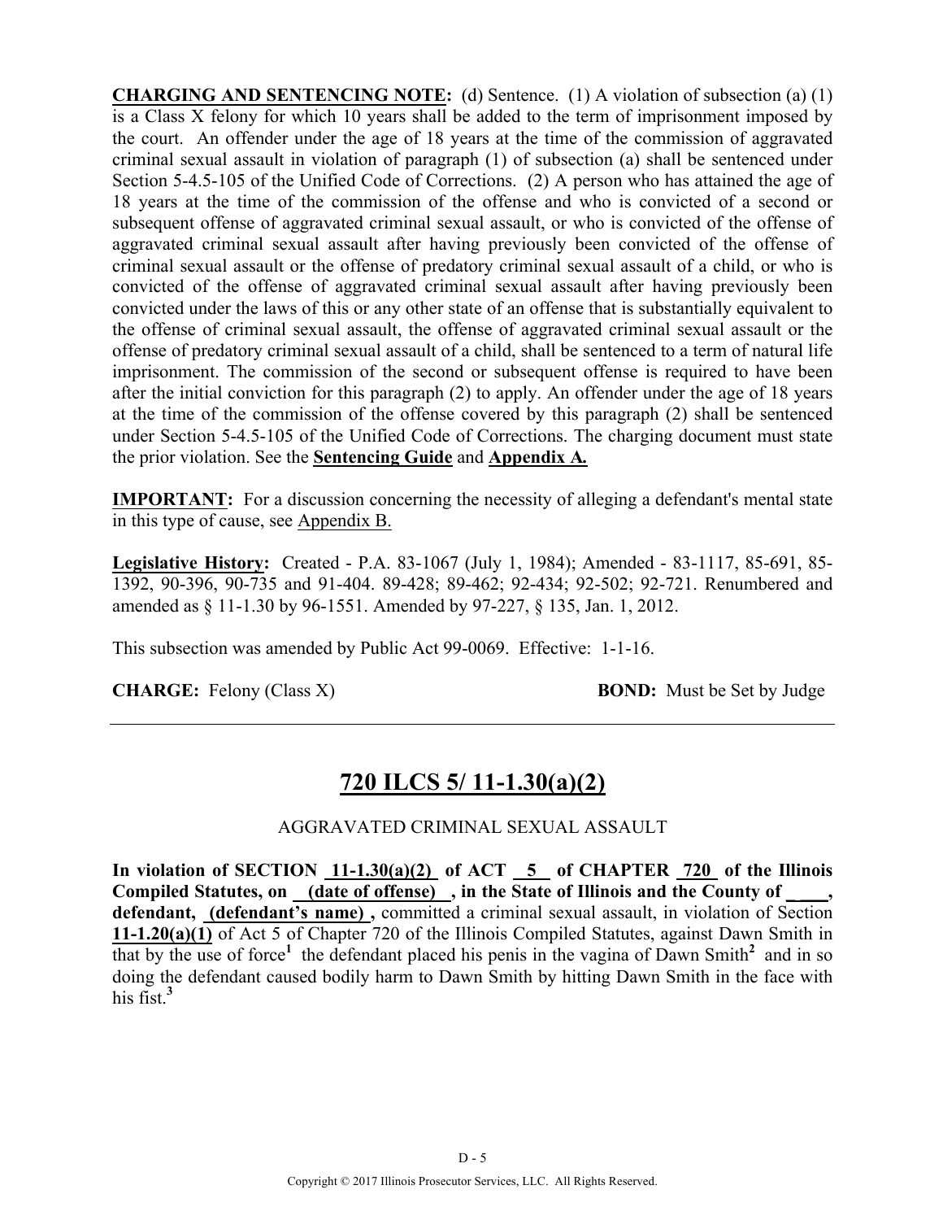**CHARGING AND SENTENCING NOTE:** (d) Sentence. (1) A violation of subsection (a) (1) is a Class X felony for which 10 years shall be added to the term of imprisonment imposed by the court. An offender under the age of 18 years at the time of the commission of aggravated criminal sexual assault in violation of paragraph (1) of subsection (a) shall be sentenced under Section 5-4.5-105 of the Unified Code of Corrections. (2) A person who has attained the age of 18 years at the time of the commission of the offense and who is convicted of a second or subsequent offense of aggravated criminal sexual assault, or who is convicted of the offense of aggravated criminal sexual assault after having previously been convicted of the offense of criminal sexual assault or the offense of predatory criminal sexual assault of a child, or who is convicted of the offense of aggravated criminal sexual assault after having previously been convicted under the laws of this or any other state of an offense that is substantially equivalent to the offense of criminal sexual assault, the offense of aggravated criminal sexual assault or the offense of predatory criminal sexual assault of a child, shall be sentenced to a term of natural life imprisonment. The commission of the second or subsequent offense is required to have been after the initial conviction for this paragraph (2) to apply. An offender under the age of 18 years at the time of the commission of the offense covered by this paragraph (2) shall be sentenced under Section 5-4.5-105 of the Unified Code of Corrections. The charging document must state the prior violation. See the **Sentencing Guide** and **Appendix A.**

**IMPORTANT:** For a discussion concerning the necessity of alleging a defendant's mental state in this type of cause, see Appendix B.

**Legislative History:** Created - P.A. 83-1067 (July 1, 1984); Amended - 83-1117, 85-691, 85-1392, 90-396, 90-735 and 91-404. 89-428; 89-462; 92-434; 92-502; 92-721. Renumbered and amended as § 11-1.30 by 96-1551. Amended by 97-227, § 135, Jan. 1, 2012.

This subsection was amended by Public Act 99-0069. Effective: 1-1-16.

**CHARGE:** Felony (Class X) **BOND:** Must be Set by Judge

---

## 720 ILCS 5/ 11-1.30(a)(2)

AGGRAVATED CRIMINAL SEXUAL ASSAULT

**In violation of SECTION 11-1.30(a)(2) of ACT 5 of CHAPTER 720 of the Illinois Compiled Statutes, on (date of offense) , in the State of Illinois and the County of ____, defendant, (defendant's name) ,** committed a criminal sexual assault, in violation of Section **11-1.20(a)(1)** of Act 5 of Chapter 720 of the Illinois Compiled Statutes, against Dawn Smith in that by the use of force[1] the defendant placed his penis in the vagina of Dawn Smith[2] and in so doing the defendant caused bodily harm to Dawn Smith by hitting Dawn Smith in the face with his fist.[3]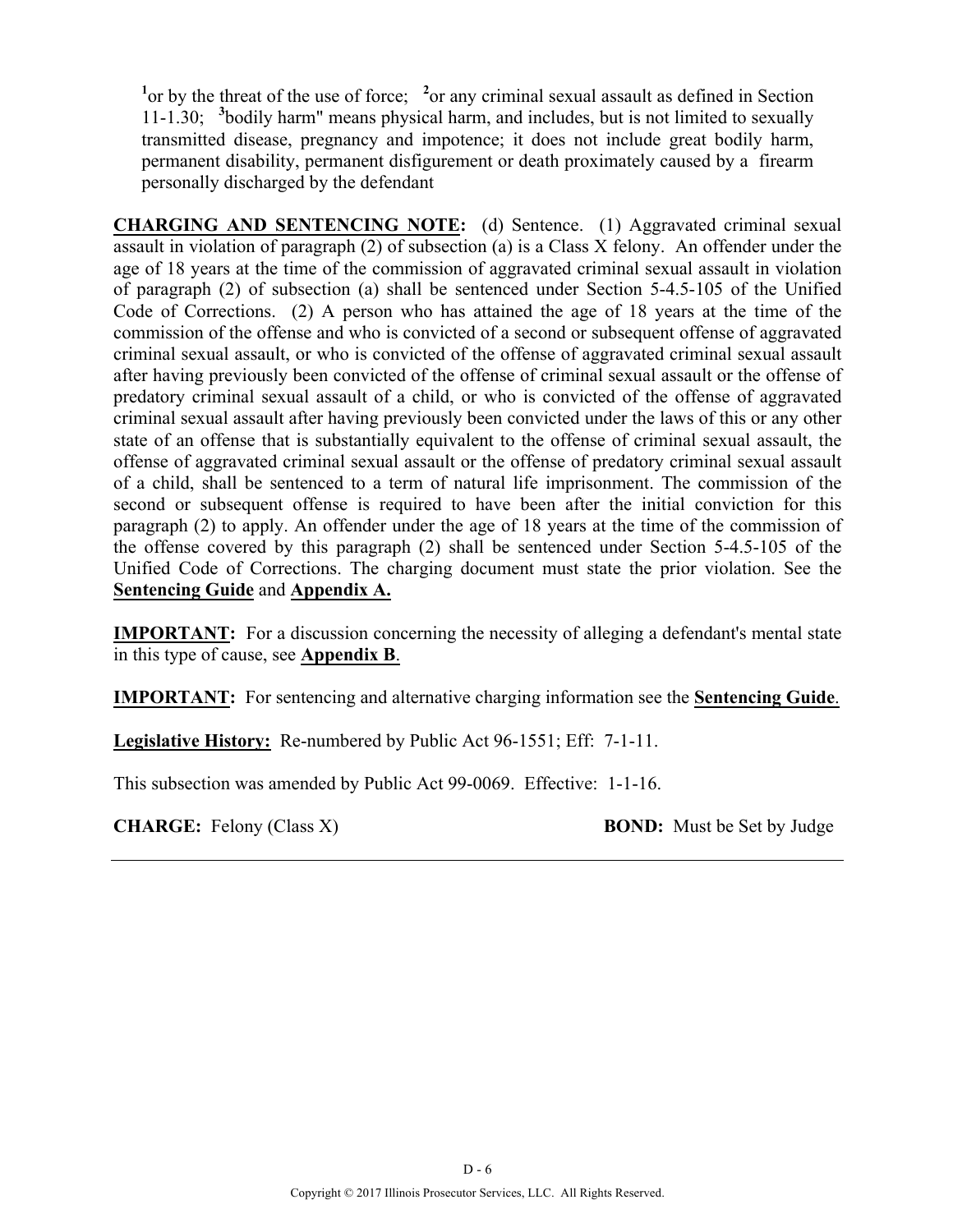[1]or by the threat of the use of force; [2]or any criminal sexual assault as defined in Section 11-1.30; [3]bodily harm" means physical harm, and includes, but is not limited to sexually transmitted disease, pregnancy and impotence; it does not include great bodily harm, permanent disability, permanent disfigurement or death proximately caused by a firearm personally discharged by the defendant

**CHARGING AND SENTENCING NOTE:** (d) Sentence. (1) Aggravated criminal sexual assault in violation of paragraph (2) of subsection (a) is a Class X felony. An offender under the age of 18 years at the time of the commission of aggravated criminal sexual assault in violation of paragraph (2) of subsection (a) shall be sentenced under Section 5-4.5-105 of the Unified Code of Corrections. (2) A person who has attained the age of 18 years at the time of the commission of the offense and who is convicted of a second or subsequent offense of aggravated criminal sexual assault, or who is convicted of the offense of aggravated criminal sexual assault after having previously been convicted of the offense of criminal sexual assault or the offense of predatory criminal sexual assault of a child, or who is convicted of the offense of aggravated criminal sexual assault after having previously been convicted under the laws of this or any other state of an offense that is substantially equivalent to the offense of criminal sexual assault, the offense of aggravated criminal sexual assault or the offense of predatory criminal sexual assault of a child, shall be sentenced to a term of natural life imprisonment. The commission of the second or subsequent offense is required to have been after the initial conviction for this paragraph (2) to apply. An offender under the age of 18 years at the time of the commission of the offense covered by this paragraph (2) shall be sentenced under Section 5-4.5-105 of the Unified Code of Corrections. The charging document must state the prior violation. See the **Sentencing Guide** and **Appendix A.**

**IMPORTANT:** For a discussion concerning the necessity of alleging a defendant's mental state in this type of cause, see **Appendix B**.

**IMPORTANT:** For sentencing and alternative charging information see the **Sentencing Guide**.

**Legislative History:** Re-numbered by Public Act 96-1551; Eff: 7-1-11.

This subsection was amended by Public Act 99-0069. Effective: 1-1-16.

**CHARGE:** Felony (Class X) **BOND:** Must be Set by Judge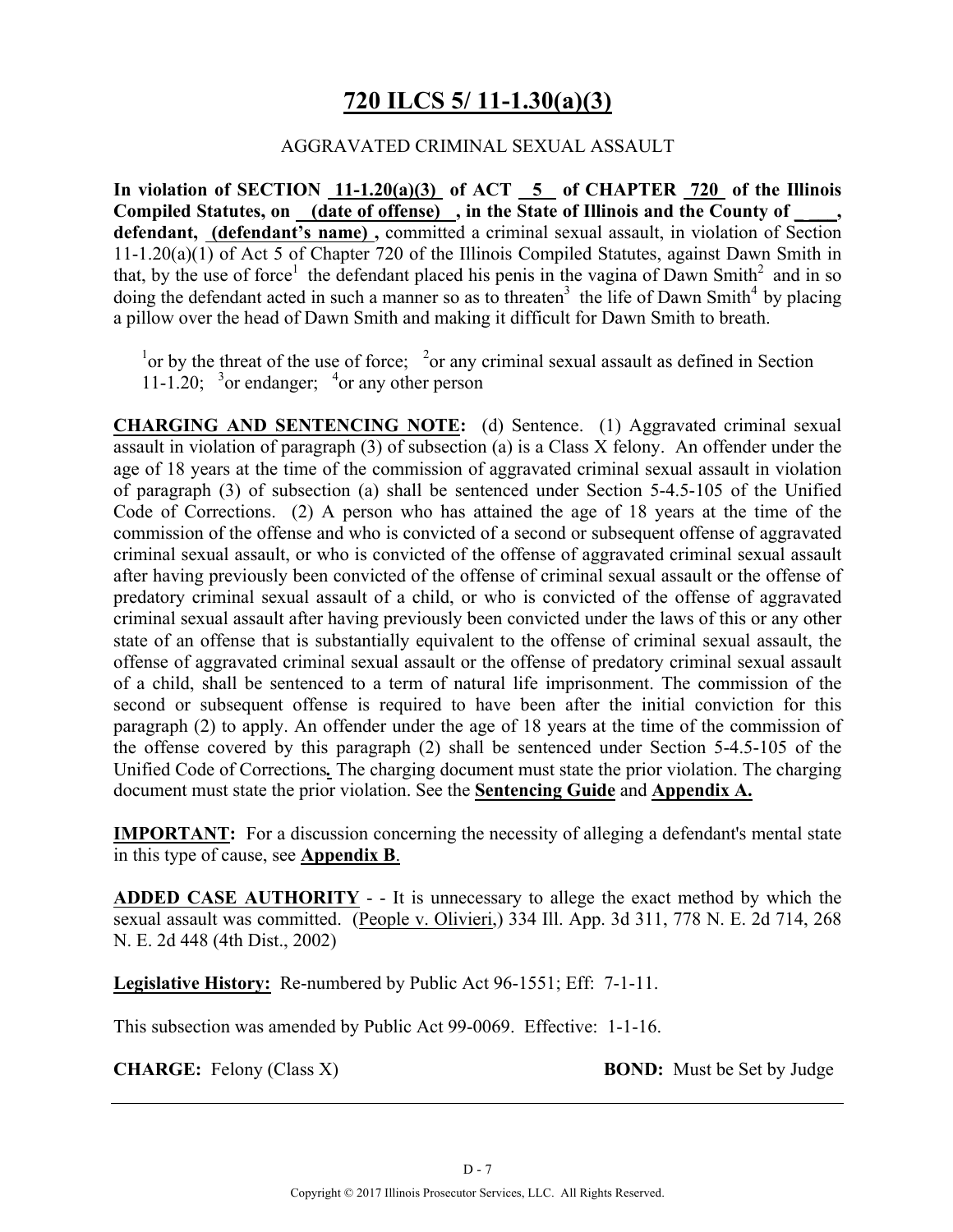# 720 ILCS 5/ 11-1.30(a)(3)

AGGRAVATED CRIMINAL SEXUAL ASSAULT

**In violation of SECTION 11-1.20(a)(3) of ACT 5 of CHAPTER 720 of the Illinois Compiled Statutes, on (date of offense) , in the State of Illinois and the County of \_\_\_\_, defendant, (defendant's name) ,** committed a criminal sexual assault, in violation of Section 11-1.20(a)(1) of Act 5 of Chapter 720 of the Illinois Compiled Statutes, against Dawn Smith in that, by the use of force[1] the defendant placed his penis in the vagina of Dawn Smith[2] and in so doing the defendant acted in such a manner so as to threaten[3] the life of Dawn Smith[4] by placing a pillow over the head of Dawn Smith and making it difficult for Dawn Smith to breath.

[1]or by the threat of the use of force; [2]or any criminal sexual assault as defined in Section 11-1.20; [3]or endanger; [4]or any other person

**CHARGING AND SENTENCING NOTE:** (d) Sentence. (1) Aggravated criminal sexual assault in violation of paragraph (3) of subsection (a) is a Class X felony. An offender under the age of 18 years at the time of the commission of aggravated criminal sexual assault in violation of paragraph (3) of subsection (a) shall be sentenced under Section 5-4.5-105 of the Unified Code of Corrections. (2) A person who has attained the age of 18 years at the time of the commission of the offense and who is convicted of a second or subsequent offense of aggravated criminal sexual assault, or who is convicted of the offense of aggravated criminal sexual assault after having previously been convicted of the offense of criminal sexual assault or the offense of predatory criminal sexual assault of a child, or who is convicted of the offense of aggravated criminal sexual assault after having previously been convicted under the laws of this or any other state of an offense that is substantially equivalent to the offense of criminal sexual assault, the offense of aggravated criminal sexual assault or the offense of predatory criminal sexual assault of a child, shall be sentenced to a term of natural life imprisonment. The commission of the second or subsequent offense is required to have been after the initial conviction for this paragraph (2) to apply. An offender under the age of 18 years at the time of the commission of the offense covered by this paragraph (2) shall be sentenced under Section 5-4.5-105 of the Unified Code of Corrections**.** The charging document must state the prior violation. The charging document must state the prior violation. See the **Sentencing Guide** and **Appendix A.**

**IMPORTANT:** For a discussion concerning the necessity of alleging a defendant's mental state in this type of cause, see **Appendix B**.

**ADDED CASE AUTHORITY** - - It is unnecessary to allege the exact method by which the sexual assault was committed. (People v. Olivieri,) 334 Ill. App. 3d 311, 778 N. E. 2d 714, 268 N. E. 2d 448 (4th Dist., 2002)

**Legislative History:** Re-numbered by Public Act 96-1551; Eff: 7-1-11.

This subsection was amended by Public Act 99-0069. Effective: 1-1-16.

**CHARGE:** Felony (Class X) **BOND:** Must be Set by Judge

Copyright © 2017 Illinois Prosecutor Services, LLC. All Rights Reserved.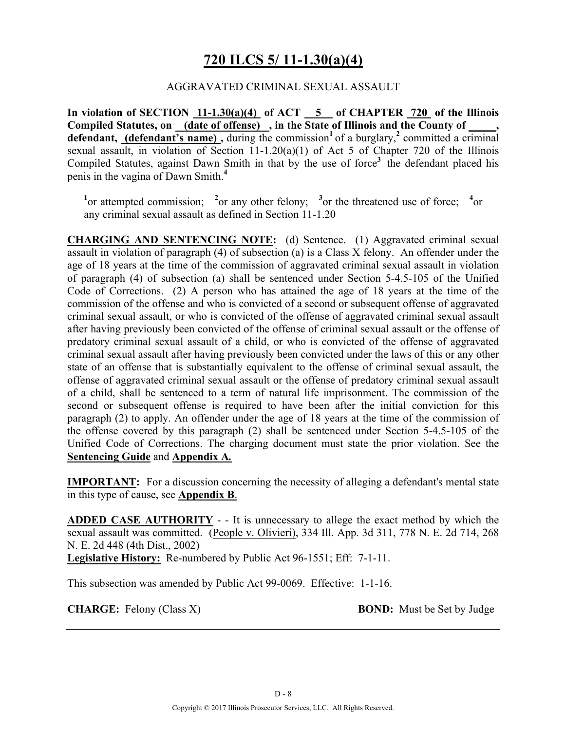# 720 ILCS 5/ 11-1.30(a)(4)

AGGRAVATED CRIMINAL SEXUAL ASSAULT

**In violation of SECTION 11-1.30(a)(4) of ACT 5 of CHAPTER 720 of the Illinois Compiled Statutes, on (date of offense) , in the State of Illinois and the County of \_\_\_\_\_, defendant, (defendant's name) ,** during the commission[1] of a burglary,[2] committed a criminal sexual assault, in violation of Section 11-1.20(a)(1) of Act 5 of Chapter 720 of the Illinois Compiled Statutes, against Dawn Smith in that by the use of force[3] the defendant placed his penis in the vagina of Dawn Smith.[4]

[1]or attempted commission; [2]or any other felony; [3]or the threatened use of force; [4]or any criminal sexual assault as defined in Section 11-1.20

**CHARGING AND SENTENCING NOTE:** (d) Sentence. (1) Aggravated criminal sexual assault in violation of paragraph (4) of subsection (a) is a Class X felony. An offender under the age of 18 years at the time of the commission of aggravated criminal sexual assault in violation of paragraph (4) of subsection (a) shall be sentenced under Section 5-4.5-105 of the Unified Code of Corrections. (2) A person who has attained the age of 18 years at the time of the commission of the offense and who is convicted of a second or subsequent offense of aggravated criminal sexual assault, or who is convicted of the offense of aggravated criminal sexual assault after having previously been convicted of the offense of criminal sexual assault or the offense of predatory criminal sexual assault of a child, or who is convicted of the offense of aggravated criminal sexual assault after having previously been convicted under the laws of this or any other state of an offense that is substantially equivalent to the offense of criminal sexual assault, the offense of aggravated criminal sexual assault or the offense of predatory criminal sexual assault of a child, shall be sentenced to a term of natural life imprisonment. The commission of the second or subsequent offense is required to have been after the initial conviction for this paragraph (2) to apply. An offender under the age of 18 years at the time of the commission of the offense covered by this paragraph (2) shall be sentenced under Section 5-4.5-105 of the Unified Code of Corrections. The charging document must state the prior violation. See the **Sentencing Guide** and **Appendix A.**

**IMPORTANT:** For a discussion concerning the necessity of alleging a defendant's mental state in this type of cause, see **Appendix B**.

**ADDED CASE AUTHORITY** - - It is unnecessary to allege the exact method by which the sexual assault was committed. (People v. Olivieri), 334 Ill. App. 3d 311, 778 N. E. 2d 714, 268 N. E. 2d 448 (4th Dist., 2002)

**Legislative History:** Re-numbered by Public Act 96-1551; Eff: 7-1-11.

This subsection was amended by Public Act 99-0069. Effective: 1-1-16.

**CHARGE:** Felony (Class X) **BOND:** Must be Set by Judge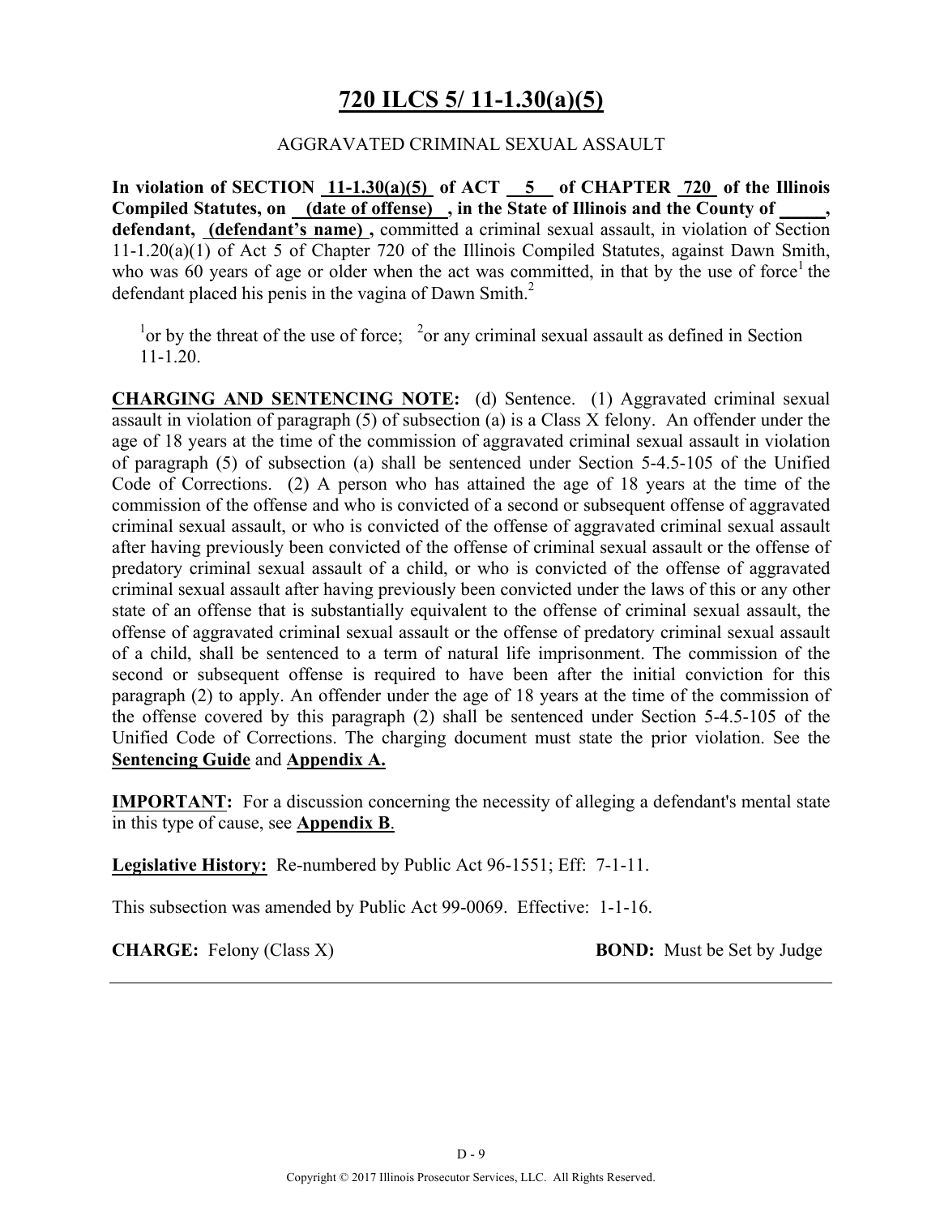# 720 ILCS 5/ 11-1.30(a)(5)

AGGRAVATED CRIMINAL SEXUAL ASSAULT

**In violation of SECTION 11-1.30(a)(5) of ACT 5 of CHAPTER 720 of the Illinois Compiled Statutes, on (date of offense), in the State of Illinois and the County of \_\_\_\_\_, defendant, (defendant's name),** committed a criminal sexual assault, in violation of Section 11-1.20(a)(1) of Act 5 of Chapter 720 of the Illinois Compiled Statutes, against Dawn Smith, who was 60 years of age or older when the act was committed, in that by the use of force[1] the defendant placed his penis in the vagina of Dawn Smith.[2]

[1]or by the threat of the use of force; [2]or any criminal sexual assault as defined in Section 11-1.20.

**CHARGING AND SENTENCING NOTE:** (d) Sentence. (1) Aggravated criminal sexual assault in violation of paragraph (5) of subsection (a) is a Class X felony. An offender under the age of 18 years at the time of the commission of aggravated criminal sexual assault in violation of paragraph (5) of subsection (a) shall be sentenced under Section 5-4.5-105 of the Unified Code of Corrections. (2) A person who has attained the age of 18 years at the time of the commission of the offense and who is convicted of a second or subsequent offense of aggravated criminal sexual assault, or who is convicted of the offense of aggravated criminal sexual assault after having previously been convicted of the offense of criminal sexual assault or the offense of predatory criminal sexual assault of a child, or who is convicted of the offense of aggravated criminal sexual assault after having previously been convicted under the laws of this or any other state of an offense that is substantially equivalent to the offense of criminal sexual assault, the offense of aggravated criminal sexual assault or the offense of predatory criminal sexual assault of a child, shall be sentenced to a term of natural life imprisonment. The commission of the second or subsequent offense is required to have been after the initial conviction for this paragraph (2) to apply. An offender under the age of 18 years at the time of the commission of the offense covered by this paragraph (2) shall be sentenced under Section 5-4.5-105 of the Unified Code of Corrections. The charging document must state the prior violation. See the **Sentencing Guide** and **Appendix A.**

**IMPORTANT:** For a discussion concerning the necessity of alleging a defendant's mental state in this type of cause, see **Appendix B**.

**Legislative History:** Re-numbered by Public Act 96-1551; Eff: 7-1-11.

This subsection was amended by Public Act 99-0069. Effective: 1-1-16.

**CHARGE:** Felony (Class X) **BOND:** Must be Set by Judge

Copyright © 2017 Illinois Prosecutor Services, LLC. All Rights Reserved.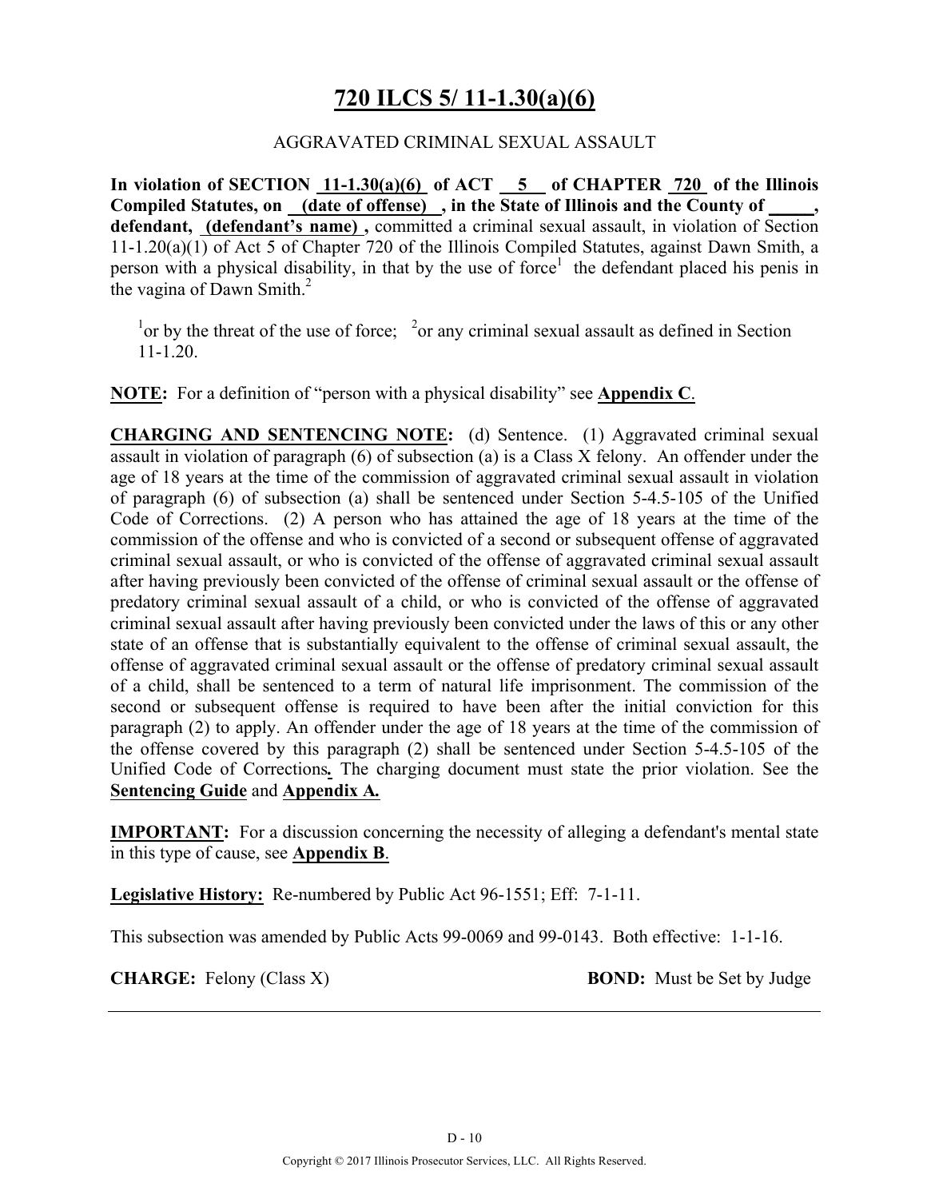# 720 ILCS 5/ 11-1.30(a)(6)

AGGRAVATED CRIMINAL SEXUAL ASSAULT

**In violation of SECTION 11-1.30(a)(6) of ACT 5 of CHAPTER 720 of the Illinois Compiled Statutes, on (date of offense) , in the State of Illinois and the County of \_\_\_\_\_, defendant, (defendant's name) ,** committed a criminal sexual assault, in violation of Section 11-1.20(a)(1) of Act 5 of Chapter 720 of the Illinois Compiled Statutes, against Dawn Smith, a person with a physical disability, in that by the use of force[1] the defendant placed his penis in the vagina of Dawn Smith.[2]

[1]or by the threat of the use of force; [2]or any criminal sexual assault as defined in Section 11-1.20.

**NOTE:** For a definition of "person with a physical disability" see **Appendix C**.

**CHARGING AND SENTENCING NOTE:** (d) Sentence. (1) Aggravated criminal sexual assault in violation of paragraph (6) of subsection (a) is a Class X felony. An offender under the age of 18 years at the time of the commission of aggravated criminal sexual assault in violation of paragraph (6) of subsection (a) shall be sentenced under Section 5-4.5-105 of the Unified Code of Corrections. (2) A person who has attained the age of 18 years at the time of the commission of the offense and who is convicted of a second or subsequent offense of aggravated criminal sexual assault, or who is convicted of the offense of aggravated criminal sexual assault after having previously been convicted of the offense of criminal sexual assault or the offense of predatory criminal sexual assault of a child, or who is convicted of the offense of aggravated criminal sexual assault after having previously been convicted under the laws of this or any other state of an offense that is substantially equivalent to the offense of criminal sexual assault, the offense of aggravated criminal sexual assault or the offense of predatory criminal sexual assault of a child, shall be sentenced to a term of natural life imprisonment. The commission of the second or subsequent offense is required to have been after the initial conviction for this paragraph (2) to apply. An offender under the age of 18 years at the time of the commission of the offense covered by this paragraph (2) shall be sentenced under Section 5-4.5-105 of the Unified Code of Corrections**.** The charging document must state the prior violation. See the **Sentencing Guide** and **Appendix A.**

**IMPORTANT:** For a discussion concerning the necessity of alleging a defendant's mental state in this type of cause, see **Appendix B**.

**Legislative History:** Re-numbered by Public Act 96-1551; Eff: 7-1-11.

This subsection was amended by Public Acts 99-0069 and 99-0143. Both effective: 1-1-16.

**CHARGE:** Felony (Class X) **BOND:** Must be Set by Judge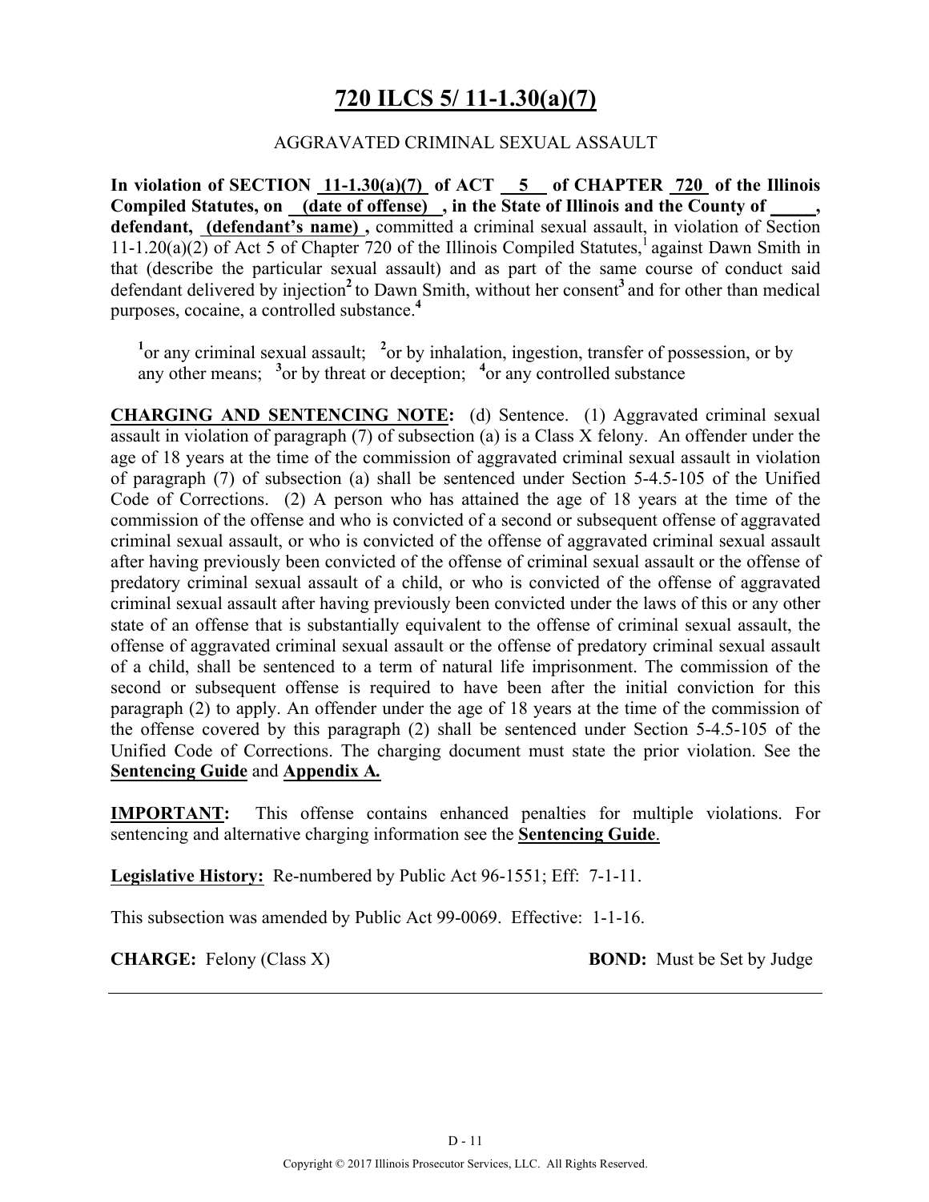# 720 ILCS 5/ 11-1.30(a)(7)

AGGRAVATED CRIMINAL SEXUAL ASSAULT

**In violation of SECTION 11-1.30(a)(7) of ACT 5 of CHAPTER 720 of the Illinois Compiled Statutes, on (date of offense) , in the State of Illinois and the County of \_\_\_\_\_, defendant, (defendant's name) ,** committed a criminal sexual assault, in violation of Section 11-1.20(a)(2) of Act 5 of Chapter 720 of the Illinois Compiled Statutes,[1] against Dawn Smith in that (describe the particular sexual assault) and as part of the same course of conduct said defendant delivered by injection[2] to Dawn Smith, without her consent[3] and for other than medical purposes, cocaine, a controlled substance.[4]

[1]or any criminal sexual assault; [2]or by inhalation, ingestion, transfer of possession, or by any other means; [3]or by threat or deception; [4]or any controlled substance

**CHARGING AND SENTENCING NOTE:** (d) Sentence. (1) Aggravated criminal sexual assault in violation of paragraph (7) of subsection (a) is a Class X felony. An offender under the age of 18 years at the time of the commission of aggravated criminal sexual assault in violation of paragraph (7) of subsection (a) shall be sentenced under Section 5-4.5-105 of the Unified Code of Corrections. (2) A person who has attained the age of 18 years at the time of the commission of the offense and who is convicted of a second or subsequent offense of aggravated criminal sexual assault, or who is convicted of the offense of aggravated criminal sexual assault after having previously been convicted of the offense of criminal sexual assault or the offense of predatory criminal sexual assault of a child, or who is convicted of the offense of aggravated criminal sexual assault after having previously been convicted under the laws of this or any other state of an offense that is substantially equivalent to the offense of criminal sexual assault, the offense of aggravated criminal sexual assault or the offense of predatory criminal sexual assault of a child, shall be sentenced to a term of natural life imprisonment. The commission of the second or subsequent offense is required to have been after the initial conviction for this paragraph (2) to apply. An offender under the age of 18 years at the time of the commission of the offense covered by this paragraph (2) shall be sentenced under Section 5-4.5-105 of the Unified Code of Corrections. The charging document must state the prior violation. See the **Sentencing Guide** and ***Appendix A.***

**IMPORTANT:** This offense contains enhanced penalties for multiple violations. For sentencing and alternative charging information see the **Sentencing Guide**.

**Legislative History:** Re-numbered by Public Act 96-1551; Eff: 7-1-11.

This subsection was amended by Public Act 99-0069. Effective: 1-1-16.

**CHARGE:** Felony (Class X) **BOND:** Must be Set by Judge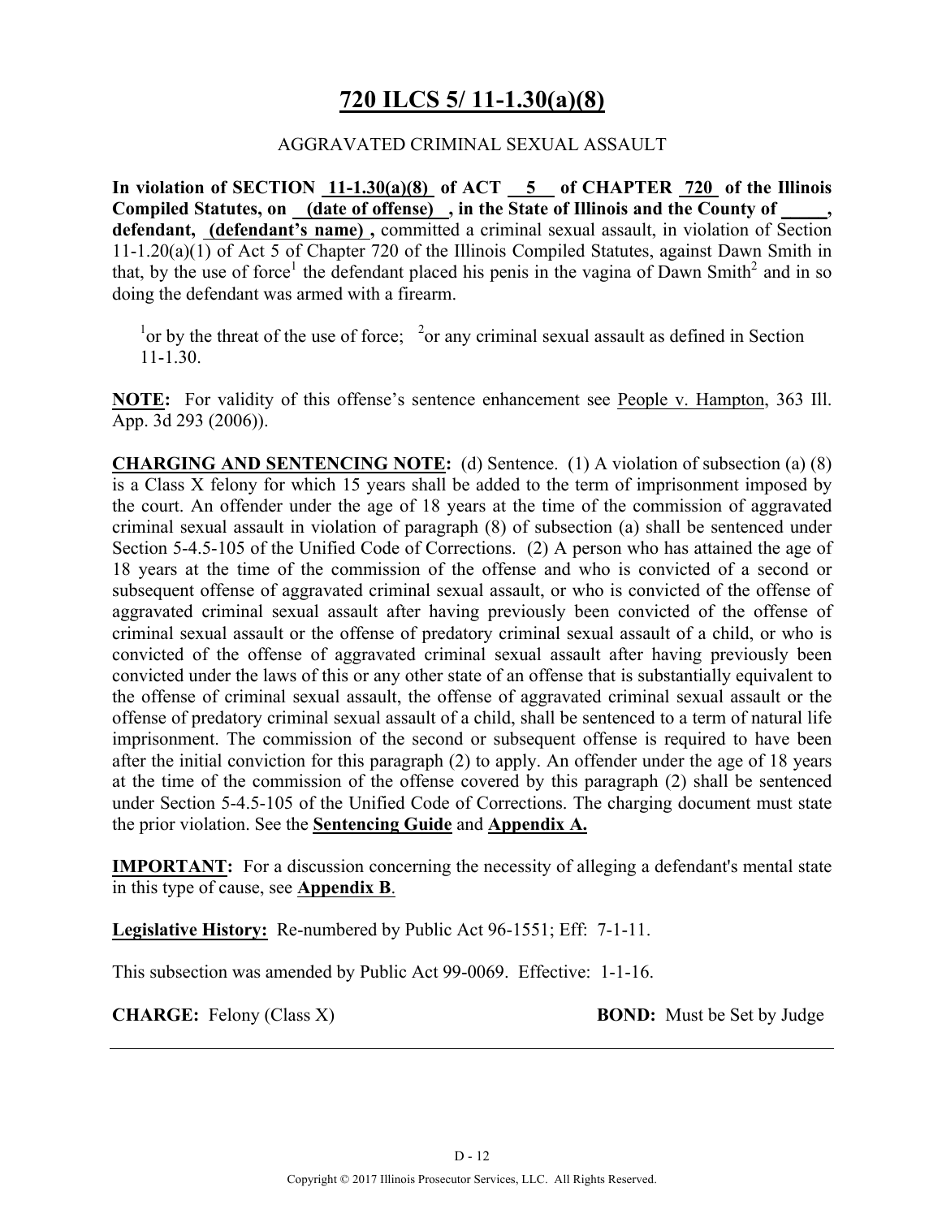# 720 ILCS 5/ 11-1.30(a)(8)

AGGRAVATED CRIMINAL SEXUAL ASSAULT

**In violation of SECTION 11-1.30(a)(8) of ACT 5 of CHAPTER 720 of the Illinois Compiled Statutes, on (date of offense) , in the State of Illinois and the County of \_\_\_\_\_, defendant, (defendant's name) ,** committed a criminal sexual assault, in violation of Section 11-1.20(a)(1) of Act 5 of Chapter 720 of the Illinois Compiled Statutes, against Dawn Smith in that, by the use of force[1] the defendant placed his penis in the vagina of Dawn Smith[2] and in so doing the defendant was armed with a firearm.

[1]or by the threat of the use of force; [2]or any criminal sexual assault as defined in Section 11-1.30.

**NOTE:** For validity of this offense's sentence enhancement see People v. Hampton, 363 Ill. App. 3d 293 (2006)).

**CHARGING AND SENTENCING NOTE:** (d) Sentence. (1) A violation of subsection (a) (8) is a Class X felony for which 15 years shall be added to the term of imprisonment imposed by the court. An offender under the age of 18 years at the time of the commission of aggravated criminal sexual assault in violation of paragraph (8) of subsection (a) shall be sentenced under Section 5-4.5-105 of the Unified Code of Corrections. (2) A person who has attained the age of 18 years at the time of the commission of the offense and who is convicted of a second or subsequent offense of aggravated criminal sexual assault, or who is convicted of the offense of aggravated criminal sexual assault after having previously been convicted of the offense of criminal sexual assault or the offense of predatory criminal sexual assault of a child, or who is convicted of the offense of aggravated criminal sexual assault after having previously been convicted under the laws of this or any other state of an offense that is substantially equivalent to the offense of criminal sexual assault, the offense of aggravated criminal sexual assault or the offense of predatory criminal sexual assault of a child, shall be sentenced to a term of natural life imprisonment. The commission of the second or subsequent offense is required to have been after the initial conviction for this paragraph (2) to apply. An offender under the age of 18 years at the time of the commission of the offense covered by this paragraph (2) shall be sentenced under Section 5-4.5-105 of the Unified Code of Corrections. The charging document must state the prior violation. See the **Sentencing Guide** and **Appendix A.**

**IMPORTANT:** For a discussion concerning the necessity of alleging a defendant's mental state in this type of cause, see **Appendix B**.

**Legislative History:** Re-numbered by Public Act 96-1551; Eff: 7-1-11.

This subsection was amended by Public Act 99-0069. Effective: 1-1-16.

**CHARGE:** Felony (Class X) **BOND:** Must be Set by Judge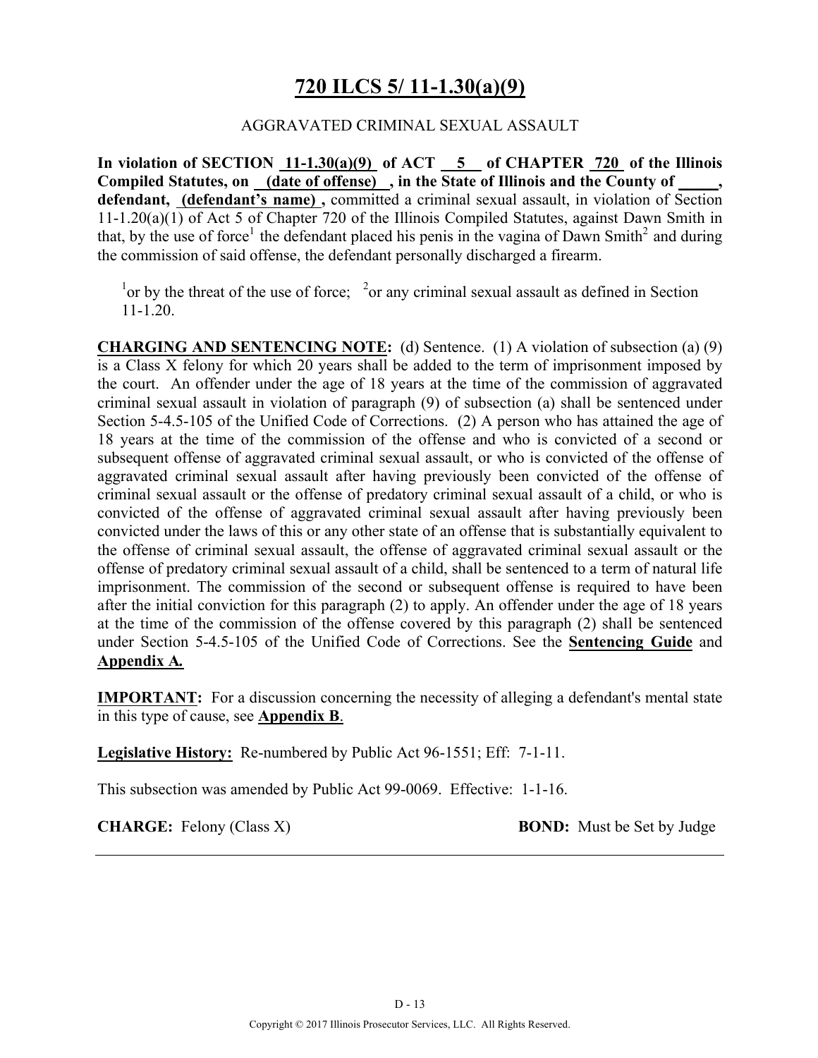# 720 ILCS 5/ 11-1.30(a)(9)

AGGRAVATED CRIMINAL SEXUAL ASSAULT

**In violation of SECTION 11-1.30(a)(9) of ACT 5 of CHAPTER 720 of the Illinois Compiled Statutes, on (date of offense) , in the State of Illinois and the County of \_\_\_\_\_, defendant, (defendant's name) ,** committed a criminal sexual assault, in violation of Section 11-1.20(a)(1) of Act 5 of Chapter 720 of the Illinois Compiled Statutes, against Dawn Smith in that, by the use of force[1] the defendant placed his penis in the vagina of Dawn Smith[2] and during the commission of said offense, the defendant personally discharged a firearm.

[1]or by the threat of the use of force; [2]or any criminal sexual assault as defined in Section 11-1.20.

**CHARGING AND SENTENCING NOTE:** (d) Sentence. (1) A violation of subsection (a) (9) is a Class X felony for which 20 years shall be added to the term of imprisonment imposed by the court. An offender under the age of 18 years at the time of the commission of aggravated criminal sexual assault in violation of paragraph (9) of subsection (a) shall be sentenced under Section 5-4.5-105 of the Unified Code of Corrections. (2) A person who has attained the age of 18 years at the time of the commission of the offense and who is convicted of a second or subsequent offense of aggravated criminal sexual assault, or who is convicted of the offense of aggravated criminal sexual assault after having previously been convicted of the offense of criminal sexual assault or the offense of predatory criminal sexual assault of a child, or who is convicted of the offense of aggravated criminal sexual assault after having previously been convicted under the laws of this or any other state of an offense that is substantially equivalent to the offense of criminal sexual assault, the offense of aggravated criminal sexual assault or the offense of predatory criminal sexual assault of a child, shall be sentenced to a term of natural life imprisonment. The commission of the second or subsequent offense is required to have been after the initial conviction for this paragraph (2) to apply. An offender under the age of 18 years at the time of the commission of the offense covered by this paragraph (2) shall be sentenced under Section 5-4.5-105 of the Unified Code of Corrections. See the **Sentencing Guide** and **Appendix A.**

**IMPORTANT:** For a discussion concerning the necessity of alleging a defendant's mental state in this type of cause, see **Appendix B**.

**Legislative History:** Re-numbered by Public Act 96-1551; Eff: 7-1-11.

This subsection was amended by Public Act 99-0069. Effective: 1-1-16.

**CHARGE:** Felony (Class X) **BOND:** Must be Set by Judge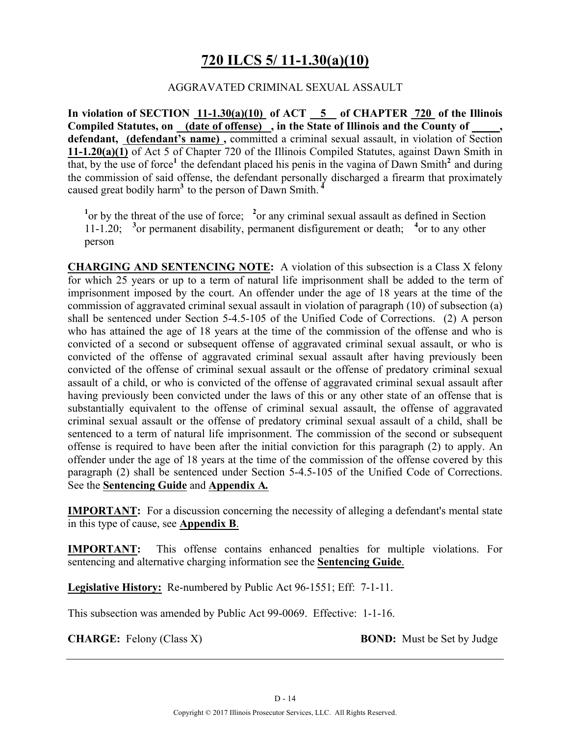# 720 ILCS 5/ 11-1.30(a)(10)

AGGRAVATED CRIMINAL SEXUAL ASSAULT

**In violation of SECTION 11-1.30(a)(10) of ACT 5 of CHAPTER 720 of the Illinois Compiled Statutes, on (date of offense) , in the State of Illinois and the County of _____, defendant, (defendant's name) ,** committed a criminal sexual assault, in violation of Section **11-1.20(a)(1)** of Act 5 of Chapter 720 of the Illinois Compiled Statutes, against Dawn Smith in that, by the use of force[1] the defendant placed his penis in the vagina of Dawn Smith[2] and during the commission of said offense, the defendant personally discharged a firearm that proximately caused great bodily harm[3] to the person of Dawn Smith.[4]

[1]or by the threat of the use of force; [2]or any criminal sexual assault as defined in Section 11-1.20; [3]or permanent disability, permanent disfigurement or death; [4]or to any other person

**CHARGING AND SENTENCING NOTE:** A violation of this subsection is a Class X felony for which 25 years or up to a term of natural life imprisonment shall be added to the term of imprisonment imposed by the court. An offender under the age of 18 years at the time of the commission of aggravated criminal sexual assault in violation of paragraph (10) of subsection (a) shall be sentenced under Section 5-4.5-105 of the Unified Code of Corrections. (2) A person who has attained the age of 18 years at the time of the commission of the offense and who is convicted of a second or subsequent offense of aggravated criminal sexual assault, or who is convicted of the offense of aggravated criminal sexual assault after having previously been convicted of the offense of criminal sexual assault or the offense of predatory criminal sexual assault of a child, or who is convicted of the offense of aggravated criminal sexual assault after having previously been convicted under the laws of this or any other state of an offense that is substantially equivalent to the offense of criminal sexual assault, the offense of aggravated criminal sexual assault or the offense of predatory criminal sexual assault of a child, shall be sentenced to a term of natural life imprisonment. The commission of the second or subsequent offense is required to have been after the initial conviction for this paragraph (2) to apply. An offender under the age of 18 years at the time of the commission of the offense covered by this paragraph (2) shall be sentenced under Section 5-4.5-105 of the Unified Code of Corrections. See the **Sentencing Guide** and **Appendix A.**

**IMPORTANT:** For a discussion concerning the necessity of alleging a defendant's mental state in this type of cause, see **Appendix B**.

**IMPORTANT:** This offense contains enhanced penalties for multiple violations. For sentencing and alternative charging information see the **Sentencing Guide**.

**Legislative History:** Re-numbered by Public Act 96-1551; Eff: 7-1-11.

This subsection was amended by Public Act 99-0069. Effective: 1-1-16.

**CHARGE:** Felony (Class X) **BOND:** Must be Set by Judge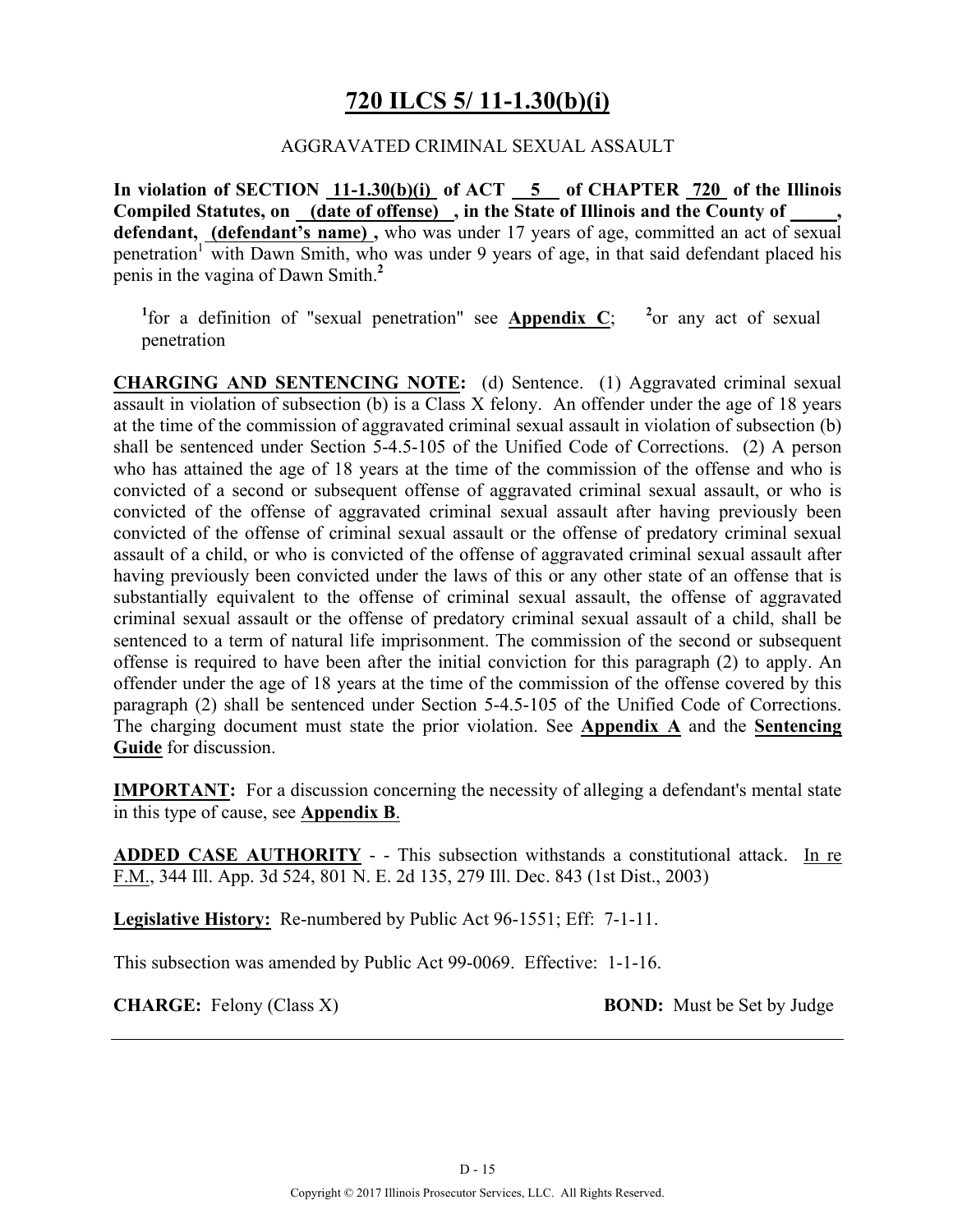# 720 ILCS 5/ 11-1.30(b)(i)

AGGRAVATED CRIMINAL SEXUAL ASSAULT

**In violation of SECTION 11-1.30(b)(i) of ACT 5 of CHAPTER 720 of the Illinois Compiled Statutes, on (date of offense) , in the State of Illinois and the County of _____, defendant, (defendant's name) ,** who was under 17 years of age, committed an act of sexual penetration[1] with Dawn Smith, who was under 9 years of age, in that said defendant placed his penis in the vagina of Dawn Smith.[2]

[1]for a definition of "sexual penetration" see **Appendix C**; [2]or any act of sexual penetration

**CHARGING AND SENTENCING NOTE:** (d) Sentence. (1) Aggravated criminal sexual assault in violation of subsection (b) is a Class X felony. An offender under the age of 18 years at the time of the commission of aggravated criminal sexual assault in violation of subsection (b) shall be sentenced under Section 5-4.5-105 of the Unified Code of Corrections. (2) A person who has attained the age of 18 years at the time of the commission of the offense and who is convicted of a second or subsequent offense of aggravated criminal sexual assault, or who is convicted of the offense of aggravated criminal sexual assault after having previously been convicted of the offense of criminal sexual assault or the offense of predatory criminal sexual assault of a child, or who is convicted of the offense of aggravated criminal sexual assault after having previously been convicted under the laws of this or any other state of an offense that is substantially equivalent to the offense of criminal sexual assault, the offense of aggravated criminal sexual assault or the offense of predatory criminal sexual assault of a child, shall be sentenced to a term of natural life imprisonment. The commission of the second or subsequent offense is required to have been after the initial conviction for this paragraph (2) to apply. An offender under the age of 18 years at the time of the commission of the offense covered by this paragraph (2) shall be sentenced under Section 5-4.5-105 of the Unified Code of Corrections. The charging document must state the prior violation. See **Appendix A** and the **Sentencing Guide** for discussion.

**IMPORTANT:** For a discussion concerning the necessity of alleging a defendant's mental state in this type of cause, see **Appendix B**.

**ADDED CASE AUTHORITY** - - This subsection withstands a constitutional attack. In re F.M., 344 Ill. App. 3d 524, 801 N. E. 2d 135, 279 Ill. Dec. 843 (1st Dist., 2003)

**Legislative History:** Re-numbered by Public Act 96-1551; Eff: 7-1-11.

This subsection was amended by Public Act 99-0069. Effective: 1-1-16.

**CHARGE:** Felony (Class X) **BOND:** Must be Set by Judge

Copyright © 2017 Illinois Prosecutor Services, LLC. All Rights Reserved.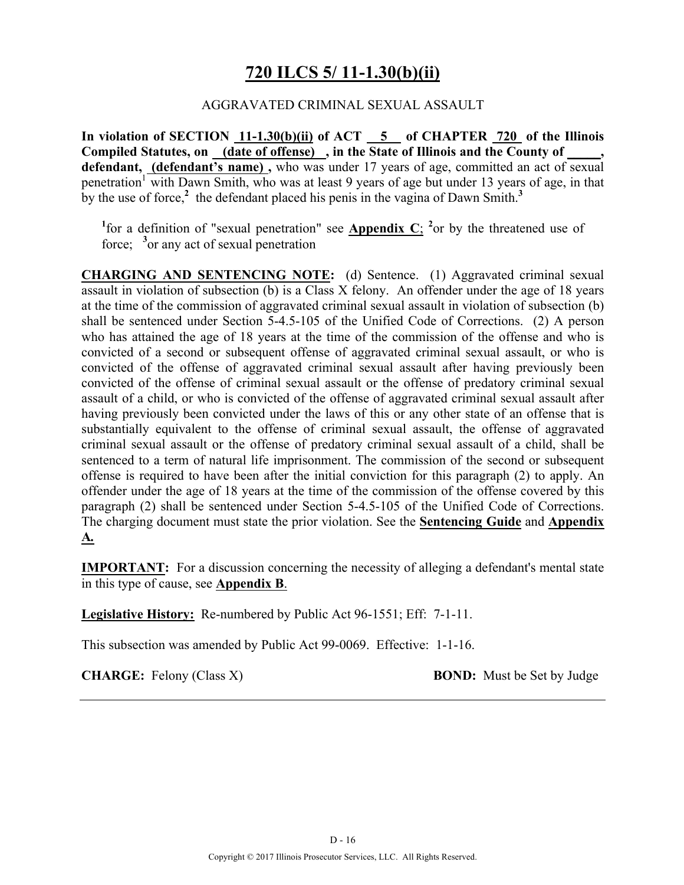# 720 ILCS 5/ 11-1.30(b)(ii)

AGGRAVATED CRIMINAL SEXUAL ASSAULT

**In violation of SECTION 11-1.30(b)(ii) of ACT 5 of CHAPTER 720 of the Illinois Compiled Statutes, on (date of offense) , in the State of Illinois and the County of _____, defendant, (defendant's name) ,** who was under 17 years of age, committed an act of sexual penetration[1] with Dawn Smith, who was at least 9 years of age but under 13 years of age, in that by the use of force,[2] the defendant placed his penis in the vagina of Dawn Smith.[3]

[1]for a definition of "sexual penetration" see **Appendix C**; [2]or by the threatened use of force; [3]or any act of sexual penetration

**CHARGING AND SENTENCING NOTE:** (d) Sentence. (1) Aggravated criminal sexual assault in violation of subsection (b) is a Class X felony. An offender under the age of 18 years at the time of the commission of aggravated criminal sexual assault in violation of subsection (b) shall be sentenced under Section 5-4.5-105 of the Unified Code of Corrections. (2) A person who has attained the age of 18 years at the time of the commission of the offense and who is convicted of a second or subsequent offense of aggravated criminal sexual assault, or who is convicted of the offense of aggravated criminal sexual assault after having previously been convicted of the offense of criminal sexual assault or the offense of predatory criminal sexual assault of a child, or who is convicted of the offense of aggravated criminal sexual assault after having previously been convicted under the laws of this or any other state of an offense that is substantially equivalent to the offense of criminal sexual assault, the offense of aggravated criminal sexual assault or the offense of predatory criminal sexual assault of a child, shall be sentenced to a term of natural life imprisonment. The commission of the second or subsequent offense is required to have been after the initial conviction for this paragraph (2) to apply. An offender under the age of 18 years at the time of the commission of the offense covered by this paragraph (2) shall be sentenced under Section 5-4.5-105 of the Unified Code of Corrections. The charging document must state the prior violation. See the **Sentencing Guide** and **Appendix A.**

**IMPORTANT:** For a discussion concerning the necessity of alleging a defendant's mental state in this type of cause, see **Appendix B**.

**Legislative History:** Re-numbered by Public Act 96-1551; Eff: 7-1-11.

This subsection was amended by Public Act 99-0069. Effective: 1-1-16.

**CHARGE:** Felony (Class X) **BOND:** Must be Set by Judge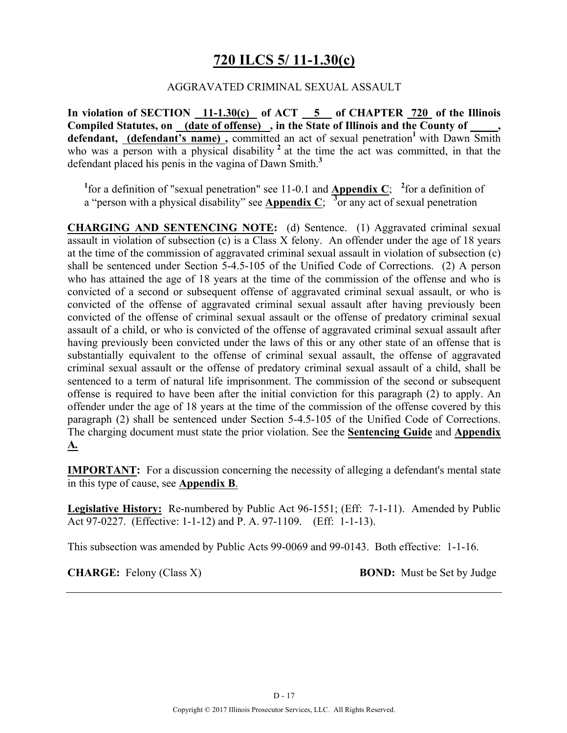# 720 ILCS 5/ 11-1.30(c)

AGGRAVATED CRIMINAL SEXUAL ASSAULT

**In violation of SECTION 11-1.30(c) of ACT 5 of CHAPTER 720 of the Illinois Compiled Statutes, on (date of offense) , in the State of Illinois and the County of _____, defendant, (defendant's name) ,** committed an act of sexual penetration[1] with Dawn Smith who was a person with a physical disability [2] at the time the act was committed, in that the defendant placed his penis in the vagina of Dawn Smith.[3]

[1]for a definition of "sexual penetration" see 11-0.1 and **Appendix C**; [2]for a definition of a "person with a physical disability" see **Appendix C**; [3]or any act of sexual penetration

**CHARGING AND SENTENCING NOTE:** (d) Sentence. (1) Aggravated criminal sexual assault in violation of subsection (c) is a Class X felony. An offender under the age of 18 years at the time of the commission of aggravated criminal sexual assault in violation of subsection (c) shall be sentenced under Section 5-4.5-105 of the Unified Code of Corrections. (2) A person who has attained the age of 18 years at the time of the commission of the offense and who is convicted of a second or subsequent offense of aggravated criminal sexual assault, or who is convicted of the offense of aggravated criminal sexual assault after having previously been convicted of the offense of criminal sexual assault or the offense of predatory criminal sexual assault of a child, or who is convicted of the offense of aggravated criminal sexual assault after having previously been convicted under the laws of this or any other state of an offense that is substantially equivalent to the offense of criminal sexual assault, the offense of aggravated criminal sexual assault or the offense of predatory criminal sexual assault of a child, shall be sentenced to a term of natural life imprisonment. The commission of the second or subsequent offense is required to have been after the initial conviction for this paragraph (2) to apply. An offender under the age of 18 years at the time of the commission of the offense covered by this paragraph (2) shall be sentenced under Section 5-4.5-105 of the Unified Code of Corrections. The charging document must state the prior violation. See the **Sentencing Guide** and **Appendix A.**

**IMPORTANT:** For a discussion concerning the necessity of alleging a defendant's mental state in this type of cause, see **Appendix B**.

**Legislative History:** Re-numbered by Public Act 96-1551; (Eff: 7-1-11). Amended by Public Act 97-0227. (Effective: 1-1-12) and P. A. 97-1109. (Eff: 1-1-13).

This subsection was amended by Public Acts 99-0069 and 99-0143. Both effective: 1-1-16.

**CHARGE:** Felony (Class X) **BOND:** Must be Set by Judge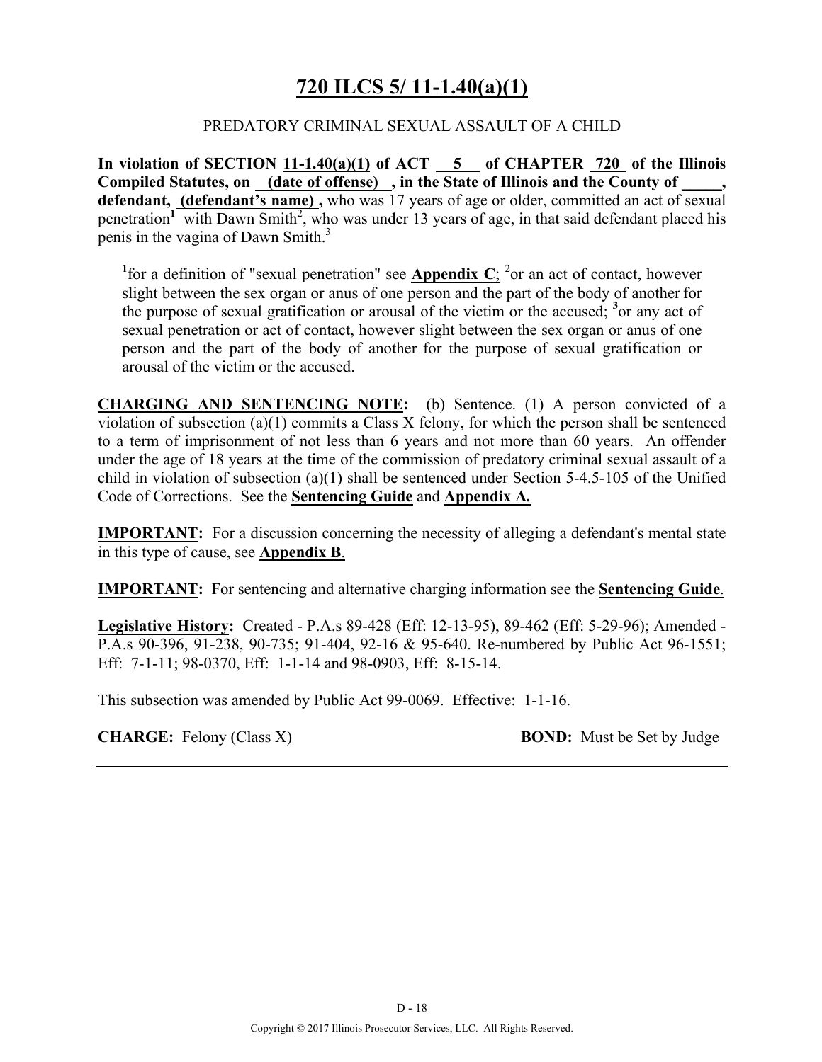# 720 ILCS 5/ 11-1.40(a)(1)

PREDATORY CRIMINAL SEXUAL ASSAULT OF A CHILD

**In violation of SECTION 11-1.40(a)(1) of ACT 5 of CHAPTER 720 of the Illinois Compiled Statutes, on (date of offense) , in the State of Illinois and the County of _____, defendant, (defendant's name) ,** who was 17 years of age or older, committed an act of sexual penetration[1] with Dawn Smith[2], who was under 13 years of age, in that said defendant placed his penis in the vagina of Dawn Smith.[3]

> [1]for a definition of "sexual penetration" see **Appendix C**; [2]or an act of contact, however slight between the sex organ or anus of one person and the part of the body of another for the purpose of sexual gratification or arousal of the victim or the accused; [3]or any act of sexual penetration or act of contact, however slight between the sex organ or anus of one person and the part of the body of another for the purpose of sexual gratification or arousal of the victim or the accused.

**CHARGING AND SENTENCING NOTE:** (b) Sentence. (1) A person convicted of a violation of subsection (a)(1) commits a Class X felony, for which the person shall be sentenced to a term of imprisonment of not less than 6 years and not more than 60 years. An offender under the age of 18 years at the time of the commission of predatory criminal sexual assault of a child in violation of subsection (a)(1) shall be sentenced under Section 5-4.5-105 of the Unified Code of Corrections. See the **Sentencing Guide** and **Appendix A.**

**IMPORTANT:** For a discussion concerning the necessity of alleging a defendant's mental state in this type of cause, see **Appendix B**.

**IMPORTANT:** For sentencing and alternative charging information see the **Sentencing Guide**.

**Legislative History:** Created - P.A.s 89-428 (Eff: 12-13-95), 89-462 (Eff: 5-29-96); Amended - P.A.s 90-396, 91-238, 90-735; 91-404, 92-16 & 95-640. Re-numbered by Public Act 96-1551; Eff: 7-1-11; 98-0370, Eff: 1-1-14 and 98-0903, Eff: 8-15-14.

This subsection was amended by Public Act 99-0069. Effective: 1-1-16.

**CHARGE:** Felony (Class X) **BOND:** Must be Set by Judge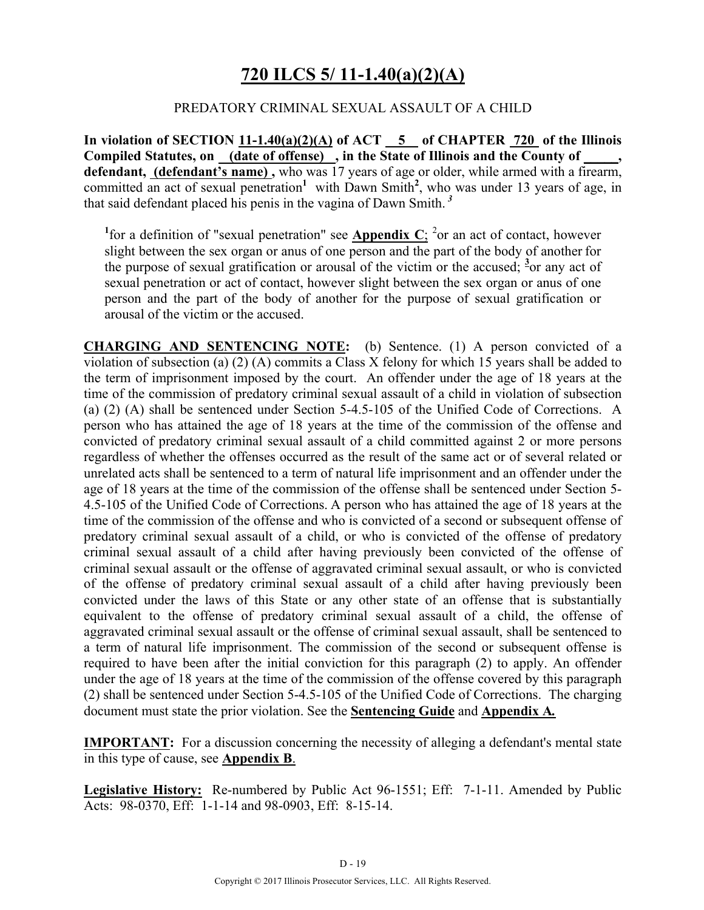# 720 ILCS 5/ 11-1.40(a)(2)(A)

PREDATORY CRIMINAL SEXUAL ASSAULT OF A CHILD

**In violation of SECTION 11-1.40(a)(2)(A) of ACT 5 of CHAPTER 720 of the Illinois Compiled Statutes, on (date of offense) , in the State of Illinois and the County of _____, defendant, (defendant's name) ,** who was 17 years of age or older, while armed with a firearm, committed an act of sexual penetration[1] with Dawn Smith[2], who was under 13 years of age, in that said defendant placed his penis in the vagina of Dawn Smith.[3]

> [1]for a definition of "sexual penetration" see **Appendix C**; [2]or an act of contact, however slight between the sex organ or anus of one person and the part of the body of another for the purpose of sexual gratification or arousal of the victim or the accused; [3]or any act of sexual penetration or act of contact, however slight between the sex organ or anus of one person and the part of the body of another for the purpose of sexual gratification or arousal of the victim or the accused.

**CHARGING AND SENTENCING NOTE:** (b) Sentence. (1) A person convicted of a violation of subsection (a) (2) (A) commits a Class X felony for which 15 years shall be added to the term of imprisonment imposed by the court. An offender under the age of 18 years at the time of the commission of predatory criminal sexual assault of a child in violation of subsection (a) (2) (A) shall be sentenced under Section 5-4.5-105 of the Unified Code of Corrections. A person who has attained the age of 18 years at the time of the commission of the offense and convicted of predatory criminal sexual assault of a child committed against 2 or more persons regardless of whether the offenses occurred as the result of the same act or of several related or unrelated acts shall be sentenced to a term of natural life imprisonment and an offender under the age of 18 years at the time of the commission of the offense shall be sentenced under Section 5-4.5-105 of the Unified Code of Corrections. A person who has attained the age of 18 years at the time of the commission of the offense and who is convicted of a second or subsequent offense of predatory criminal sexual assault of a child, or who is convicted of the offense of predatory criminal sexual assault of a child after having previously been convicted of the offense of criminal sexual assault or the offense of aggravated criminal sexual assault, or who is convicted of the offense of predatory criminal sexual assault of a child after having previously been convicted under the laws of this State or any other state of an offense that is substantially equivalent to the offense of predatory criminal sexual assault of a child, the offense of aggravated criminal sexual assault or the offense of criminal sexual assault, shall be sentenced to a term of natural life imprisonment. The commission of the second or subsequent offense is required to have been after the initial conviction for this paragraph (2) to apply. An offender under the age of 18 years at the time of the commission of the offense covered by this paragraph (2) shall be sentenced under Section 5-4.5-105 of the Unified Code of Corrections. The charging document must state the prior violation. See the **Sentencing Guide** and **Appendix A.**

**IMPORTANT:** For a discussion concerning the necessity of alleging a defendant's mental state in this type of cause, see **Appendix B**.

**Legislative History:** Re-numbered by Public Act 96-1551; Eff: 7-1-11. Amended by Public Acts: 98-0370, Eff: 1-1-14 and 98-0903, Eff: 8-15-14.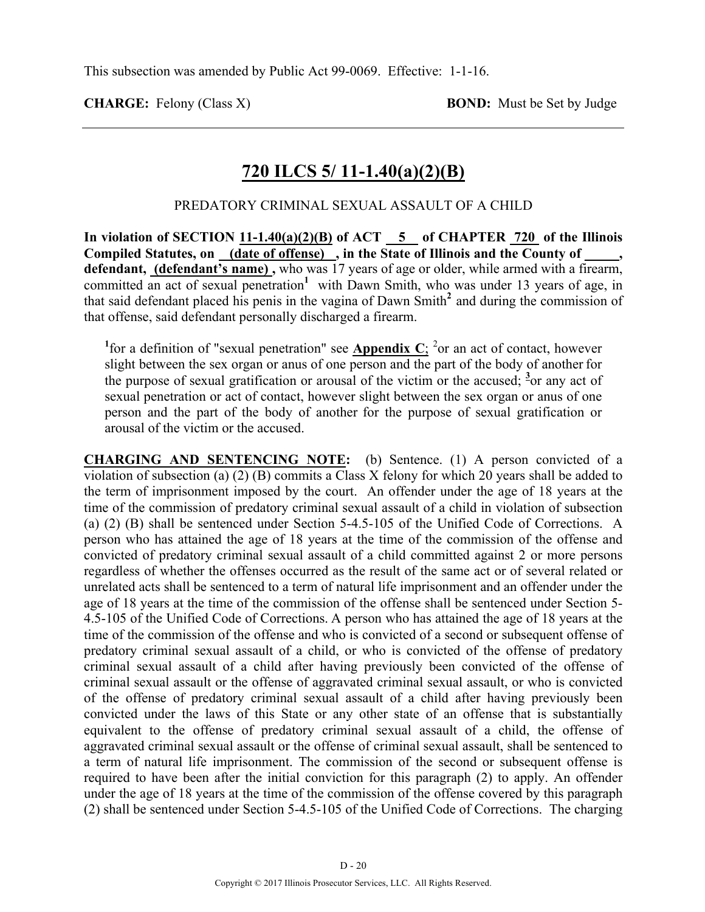This subsection was amended by Public Act 99-0069. Effective: 1-1-16.

**CHARGE:** Felony (Class X) **BOND:** Must be Set by Judge

## 720 ILCS 5/ 11-1.40(a)(2)(B)

PREDATORY CRIMINAL SEXUAL ASSAULT OF A CHILD

**In violation of SECTION 11-1.40(a)(2)(B) of ACT 5 of CHAPTER 720 of the Illinois Compiled Statutes, on (date of offense) , in the State of Illinois and the County of \_\_\_\_\_, defendant, (defendant's name) ,** who was 17 years of age or older, while armed with a firearm, committed an act of sexual penetration[1] with Dawn Smith, who was under 13 years of age, in that said defendant placed his penis in the vagina of Dawn Smith[2] and during the commission of that offense, said defendant personally discharged a firearm.

[1]for a definition of "sexual penetration" see **Appendix C**; [2]or an act of contact, however slight between the sex organ or anus of one person and the part of the body of another for the purpose of sexual gratification or arousal of the victim or the accused; [3]or any act of sexual penetration or act of contact, however slight between the sex organ or anus of one person and the part of the body of another for the purpose of sexual gratification or arousal of the victim or the accused.

**CHARGING AND SENTENCING NOTE:** (b) Sentence. (1) A person convicted of a violation of subsection (a) (2) (B) commits a Class X felony for which 20 years shall be added to the term of imprisonment imposed by the court. An offender under the age of 18 years at the time of the commission of predatory criminal sexual assault of a child in violation of subsection (a) (2) (B) shall be sentenced under Section 5-4.5-105 of the Unified Code of Corrections. A person who has attained the age of 18 years at the time of the commission of the offense and convicted of predatory criminal sexual assault of a child committed against 2 or more persons regardless of whether the offenses occurred as the result of the same act or of several related or unrelated acts shall be sentenced to a term of natural life imprisonment and an offender under the age of 18 years at the time of the commission of the offense shall be sentenced under Section 5-4.5-105 of the Unified Code of Corrections. A person who has attained the age of 18 years at the time of the commission of the offense and who is convicted of a second or subsequent offense of predatory criminal sexual assault of a child, or who is convicted of the offense of predatory criminal sexual assault of a child after having previously been convicted of the offense of criminal sexual assault or the offense of aggravated criminal sexual assault, or who is convicted of the offense of predatory criminal sexual assault of a child after having previously been convicted under the laws of this State or any other state of an offense that is substantially equivalent to the offense of predatory criminal sexual assault of a child, the offense of aggravated criminal sexual assault or the offense of criminal sexual assault, shall be sentenced to a term of natural life imprisonment. The commission of the second or subsequent offense is required to have been after the initial conviction for this paragraph (2) to apply. An offender under the age of 18 years at the time of the commission of the offense covered by this paragraph (2) shall be sentenced under Section 5-4.5-105 of the Unified Code of Corrections. The charging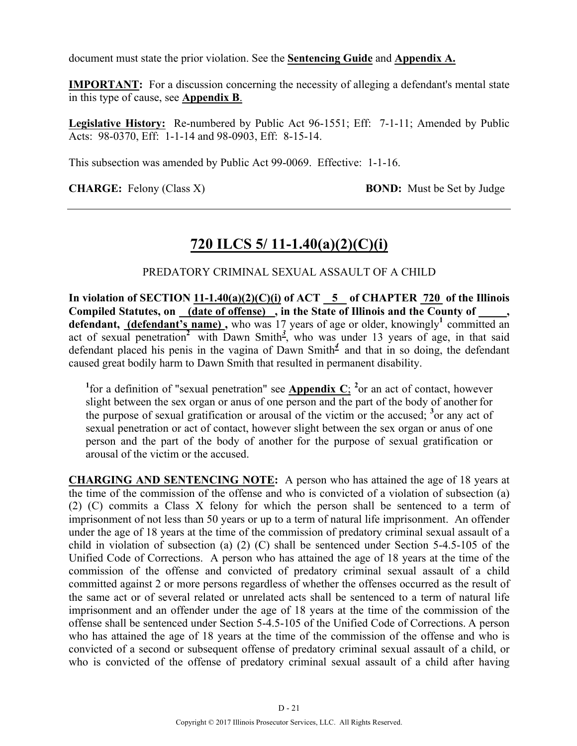document must state the prior violation. See the **Sentencing Guide** and **Appendix A.**

**IMPORTANT:** For a discussion concerning the necessity of alleging a defendant's mental state in this type of cause, see **Appendix B**.

**Legislative History:** Re-numbered by Public Act 96-1551; Eff: 7-1-11; Amended by Public Acts: 98-0370, Eff: 1-1-14 and 98-0903, Eff: 8-15-14.

This subsection was amended by Public Act 99-0069. Effective: 1-1-16.

**CHARGE:** Felony (Class X) **BOND:** Must be Set by Judge

---

# 720 ILCS 5/ 11-1.40(a)(2)(C)(i)

PREDATORY CRIMINAL SEXUAL ASSAULT OF A CHILD

**In violation of SECTION 11-1.40(a)(2)(C)(i) of ACT 5 of CHAPTER 720 of the Illinois Compiled Statutes, on (date of offense) , in the State of Illinois and the County of \_\_\_\_\_, defendant, (defendant's name) ,** who was 17 years of age or older, knowingly[1] committed an act of sexual penetration[2] with Dawn Smith[3], who was under 13 years of age, in that said defendant placed his penis in the vagina of Dawn Smith[4] and that in so doing, the defendant caused great bodily harm to Dawn Smith that resulted in permanent disability.

> [1]for a definition of "sexual penetration" see **Appendix C**; [2]or an act of contact, however slight between the sex organ or anus of one person and the part of the body of another for the purpose of sexual gratification or arousal of the victim or the accused; [3]or any act of sexual penetration or act of contact, however slight between the sex organ or anus of one person and the part of the body of another for the purpose of sexual gratification or arousal of the victim or the accused.

**CHARGING AND SENTENCING NOTE:** A person who has attained the age of 18 years at the time of the commission of the offense and who is convicted of a violation of subsection (a) (2) (C) commits a Class X felony for which the person shall be sentenced to a term of imprisonment of not less than 50 years or up to a term of natural life imprisonment. An offender under the age of 18 years at the time of the commission of predatory criminal sexual assault of a child in violation of subsection (a) (2) (C) shall be sentenced under Section 5-4.5-105 of the Unified Code of Corrections. A person who has attained the age of 18 years at the time of the commission of the offense and convicted of predatory criminal sexual assault of a child committed against 2 or more persons regardless of whether the offenses occurred as the result of the same act or of several related or unrelated acts shall be sentenced to a term of natural life imprisonment and an offender under the age of 18 years at the time of the commission of the offense shall be sentenced under Section 5-4.5-105 of the Unified Code of Corrections. A person who has attained the age of 18 years at the time of the commission of the offense and who is convicted of a second or subsequent offense of predatory criminal sexual assault of a child, or who is convicted of the offense of predatory criminal sexual assault of a child after having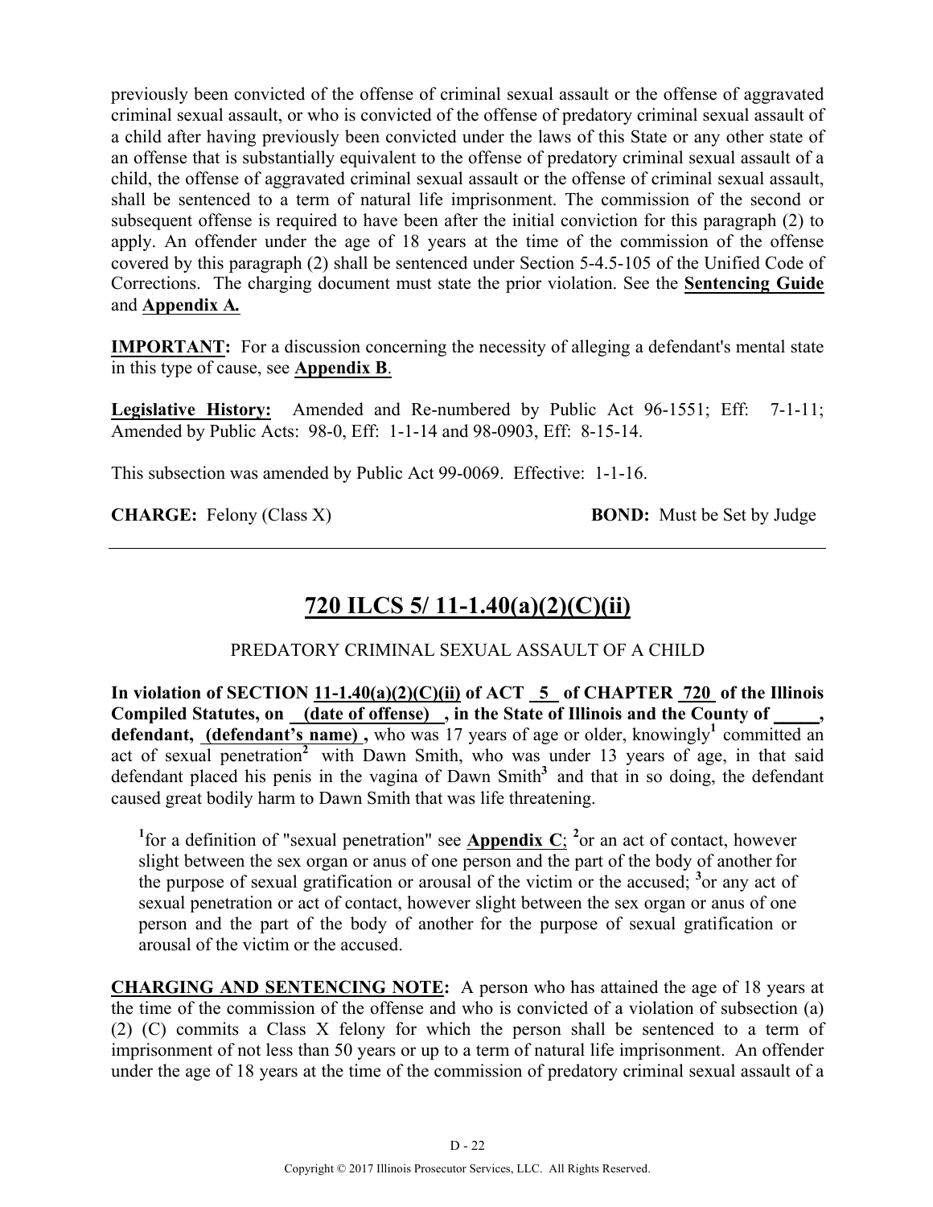previously been convicted of the offense of criminal sexual assault or the offense of aggravated criminal sexual assault, or who is convicted of the offense of predatory criminal sexual assault of a child after having previously been convicted under the laws of this State or any other state of an offense that is substantially equivalent to the offense of predatory criminal sexual assault of a child, the offense of aggravated criminal sexual assault or the offense of criminal sexual assault, shall be sentenced to a term of natural life imprisonment. The commission of the second or subsequent offense is required to have been after the initial conviction for this paragraph (2) to apply. An offender under the age of 18 years at the time of the commission of the offense covered by this paragraph (2) shall be sentenced under Section 5-4.5-105 of the Unified Code of Corrections. The charging document must state the prior violation. See the **Sentencing Guide** and **Appendix A.**

**IMPORTANT:** For a discussion concerning the necessity of alleging a defendant's mental state in this type of cause, see **Appendix B**.

**Legislative History:** Amended and Re-numbered by Public Act 96-1551; Eff: 7-1-11; Amended by Public Acts: 98-0, Eff: 1-1-14 and 98-0903, Eff: 8-15-14.

This subsection was amended by Public Act 99-0069. Effective: 1-1-16.

**CHARGE:** Felony (Class X) **BOND:** Must be Set by Judge

---

## 720 ILCS 5/ 11-1.40(a)(2)(C)(ii)

PREDATORY CRIMINAL SEXUAL ASSAULT OF A CHILD

**In violation of SECTION 11-1.40(a)(2)(C)(ii) of ACT 5 of CHAPTER 720 of the Illinois Compiled Statutes, on (date of offense) , in the State of Illinois and the County of \_\_\_\_\_, defendant, (defendant's name) ,** who was 17 years of age or older, knowingly[1] committed an act of sexual penetration[2] with Dawn Smith, who was under 13 years of age, in that said defendant placed his penis in the vagina of Dawn Smith[3] and that in so doing, the defendant caused great bodily harm to Dawn Smith that was life threatening.

> [1]for a definition of "sexual penetration" see **Appendix C**; [2]or an act of contact, however slight between the sex organ or anus of one person and the part of the body of another for the purpose of sexual gratification or arousal of the victim or the accused; [3]or any act of sexual penetration or act of contact, however slight between the sex organ or anus of one person and the part of the body of another for the purpose of sexual gratification or arousal of the victim or the accused.

**CHARGING AND SENTENCING NOTE:** A person who has attained the age of 18 years at the time of the commission of the offense and who is convicted of a violation of subsection (a) (2) (C) commits a Class X felony for which the person shall be sentenced to a term of imprisonment of not less than 50 years or up to a term of natural life imprisonment. An offender under the age of 18 years at the time of the commission of predatory criminal sexual assault of a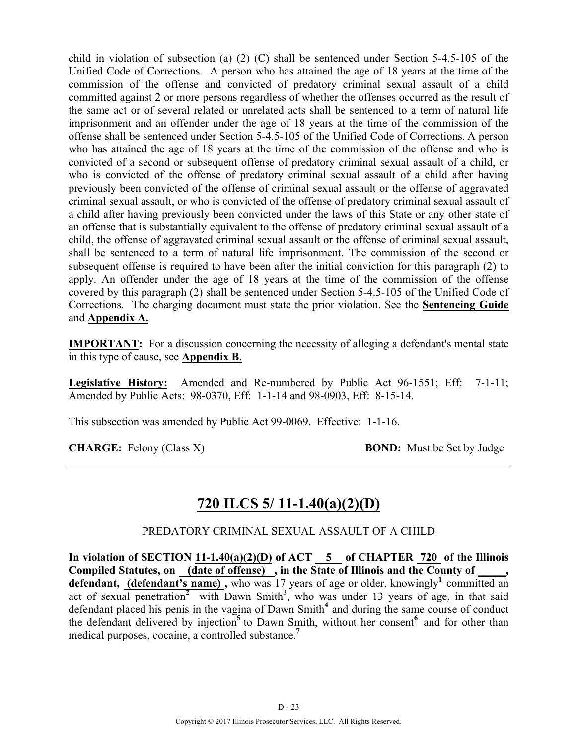child in violation of subsection (a) (2) (C) shall be sentenced under Section 5-4.5-105 of the Unified Code of Corrections. A person who has attained the age of 18 years at the time of the commission of the offense and convicted of predatory criminal sexual assault of a child committed against 2 or more persons regardless of whether the offenses occurred as the result of the same act or of several related or unrelated acts shall be sentenced to a term of natural life imprisonment and an offender under the age of 18 years at the time of the commission of the offense shall be sentenced under Section 5-4.5-105 of the Unified Code of Corrections. A person who has attained the age of 18 years at the time of the commission of the offense and who is convicted of a second or subsequent offense of predatory criminal sexual assault of a child, or who is convicted of the offense of predatory criminal sexual assault of a child after having previously been convicted of the offense of criminal sexual assault or the offense of aggravated criminal sexual assault, or who is convicted of the offense of predatory criminal sexual assault of a child after having previously been convicted under the laws of this State or any other state of an offense that is substantially equivalent to the offense of predatory criminal sexual assault of a child, the offense of aggravated criminal sexual assault or the offense of criminal sexual assault, shall be sentenced to a term of natural life imprisonment. The commission of the second or subsequent offense is required to have been after the initial conviction for this paragraph (2) to apply. An offender under the age of 18 years at the time of the commission of the offense covered by this paragraph (2) shall be sentenced under Section 5-4.5-105 of the Unified Code of Corrections. The charging document must state the prior violation. See the **Sentencing Guide** and **Appendix A.**

**IMPORTANT:** For a discussion concerning the necessity of alleging a defendant's mental state in this type of cause, see **Appendix B**.

**Legislative History:** Amended and Re-numbered by Public Act 96-1551; Eff: 7-1-11; Amended by Public Acts: 98-0370, Eff: 1-1-14 and 98-0903, Eff: 8-15-14.

This subsection was amended by Public Act 99-0069. Effective: 1-1-16.

**CHARGE:** Felony (Class X) **BOND:** Must be Set by Judge

---

## 720 ILCS 5/ 11-1.40(a)(2)(D)

PREDATORY CRIMINAL SEXUAL ASSAULT OF A CHILD

**In violation of SECTION 11-1.40(a)(2)(D) of ACT 5 of CHAPTER 720 of the Illinois Compiled Statutes, on (date of offense), in the State of Illinois and the County of _____, defendant, (defendant's name),** who was 17 years of age or older, knowingly[1] committed an act of sexual penetration[2] with Dawn Smith[3], who was under 13 years of age, in that said defendant placed his penis in the vagina of Dawn Smith[4] and during the same course of conduct the defendant delivered by injection[5] to Dawn Smith, without her consent[6] and for other than medical purposes, cocaine, a controlled substance.[7]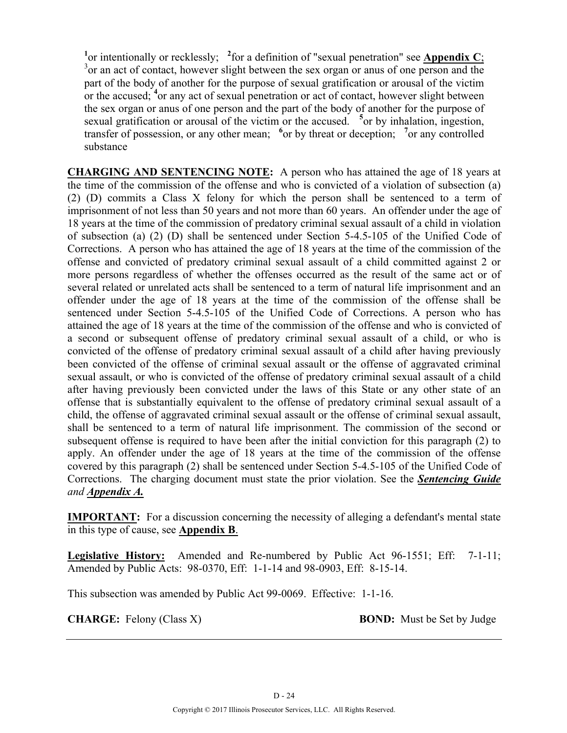[1]or intentionally or recklessly; [2]for a definition of "sexual penetration" see **Appendix C**; [3]or an act of contact, however slight between the sex organ or anus of one person and the part of the body of another for the purpose of sexual gratification or arousal of the victim or the accused; [4]or any act of sexual penetration or act of contact, however slight between the sex organ or anus of one person and the part of the body of another for the purpose of sexual gratification or arousal of the victim or the accused. [5]or by inhalation, ingestion, transfer of possession, or any other mean; [6]or by threat or deception; [7]or any controlled substance

**CHARGING AND SENTENCING NOTE:** A person who has attained the age of 18 years at the time of the commission of the offense and who is convicted of a violation of subsection (a) (2) (D) commits a Class X felony for which the person shall be sentenced to a term of imprisonment of not less than 50 years and not more than 60 years. An offender under the age of 18 years at the time of the commission of predatory criminal sexual assault of a child in violation of subsection (a) (2) (D) shall be sentenced under Section 5-4.5-105 of the Unified Code of Corrections. A person who has attained the age of 18 years at the time of the commission of the offense and convicted of predatory criminal sexual assault of a child committed against 2 or more persons regardless of whether the offenses occurred as the result of the same act or of several related or unrelated acts shall be sentenced to a term of natural life imprisonment and an offender under the age of 18 years at the time of the commission of the offense shall be sentenced under Section 5-4.5-105 of the Unified Code of Corrections. A person who has attained the age of 18 years at the time of the commission of the offense and who is convicted of a second or subsequent offense of predatory criminal sexual assault of a child, or who is convicted of the offense of predatory criminal sexual assault of a child after having previously been convicted of the offense of criminal sexual assault or the offense of aggravated criminal sexual assault, or who is convicted of the offense of predatory criminal sexual assault of a child after having previously been convicted under the laws of this State or any other state of an offense that is substantially equivalent to the offense of predatory criminal sexual assault of a child, the offense of aggravated criminal sexual assault or the offense of criminal sexual assault, shall be sentenced to a term of natural life imprisonment. The commission of the second or subsequent offense is required to have been after the initial conviction for this paragraph (2) to apply. An offender under the age of 18 years at the time of the commission of the offense covered by this paragraph (2) shall be sentenced under Section 5-4.5-105 of the Unified Code of Corrections. The charging document must state the prior violation. See the ***Sentencing Guide*** *and* ***Appendix A.***

**IMPORTANT:** For a discussion concerning the necessity of alleging a defendant's mental state in this type of cause, see **Appendix B**.

**Legislative History:** Amended and Re-numbered by Public Act 96-1551; Eff: 7-1-11; Amended by Public Acts: 98-0370, Eff: 1-1-14 and 98-0903, Eff: 8-15-14.

This subsection was amended by Public Act 99-0069. Effective: 1-1-16.

**CHARGE:** Felony (Class X) **BOND:** Must be Set by Judge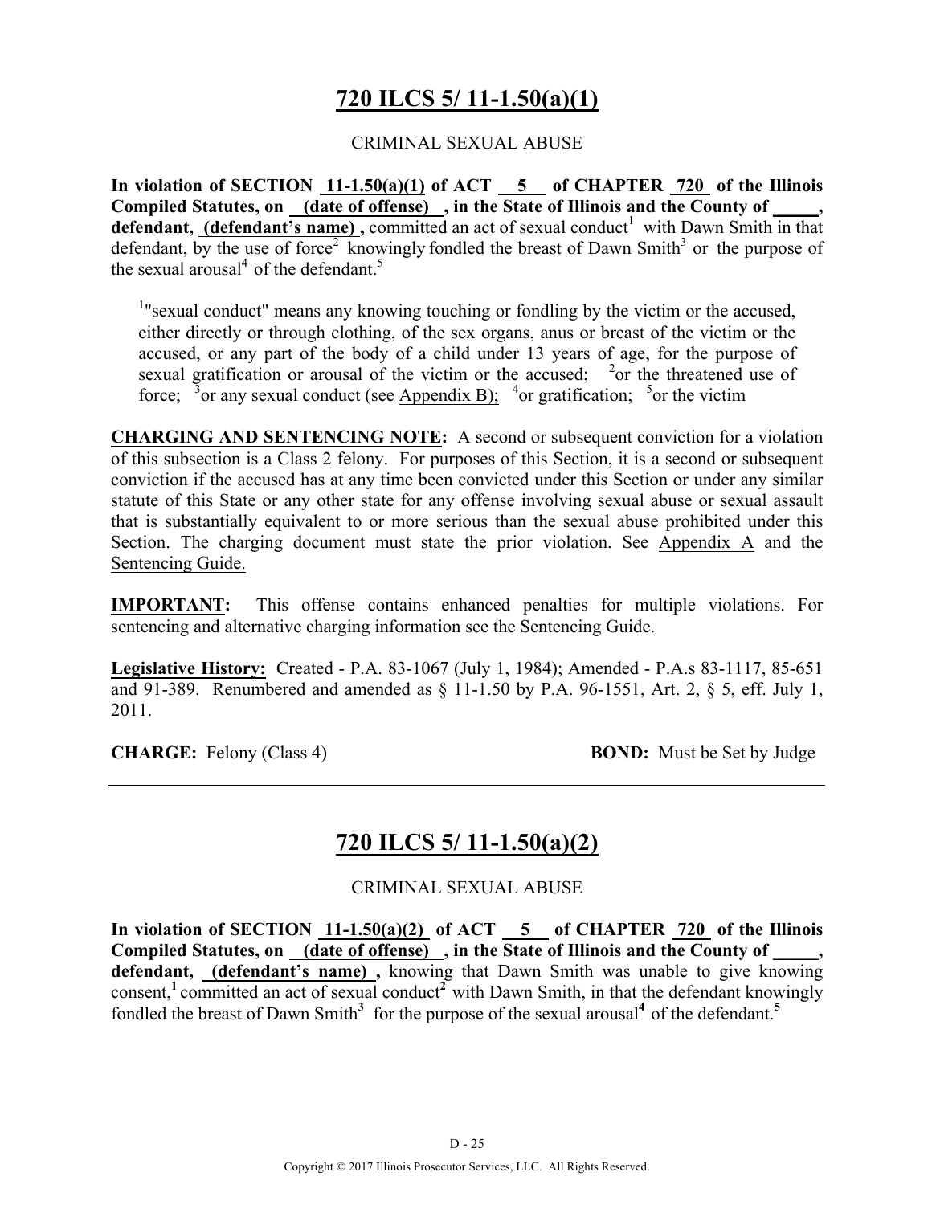# 720 ILCS 5/ 11-1.50(a)(1)

CRIMINAL SEXUAL ABUSE

**In violation of SECTION 11-1.50(a)(1) of ACT 5 of CHAPTER 720 of the Illinois Compiled Statutes, on (date of offense) , in the State of Illinois and the County of \_\_\_\_\_, defendant, (defendant's name) ,** committed an act of sexual conduct[1] with Dawn Smith in that defendant, by the use of force[2] knowingly fondled the breast of Dawn Smith[3] or the purpose of the sexual arousal[4] of the defendant.[5]

> [1]"sexual conduct" means any knowing touching or fondling by the victim or the accused, either directly or through clothing, of the sex organs, anus or breast of the victim or the accused, or any part of the body of a child under 13 years of age, for the purpose of sexual gratification or arousal of the victim or the accused; [2]or the threatened use of force; [3]or any sexual conduct (see Appendix B); [4]or gratification; [5]or the victim

**CHARGING AND SENTENCING NOTE:** A second or subsequent conviction for a violation of this subsection is a Class 2 felony. For purposes of this Section, it is a second or subsequent conviction if the accused has at any time been convicted under this Section or under any similar statute of this State or any other state for any offense involving sexual abuse or sexual assault that is substantially equivalent to or more serious than the sexual abuse prohibited under this Section. The charging document must state the prior violation. See Appendix A and the Sentencing Guide.

**IMPORTANT:** This offense contains enhanced penalties for multiple violations. For sentencing and alternative charging information see the Sentencing Guide.

**Legislative History:** Created - P.A. 83-1067 (July 1, 1984); Amended - P.A.s 83-1117, 85-651 and 91-389. Renumbered and amended as § 11-1.50 by P.A. 96-1551, Art. 2, § 5, eff. July 1, 2011.

**CHARGE:** Felony (Class 4) **BOND:** Must be Set by Judge

---

# 720 ILCS 5/ 11-1.50(a)(2)

CRIMINAL SEXUAL ABUSE

**In violation of SECTION 11-1.50(a)(2) of ACT 5 of CHAPTER 720 of the Illinois Compiled Statutes, on (date of offense) , in the State of Illinois and the County of \_\_\_\_\_, defendant, (defendant's name) ,** knowing that Dawn Smith was unable to give knowing consent,[1] committed an act of sexual conduct[2] with Dawn Smith, in that the defendant knowingly fondled the breast of Dawn Smith[3] for the purpose of the sexual arousal[4] of the defendant.[5]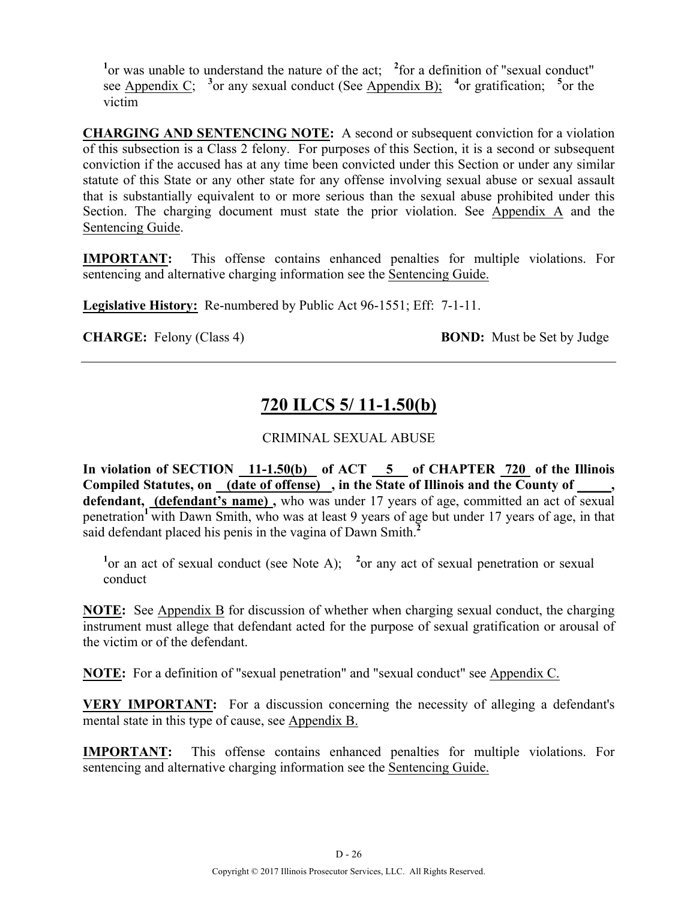[1]or was unable to understand the nature of the act; [2]for a definition of "sexual conduct" see Appendix C; [3]or any sexual conduct (See Appendix B); [4]or gratification; [5]or the victim

**CHARGING AND SENTENCING NOTE:** A second or subsequent conviction for a violation of this subsection is a Class 2 felony. For purposes of this Section, it is a second or subsequent conviction if the accused has at any time been convicted under this Section or under any similar statute of this State or any other state for any offense involving sexual abuse or sexual assault that is substantially equivalent to or more serious than the sexual abuse prohibited under this Section. The charging document must state the prior violation. See Appendix A and the Sentencing Guide.

**IMPORTANT:** This offense contains enhanced penalties for multiple violations. For sentencing and alternative charging information see the Sentencing Guide.

**Legislative History:** Re-numbered by Public Act 96-1551; Eff: 7-1-11.

**CHARGE:** Felony (Class 4) **BOND:** Must be Set by Judge

---

## 720 ILCS 5/ 11-1.50(b)

CRIMINAL SEXUAL ABUSE

**In violation of SECTION 11-1.50(b) of ACT 5 of CHAPTER 720 of the Illinois Compiled Statutes, on (date of offense) , in the State of Illinois and the County of \_\_\_\_\_, defendant, (defendant's name) ,** who was under 17 years of age, committed an act of sexual penetration[1] with Dawn Smith, who was at least 9 years of age but under 17 years of age, in that said defendant placed his penis in the vagina of Dawn Smith.[2]

[1]or an act of sexual conduct (see Note A); [2]or any act of sexual penetration or sexual conduct

**NOTE:** See Appendix B for discussion of whether when charging sexual conduct, the charging instrument must allege that defendant acted for the purpose of sexual gratification or arousal of the victim or of the defendant.

**NOTE:** For a definition of "sexual penetration" and "sexual conduct" see Appendix C.

**VERY IMPORTANT:** For a discussion concerning the necessity of alleging a defendant's mental state in this type of cause, see Appendix B.

**IMPORTANT:** This offense contains enhanced penalties for multiple violations. For sentencing and alternative charging information see the Sentencing Guide.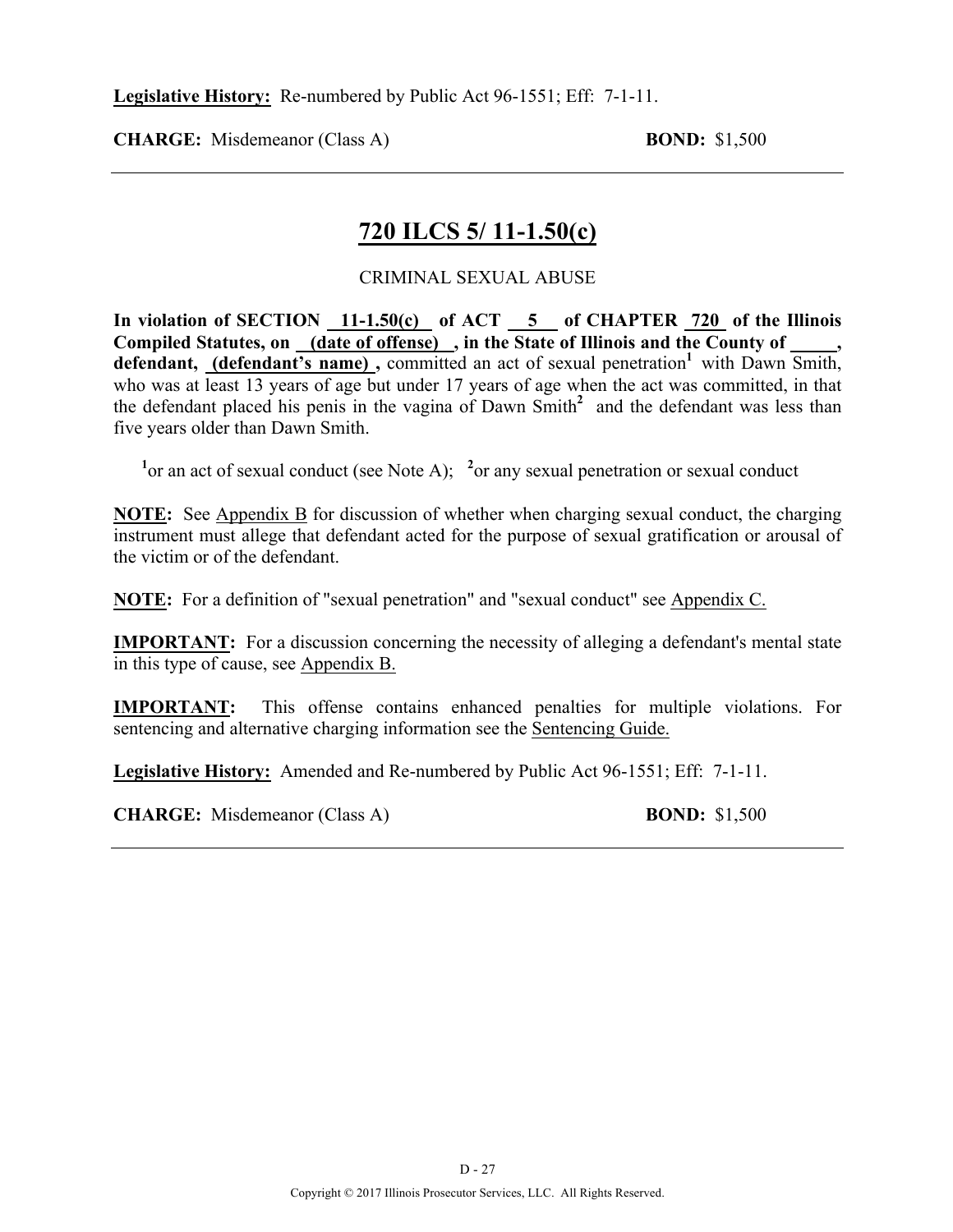**Legislative History:** Re-numbered by Public Act 96-1551; Eff: 7-1-11.

**CHARGE:** Misdemeanor (Class A) **BOND:** $1,500

---

## 720 ILCS 5/ 11-1.50(c)

CRIMINAL SEXUAL ABUSE

**In violation of SECTION 11-1.50(c) of ACT 5 of CHAPTER 720 of the Illinois Compiled Statutes, on (date of offense) , in the State of Illinois and the County of \_\_\_\_\_, defendant, (defendant's name) ,** committed an act of sexual penetration[1] with Dawn Smith, who was at least 13 years of age but under 17 years of age when the act was committed, in that the defendant placed his penis in the vagina of Dawn Smith[2] and the defendant was less than five years older than Dawn Smith.

[1]or an act of sexual conduct (see Note A); [2]or any sexual penetration or sexual conduct

**NOTE:** See Appendix B for discussion of whether when charging sexual conduct, the charging instrument must allege that defendant acted for the purpose of sexual gratification or arousal of the victim or of the defendant.

**NOTE:** For a definition of "sexual penetration" and "sexual conduct" see Appendix C.

**IMPORTANT:** For a discussion concerning the necessity of alleging a defendant's mental state in this type of cause, see Appendix B.

**IMPORTANT:** This offense contains enhanced penalties for multiple violations. For sentencing and alternative charging information see the Sentencing Guide.

**Legislative History:** Amended and Re-numbered by Public Act 96-1551; Eff: 7-1-11.

**CHARGE:** Misdemeanor (Class A) **BOND:** $1,500

---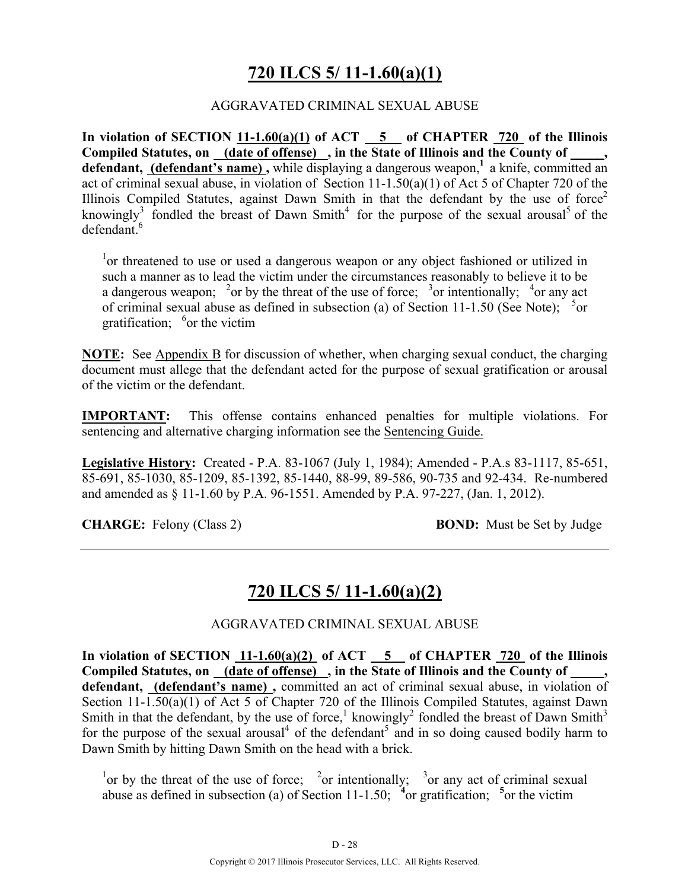## 720 ILCS 5/ 11-1.60(a)(1)

AGGRAVATED CRIMINAL SEXUAL ABUSE

**In violation of SECTION 11-1.60(a)(1) of ACT 5 of CHAPTER 720 of the Illinois Compiled Statutes, on (date of offense) , in the State of Illinois and the County of _____, defendant, (defendant's name) ,** while displaying a dangerous weapon,[1] a knife, committed an act of criminal sexual abuse, in violation of Section 11-1.50(a)(1) of Act 5 of Chapter 720 of the Illinois Compiled Statutes, against Dawn Smith in that the defendant by the use of force[2] knowingly[3] fondled the breast of Dawn Smith[4] for the purpose of the sexual arousal[5] of the defendant.[6]

[1]or threatened to use or used a dangerous weapon or any object fashioned or utilized in such a manner as to lead the victim under the circumstances reasonably to believe it to be a dangerous weapon; [2]or by the threat of the use of force; [3]or intentionally; [4]or any act of criminal sexual abuse as defined in subsection (a) of Section 11-1.50 (See Note); [5]or gratification; [6]or the victim

**NOTE:** See Appendix B for discussion of whether, when charging sexual conduct, the charging document must allege that the defendant acted for the purpose of sexual gratification or arousal of the victim or the defendant.

**IMPORTANT:** This offense contains enhanced penalties for multiple violations. For sentencing and alternative charging information see the Sentencing Guide.

**Legislative History:** Created - P.A. 83-1067 (July 1, 1984); Amended - P.A.s 83-1117, 85-651, 85-691, 85-1030, 85-1209, 85-1392, 85-1440, 88-99, 89-586, 90-735 and 92-434. Re-numbered and amended as § 11-1.60 by P.A. 96-1551. Amended by P.A. 97-227, (Jan. 1, 2012).

**CHARGE:** Felony (Class 2) **BOND:** Must be Set by Judge

---

## 720 ILCS 5/ 11-1.60(a)(2)

AGGRAVATED CRIMINAL SEXUAL ABUSE

**In violation of SECTION 11-1.60(a)(2) of ACT 5 of CHAPTER 720 of the Illinois Compiled Statutes, on (date of offense) , in the State of Illinois and the County of _____, defendant, (defendant's name) ,** committed an act of criminal sexual abuse, in violation of Section 11-1.50(a)(1) of Act 5 of Chapter 720 of the Illinois Compiled Statutes, against Dawn Smith in that the defendant, by the use of force,[1] knowingly[2] fondled the breast of Dawn Smith[3] for the purpose of the sexual arousal[4] of the defendant[5] and in so doing caused bodily harm to Dawn Smith by hitting Dawn Smith on the head with a brick.

[1]or by the threat of the use of force; [2]or intentionally; [3]or any act of criminal sexual abuse as defined in subsection (a) of Section 11-1.50; [4]or gratification; [5]or the victim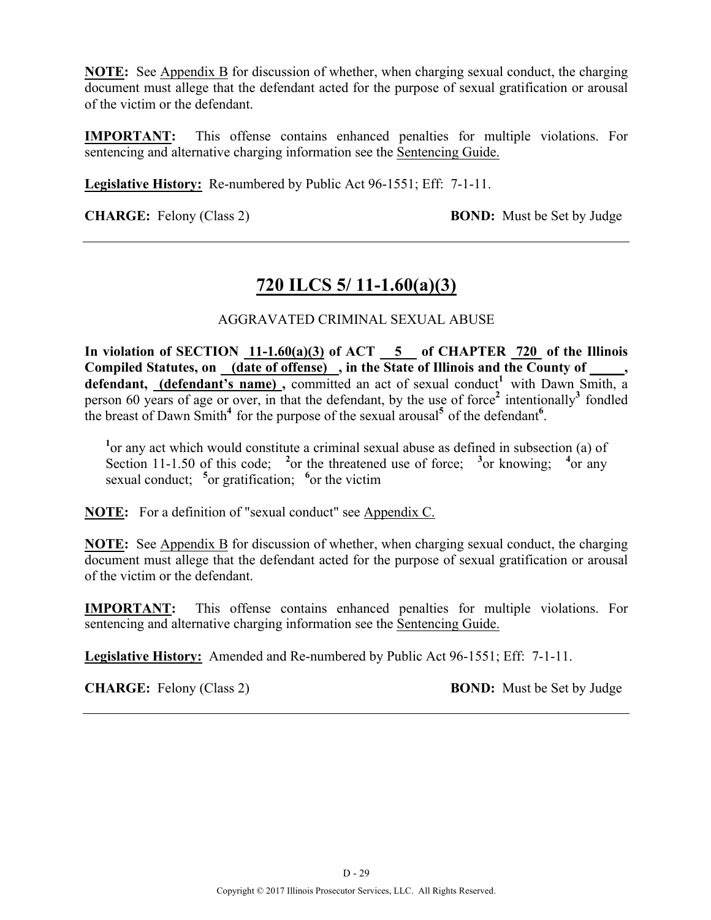**NOTE:** See Appendix B for discussion of whether, when charging sexual conduct, the charging document must allege that the defendant acted for the purpose of sexual gratification or arousal of the victim or the defendant.

**IMPORTANT:** This offense contains enhanced penalties for multiple violations. For sentencing and alternative charging information see the Sentencing Guide.

**Legislative History:** Re-numbered by Public Act 96-1551; Eff: 7-1-11.

**CHARGE:** Felony (Class 2) **BOND:** Must be Set by Judge

---

## 720 ILCS 5/ 11-1.60(a)(3)

AGGRAVATED CRIMINAL SEXUAL ABUSE

**In violation of SECTION 11-1.60(a)(3) of ACT 5 of CHAPTER 720 of the Illinois Compiled Statutes, on (date of offense) , in the State of Illinois and the County of _____, defendant, (defendant's name) ,** committed an act of sexual conduct[1] with Dawn Smith, a person 60 years of age or over, in that the defendant, by the use of force[2] intentionally[3] fondled the breast of Dawn Smith[4] for the purpose of the sexual arousal[5] of the defendant[6].

[1]or any act which would constitute a criminal sexual abuse as defined in subsection (a) of Section 11-1.50 of this code; [2]or the threatened use of force; [3]or knowing; [4]or any sexual conduct; [5]or gratification; [6]or the victim

**NOTE:** For a definition of "sexual conduct" see Appendix C.

**NOTE:** See Appendix B for discussion of whether, when charging sexual conduct, the charging document must allege that the defendant acted for the purpose of sexual gratification or arousal of the victim or the defendant.

**IMPORTANT:** This offense contains enhanced penalties for multiple violations. For sentencing and alternative charging information see the Sentencing Guide.

**Legislative History:** Amended and Re-numbered by Public Act 96-1551; Eff: 7-1-11.

**CHARGE:** Felony (Class 2) **BOND:** Must be Set by Judge

---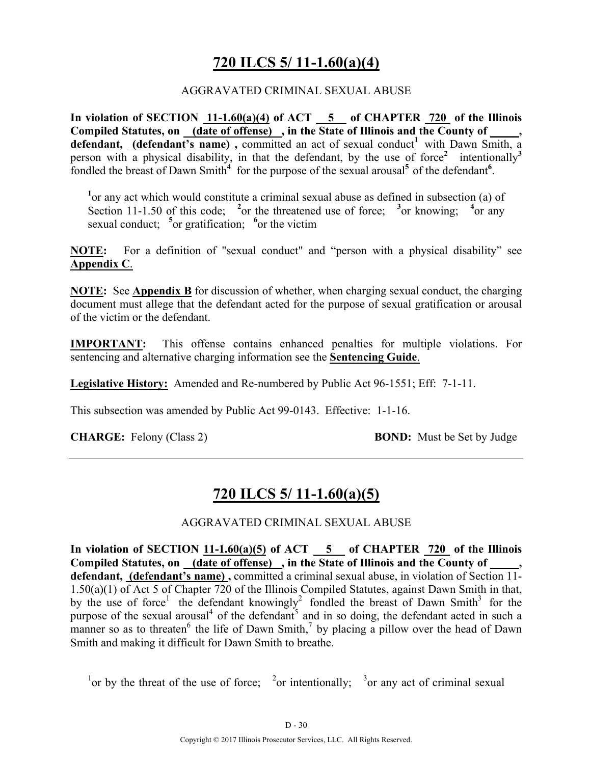# 720 ILCS 5/ 11-1.60(a)(4)

AGGRAVATED CRIMINAL SEXUAL ABUSE

**In violation of SECTION 11-1.60(a)(4) of ACT 5 of CHAPTER 720 of the Illinois Compiled Statutes, on (date of offense) , in the State of Illinois and the County of _____, defendant, (defendant's name) ,** committed an act of sexual conduct[1] with Dawn Smith, a person with a physical disability, in that the defendant, by the use of force[2] intentionally[3] fondled the breast of Dawn Smith[4] for the purpose of the sexual arousal[5] of the defendant[6].

[1]or any act which would constitute a criminal sexual abuse as defined in subsection (a) of Section 11-1.50 of this code; [2]or the threatened use of force; [3]or knowing; [4]or any sexual conduct; [5]or gratification; [6]or the victim

**NOTE:** For a definition of "sexual conduct" and "person with a physical disability" see **Appendix C**.

**NOTE:** See **Appendix B** for discussion of whether, when charging sexual conduct, the charging document must allege that the defendant acted for the purpose of sexual gratification or arousal of the victim or the defendant.

**IMPORTANT:** This offense contains enhanced penalties for multiple violations. For sentencing and alternative charging information see the **Sentencing Guide**.

**Legislative History:** Amended and Re-numbered by Public Act 96-1551; Eff: 7-1-11.

This subsection was amended by Public Act 99-0143. Effective: 1-1-16.

**CHARGE:** Felony (Class 2) **BOND:** Must be Set by Judge

---

# 720 ILCS 5/ 11-1.60(a)(5)

AGGRAVATED CRIMINAL SEXUAL ABUSE

**In violation of SECTION 11-1.60(a)(5) of ACT 5 of CHAPTER 720 of the Illinois Compiled Statutes, on (date of offense) , in the State of Illinois and the County of _____, defendant, (defendant's name) ,** committed a criminal sexual abuse, in violation of Section 11-1.50(a)(1) of Act 5 of Chapter 720 of the Illinois Compiled Statutes, against Dawn Smith in that, by the use of force[1] the defendant knowingly[2] fondled the breast of Dawn Smith[3] for the purpose of the sexual arousal[4] of the defendant[5] and in so doing, the defendant acted in such a manner so as to threaten[6] the life of Dawn Smith,[7] by placing a pillow over the head of Dawn Smith and making it difficult for Dawn Smith to breathe.

[1]or by the threat of the use of force; [2]or intentionally; [3]or any act of criminal sexual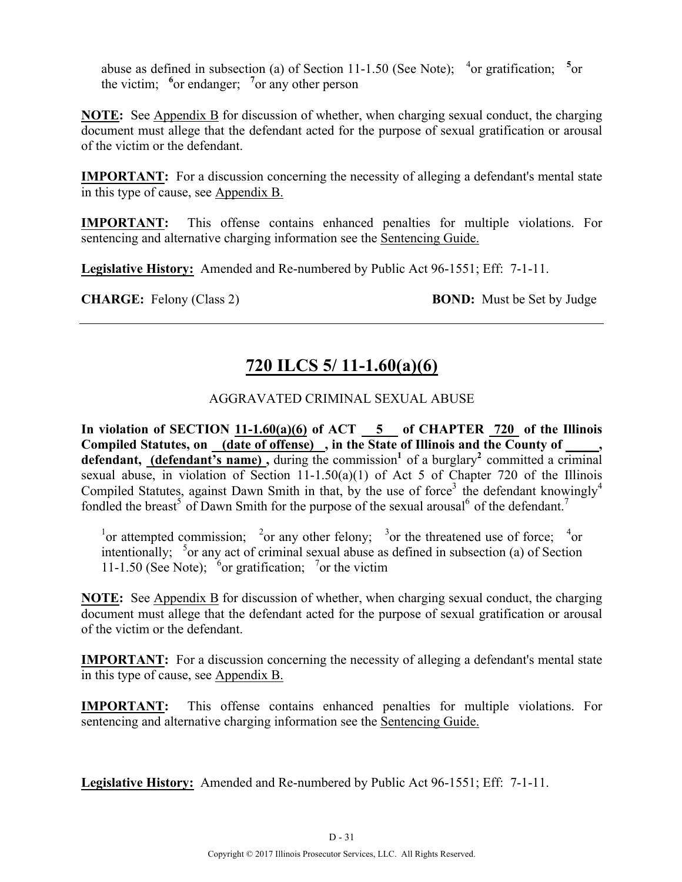abuse as defined in subsection (a) of Section 11-1.50 (See Note); [4]or gratification; [5]or the victim; [6]or endanger; [7]or any other person

**NOTE:** See Appendix B for discussion of whether, when charging sexual conduct, the charging document must allege that the defendant acted for the purpose of sexual gratification or arousal of the victim or the defendant.

**IMPORTANT:** For a discussion concerning the necessity of alleging a defendant's mental state in this type of cause, see Appendix B.

**IMPORTANT:** This offense contains enhanced penalties for multiple violations. For sentencing and alternative charging information see the Sentencing Guide.

**Legislative History:** Amended and Re-numbered by Public Act 96-1551; Eff: 7-1-11.

**CHARGE:** Felony (Class 2) **BOND:** Must be Set by Judge

---

## 720 ILCS 5/ 11-1.60(a)(6)

AGGRAVATED CRIMINAL SEXUAL ABUSE

**In violation of SECTION 11-1.60(a)(6) of ACT 5 of CHAPTER 720 of the Illinois Compiled Statutes, on (date of offense) , in the State of Illinois and the County of _____, defendant, (defendant's name) ,** during the commission[1] of a burglary[2] committed a criminal sexual abuse, in violation of Section 11-1.50(a)(1) of Act 5 of Chapter 720 of the Illinois Compiled Statutes, against Dawn Smith in that, by the use of force[3] the defendant knowingly[4] fondled the breast[5] of Dawn Smith for the purpose of the sexual arousal[6] of the defendant.[7]

[1]or attempted commission; [2]or any other felony; [3]or the threatened use of force; [4]or intentionally; [5]or any act of criminal sexual abuse as defined in subsection (a) of Section 11-1.50 (See Note); [6]or gratification; [7]or the victim

**NOTE:** See Appendix B for discussion of whether, when charging sexual conduct, the charging document must allege that the defendant acted for the purpose of sexual gratification or arousal of the victim or the defendant.

**IMPORTANT:** For a discussion concerning the necessity of alleging a defendant's mental state in this type of cause, see Appendix B.

**IMPORTANT:** This offense contains enhanced penalties for multiple violations. For sentencing and alternative charging information see the Sentencing Guide.

**Legislative History:** Amended and Re-numbered by Public Act 96-1551; Eff: 7-1-11.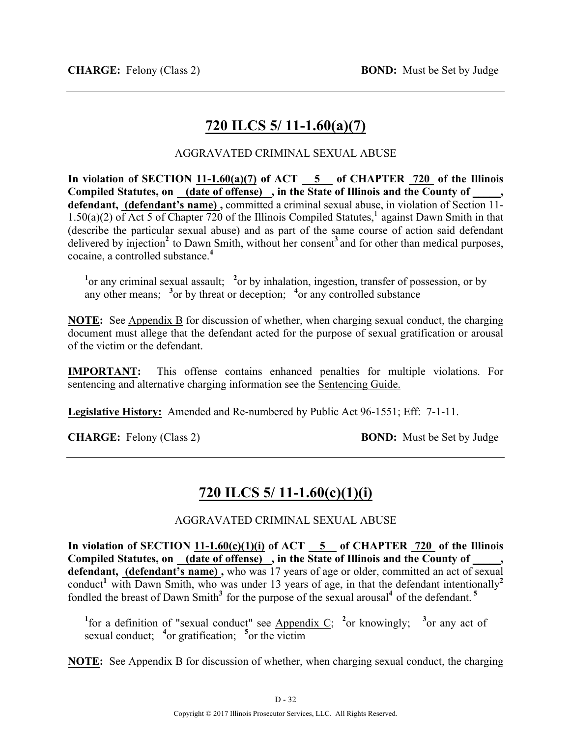**CHARGE:** Felony (Class 2) **BOND:** Must be Set by Judge

## 720 ILCS 5/ 11-1.60(a)(7)

AGGRAVATED CRIMINAL SEXUAL ABUSE

**In violation of SECTION 11-1.60(a)(7) of ACT 5 of CHAPTER 720 of the Illinois Compiled Statutes, on (date of offense) , in the State of Illinois and the County of _____, defendant, (defendant's name) ,** committed a criminal sexual abuse, in violation of Section 11-1.50(a)(2) of Act 5 of Chapter 720 of the Illinois Compiled Statutes,[1] against Dawn Smith in that (describe the particular sexual abuse) and as part of the same course of action said defendant delivered by injection[2] to Dawn Smith, without her consent[3] and for other than medical purposes, cocaine, a controlled substance.[4]

[1]or any criminal sexual assault; [2]or by inhalation, ingestion, transfer of possession, or by any other means; [3]or by threat or deception; [4]or any controlled substance

**NOTE:** See Appendix B for discussion of whether, when charging sexual conduct, the charging document must allege that the defendant acted for the purpose of sexual gratification or arousal of the victim or the defendant.

**IMPORTANT:** This offense contains enhanced penalties for multiple violations. For sentencing and alternative charging information see the Sentencing Guide.

**Legislative History:** Amended and Re-numbered by Public Act 96-1551; Eff: 7-1-11.

**CHARGE:** Felony (Class 2) **BOND:** Must be Set by Judge

## 720 ILCS 5/ 11-1.60(c)(1)(i)

AGGRAVATED CRIMINAL SEXUAL ABUSE

**In violation of SECTION 11-1.60(c)(1)(i) of ACT 5 of CHAPTER 720 of the Illinois Compiled Statutes, on (date of offense) , in the State of Illinois and the County of _____, defendant, (defendant's name) ,** who was 17 years of age or older, committed an act of sexual conduct[1] with Dawn Smith, who was under 13 years of age, in that the defendant intentionally[2] fondled the breast of Dawn Smith[3] for the purpose of the sexual arousal[4] of the defendant.[5]

[1]for a definition of "sexual conduct" see Appendix C; [2]or knowingly; [3]or any act of sexual conduct; [4]or gratification; [5]or the victim

**NOTE:** See Appendix B for discussion of whether, when charging sexual conduct, the charging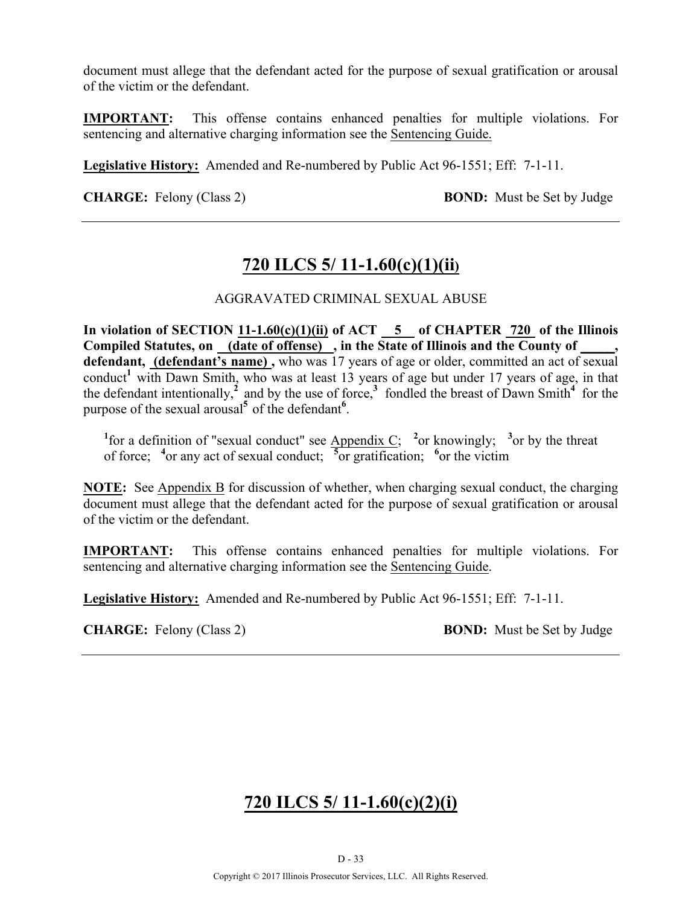document must allege that the defendant acted for the purpose of sexual gratification or arousal of the victim or the defendant.

**IMPORTANT:** This offense contains enhanced penalties for multiple violations. For sentencing and alternative charging information see the Sentencing Guide.

**Legislative History:** Amended and Re-numbered by Public Act 96-1551; Eff: 7-1-11.

**CHARGE:** Felony (Class 2) **BOND:** Must be Set by Judge

---

## 720 ILCS 5/ 11-1.60(c)(1)(ii)

AGGRAVATED CRIMINAL SEXUAL ABUSE

**In violation of SECTION 11-1.60(c)(1)(ii) of ACT 5 of CHAPTER 720 of the Illinois Compiled Statutes, on (date of offense) , in the State of Illinois and the County of _____, defendant, (defendant's name) ,** who was 17 years of age or older, committed an act of sexual conduct[1] with Dawn Smith, who was at least 13 years of age but under 17 years of age, in that the defendant intentionally,[2] and by the use of force,[3] fondled the breast of Dawn Smith[4] for the purpose of the sexual arousal[5] of the defendant[6].

[1]for a definition of "sexual conduct" see Appendix C; [2]or knowingly; [3]or by the threat of force; [4]or any act of sexual conduct; [5]or gratification; [6]or the victim

**NOTE:** See Appendix B for discussion of whether, when charging sexual conduct, the charging document must allege that the defendant acted for the purpose of sexual gratification or arousal of the victim or the defendant.

**IMPORTANT:** This offense contains enhanced penalties for multiple violations. For sentencing and alternative charging information see the Sentencing Guide.

**Legislative History:** Amended and Re-numbered by Public Act 96-1551; Eff: 7-1-11.

**CHARGE:** Felony (Class 2) **BOND:** Must be Set by Judge

---

## 720 ILCS 5/ 11-1.60(c)(2)(i)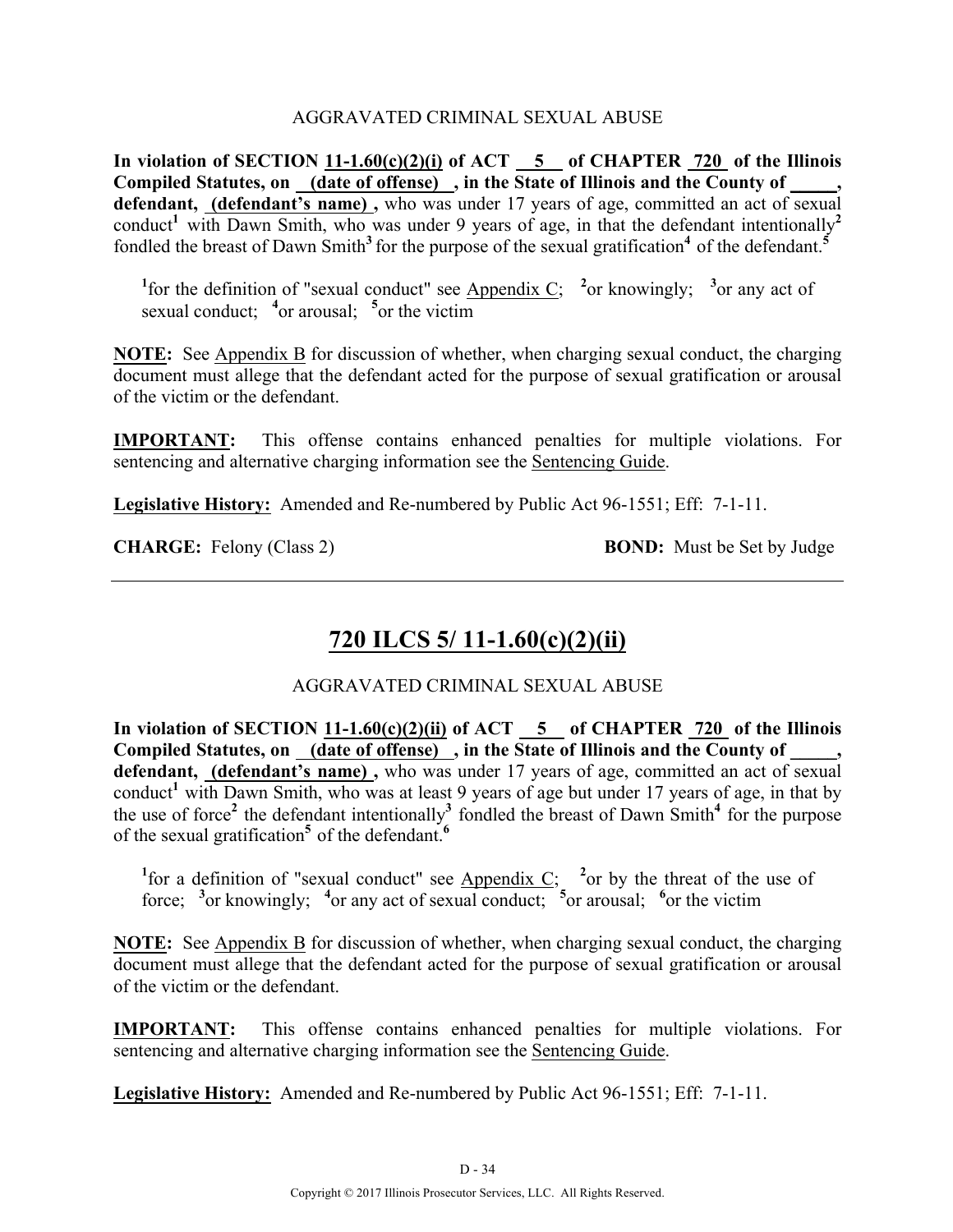AGGRAVATED CRIMINAL SEXUAL ABUSE

**In violation of SECTION 11-1.60(c)(2)(i) of ACT 5 of CHAPTER 720 of the Illinois Compiled Statutes, on (date of offense) , in the State of Illinois and the County of _____, defendant, (defendant's name) ,** who was under 17 years of age, committed an act of sexual conduct[1] with Dawn Smith, who was under 9 years of age, in that the defendant intentionally[2] fondled the breast of Dawn Smith[3] for the purpose of the sexual gratification[4] of the defendant.[5]

[1]for the definition of "sexual conduct" see Appendix C; [2]or knowingly; [3]or any act of sexual conduct; [4]or arousal; [5]or the victim

**NOTE:** See Appendix B for discussion of whether, when charging sexual conduct, the charging document must allege that the defendant acted for the purpose of sexual gratification or arousal of the victim or the defendant.

**IMPORTANT:** This offense contains enhanced penalties for multiple violations. For sentencing and alternative charging information see the Sentencing Guide.

**Legislative History:** Amended and Re-numbered by Public Act 96-1551; Eff: 7-1-11.

**CHARGE:** Felony (Class 2) **BOND:** Must be Set by Judge

---

## 720 ILCS 5/ 11-1.60(c)(2)(ii)

AGGRAVATED CRIMINAL SEXUAL ABUSE

**In violation of SECTION 11-1.60(c)(2)(ii) of ACT 5 of CHAPTER 720 of the Illinois Compiled Statutes, on (date of offense) , in the State of Illinois and the County of _____, defendant, (defendant's name) ,** who was under 17 years of age, committed an act of sexual conduct[1] with Dawn Smith, who was at least 9 years of age but under 17 years of age, in that by the use of force[2] the defendant intentionally[3] fondled the breast of Dawn Smith[4] for the purpose of the sexual gratification[5] of the defendant.[6]

[1]for a definition of "sexual conduct" see Appendix C; [2]or by the threat of the use of force; [3]or knowingly; [4]or any act of sexual conduct; [5]or arousal; [6]or the victim

**NOTE:** See Appendix B for discussion of whether, when charging sexual conduct, the charging document must allege that the defendant acted for the purpose of sexual gratification or arousal of the victim or the defendant.

**IMPORTANT:** This offense contains enhanced penalties for multiple violations. For sentencing and alternative charging information see the Sentencing Guide.

**Legislative History:** Amended and Re-numbered by Public Act 96-1551; Eff: 7-1-11.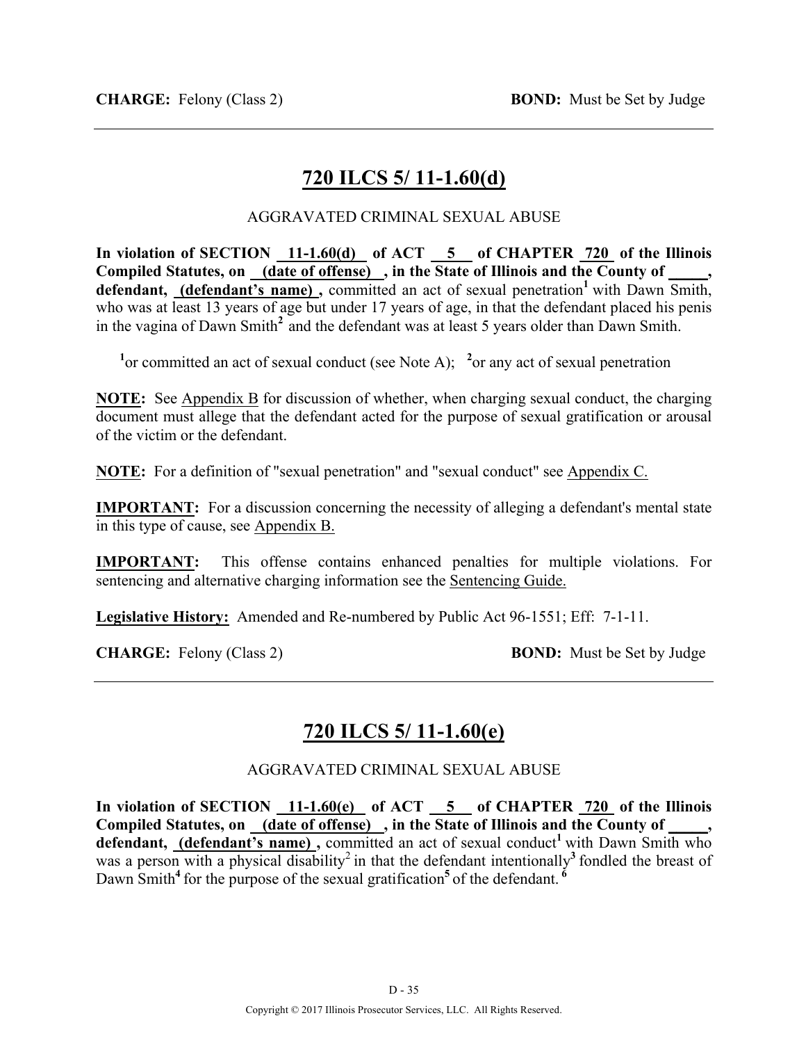**CHARGE:** Felony (Class 2) **BOND:** Must be Set by Judge

---

## 720 ILCS 5/ 11-1.60(d)

AGGRAVATED CRIMINAL SEXUAL ABUSE

**In violation of SECTION 11-1.60(d) of ACT 5 of CHAPTER 720 of the Illinois Compiled Statutes, on (date of offense) , in the State of Illinois and the County of _____, defendant, (defendant's name) ,** committed an act of sexual penetration[1] with Dawn Smith, who was at least 13 years of age but under 17 years of age, in that the defendant placed his penis in the vagina of Dawn Smith[2] and the defendant was at least 5 years older than Dawn Smith.

[1]or committed an act of sexual conduct (see Note A); [2]or any act of sexual penetration

**NOTE:** See Appendix B for discussion of whether, when charging sexual conduct, the charging document must allege that the defendant acted for the purpose of sexual gratification or arousal of the victim or the defendant.

**NOTE:** For a definition of "sexual penetration" and "sexual conduct" see Appendix C.

**IMPORTANT:** For a discussion concerning the necessity of alleging a defendant's mental state in this type of cause, see Appendix B.

**IMPORTANT:** This offense contains enhanced penalties for multiple violations. For sentencing and alternative charging information see the Sentencing Guide.

**Legislative History:** Amended and Re-numbered by Public Act 96-1551; Eff: 7-1-11.

**CHARGE:** Felony (Class 2) **BOND:** Must be Set by Judge

---

## 720 ILCS 5/ 11-1.60(e)

AGGRAVATED CRIMINAL SEXUAL ABUSE

**In violation of SECTION 11-1.60(e) of ACT 5 of CHAPTER 720 of the Illinois Compiled Statutes, on (date of offense) , in the State of Illinois and the County of _____, defendant, (defendant's name) ,** committed an act of sexual conduct[1] with Dawn Smith who was a person with a physical disability[2] in that the defendant intentionally[3] fondled the breast of Dawn Smith[4] for the purpose of the sexual gratification[5] of the defendant.[6]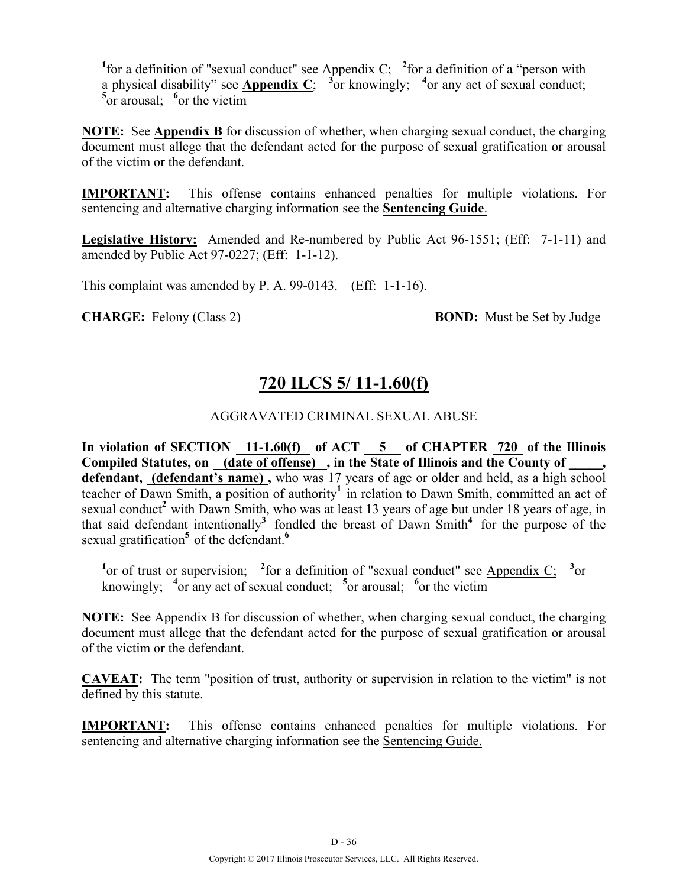[1]for a definition of "sexual conduct" see Appendix C; [2]for a definition of a "person with a physical disability" see **Appendix C**; [3]or knowingly; [4]or any act of sexual conduct; [5]or arousal; [6]or the victim

**NOTE:** See **Appendix B** for discussion of whether, when charging sexual conduct, the charging document must allege that the defendant acted for the purpose of sexual gratification or arousal of the victim or the defendant.

**IMPORTANT:** This offense contains enhanced penalties for multiple violations. For sentencing and alternative charging information see the **Sentencing Guide**.

**Legislative History:** Amended and Re-numbered by Public Act 96-1551; (Eff: 7-1-11) and amended by Public Act 97-0227; (Eff: 1-1-12).

This complaint was amended by P. A. 99-0143. (Eff: 1-1-16).

**CHARGE:** Felony (Class 2) **BOND:** Must be Set by Judge

---

## 720 ILCS 5/ 11-1.60(f)

AGGRAVATED CRIMINAL SEXUAL ABUSE

**In violation of SECTION 11-1.60(f) of ACT 5 of CHAPTER 720 of the Illinois Compiled Statutes, on (date of offense) , in the State of Illinois and the County of \_\_\_\_\_, defendant, (defendant's name) ,** who was 17 years of age or older and held, as a high school teacher of Dawn Smith, a position of authority[1] in relation to Dawn Smith, committed an act of sexual conduct[2] with Dawn Smith, who was at least 13 years of age but under 18 years of age, in that said defendant intentionally[3] fondled the breast of Dawn Smith[4] for the purpose of the sexual gratification[5] of the defendant.[6]

[1]or of trust or supervision; [2]for a definition of "sexual conduct" see Appendix C; [3]or knowingly; [4]or any act of sexual conduct; [5]or arousal; [6]or the victim

**NOTE:** See Appendix B for discussion of whether, when charging sexual conduct, the charging document must allege that the defendant acted for the purpose of sexual gratification or arousal of the victim or the defendant.

**CAVEAT:** The term "position of trust, authority or supervision in relation to the victim" is not defined by this statute.

**IMPORTANT:** This offense contains enhanced penalties for multiple violations. For sentencing and alternative charging information see the Sentencing Guide.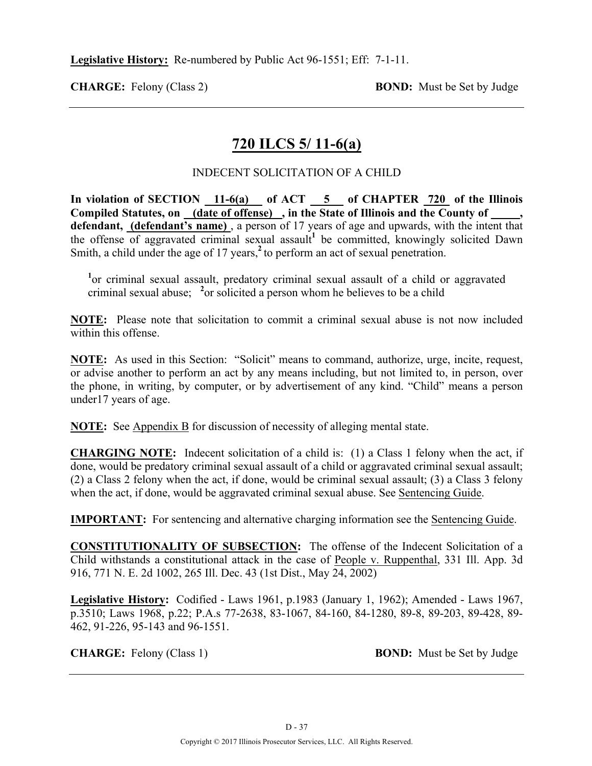**Legislative History:** Re-numbered by Public Act 96-1551; Eff: 7-1-11.

**CHARGE:** Felony (Class 2) **BOND:** Must be Set by Judge

---

## 720 ILCS 5/ 11-6(a)

INDECENT SOLICITATION OF A CHILD

**In violation of SECTION 11-6(a) of ACT 5 of CHAPTER 720 of the Illinois Compiled Statutes, on (date of offense) , in the State of Illinois and the County of \_\_\_\_\_, defendant, (defendant's name)** , a person of 17 years of age and upwards, with the intent that the offense of aggravated criminal sexual assault[1] be committed, knowingly solicited Dawn Smith, a child under the age of 17 years,[2] to perform an act of sexual penetration.

[1]or criminal sexual assault, predatory criminal sexual assault of a child or aggravated criminal sexual abuse; [2]or solicited a person whom he believes to be a child

**NOTE:** Please note that solicitation to commit a criminal sexual abuse is not now included within this offense.

**NOTE:** As used in this Section: "Solicit" means to command, authorize, urge, incite, request, or advise another to perform an act by any means including, but not limited to, in person, over the phone, in writing, by computer, or by advertisement of any kind. "Child" means a person under17 years of age.

**NOTE:** See Appendix B for discussion of necessity of alleging mental state.

**CHARGING NOTE:** Indecent solicitation of a child is: (1) a Class 1 felony when the act, if done, would be predatory criminal sexual assault of a child or aggravated criminal sexual assault; (2) a Class 2 felony when the act, if done, would be criminal sexual assault; (3) a Class 3 felony when the act, if done, would be aggravated criminal sexual abuse. See Sentencing Guide.

**IMPORTANT:** For sentencing and alternative charging information see the Sentencing Guide.

**CONSTITUTIONALITY OF SUBSECTION:** The offense of the Indecent Solicitation of a Child withstands a constitutional attack in the case of People v. Ruppenthal, 331 Ill. App. 3d 916, 771 N. E. 2d 1002, 265 Ill. Dec. 43 (1st Dist., May 24, 2002)

**Legislative History:** Codified - Laws 1961, p.1983 (January 1, 1962); Amended - Laws 1967, p.3510; Laws 1968, p.22; P.A.s 77-2638, 83-1067, 84-160, 84-1280, 89-8, 89-203, 89-428, 89-462, 91-226, 95-143 and 96-1551.

**CHARGE:** Felony (Class 1) **BOND:** Must be Set by Judge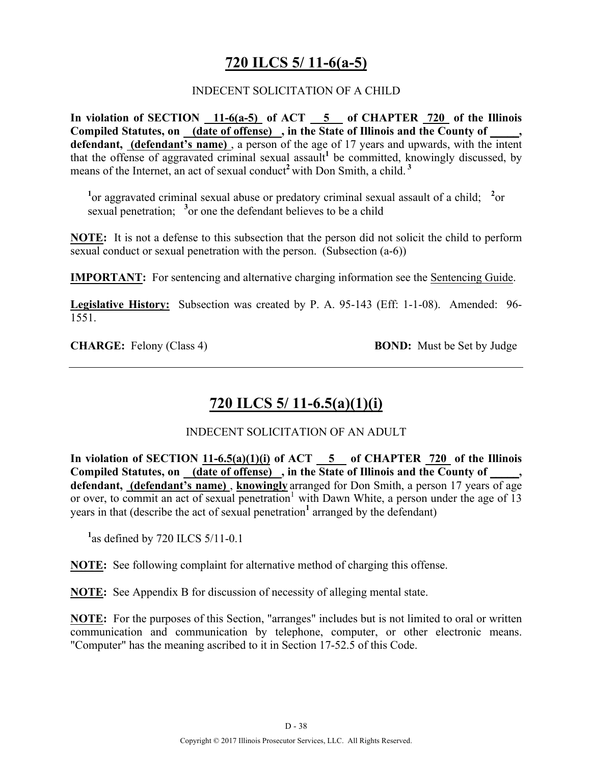## 720 ILCS 5/ 11-6(a-5)

INDECENT SOLICITATION OF A CHILD

**In violation of SECTION 11-6(a-5) of ACT 5 of CHAPTER 720 of the Illinois Compiled Statutes, on (date of offense), in the State of Illinois and the County of _____, defendant, (defendant's name)**, a person of the age of 17 years and upwards, with the intent that the offense of aggravated criminal sexual assault[1] be committed, knowingly discussed, by means of the Internet, an act of sexual conduct[2] with Don Smith, a child.[3]

[1]or aggravated criminal sexual abuse or predatory criminal sexual assault of a child; [2]or sexual penetration; [3]or one the defendant believes to be a child

**NOTE:** It is not a defense to this subsection that the person did not solicit the child to perform sexual conduct or sexual penetration with the person. (Subsection (a-6))

**IMPORTANT:** For sentencing and alternative charging information see the Sentencing Guide.

**Legislative History:** Subsection was created by P. A. 95-143 (Eff: 1-1-08). Amended: 96-1551.

**CHARGE:** Felony (Class 4) **BOND:** Must be Set by Judge

---

## 720 ILCS 5/ 11-6.5(a)(1)(i)

INDECENT SOLICITATION OF AN ADULT

**In violation of SECTION 11-6.5(a)(1)(i) of ACT 5 of CHAPTER 720 of the Illinois Compiled Statutes, on (date of offense), in the State of Illinois and the County of _____, defendant, (defendant's name)**, **knowingly** arranged for Don Smith, a person 17 years of age or over, to commit an act of sexual penetration[1] with Dawn White, a person under the age of 13 years in that (describe the act of sexual penetration[1] arranged by the defendant)

[1]as defined by 720 ILCS 5/11-0.1

**NOTE:** See following complaint for alternative method of charging this offense.

**NOTE:** See Appendix B for discussion of necessity of alleging mental state.

**NOTE:** For the purposes of this Section, "arranges" includes but is not limited to oral or written communication and communication by telephone, computer, or other electronic means. "Computer" has the meaning ascribed to it in Section 17-52.5 of this Code.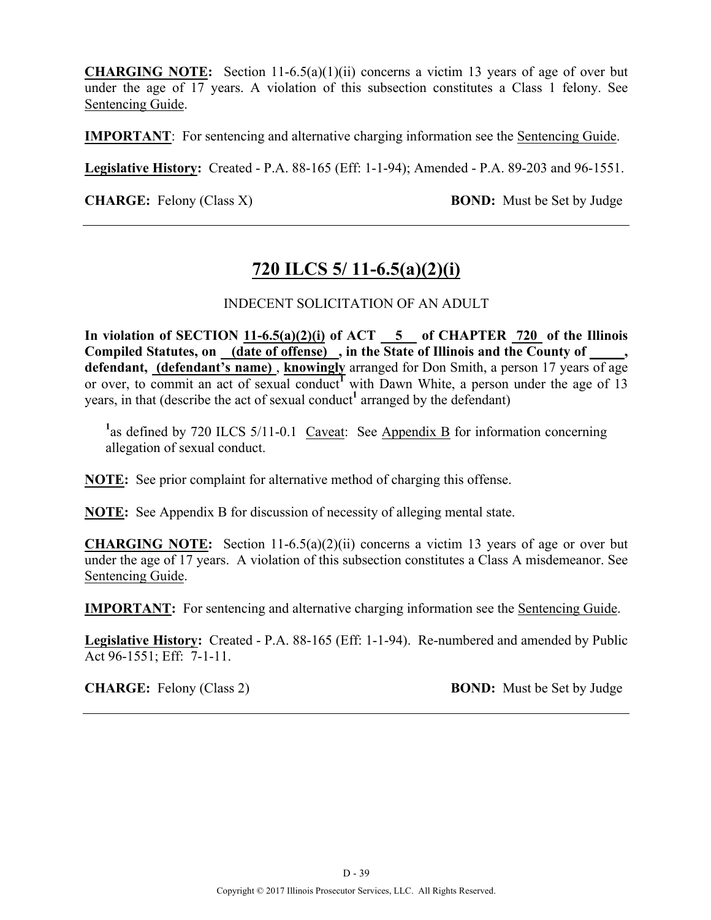**CHARGING NOTE:** Section 11-6.5(a)(1)(ii) concerns a victim 13 years of age of over but under the age of 17 years. A violation of this subsection constitutes a Class 1 felony. See Sentencing Guide.

**IMPORTANT**: For sentencing and alternative charging information see the Sentencing Guide.

**Legislative History:** Created - P.A. 88-165 (Eff: 1-1-94); Amended - P.A. 89-203 and 96-1551.

**CHARGE:** Felony (Class X) **BOND:** Must be Set by Judge

---

## 720 ILCS 5/ 11-6.5(a)(2)(i)

INDECENT SOLICITATION OF AN ADULT

**In violation of SECTION 11-6.5(a)(2)(i) of ACT 5 of CHAPTER 720 of the Illinois Compiled Statutes, on (date of offense) , in the State of Illinois and the County of _____, defendant, (defendant's name) , knowingly** arranged for Don Smith, a person 17 years of age or over, to commit an act of sexual conduct[1] with Dawn White, a person under the age of 13 years, in that (describe the act of sexual conduct[1] arranged by the defendant)

[1]as defined by 720 ILCS 5/11-0.1 Caveat: See Appendix B for information concerning allegation of sexual conduct.

**NOTE:** See prior complaint for alternative method of charging this offense.

**NOTE:** See Appendix B for discussion of necessity of alleging mental state.

**CHARGING NOTE:** Section 11-6.5(a)(2)(ii) concerns a victim 13 years of age or over but under the age of 17 years. A violation of this subsection constitutes a Class A misdemeanor. See Sentencing Guide.

**IMPORTANT:** For sentencing and alternative charging information see the Sentencing Guide.

**Legislative History:** Created - P.A. 88-165 (Eff: 1-1-94). Re-numbered and amended by Public Act 96-1551; Eff: 7-1-11.

**CHARGE:** Felony (Class 2) **BOND:** Must be Set by Judge

---

Copyright © 2017 Illinois Prosecutor Services, LLC. All Rights Reserved.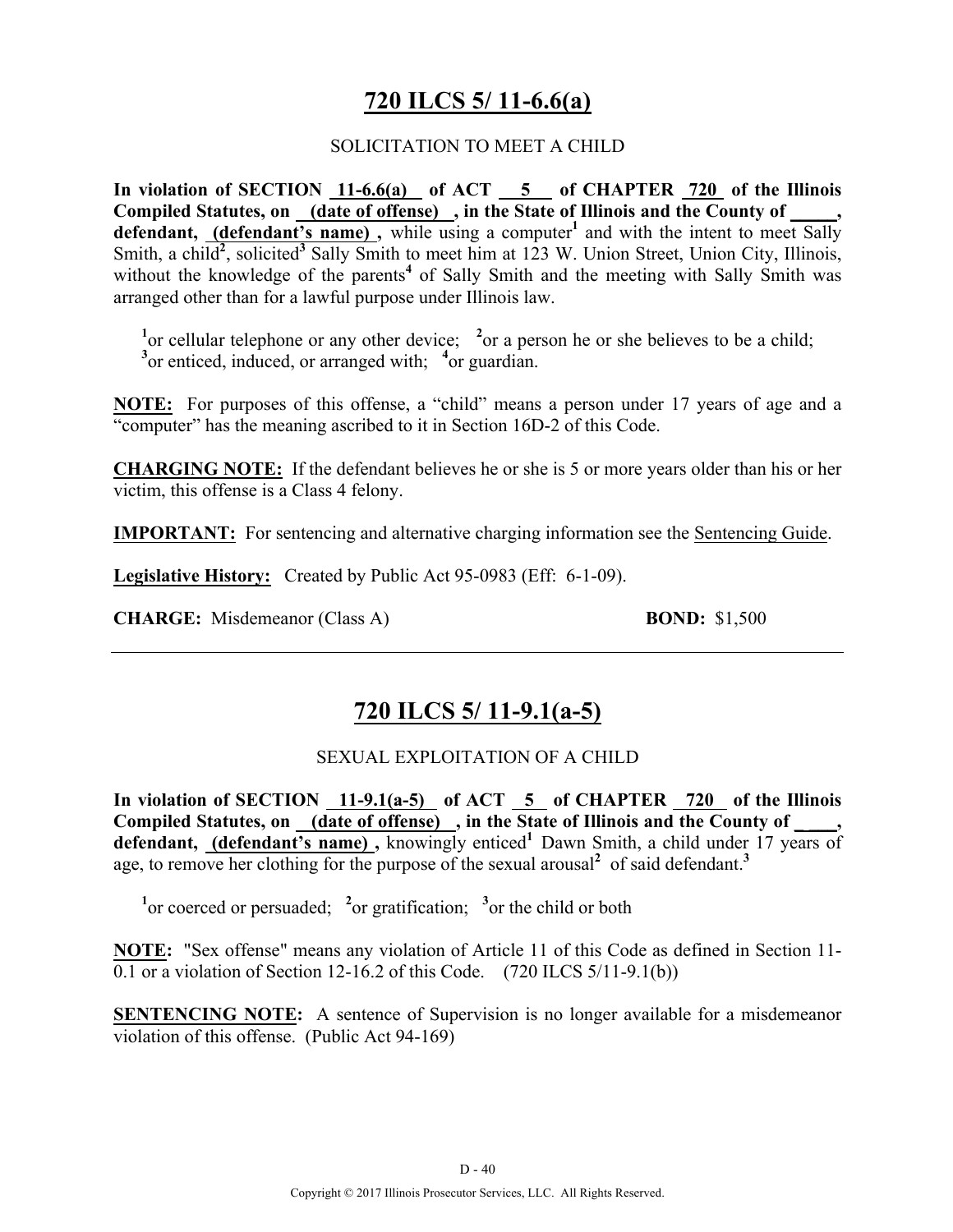## 720 ILCS 5/ 11-6.6(a)

SOLICITATION TO MEET A CHILD

**In violation of SECTION 11-6.6(a) of ACT 5 of CHAPTER 720 of the Illinois Compiled Statutes, on (date of offense) , in the State of Illinois and the County of _____, defendant, (defendant's name) ,** while using a computer[1] and with the intent to meet Sally Smith, a child[2], solicited[3] Sally Smith to meet him at 123 W. Union Street, Union City, Illinois, without the knowledge of the parents[4] of Sally Smith and the meeting with Sally Smith was arranged other than for a lawful purpose under Illinois law.

[1]or cellular telephone or any other device; [2]or a person he or she believes to be a child; [3]or enticed, induced, or arranged with; [4]or guardian.

**NOTE:** For purposes of this offense, a "child" means a person under 17 years of age and a "computer" has the meaning ascribed to it in Section 16D-2 of this Code.

**CHARGING NOTE:** If the defendant believes he or she is 5 or more years older than his or her victim, this offense is a Class 4 felony.

**IMPORTANT:** For sentencing and alternative charging information see the Sentencing Guide.

**Legislative History:** Created by Public Act 95-0983 (Eff: 6-1-09).

**CHARGE:** Misdemeanor (Class A) **BOND:** $1,500

---

## 720 ILCS 5/ 11-9.1(a-5)

SEXUAL EXPLOITATION OF A CHILD

**In violation of SECTION 11-9.1(a-5) of ACT 5 of CHAPTER 720 of the Illinois Compiled Statutes, on (date of offense) , in the State of Illinois and the County of ____, defendant, (defendant's name) ,** knowingly enticed[1] Dawn Smith, a child under 17 years of age, to remove her clothing for the purpose of the sexual arousal[2] of said defendant.[3]

[1]or coerced or persuaded; [2]or gratification; [3]or the child or both

**NOTE:** "Sex offense" means any violation of Article 11 of this Code as defined in Section 11-0.1 or a violation of Section 12-16.2 of this Code. (720 ILCS 5/11-9.1(b))

**SENTENCING NOTE:** A sentence of Supervision is no longer available for a misdemeanor violation of this offense. (Public Act 94-169)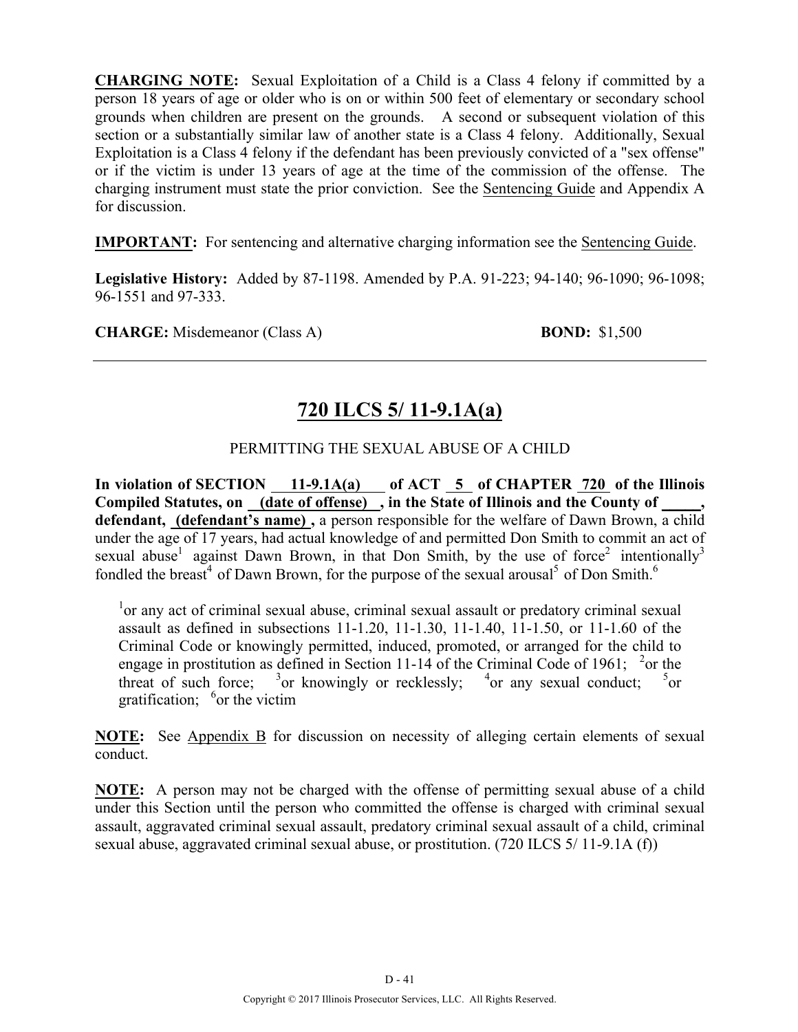**CHARGING NOTE:** Sexual Exploitation of a Child is a Class 4 felony if committed by a person 18 years of age or older who is on or within 500 feet of elementary or secondary school grounds when children are present on the grounds. A second or subsequent violation of this section or a substantially similar law of another state is a Class 4 felony. Additionally, Sexual Exploitation is a Class 4 felony if the defendant has been previously convicted of a "sex offense" or if the victim is under 13 years of age at the time of the commission of the offense. The charging instrument must state the prior conviction. See the Sentencing Guide and Appendix A for discussion.

**IMPORTANT:** For sentencing and alternative charging information see the Sentencing Guide.

**Legislative History:** Added by 87-1198. Amended by P.A. 91-223; 94-140; 96-1090; 96-1098; 96-1551 and 97-333.

**CHARGE:** Misdemeanor (Class A) **BOND:** $1,500

---

# 720 ILCS 5/ 11-9.1A(a)

PERMITTING THE SEXUAL ABUSE OF A CHILD

**In violation of SECTION 11-9.1A(a) of ACT 5 of CHAPTER 720 of the Illinois Compiled Statutes, on (date of offense), in the State of Illinois and the County of \_\_\_\_\_, defendant, (defendant's name),** a person responsible for the welfare of Dawn Brown, a child under the age of 17 years, had actual knowledge of and permitted Don Smith to commit an act of sexual abuse[1] against Dawn Brown, in that Don Smith, by the use of force[2] intentionally[3] fondled the breast[4] of Dawn Brown, for the purpose of the sexual arousal[5] of Don Smith.[6]

[1]or any act of criminal sexual abuse, criminal sexual assault or predatory criminal sexual assault as defined in subsections 11-1.20, 11-1.30, 11-1.40, 11-1.50, or 11-1.60 of the Criminal Code or knowingly permitted, induced, promoted, or arranged for the child to engage in prostitution as defined in Section 11-14 of the Criminal Code of 1961; [2]or the threat of such force; [3]or knowingly or recklessly; [4]or any sexual conduct; [5]or gratification; [6]or the victim

**NOTE:** See Appendix B for discussion on necessity of alleging certain elements of sexual conduct.

**NOTE:** A person may not be charged with the offense of permitting sexual abuse of a child under this Section until the person who committed the offense is charged with criminal sexual assault, aggravated criminal sexual assault, predatory criminal sexual assault of a child, criminal sexual abuse, aggravated criminal sexual abuse, or prostitution. (720 ILCS 5/ 11-9.1A (f))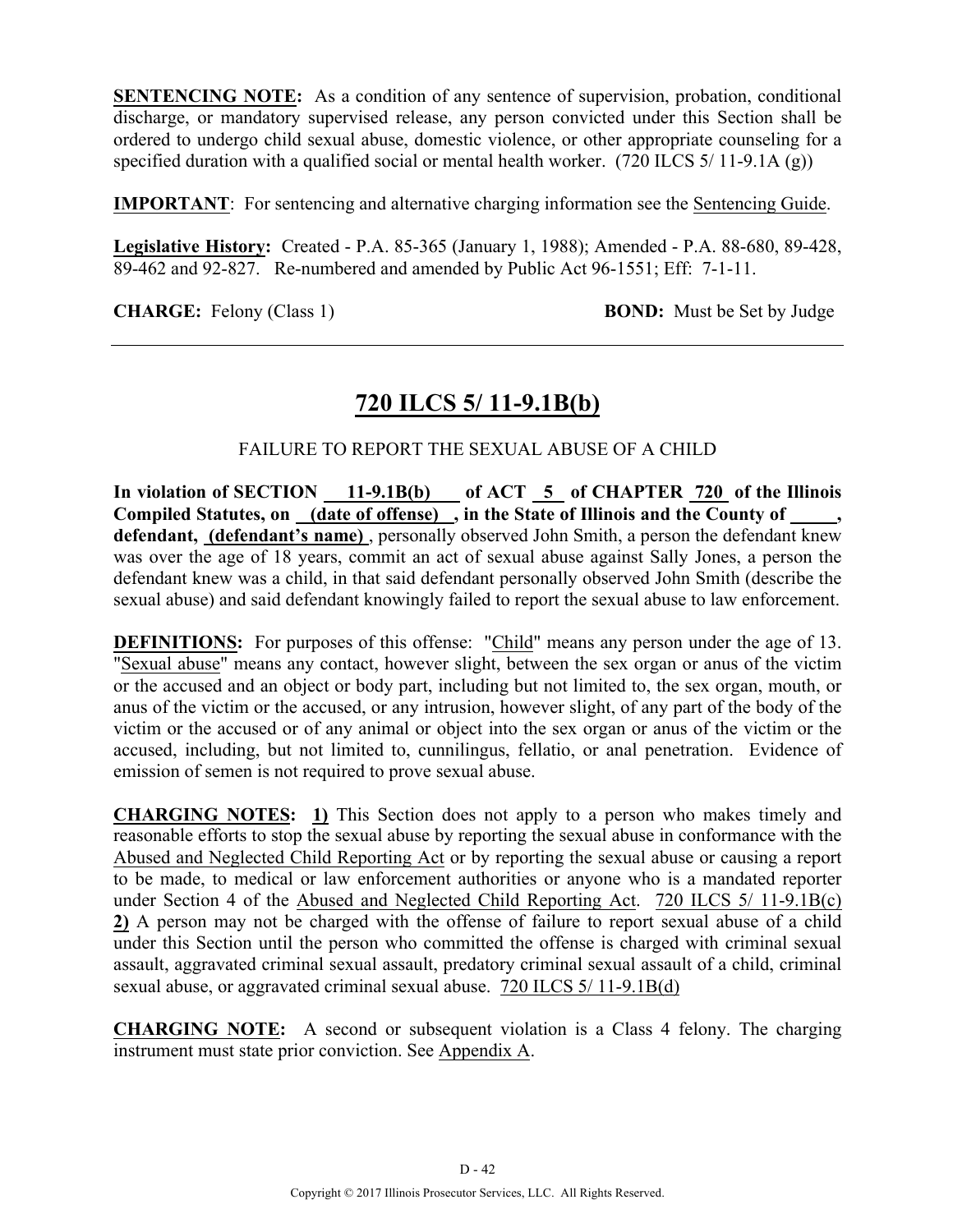**SENTENCING NOTE:** As a condition of any sentence of supervision, probation, conditional discharge, or mandatory supervised release, any person convicted under this Section shall be ordered to undergo child sexual abuse, domestic violence, or other appropriate counseling for a specified duration with a qualified social or mental health worker. (720 ILCS 5/ 11-9.1A (g))

**IMPORTANT**: For sentencing and alternative charging information see the Sentencing Guide.

**Legislative History:** Created - P.A. 85-365 (January 1, 1988); Amended - P.A. 88-680, 89-428, 89-462 and 92-827. Re-numbered and amended by Public Act 96-1551; Eff: 7-1-11.

**CHARGE:** Felony (Class 1) **BOND:** Must be Set by Judge

---

## 720 ILCS 5/ 11-9.1B(b)

FAILURE TO REPORT THE SEXUAL ABUSE OF A CHILD

**In violation of SECTION 11-9.1B(b) of ACT 5 of CHAPTER 720 of the Illinois Compiled Statutes, on (date of offense) , in the State of Illinois and the County of \_\_\_\_\_, defendant, (defendant's name)** , personally observed John Smith, a person the defendant knew was over the age of 18 years, commit an act of sexual abuse against Sally Jones, a person the defendant knew was a child, in that said defendant personally observed John Smith (describe the sexual abuse) and said defendant knowingly failed to report the sexual abuse to law enforcement.

**DEFINITIONS:** For purposes of this offense: "Child" means any person under the age of 13. "Sexual abuse" means any contact, however slight, between the sex organ or anus of the victim or the accused and an object or body part, including but not limited to, the sex organ, mouth, or anus of the victim or the accused, or any intrusion, however slight, of any part of the body of the victim or the accused or of any animal or object into the sex organ or anus of the victim or the accused, including, but not limited to, cunnilingus, fellatio, or anal penetration. Evidence of emission of semen is not required to prove sexual abuse.

**CHARGING NOTES:** **1)** This Section does not apply to a person who makes timely and reasonable efforts to stop the sexual abuse by reporting the sexual abuse in conformance with the Abused and Neglected Child Reporting Act or by reporting the sexual abuse or causing a report to be made, to medical or law enforcement authorities or anyone who is a mandated reporter under Section 4 of the Abused and Neglected Child Reporting Act. 720 ILCS 5/ 11-9.1B(c) **2)** A person may not be charged with the offense of failure to report sexual abuse of a child under this Section until the person who committed the offense is charged with criminal sexual assault, aggravated criminal sexual assault, predatory criminal sexual assault of a child, criminal sexual abuse, or aggravated criminal sexual abuse. 720 ILCS 5/ 11-9.1B(d)

**CHARGING NOTE:** A second or subsequent violation is a Class 4 felony. The charging instrument must state prior conviction. See Appendix A.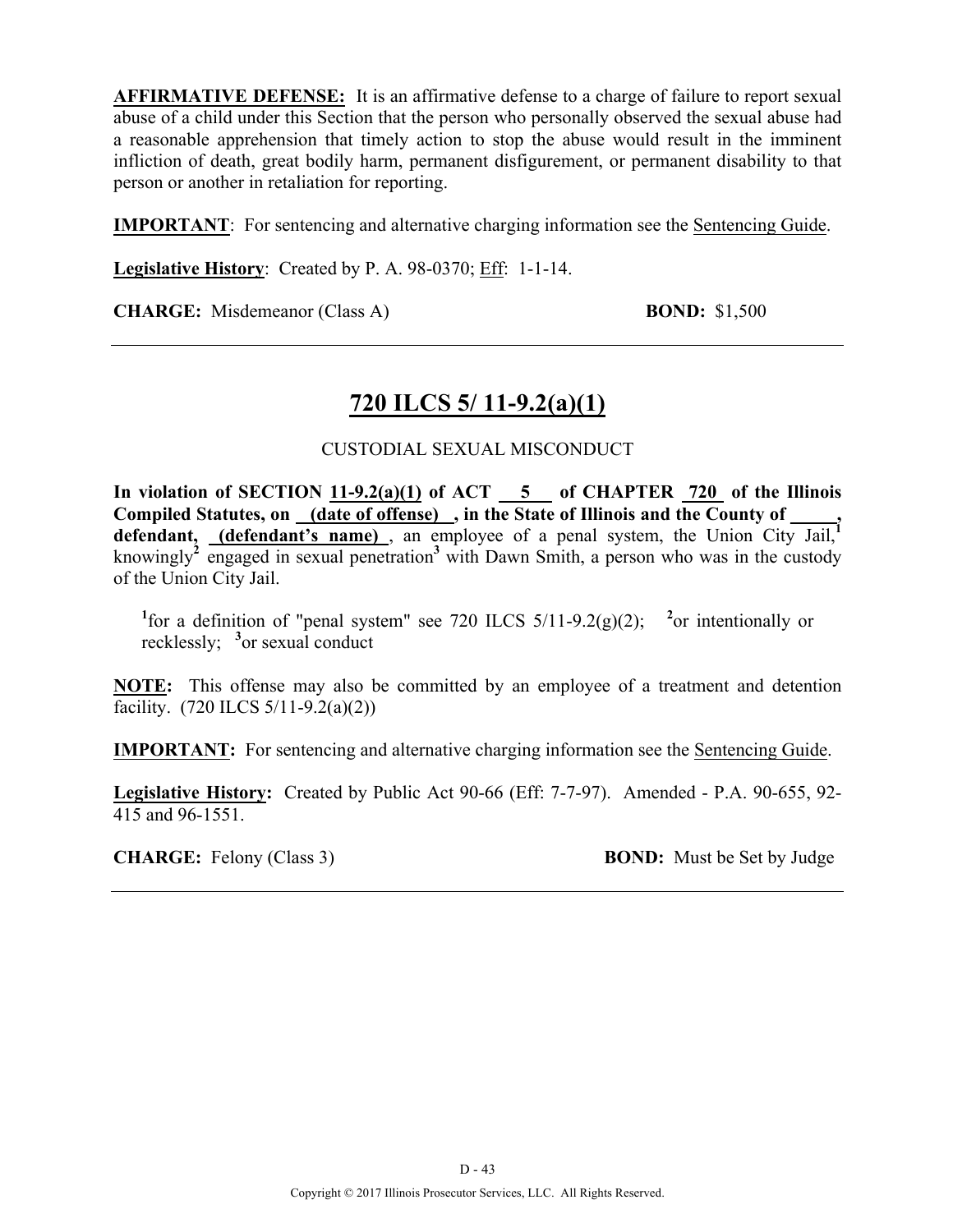**AFFIRMATIVE DEFENSE:** It is an affirmative defense to a charge of failure to report sexual abuse of a child under this Section that the person who personally observed the sexual abuse had a reasonable apprehension that timely action to stop the abuse would result in the imminent infliction of death, great bodily harm, permanent disfigurement, or permanent disability to that person or another in retaliation for reporting.

**IMPORTANT**: For sentencing and alternative charging information see the Sentencing Guide.

**Legislative History**: Created by P. A. 98-0370; Eff: 1-1-14.

**CHARGE:** Misdemeanor (Class A) **BOND:** $1,500

---

## 720 ILCS 5/ 11-9.2(a)(1)

CUSTODIAL SEXUAL MISCONDUCT

**In violation of SECTION 11-9.2(a)(1) of ACT 5 of CHAPTER 720 of the Illinois Compiled Statutes, on (date of offense), in the State of Illinois and the County of \_\_\_\_\_, defendant, (defendant's name)**, an employee of a penal system, the Union City Jail,[1] knowingly[2] engaged in sexual penetration[3] with Dawn Smith, a person who was in the custody of the Union City Jail.

[1]for a definition of "penal system" see 720 ILCS 5/11-9.2(g)(2); [2]or intentionally or recklessly; [3]or sexual conduct

**NOTE:** This offense may also be committed by an employee of a treatment and detention facility. (720 ILCS 5/11-9.2(a)(2))

**IMPORTANT:** For sentencing and alternative charging information see the Sentencing Guide.

**Legislative History:** Created by Public Act 90-66 (Eff: 7-7-97). Amended - P.A. 90-655, 92-415 and 96-1551.

**CHARGE:** Felony (Class 3) **BOND:** Must be Set by Judge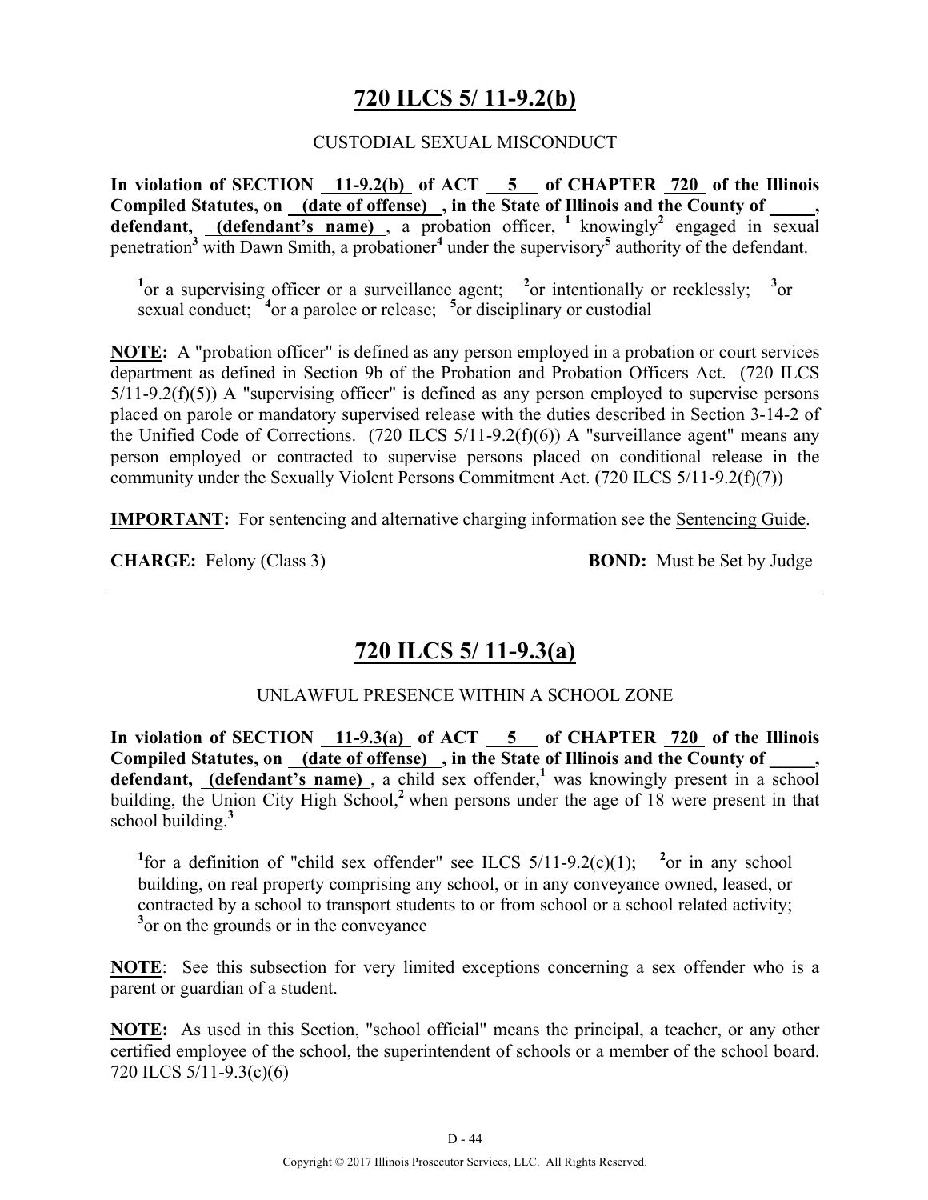## 720 ILCS 5/ 11-9.2(b)

CUSTODIAL SEXUAL MISCONDUCT

**In violation of SECTION 11-9.2(b) of ACT 5 of CHAPTER 720 of the Illinois Compiled Statutes, on (date of offense), in the State of Illinois and the County of _____, defendant, (defendant's name)**, a probation officer, [1] knowingly[2] engaged in sexual penetration[3] with Dawn Smith, a probationer[4] under the supervisory[5] authority of the defendant.

[1]or a supervising officer or a surveillance agent; [2]or intentionally or recklessly; [3]or sexual conduct; [4]or a parolee or release; [5]or disciplinary or custodial

**NOTE:** A "probation officer" is defined as any person employed in a probation or court services department as defined in Section 9b of the Probation and Probation Officers Act. (720 ILCS 5/11-9.2(f)(5)) A "supervising officer" is defined as any person employed to supervise persons placed on parole or mandatory supervised release with the duties described in Section 3-14-2 of the Unified Code of Corrections. (720 ILCS 5/11-9.2(f)(6)) A "surveillance agent" means any person employed or contracted to supervise persons placed on conditional release in the community under the Sexually Violent Persons Commitment Act. (720 ILCS 5/11-9.2(f)(7))

**IMPORTANT:** For sentencing and alternative charging information see the Sentencing Guide.

**CHARGE:** Felony (Class 3) **BOND:** Must be Set by Judge

---

## 720 ILCS 5/ 11-9.3(a)

UNLAWFUL PRESENCE WITHIN A SCHOOL ZONE

**In violation of SECTION 11-9.3(a) of ACT 5 of CHAPTER 720 of the Illinois Compiled Statutes, on (date of offense), in the State of Illinois and the County of _____, defendant, (defendant's name)**, a child sex offender,[1] was knowingly present in a school building, the Union City High School,[2] when persons under the age of 18 were present in that school building.[3]

[1]for a definition of "child sex offender" see ILCS 5/11-9.2(c)(1); [2]or in any school building, on real property comprising any school, or in any conveyance owned, leased, or contracted by a school to transport students to or from school or a school related activity; [3]or on the grounds or in the conveyance

**NOTE**: See this subsection for very limited exceptions concerning a sex offender who is a parent or guardian of a student.

**NOTE:** As used in this Section, "school official" means the principal, a teacher, or any other certified employee of the school, the superintendent of schools or a member of the school board. 720 ILCS 5/11-9.3(c)(6)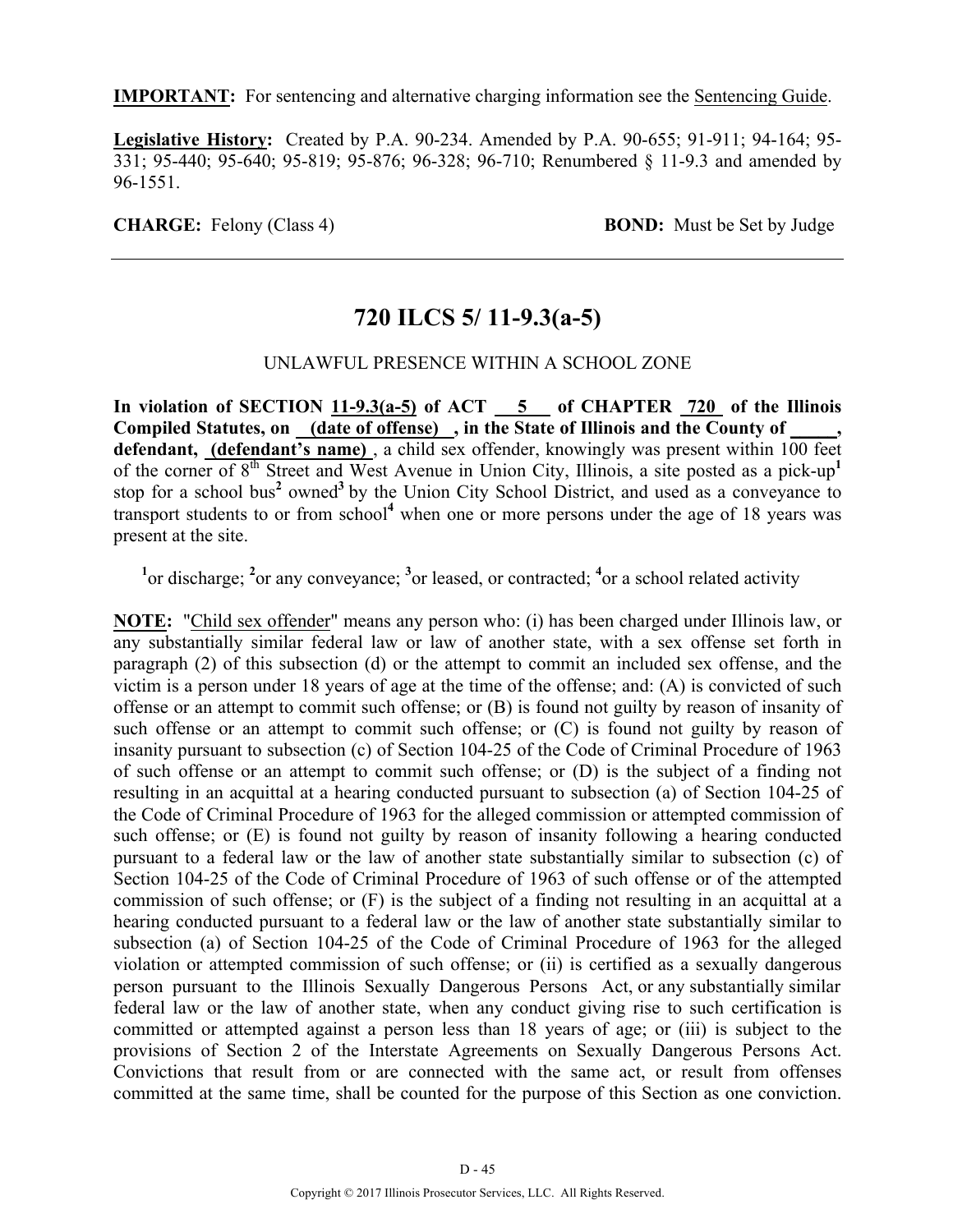**IMPORTANT:** For sentencing and alternative charging information see the Sentencing Guide.

**Legislative History:** Created by P.A. 90-234. Amended by P.A. 90-655; 91-911; 94-164; 95-331; 95-440; 95-640; 95-819; 95-876; 96-328; 96-710; Renumbered § 11-9.3 and amended by 96-1551.

**CHARGE:** Felony (Class 4) **BOND:** Must be Set by Judge

---

# 720 ILCS 5/ 11-9.3(a-5)

UNLAWFUL PRESENCE WITHIN A SCHOOL ZONE

**In violation of SECTION 11-9.3(a-5) of ACT 5 of CHAPTER 720 of the Illinois Compiled Statutes, on (date of offense) , in the State of Illinois and the County of _____, defendant, (defendant's name)** , a child sex offender, knowingly was present within 100 feet of the corner of 8th Street and West Avenue in Union City, Illinois, a site posted as a pick-up[1] stop for a school bus[2] owned[3] by the Union City School District, and used as a conveyance to transport students to or from school[4] when one or more persons under the age of 18 years was present at the site.

[1]or discharge; [2]or any conveyance; [3]or leased, or contracted; [4]or a school related activity

**NOTE:** "Child sex offender" means any person who: (i) has been charged under Illinois law, or any substantially similar federal law or law of another state, with a sex offense set forth in paragraph (2) of this subsection (d) or the attempt to commit an included sex offense, and the victim is a person under 18 years of age at the time of the offense; and: (A) is convicted of such offense or an attempt to commit such offense; or (B) is found not guilty by reason of insanity of such offense or an attempt to commit such offense; or (C) is found not guilty by reason of insanity pursuant to subsection (c) of Section 104-25 of the Code of Criminal Procedure of 1963 of such offense or an attempt to commit such offense; or (D) is the subject of a finding not resulting in an acquittal at a hearing conducted pursuant to subsection (a) of Section 104-25 of the Code of Criminal Procedure of 1963 for the alleged commission or attempted commission of such offense; or (E) is found not guilty by reason of insanity following a hearing conducted pursuant to a federal law or the law of another state substantially similar to subsection (c) of Section 104-25 of the Code of Criminal Procedure of 1963 of such offense or of the attempted commission of such offense; or (F) is the subject of a finding not resulting in an acquittal at a hearing conducted pursuant to a federal law or the law of another state substantially similar to subsection (a) of Section 104-25 of the Code of Criminal Procedure of 1963 for the alleged violation or attempted commission of such offense; or (ii) is certified as a sexually dangerous person pursuant to the Illinois Sexually Dangerous Persons Act, or any substantially similar federal law or the law of another state, when any conduct giving rise to such certification is committed or attempted against a person less than 18 years of age; or (iii) is subject to the provisions of Section 2 of the Interstate Agreements on Sexually Dangerous Persons Act. Convictions that result from or are connected with the same act, or result from offenses committed at the same time, shall be counted for the purpose of this Section as one conviction.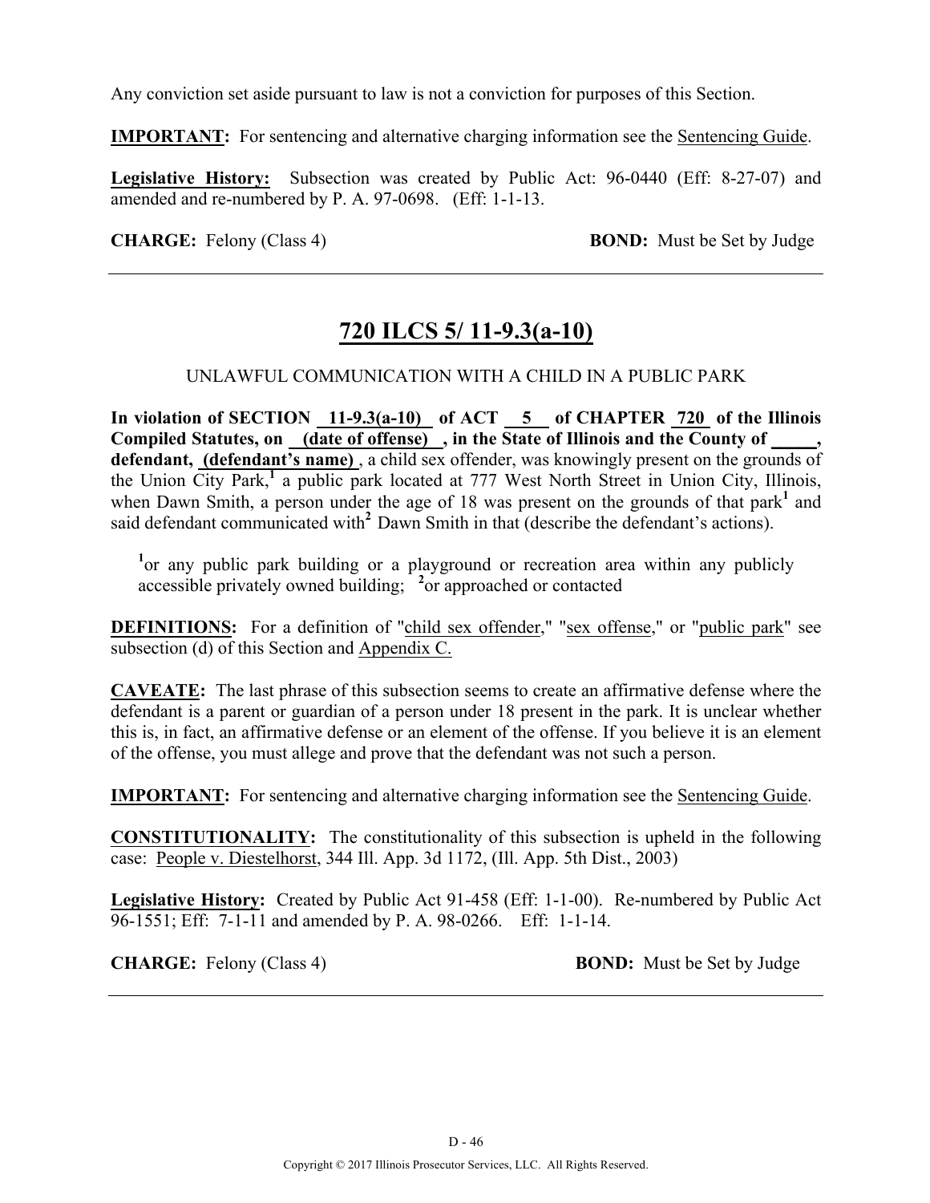Any conviction set aside pursuant to law is not a conviction for purposes of this Section.

**IMPORTANT:** For sentencing and alternative charging information see the Sentencing Guide.

**Legislative History:** Subsection was created by Public Act: 96-0440 (Eff: 8-27-07) and amended and re-numbered by P. A. 97-0698. (Eff: 1-1-13.

**CHARGE:** Felony (Class 4) **BOND:** Must be Set by Judge

---

## 720 ILCS 5/ 11-9.3(a-10)

UNLAWFUL COMMUNICATION WITH A CHILD IN A PUBLIC PARK

**In violation of SECTION 11-9.3(a-10) of ACT 5 of CHAPTER 720 of the Illinois Compiled Statutes, on (date of offense) , in the State of Illinois and the County of _____, defendant, (defendant's name)** , a child sex offender, was knowingly present on the grounds of the Union City Park,[1] a public park located at 777 West North Street in Union City, Illinois, when Dawn Smith, a person under the age of 18 was present on the grounds of that park[1] and said defendant communicated with[2] Dawn Smith in that (describe the defendant's actions).

> [1]or any public park building or a playground or recreation area within any publicly accessible privately owned building; [2]or approached or contacted

**DEFINITIONS:** For a definition of "child sex offender," "sex offense," or "public park" see subsection (d) of this Section and Appendix C.

**CAVEATE:** The last phrase of this subsection seems to create an affirmative defense where the defendant is a parent or guardian of a person under 18 present in the park. It is unclear whether this is, in fact, an affirmative defense or an element of the offense. If you believe it is an element of the offense, you must allege and prove that the defendant was not such a person.

**IMPORTANT:** For sentencing and alternative charging information see the Sentencing Guide.

**CONSTITUTIONALITY:** The constitutionality of this subsection is upheld in the following case: People v. Diestelhorst, 344 Ill. App. 3d 1172, (Ill. App. 5th Dist., 2003)

**Legislative History:** Created by Public Act 91-458 (Eff: 1-1-00). Re-numbered by Public Act 96-1551; Eff: 7-1-11 and amended by P. A. 98-0266. Eff: 1-1-14.

**CHARGE:** Felony (Class 4) **BOND:** Must be Set by Judge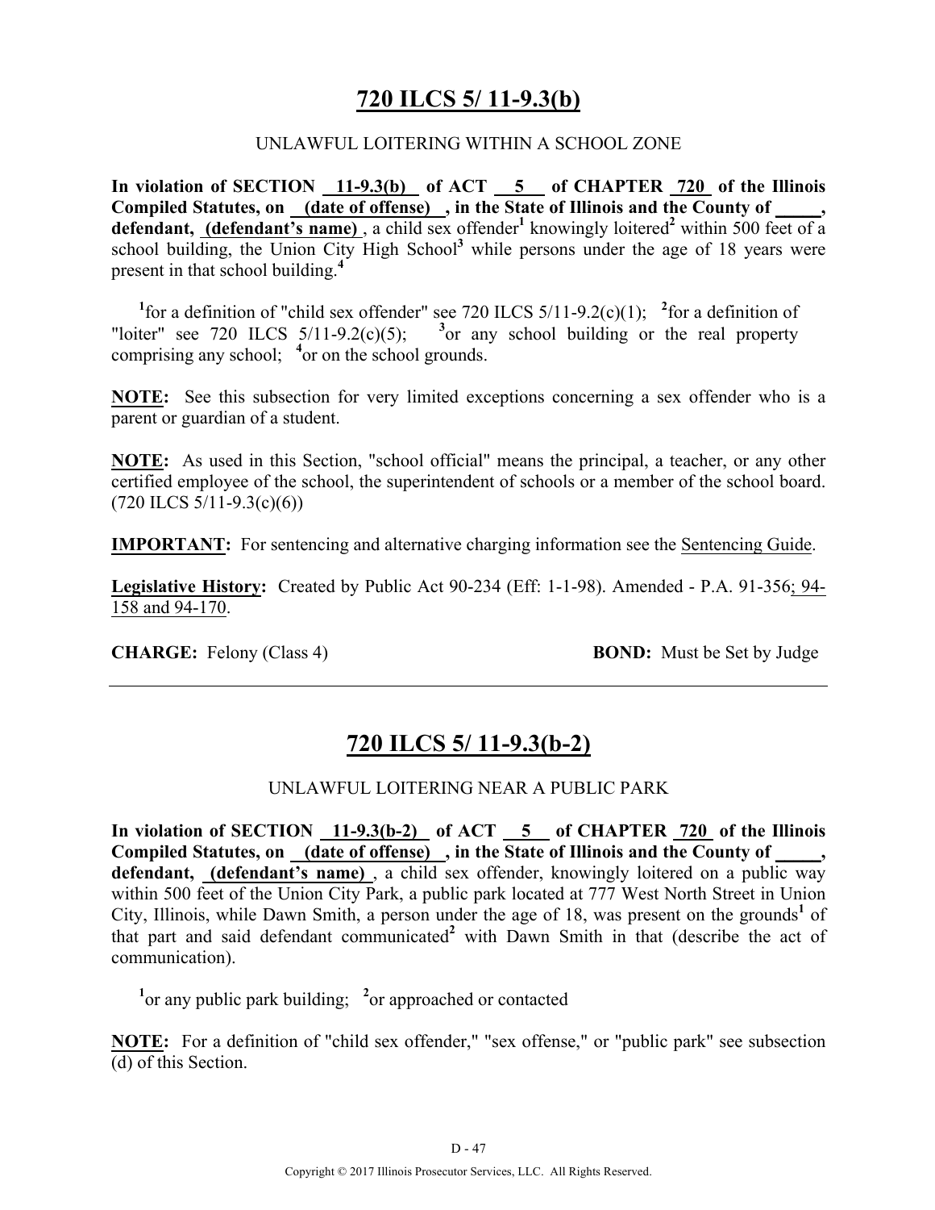## 720 ILCS 5/ 11-9.3(b)

UNLAWFUL LOITERING WITHIN A SCHOOL ZONE

**In violation of SECTION 11-9.3(b) of ACT 5 of CHAPTER 720 of the Illinois Compiled Statutes, on (date of offense), in the State of Illinois and the County of _____, defendant, (defendant's name)**, a child sex offender[1] knowingly loitered[2] within 500 feet of a school building, the Union City High School[3] while persons under the age of 18 years were present in that school building.[4]

[1]for a definition of "child sex offender" see 720 ILCS 5/11-9.2(c)(1); [2]for a definition of "loiter" see 720 ILCS 5/11-9.2(c)(5); [3]or any school building or the real property comprising any school; [4]or on the school grounds.

**NOTE:** See this subsection for very limited exceptions concerning a sex offender who is a parent or guardian of a student.

**NOTE:** As used in this Section, "school official" means the principal, a teacher, or any other certified employee of the school, the superintendent of schools or a member of the school board. (720 ILCS 5/11-9.3(c)(6))

**IMPORTANT:** For sentencing and alternative charging information see the Sentencing Guide.

**Legislative History:** Created by Public Act 90-234 (Eff: 1-1-98). Amended - P.A. 91-356; 94-158 and 94-170.

**CHARGE:** Felony (Class 4) **BOND:** Must be Set by Judge

---

## 720 ILCS 5/ 11-9.3(b-2)

UNLAWFUL LOITERING NEAR A PUBLIC PARK

**In violation of SECTION 11-9.3(b-2) of ACT 5 of CHAPTER 720 of the Illinois Compiled Statutes, on (date of offense), in the State of Illinois and the County of _____, defendant, (defendant's name)**, a child sex offender, knowingly loitered on a public way within 500 feet of the Union City Park, a public park located at 777 West North Street in Union City, Illinois, while Dawn Smith, a person under the age of 18, was present on the grounds[1] of that part and said defendant communicated[2] with Dawn Smith in that (describe the act of communication).

[1]or any public park building; [2]or approached or contacted

**NOTE:** For a definition of "child sex offender," "sex offense," or "public park" see subsection (d) of this Section.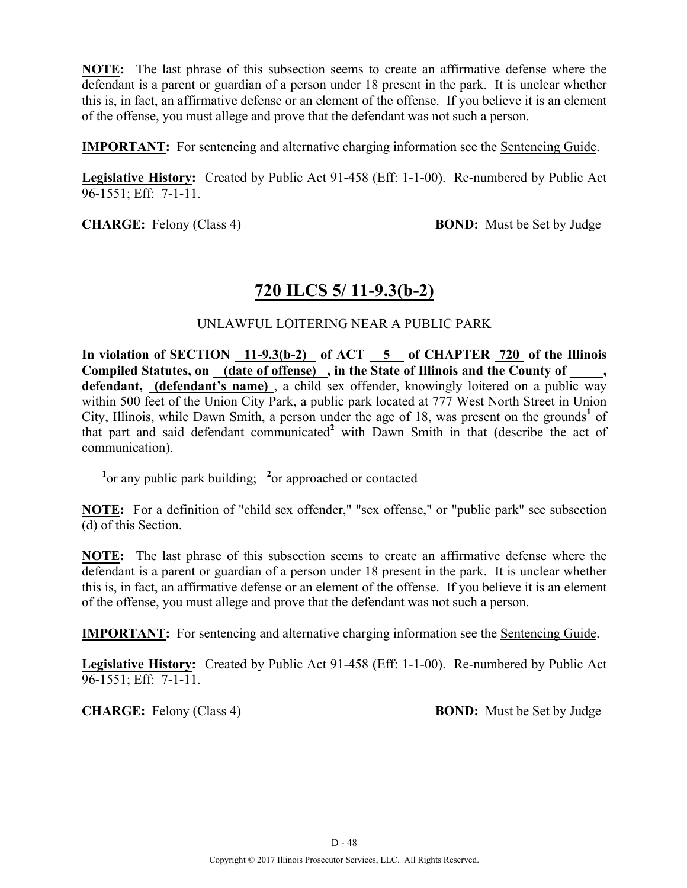**NOTE:** The last phrase of this subsection seems to create an affirmative defense where the defendant is a parent or guardian of a person under 18 present in the park. It is unclear whether this is, in fact, an affirmative defense or an element of the offense. If you believe it is an element of the offense, you must allege and prove that the defendant was not such a person.

**IMPORTANT:** For sentencing and alternative charging information see the Sentencing Guide.

**Legislative History:** Created by Public Act 91-458 (Eff: 1-1-00). Re-numbered by Public Act 96-1551; Eff: 7-1-11.

**CHARGE:** Felony (Class 4) **BOND:** Must be Set by Judge

---

## 720 ILCS 5/ 11-9.3(b-2)

UNLAWFUL LOITERING NEAR A PUBLIC PARK

**In violation of SECTION 11-9.3(b-2) of ACT 5 of CHAPTER 720 of the Illinois Compiled Statutes, on (date of offense) , in the State of Illinois and the County of \_\_\_\_\_, defendant, (defendant's name)** , a child sex offender, knowingly loitered on a public way within 500 feet of the Union City Park, a public park located at 777 West North Street in Union City, Illinois, while Dawn Smith, a person under the age of 18, was present on the grounds[1] of that part and said defendant communicated[2] with Dawn Smith in that (describe the act of communication).

[1]or any public park building; [2]or approached or contacted

**NOTE:** For a definition of "child sex offender," "sex offense," or "public park" see subsection (d) of this Section.

**NOTE:** The last phrase of this subsection seems to create an affirmative defense where the defendant is a parent or guardian of a person under 18 present in the park. It is unclear whether this is, in fact, an affirmative defense or an element of the offense. If you believe it is an element of the offense, you must allege and prove that the defendant was not such a person.

**IMPORTANT:** For sentencing and alternative charging information see the Sentencing Guide.

**Legislative History:** Created by Public Act 91-458 (Eff: 1-1-00). Re-numbered by Public Act 96-1551; Eff: 7-1-11.

**CHARGE:** Felony (Class 4) **BOND:** Must be Set by Judge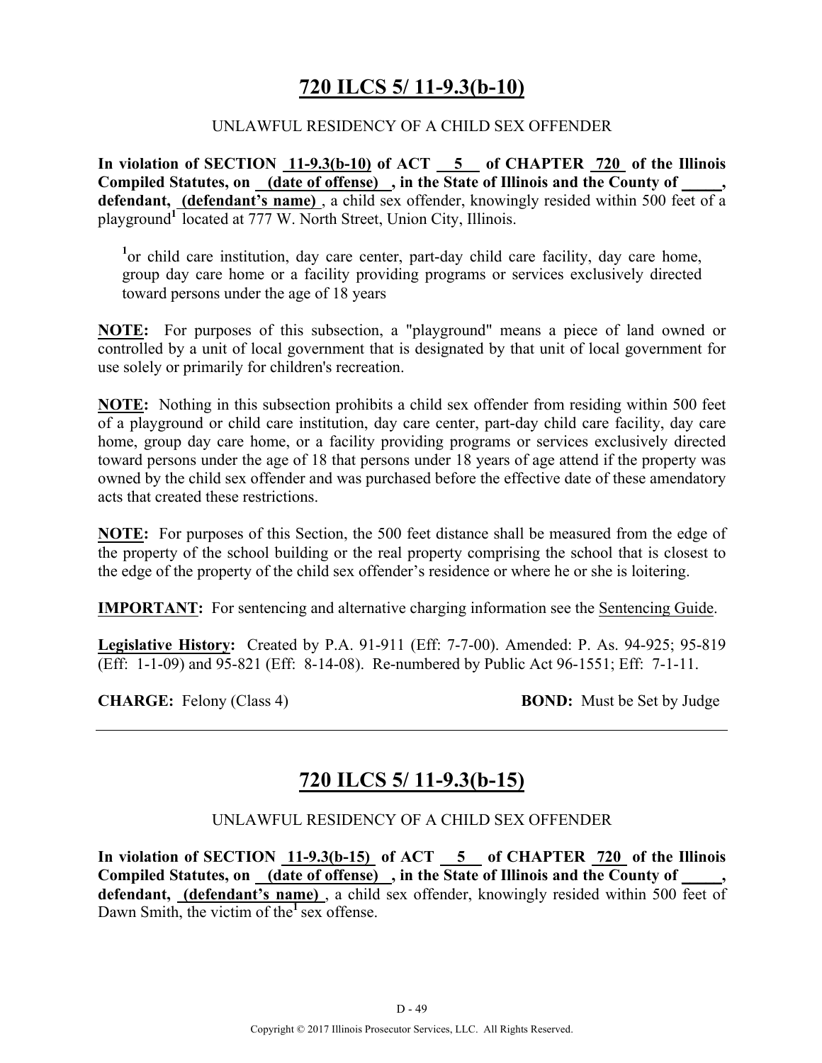# 720 ILCS 5/ 11-9.3(b-10)

UNLAWFUL RESIDENCY OF A CHILD SEX OFFENDER

**In violation of SECTION 11-9.3(b-10) of ACT 5 of CHAPTER 720 of the Illinois Compiled Statutes, on (date of offense) , in the State of Illinois and the County of \_\_\_\_\_, defendant, (defendant's name)**, a child sex offender, knowingly resided within 500 feet of a playground[1] located at 777 W. North Street, Union City, Illinois.

[1]or child care institution, day care center, part-day child care facility, day care home, group day care home or a facility providing programs or services exclusively directed toward persons under the age of 18 years

**NOTE:** For purposes of this subsection, a "playground" means a piece of land owned or controlled by a unit of local government that is designated by that unit of local government for use solely or primarily for children's recreation.

**NOTE:** Nothing in this subsection prohibits a child sex offender from residing within 500 feet of a playground or child care institution, day care center, part-day child care facility, day care home, group day care home, or a facility providing programs or services exclusively directed toward persons under the age of 18 that persons under 18 years of age attend if the property was owned by the child sex offender and was purchased before the effective date of these amendatory acts that created these restrictions.

**NOTE:** For purposes of this Section, the 500 feet distance shall be measured from the edge of the property of the school building or the real property comprising the school that is closest to the edge of the property of the child sex offender's residence or where he or she is loitering.

**IMPORTANT:** For sentencing and alternative charging information see the Sentencing Guide.

**Legislative History:** Created by P.A. 91-911 (Eff: 7-7-00). Amended: P. As. 94-925; 95-819 (Eff: 1-1-09) and 95-821 (Eff: 8-14-08). Re-numbered by Public Act 96-1551; Eff: 7-1-11.

**CHARGE:** Felony (Class 4) **BOND:** Must be Set by Judge

---

# 720 ILCS 5/ 11-9.3(b-15)

UNLAWFUL RESIDENCY OF A CHILD SEX OFFENDER

**In violation of SECTION 11-9.3(b-15) of ACT 5 of CHAPTER 720 of the Illinois Compiled Statutes, on (date of offense) , in the State of Illinois and the County of \_\_\_\_\_, defendant, (defendant's name)**, a child sex offender, knowingly resided within 500 feet of Dawn Smith, the victim of the[1] sex offense.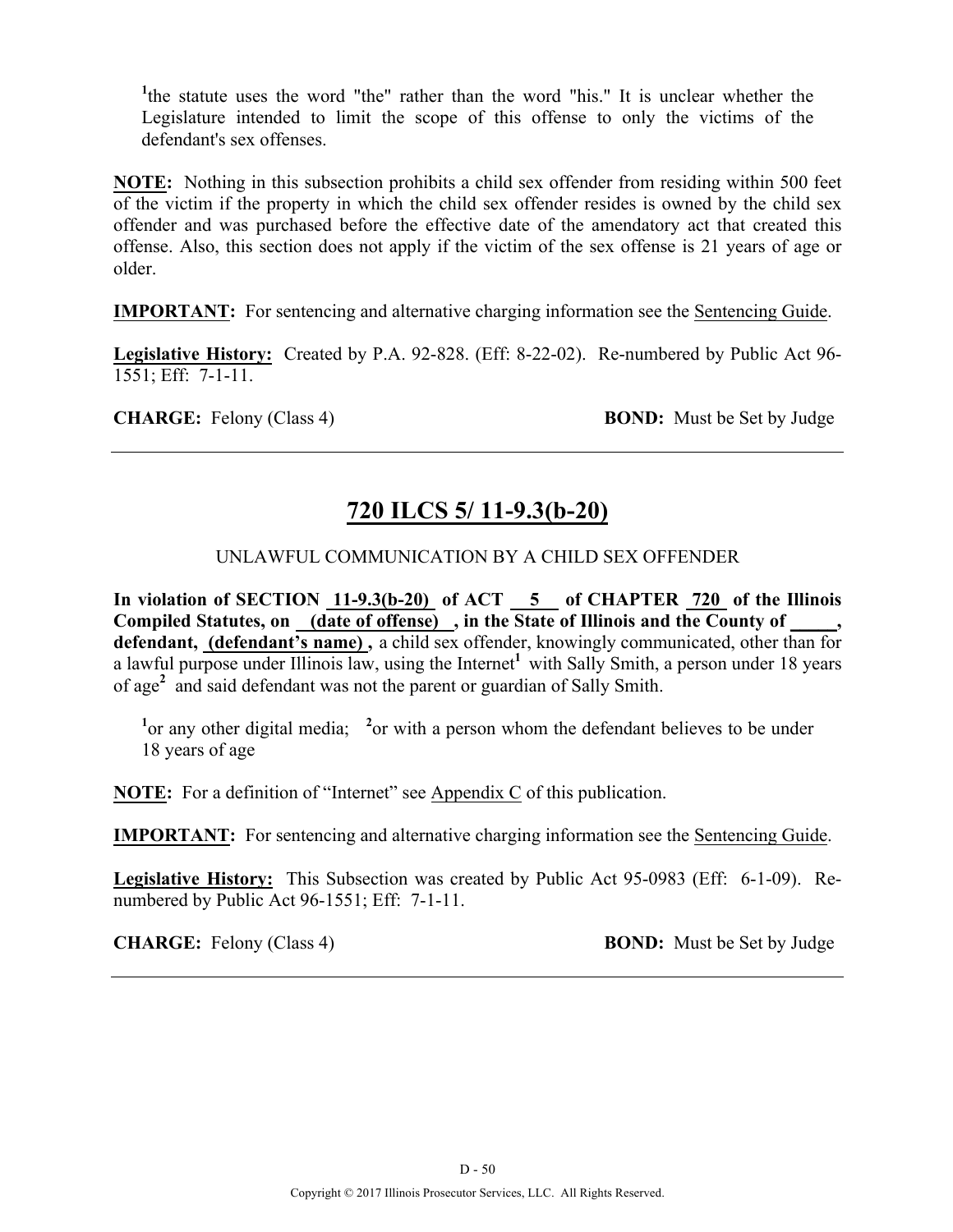[1]the statute uses the word "the" rather than the word "his." It is unclear whether the Legislature intended to limit the scope of this offense to only the victims of the defendant's sex offenses.

**NOTE:** Nothing in this subsection prohibits a child sex offender from residing within 500 feet of the victim if the property in which the child sex offender resides is owned by the child sex offender and was purchased before the effective date of the amendatory act that created this offense. Also, this section does not apply if the victim of the sex offense is 21 years of age or older.

**IMPORTANT:** For sentencing and alternative charging information see the Sentencing Guide.

**Legislative History:** Created by P.A. 92-828. (Eff: 8-22-02). Re-numbered by Public Act 96-1551; Eff: 7-1-11.

**CHARGE:** Felony (Class 4) **BOND:** Must be Set by Judge

---

## 720 ILCS 5/ 11-9.3(b-20)

UNLAWFUL COMMUNICATION BY A CHILD SEX OFFENDER

**In violation of SECTION 11-9.3(b-20) of ACT 5 of CHAPTER 720 of the Illinois Compiled Statutes, on (date of offense) , in the State of Illinois and the County of _____, defendant, (defendant's name) ,** a child sex offender, knowingly communicated, other than for a lawful purpose under Illinois law, using the Internet[1] with Sally Smith, a person under 18 years of age[2] and said defendant was not the parent or guardian of Sally Smith.

[1]or any other digital media; [2]or with a person whom the defendant believes to be under 18 years of age

**NOTE:** For a definition of "Internet" see Appendix C of this publication.

**IMPORTANT:** For sentencing and alternative charging information see the Sentencing Guide.

**Legislative History:** This Subsection was created by Public Act 95-0983 (Eff: 6-1-09). Re-numbered by Public Act 96-1551; Eff: 7-1-11.

**CHARGE:** Felony (Class 4) **BOND:** Must be Set by Judge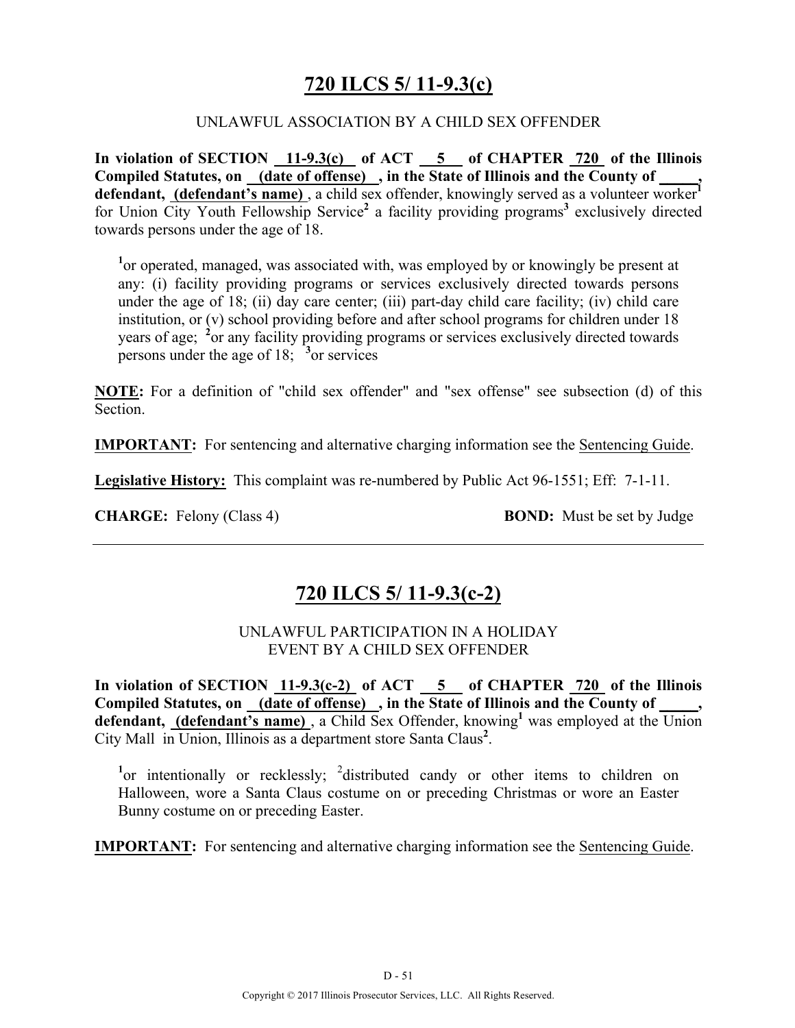# 720 ILCS 5/ 11-9.3(c)

UNLAWFUL ASSOCIATION BY A CHILD SEX OFFENDER

**In violation of SECTION 11-9.3(c) of ACT 5 of CHAPTER 720 of the Illinois Compiled Statutes, on (date of offense), in the State of Illinois and the County of \_\_\_\_\_, defendant, (defendant's name)**, a child sex offender, knowingly served as a volunteer worker[1] for Union City Youth Fellowship Service[2] a facility providing programs[3] exclusively directed towards persons under the age of 18.

[1]or operated, managed, was associated with, was employed by or knowingly be present at any: (i) facility providing programs or services exclusively directed towards persons under the age of 18; (ii) day care center; (iii) part-day child care facility; (iv) child care institution, or (v) school providing before and after school programs for children under 18 years of age; [2]or any facility providing programs or services exclusively directed towards persons under the age of 18; [3]or services

**NOTE:** For a definition of "child sex offender" and "sex offense" see subsection (d) of this Section.

**IMPORTANT:** For sentencing and alternative charging information see the Sentencing Guide.

**Legislative History:** This complaint was re-numbered by Public Act 96-1551; Eff: 7-1-11.

**CHARGE:** Felony (Class 4) **BOND:** Must be set by Judge

---

# 720 ILCS 5/ 11-9.3(c-2)

UNLAWFUL PARTICIPATION IN A HOLIDAY EVENT BY A CHILD SEX OFFENDER

**In violation of SECTION 11-9.3(c-2) of ACT 5 of CHAPTER 720 of the Illinois Compiled Statutes, on (date of offense), in the State of Illinois and the County of \_\_\_\_\_, defendant, (defendant's name)**, a Child Sex Offender, knowing[1] was employed at the Union City Mall in Union, Illinois as a department store Santa Claus[2].

[1]or intentionally or recklessly; [2]distributed candy or other items to children on Halloween, wore a Santa Claus costume on or preceding Christmas or wore an Easter Bunny costume on or preceding Easter.

**IMPORTANT:** For sentencing and alternative charging information see the Sentencing Guide.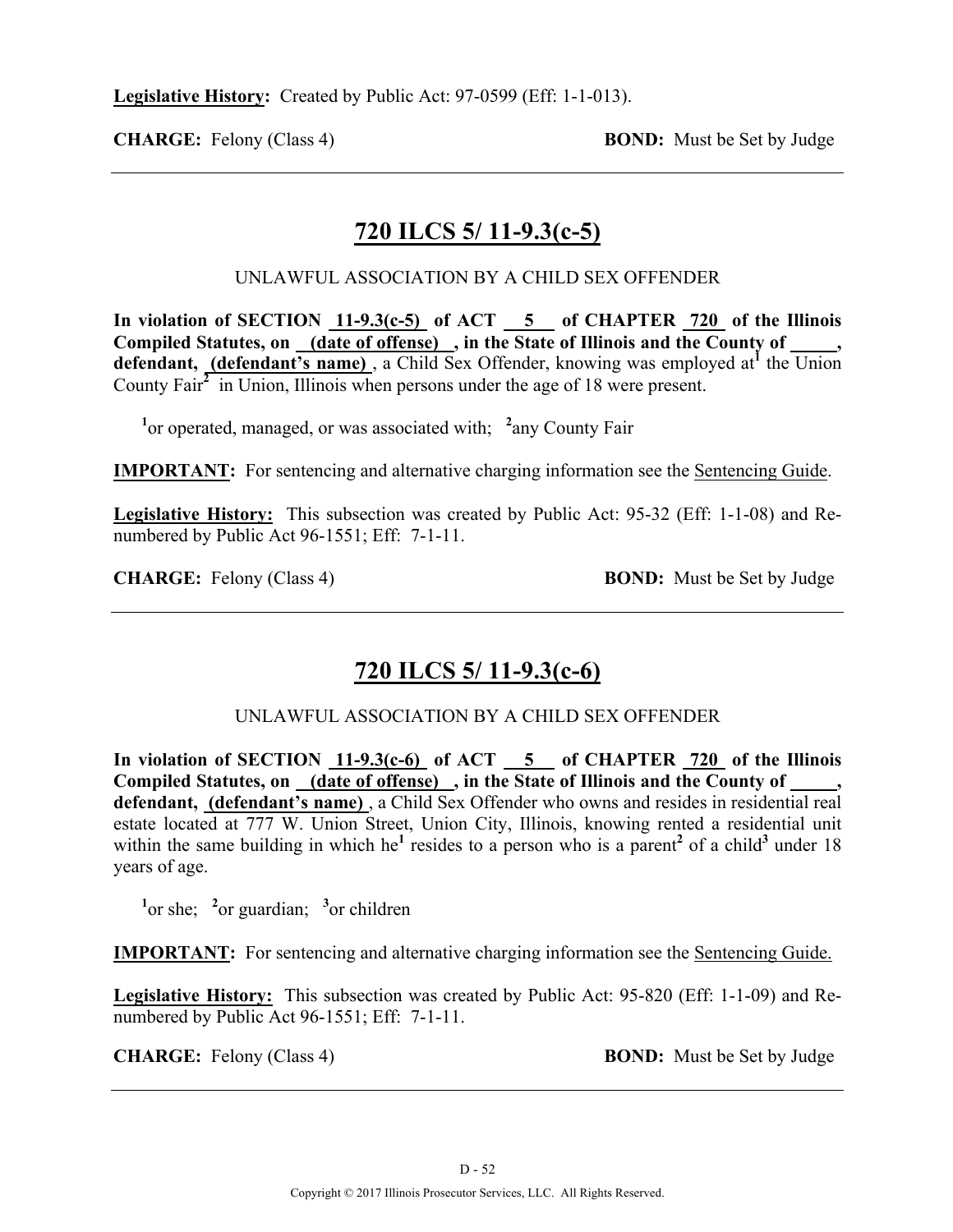**Legislative History:** Created by Public Act: 97-0599 (Eff: 1-1-013).

**CHARGE:** Felony (Class 4) **BOND:** Must be Set by Judge

---

## 720 ILCS 5/ 11-9.3(c-5)

UNLAWFUL ASSOCIATION BY A CHILD SEX OFFENDER

**In violation of SECTION 11-9.3(c-5) of ACT 5 of CHAPTER 720 of the Illinois Compiled Statutes, on (date of offense) , in the State of Illinois and the County of _____, defendant, (defendant's name)** , a Child Sex Offender, knowing was employed at[1] the Union County Fair[2] in Union, Illinois when persons under the age of 18 were present.

[1]or operated, managed, or was associated with; [2]any County Fair

**IMPORTANT:** For sentencing and alternative charging information see the Sentencing Guide.

**Legislative History:** This subsection was created by Public Act: 95-32 (Eff: 1-1-08) and Re-numbered by Public Act 96-1551; Eff: 7-1-11.

**CHARGE:** Felony (Class 4) **BOND:** Must be Set by Judge

---

## 720 ILCS 5/ 11-9.3(c-6)

UNLAWFUL ASSOCIATION BY A CHILD SEX OFFENDER

**In violation of SECTION 11-9.3(c-6) of ACT 5 of CHAPTER 720 of the Illinois Compiled Statutes, on (date of offense) , in the State of Illinois and the County of _____, defendant, (defendant's name)** , a Child Sex Offender who owns and resides in residential real estate located at 777 W. Union Street, Union City, Illinois, knowing rented a residential unit within the same building in which he[1] resides to a person who is a parent[2] of a child[3] under 18 years of age.

[1]or she; [2]or guardian; [3]or children

**IMPORTANT:** For sentencing and alternative charging information see the Sentencing Guide.

**Legislative History:** This subsection was created by Public Act: 95-820 (Eff: 1-1-09) and Re-numbered by Public Act 96-1551; Eff: 7-1-11.

**CHARGE:** Felony (Class 4) **BOND:** Must be Set by Judge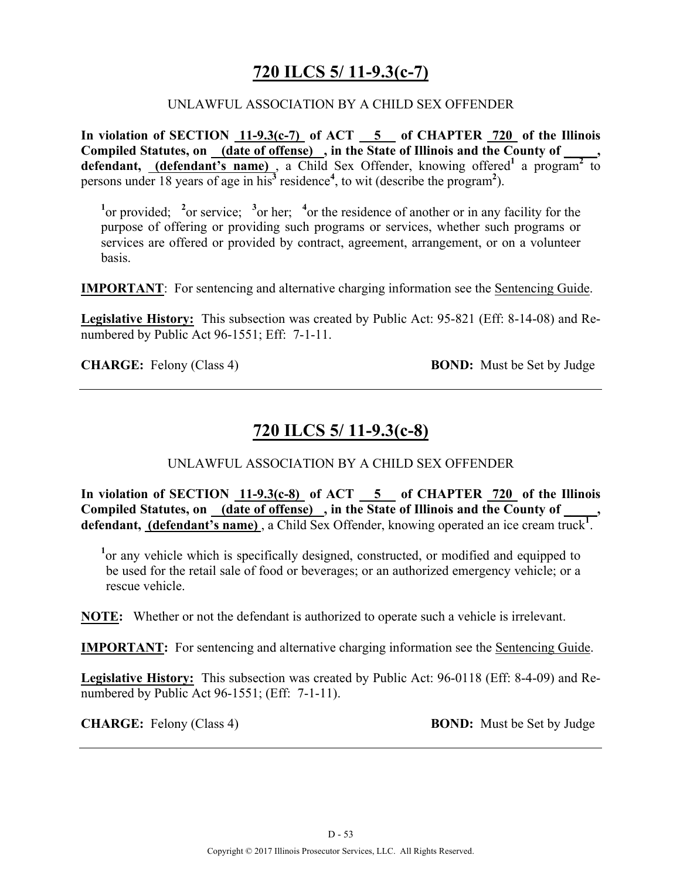## 720 ILCS 5/ 11-9.3(c-7)

UNLAWFUL ASSOCIATION BY A CHILD SEX OFFENDER

**In violation of SECTION 11-9.3(c-7) of ACT 5 of CHAPTER 720 of the Illinois Compiled Statutes, on (date of offense), in the State of Illinois and the County of _____, defendant, (defendant's name)**, a Child Sex Offender, knowing offered[1] a program[2] to persons under 18 years of age in his[3] residence[4], to wit (describe the program[2]).

[1]or provided; [2]or service; [3]or her; [4]or the residence of another or in any facility for the purpose of offering or providing such programs or services, whether such programs or services are offered or provided by contract, agreement, arrangement, or on a volunteer basis.

**IMPORTANT**: For sentencing and alternative charging information see the Sentencing Guide.

**Legislative History:** This subsection was created by Public Act: 95-821 (Eff: 8-14-08) and Re-numbered by Public Act 96-1551; Eff: 7-1-11.

**CHARGE:** Felony (Class 4) **BOND:** Must be Set by Judge

---

## 720 ILCS 5/ 11-9.3(c-8)

UNLAWFUL ASSOCIATION BY A CHILD SEX OFFENDER

**In violation of SECTION 11-9.3(c-8) of ACT 5 of CHAPTER 720 of the Illinois Compiled Statutes, on (date of offense), in the State of Illinois and the County of _____, defendant, (defendant's name)**, a Child Sex Offender, knowing operated an ice cream truck[1].

[1]or any vehicle which is specifically designed, constructed, or modified and equipped to be used for the retail sale of food or beverages; or an authorized emergency vehicle; or a rescue vehicle.

**NOTE:** Whether or not the defendant is authorized to operate such a vehicle is irrelevant.

**IMPORTANT:** For sentencing and alternative charging information see the Sentencing Guide.

**Legislative History:** This subsection was created by Public Act: 96-0118 (Eff: 8-4-09) and Re-numbered by Public Act 96-1551; (Eff: 7-1-11).

**CHARGE:** Felony (Class 4) **BOND:** Must be Set by Judge

---

Copyright © 2017 Illinois Prosecutor Services, LLC. All Rights Reserved.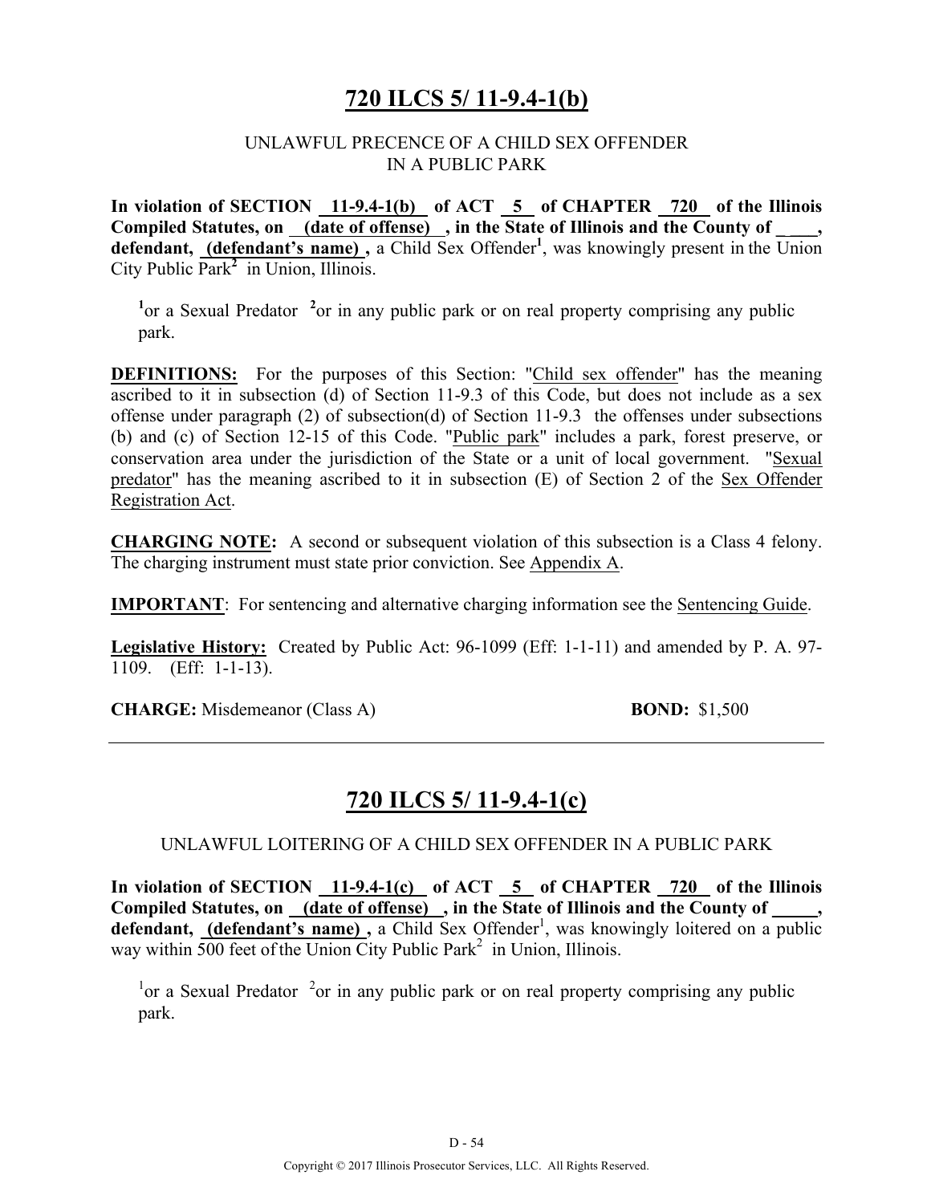# 720 ILCS 5/ 11-9.4-1(b)

UNLAWFUL PRECENCE OF A CHILD SEX OFFENDER IN A PUBLIC PARK

**In violation of SECTION 11-9.4-1(b) of ACT 5 of CHAPTER 720 of the Illinois Compiled Statutes, on (date of offense) , in the State of Illinois and the County of \_\_\_\_, defendant, (defendant's name) ,** a Child Sex Offender[1], was knowingly present in the Union City Public Park[2] in Union, Illinois.

[1]or a Sexual Predator [2]or in any public park or on real property comprising any public park.

**DEFINITIONS:** For the purposes of this Section: "Child sex offender" has the meaning ascribed to it in subsection (d) of Section 11-9.3 of this Code, but does not include as a sex offense under paragraph (2) of subsection(d) of Section 11-9.3 the offenses under subsections (b) and (c) of Section 12-15 of this Code. "Public park" includes a park, forest preserve, or conservation area under the jurisdiction of the State or a unit of local government. "Sexual predator" has the meaning ascribed to it in subsection (E) of Section 2 of the Sex Offender Registration Act.

**CHARGING NOTE:** A second or subsequent violation of this subsection is a Class 4 felony. The charging instrument must state prior conviction. See Appendix A.

**IMPORTANT**: For sentencing and alternative charging information see the Sentencing Guide.

**Legislative History:** Created by Public Act: 96-1099 (Eff: 1-1-11) and amended by P. A. 97-1109. (Eff: 1-1-13).

**CHARGE:** Misdemeanor (Class A) **BOND:** $1,500

---

# 720 ILCS 5/ 11-9.4-1(c)

UNLAWFUL LOITERING OF A CHILD SEX OFFENDER IN A PUBLIC PARK

**In violation of SECTION 11-9.4-1(c) of ACT 5 of CHAPTER 720 of the Illinois Compiled Statutes, on (date of offense) , in the State of Illinois and the County of \_\_\_\_\_, defendant, (defendant's name) ,** a Child Sex Offender[1], was knowingly loitered on a public way within 500 feet of the Union City Public Park[2] in Union, Illinois.

[1]or a Sexual Predator [2]or in any public park or on real property comprising any public park.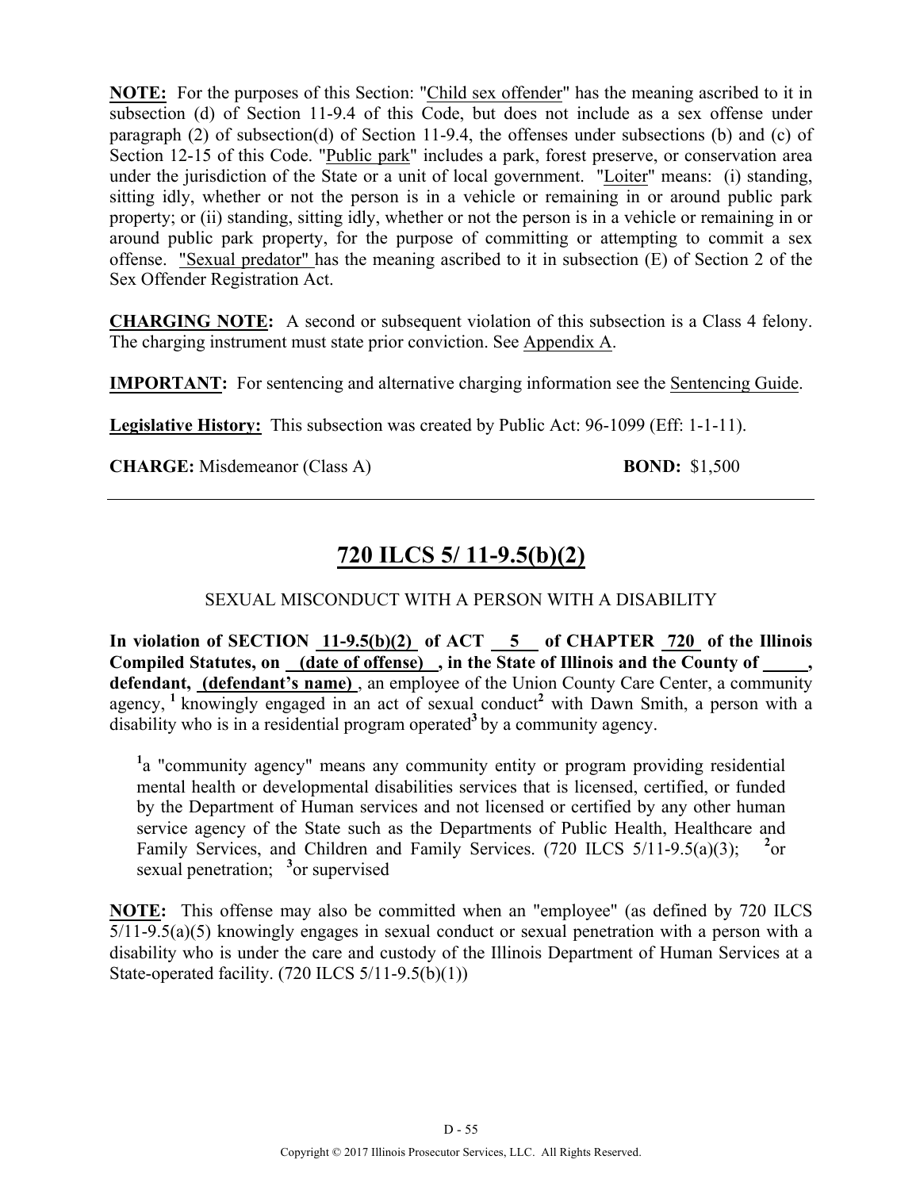**NOTE:** For the purposes of this Section: "Child sex offender" has the meaning ascribed to it in subsection (d) of Section 11-9.4 of this Code, but does not include as a sex offense under paragraph (2) of subsection(d) of Section 11-9.4, the offenses under subsections (b) and (c) of Section 12-15 of this Code. "Public park" includes a park, forest preserve, or conservation area under the jurisdiction of the State or a unit of local government. "Loiter" means: (i) standing, sitting idly, whether or not the person is in a vehicle or remaining in or around public park property; or (ii) standing, sitting idly, whether or not the person is in a vehicle or remaining in or around public park property, for the purpose of committing or attempting to commit a sex offense. "Sexual predator" has the meaning ascribed to it in subsection (E) of Section 2 of the Sex Offender Registration Act.

**CHARGING NOTE:** A second or subsequent violation of this subsection is a Class 4 felony. The charging instrument must state prior conviction. See Appendix A.

**IMPORTANT:** For sentencing and alternative charging information see the Sentencing Guide.

**Legislative History:** This subsection was created by Public Act: 96-1099 (Eff: 1-1-11).

**CHARGE:** Misdemeanor (Class A) **BOND:** $1,500

---

# 720 ILCS 5/ 11-9.5(b)(2)

SEXUAL MISCONDUCT WITH A PERSON WITH A DISABILITY

**In violation of SECTION 11-9.5(b)(2) of ACT 5 of CHAPTER 720 of the Illinois Compiled Statutes, on (date of offense), in the State of Illinois and the County of \_\_\_\_\_, defendant, (defendant's name)**, an employee of the Union County Care Center, a community agency, [1] knowingly engaged in an act of sexual conduct[2] with Dawn Smith, a person with a disability who is in a residential program operated[3] by a community agency.

[1]a "community agency" means any community entity or program providing residential mental health or developmental disabilities services that is licensed, certified, or funded by the Department of Human services and not licensed or certified by any other human service agency of the State such as the Departments of Public Health, Healthcare and Family Services, and Children and Family Services. (720 ILCS 5/11-9.5(a)(3); [2]or sexual penetration; [3]or supervised

**NOTE:** This offense may also be committed when an "employee" (as defined by 720 ILCS 5/11-9.5(a)(5) knowingly engages in sexual conduct or sexual penetration with a person with a disability who is under the care and custody of the Illinois Department of Human Services at a State-operated facility. (720 ILCS 5/11-9.5(b)(1))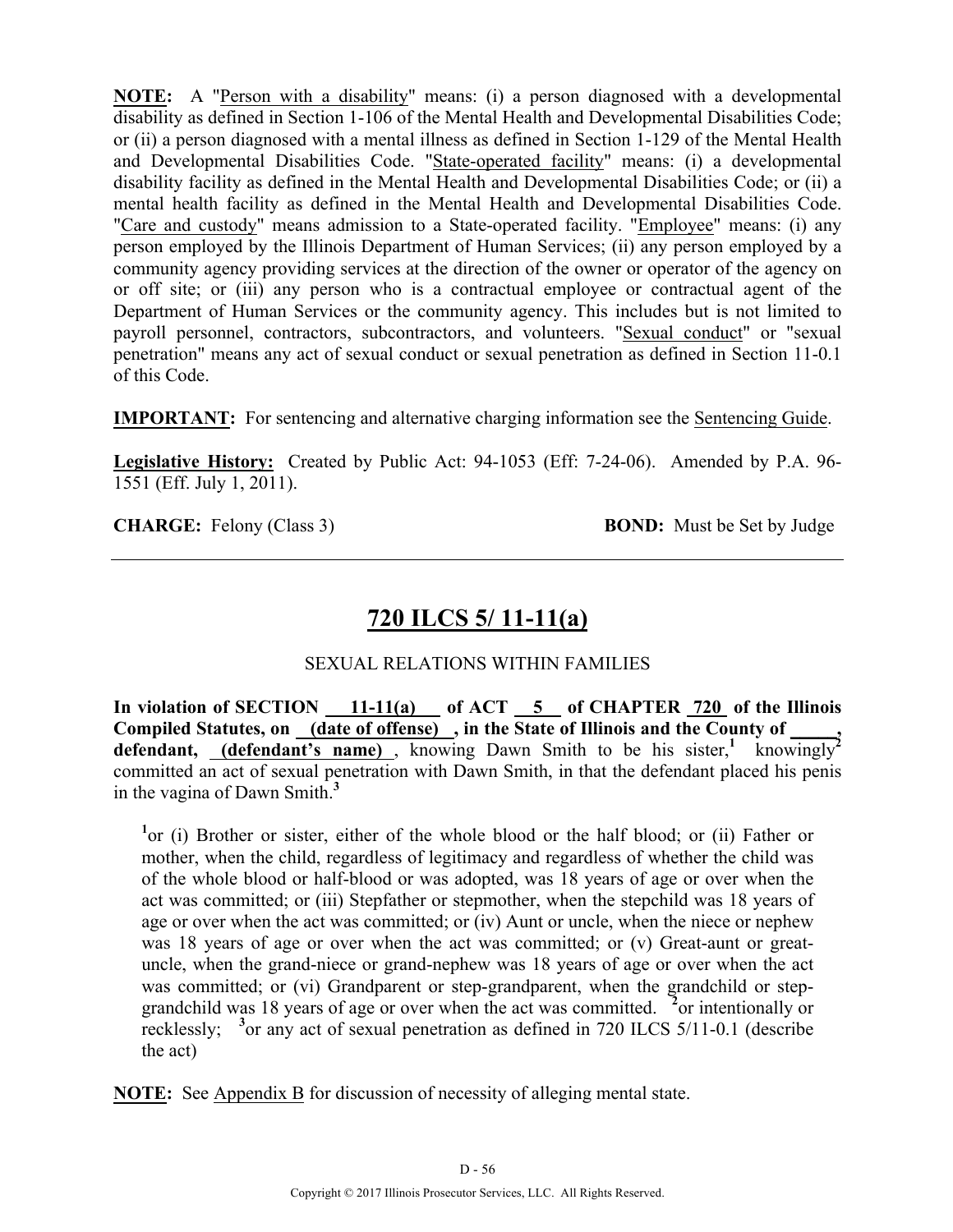**NOTE:** A "Person with a disability" means: (i) a person diagnosed with a developmental disability as defined in Section 1-106 of the Mental Health and Developmental Disabilities Code; or (ii) a person diagnosed with a mental illness as defined in Section 1-129 of the Mental Health and Developmental Disabilities Code. "State-operated facility" means: (i) a developmental disability facility as defined in the Mental Health and Developmental Disabilities Code; or (ii) a mental health facility as defined in the Mental Health and Developmental Disabilities Code. "Care and custody" means admission to a State-operated facility. "Employee" means: (i) any person employed by the Illinois Department of Human Services; (ii) any person employed by a community agency providing services at the direction of the owner or operator of the agency on or off site; or (iii) any person who is a contractual employee or contractual agent of the Department of Human Services or the community agency. This includes but is not limited to payroll personnel, contractors, subcontractors, and volunteers. "Sexual conduct" or "sexual penetration" means any act of sexual conduct or sexual penetration as defined in Section 11-0.1 of this Code.

**IMPORTANT:** For sentencing and alternative charging information see the Sentencing Guide.

**Legislative History:** Created by Public Act: 94-1053 (Eff: 7-24-06). Amended by P.A. 96-1551 (Eff. July 1, 2011).

**CHARGE:** Felony (Class 3) **BOND:** Must be Set by Judge

---

## 720 ILCS 5/ 11-11(a)

SEXUAL RELATIONS WITHIN FAMILIES

**In violation of SECTION 11-11(a) of ACT 5 of CHAPTER 720 of the Illinois Compiled Statutes, on (date of offense) , in the State of Illinois and the County of \_\_\_\_\_, defendant, (defendant's name)** , knowing Dawn Smith to be his sister,[1] knowingly[2] committed an act of sexual penetration with Dawn Smith, in that the defendant placed his penis in the vagina of Dawn Smith.[3]

[1]or (i) Brother or sister, either of the whole blood or the half blood; or (ii) Father or mother, when the child, regardless of legitimacy and regardless of whether the child was of the whole blood or half-blood or was adopted, was 18 years of age or over when the act was committed; or (iii) Stepfather or stepmother, when the stepchild was 18 years of age or over when the act was committed; or (iv) Aunt or uncle, when the niece or nephew was 18 years of age or over when the act was committed; or (v) Great-aunt or great-uncle, when the grand-niece or grand-nephew was 18 years of age or over when the act was committed; or (vi) Grandparent or step-grandparent, when the grandchild or step-grandchild was 18 years of age or over when the act was committed. [2]or intentionally or recklessly; [3]or any act of sexual penetration as defined in 720 ILCS 5/11-0.1 (describe the act)

**NOTE:** See Appendix B for discussion of necessity of alleging mental state.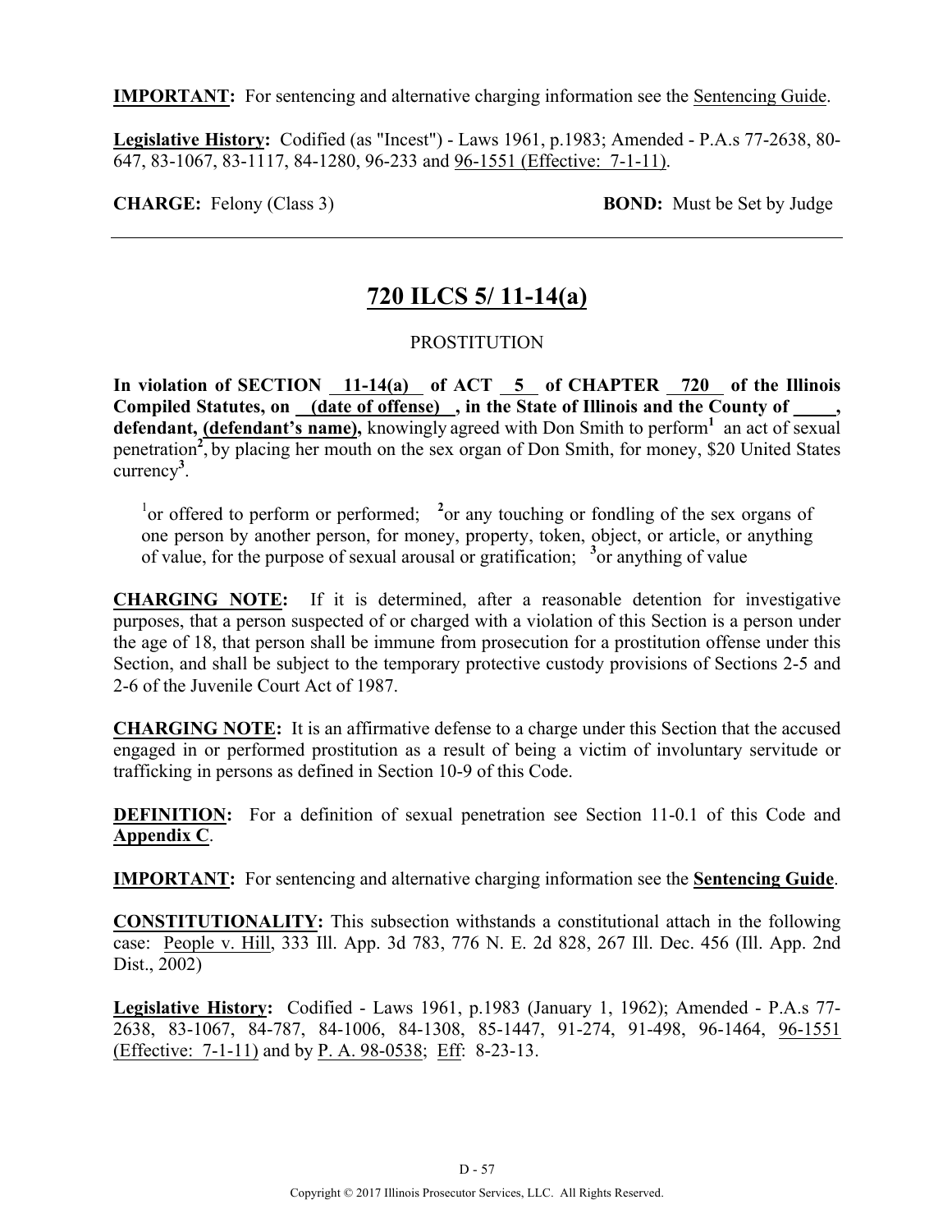**IMPORTANT:** For sentencing and alternative charging information see the Sentencing Guide.

**Legislative History:** Codified (as "Incest") - Laws 1961, p.1983; Amended - P.A.s 77-2638, 80-647, 83-1067, 83-1117, 84-1280, 96-233 and 96-1551 (Effective: 7-1-11).

**CHARGE:** Felony (Class 3) **BOND:** Must be Set by Judge

---

## 720 ILCS 5/ 11-14(a)

PROSTITUTION

**In violation of SECTION 11-14(a) of ACT 5 of CHAPTER 720 of the Illinois Compiled Statutes, on (date of offense) , in the State of Illinois and the County of \_\_\_\_, defendant, (defendant's name),** knowingly agreed with Don Smith to perform[1] an act of sexual penetration[2], by placing her mouth on the sex organ of Don Smith, for money, $20 United States currency[3].

[1]or offered to perform or performed; [2]or any touching or fondling of the sex organs of one person by another person, for money, property, token, object, or article, or anything of value, for the purpose of sexual arousal or gratification; [3]or anything of value

**CHARGING NOTE:** If it is determined, after a reasonable detention for investigative purposes, that a person suspected of or charged with a violation of this Section is a person under the age of 18, that person shall be immune from prosecution for a prostitution offense under this Section, and shall be subject to the temporary protective custody provisions of Sections 2-5 and 2-6 of the Juvenile Court Act of 1987.

**CHARGING NOTE:** It is an affirmative defense to a charge under this Section that the accused engaged in or performed prostitution as a result of being a victim of involuntary servitude or trafficking in persons as defined in Section 10-9 of this Code.

**DEFINITION:** For a definition of sexual penetration see Section 11-0.1 of this Code and **Appendix C**.

**IMPORTANT:** For sentencing and alternative charging information see the **Sentencing Guide**.

**CONSTITUTIONALITY:** This subsection withstands a constitutional attach in the following case: People v. Hill, 333 Ill. App. 3d 783, 776 N. E. 2d 828, 267 Ill. Dec. 456 (Ill. App. 2nd Dist., 2002)

**Legislative History:** Codified - Laws 1961, p.1983 (January 1, 1962); Amended - P.A.s 77-2638, 83-1067, 84-787, 84-1006, 84-1308, 85-1447, 91-274, 91-498, 96-1464, 96-1551 (Effective: 7-1-11) and by P. A. 98-0538; Eff: 8-23-13.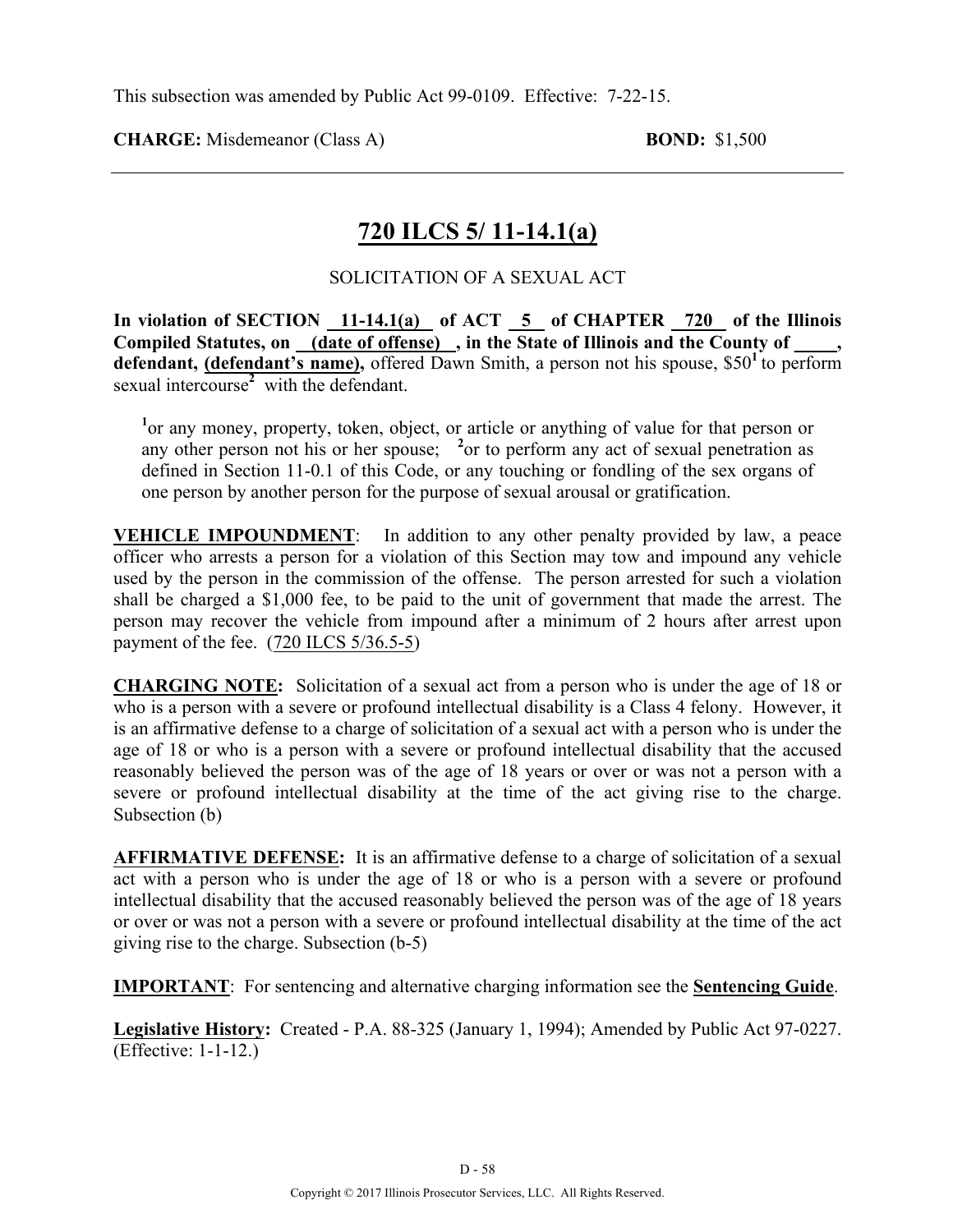This subsection was amended by Public Act 99-0109. Effective: 7-22-15.

**CHARGE:** Misdemeanor (Class A) **BOND:** $1,500

## 720 ILCS 5/ 11-14.1(a)

SOLICITATION OF A SEXUAL ACT

**In violation of SECTION 11-14.1(a) of ACT 5 of CHAPTER 720 of the Illinois Compiled Statutes, on (date of offense), in the State of Illinois and the County of \_\_\_\_\_, defendant, (defendant's name),** offered Dawn Smith, a person not his spouse, $50[1] to perform sexual intercourse[2] with the defendant.

> [1]or any money, property, token, object, or article or anything of value for that person or any other person not his or her spouse; [2]or to perform any act of sexual penetration as defined in Section 11-0.1 of this Code, or any touching or fondling of the sex organs of one person by another person for the purpose of sexual arousal or gratification.

**VEHICLE IMPOUNDMENT**: In addition to any other penalty provided by law, a peace officer who arrests a person for a violation of this Section may tow and impound any vehicle used by the person in the commission of the offense. The person arrested for such a violation shall be charged a $1,000 fee, to be paid to the unit of government that made the arrest. The person may recover the vehicle from impound after a minimum of 2 hours after arrest upon payment of the fee. (720 ILCS 5/36.5-5)

**CHARGING NOTE:** Solicitation of a sexual act from a person who is under the age of 18 or who is a person with a severe or profound intellectual disability is a Class 4 felony. However, it is an affirmative defense to a charge of solicitation of a sexual act with a person who is under the age of 18 or who is a person with a severe or profound intellectual disability that the accused reasonably believed the person was of the age of 18 years or over or was not a person with a severe or profound intellectual disability at the time of the act giving rise to the charge. Subsection (b)

**AFFIRMATIVE DEFENSE:** It is an affirmative defense to a charge of solicitation of a sexual act with a person who is under the age of 18 or who is a person with a severe or profound intellectual disability that the accused reasonably believed the person was of the age of 18 years or over or was not a person with a severe or profound intellectual disability at the time of the act giving rise to the charge. Subsection (b-5)

**IMPORTANT**: For sentencing and alternative charging information see the **Sentencing Guide**.

**Legislative History:** Created - P.A. 88-325 (January 1, 1994); Amended by Public Act 97-0227. (Effective: 1-1-12.)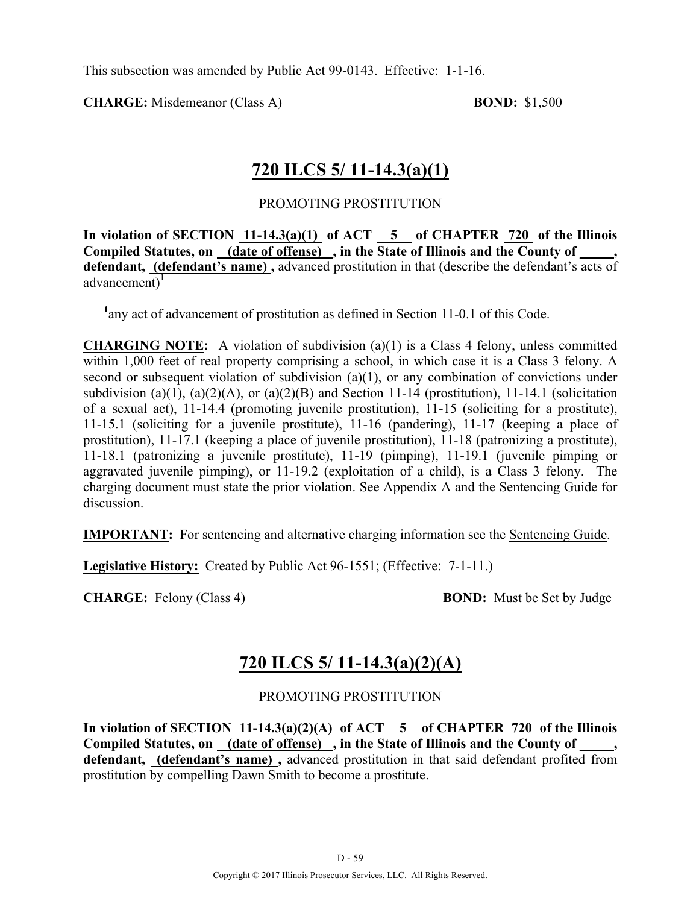This subsection was amended by Public Act 99-0143. Effective: 1-1-16.

**CHARGE:** Misdemeanor (Class A) **BOND:** $1,500

---

## 720 ILCS 5/ 11-14.3(a)(1)

PROMOTING PROSTITUTION

**In violation of SECTION 11-14.3(a)(1) of ACT 5 of CHAPTER 720 of the Illinois Compiled Statutes, on (date of offense) , in the State of Illinois and the County of _____, defendant, (defendant's name) ,** advanced prostitution in that (describe the defendant's acts of advancement)[1]

[1]any act of advancement of prostitution as defined in Section 11-0.1 of this Code.

**CHARGING NOTE:** A violation of subdivision (a)(1) is a Class 4 felony, unless committed within 1,000 feet of real property comprising a school, in which case it is a Class 3 felony. A second or subsequent violation of subdivision (a)(1), or any combination of convictions under subdivision (a)(1), (a)(2)(A), or (a)(2)(B) and Section 11-14 (prostitution), 11-14.1 (solicitation of a sexual act), 11-14.4 (promoting juvenile prostitution), 11-15 (soliciting for a prostitute), 11-15.1 (soliciting for a juvenile prostitute), 11-16 (pandering), 11-17 (keeping a place of prostitution), 11-17.1 (keeping a place of juvenile prostitution), 11-18 (patronizing a prostitute), 11-18.1 (patronizing a juvenile prostitute), 11-19 (pimping), 11-19.1 (juvenile pimping or aggravated juvenile pimping), or 11-19.2 (exploitation of a child), is a Class 3 felony. The charging document must state the prior violation. See Appendix A and the Sentencing Guide for discussion.

**IMPORTANT:** For sentencing and alternative charging information see the Sentencing Guide.

**Legislative History:** Created by Public Act 96-1551; (Effective: 7-1-11.)

**CHARGE:** Felony (Class 4) **BOND:** Must be Set by Judge

---

## 720 ILCS 5/ 11-14.3(a)(2)(A)

PROMOTING PROSTITUTION

**In violation of SECTION 11-14.3(a)(2)(A) of ACT 5 of CHAPTER 720 of the Illinois Compiled Statutes, on (date of offense) , in the State of Illinois and the County of _____, defendant, (defendant's name) ,** advanced prostitution in that said defendant profited from prostitution by compelling Dawn Smith to become a prostitute.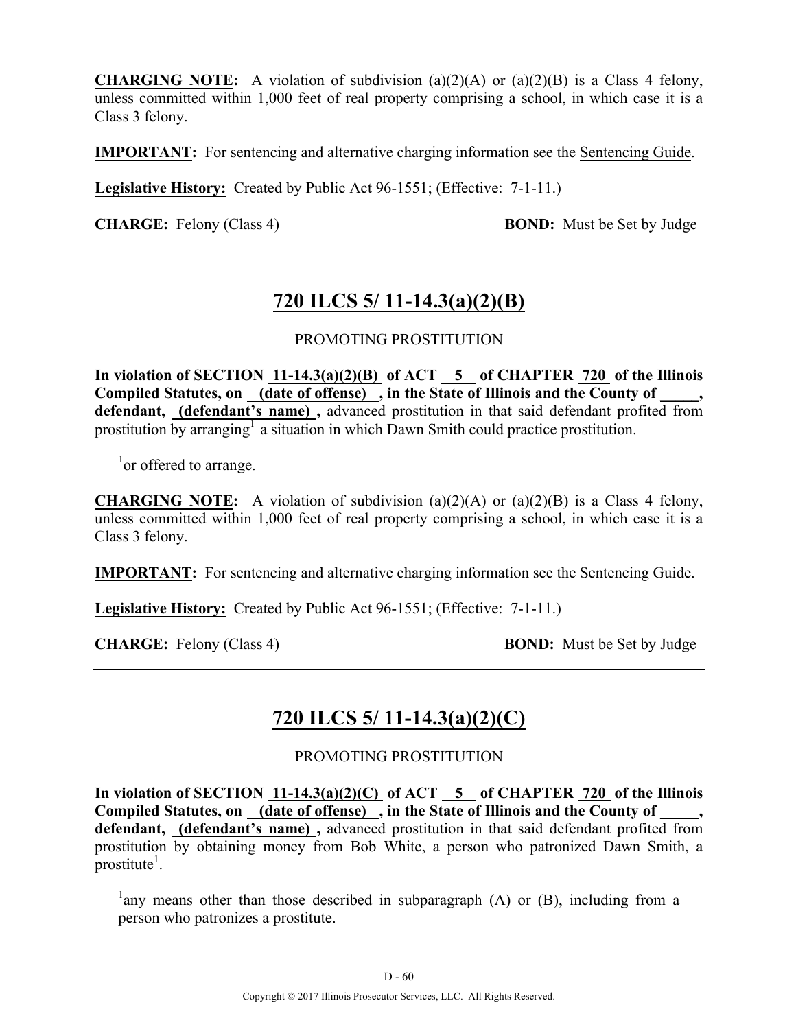**CHARGING NOTE:** A violation of subdivision (a)(2)(A) or (a)(2)(B) is a Class 4 felony, unless committed within 1,000 feet of real property comprising a school, in which case it is a Class 3 felony.

**IMPORTANT:** For sentencing and alternative charging information see the Sentencing Guide.

**Legislative History:** Created by Public Act 96-1551; (Effective: 7-1-11.)

**CHARGE:** Felony (Class 4) **BOND:** Must be Set by Judge

---

## 720 ILCS 5/ 11-14.3(a)(2)(B)

PROMOTING PROSTITUTION

**In violation of SECTION 11-14.3(a)(2)(B) of ACT 5 of CHAPTER 720 of the Illinois Compiled Statutes, on (date of offense) , in the State of Illinois and the County of _____, defendant, (defendant's name) ,** advanced prostitution in that said defendant profited from prostitution by arranging[1] a situation in which Dawn Smith could practice prostitution.

[1]or offered to arrange.

**CHARGING NOTE:** A violation of subdivision (a)(2)(A) or (a)(2)(B) is a Class 4 felony, unless committed within 1,000 feet of real property comprising a school, in which case it is a Class 3 felony.

**IMPORTANT:** For sentencing and alternative charging information see the Sentencing Guide.

**Legislative History:** Created by Public Act 96-1551; (Effective: 7-1-11.)

**CHARGE:** Felony (Class 4) **BOND:** Must be Set by Judge

---

## 720 ILCS 5/ 11-14.3(a)(2)(C)

PROMOTING PROSTITUTION

**In violation of SECTION 11-14.3(a)(2)(C) of ACT 5 of CHAPTER 720 of the Illinois Compiled Statutes, on (date of offense) , in the State of Illinois and the County of _____, defendant, (defendant's name) ,** advanced prostitution in that said defendant profited from prostitution by obtaining money from Bob White, a person who patronized Dawn Smith, a prostitute[1].

[1]any means other than those described in subparagraph (A) or (B), including from a person who patronizes a prostitute.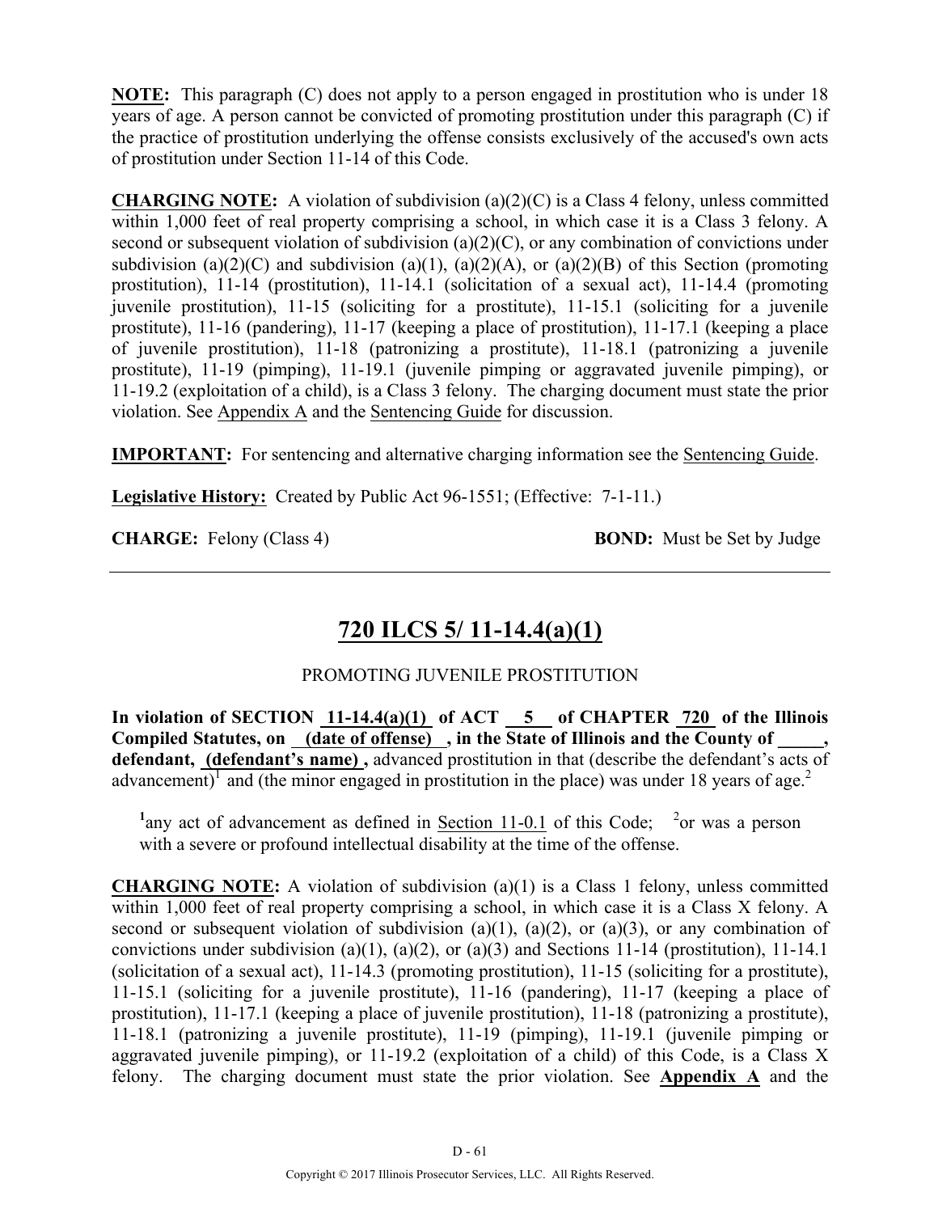**NOTE:** This paragraph (C) does not apply to a person engaged in prostitution who is under 18 years of age. A person cannot be convicted of promoting prostitution under this paragraph (C) if the practice of prostitution underlying the offense consists exclusively of the accused's own acts of prostitution under Section 11-14 of this Code.

**CHARGING NOTE:** A violation of subdivision (a)(2)(C) is a Class 4 felony, unless committed within 1,000 feet of real property comprising a school, in which case it is a Class 3 felony. A second or subsequent violation of subdivision (a)(2)(C), or any combination of convictions under subdivision (a)(2)(C) and subdivision (a)(1), (a)(2)(A), or (a)(2)(B) of this Section (promoting prostitution), 11-14 (prostitution), 11-14.1 (solicitation of a sexual act), 11-14.4 (promoting juvenile prostitution), 11-15 (soliciting for a prostitute), 11-15.1 (soliciting for a juvenile prostitute), 11-16 (pandering), 11-17 (keeping a place of prostitution), 11-17.1 (keeping a place of juvenile prostitution), 11-18 (patronizing a prostitute), 11-18.1 (patronizing a juvenile prostitute), 11-19 (pimping), 11-19.1 (juvenile pimping or aggravated juvenile pimping), or 11-19.2 (exploitation of a child), is a Class 3 felony. The charging document must state the prior violation. See Appendix A and the Sentencing Guide for discussion.

**IMPORTANT:** For sentencing and alternative charging information see the Sentencing Guide.

**Legislative History:** Created by Public Act 96-1551; (Effective: 7-1-11.)

**CHARGE:** Felony (Class 4) **BOND:** Must be Set by Judge

---

## 720 ILCS 5/ 11-14.4(a)(1)

PROMOTING JUVENILE PROSTITUTION

**In violation of SECTION 11-14.4(a)(1) of ACT 5 of CHAPTER 720 of the Illinois Compiled Statutes, on (date of offense) , in the State of Illinois and the County of _____, defendant, (defendant's name) ,** advanced prostitution in that (describe the defendant's acts of advancement)[1] and (the minor engaged in prostitution in the place) was under 18 years of age.[2]

[1]any act of advancement as defined in Section 11-0.1 of this Code; [2]or was a person with a severe or profound intellectual disability at the time of the offense.

**CHARGING NOTE:** A violation of subdivision (a)(1) is a Class 1 felony, unless committed within 1,000 feet of real property comprising a school, in which case it is a Class X felony. A second or subsequent violation of subdivision (a)(1), (a)(2), or (a)(3), or any combination of convictions under subdivision (a)(1), (a)(2), or (a)(3) and Sections 11-14 (prostitution), 11-14.1 (solicitation of a sexual act), 11-14.3 (promoting prostitution), 11-15 (soliciting for a prostitute), 11-15.1 (soliciting for a juvenile prostitute), 11-16 (pandering), 11-17 (keeping a place of prostitution), 11-17.1 (keeping a place of juvenile prostitution), 11-18 (patronizing a prostitute), 11-18.1 (patronizing a juvenile prostitute), 11-19 (pimping), 11-19.1 (juvenile pimping or aggravated juvenile pimping), or 11-19.2 (exploitation of a child) of this Code, is a Class X felony. The charging document must state the prior violation. See **Appendix A** and the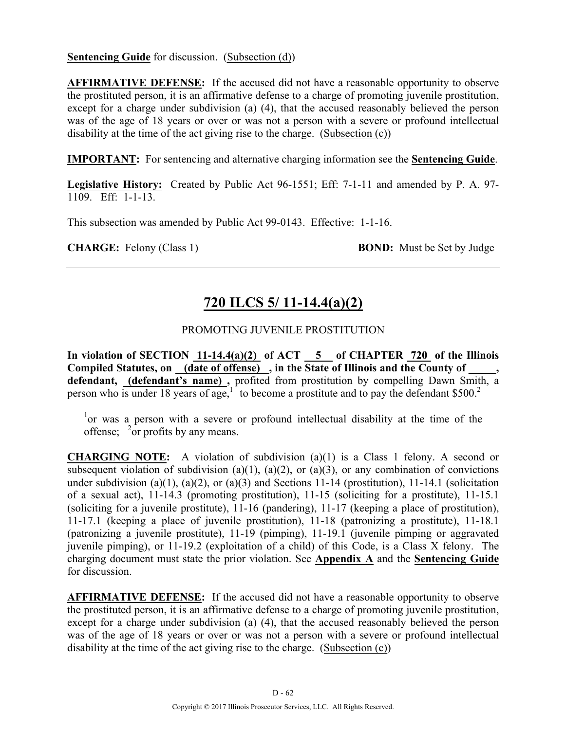**Sentencing Guide** for discussion. (Subsection (d))

**AFFIRMATIVE DEFENSE:** If the accused did not have a reasonable opportunity to observe the prostituted person, it is an affirmative defense to a charge of promoting juvenile prostitution, except for a charge under subdivision (a) (4), that the accused reasonably believed the person was of the age of 18 years or over or was not a person with a severe or profound intellectual disability at the time of the act giving rise to the charge. (Subsection (c))

**IMPORTANT:** For sentencing and alternative charging information see the **Sentencing Guide**.

**Legislative History:** Created by Public Act 96-1551; Eff: 7-1-11 and amended by P. A. 97-1109. Eff: 1-1-13.

This subsection was amended by Public Act 99-0143. Effective: 1-1-16.

**CHARGE:** Felony (Class 1) **BOND:** Must be Set by Judge

---

## 720 ILCS 5/ 11-14.4(a)(2)

PROMOTING JUVENILE PROSTITUTION

**In violation of SECTION 11-14.4(a)(2) of ACT 5 of CHAPTER 720 of the Illinois Compiled Statutes, on (date of offense) , in the State of Illinois and the County of _____, defendant, (defendant's name) ,** profited from prostitution by compelling Dawn Smith, a person who is under 18 years of age,[1] to become a prostitute and to pay the defendant \$500.[2]

[1]or was a person with a severe or profound intellectual disability at the time of the offense; [2]or profits by any means.

**CHARGING NOTE:** A violation of subdivision (a)(1) is a Class 1 felony. A second or subsequent violation of subdivision (a)(1), (a)(2), or (a)(3), or any combination of convictions under subdivision (a)(1), (a)(2), or (a)(3) and Sections 11-14 (prostitution), 11-14.1 (solicitation of a sexual act), 11-14.3 (promoting prostitution), 11-15 (soliciting for a prostitute), 11-15.1 (soliciting for a juvenile prostitute), 11-16 (pandering), 11-17 (keeping a place of prostitution), 11-17.1 (keeping a place of juvenile prostitution), 11-18 (patronizing a prostitute), 11-18.1 (patronizing a juvenile prostitute), 11-19 (pimping), 11-19.1 (juvenile pimping or aggravated juvenile pimping), or 11-19.2 (exploitation of a child) of this Code, is a Class X felony. The charging document must state the prior violation. See **Appendix A** and the **Sentencing Guide** for discussion.

**AFFIRMATIVE DEFENSE:** If the accused did not have a reasonable opportunity to observe the prostituted person, it is an affirmative defense to a charge of promoting juvenile prostitution, except for a charge under subdivision (a) (4), that the accused reasonably believed the person was of the age of 18 years or over or was not a person with a severe or profound intellectual disability at the time of the act giving rise to the charge. (Subsection (c))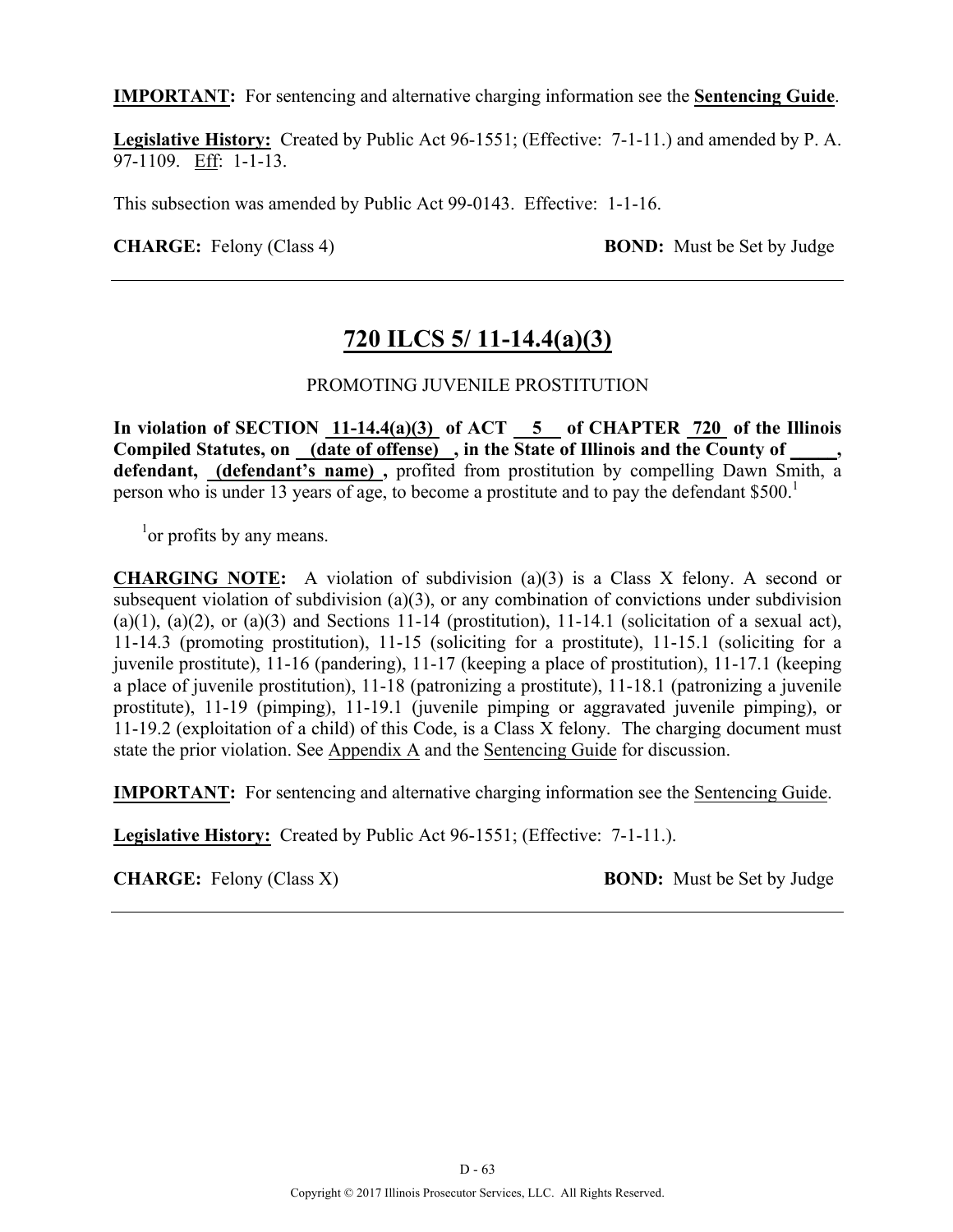**IMPORTANT:** For sentencing and alternative charging information see the **Sentencing Guide**.

Legislative History: Created by Public Act 96-1551; (Effective: 7-1-11.) and amended by P. A. 97-1109. Eff: 1-1-13.

This subsection was amended by Public Act 99-0143. Effective: 1-1-16.

**CHARGE:** Felony (Class 4) **BOND:** Must be Set by Judge

---

## 720 ILCS 5/ 11-14.4(a)(3)

PROMOTING JUVENILE PROSTITUTION

**In violation of SECTION 11-14.4(a)(3) of ACT 5 of CHAPTER 720 of the Illinois Compiled Statutes, on (date of offense) , in the State of Illinois and the County of \_\_\_\_\_, defendant, (defendant's name) ,** profited from prostitution by compelling Dawn Smith, a person who is under 13 years of age, to become a prostitute and to pay the defendant $500.[1]

[1]or profits by any means.

**CHARGING NOTE:** A violation of subdivision (a)(3) is a Class X felony. A second or subsequent violation of subdivision (a)(3), or any combination of convictions under subdivision (a)(1), (a)(2), or (a)(3) and Sections 11-14 (prostitution), 11-14.1 (solicitation of a sexual act), 11-14.3 (promoting prostitution), 11-15 (soliciting for a prostitute), 11-15.1 (soliciting for a juvenile prostitute), 11-16 (pandering), 11-17 (keeping a place of prostitution), 11-17.1 (keeping a place of juvenile prostitution), 11-18 (patronizing a prostitute), 11-18.1 (patronizing a juvenile prostitute), 11-19 (pimping), 11-19.1 (juvenile pimping or aggravated juvenile pimping), or 11-19.2 (exploitation of a child) of this Code, is a Class X felony. The charging document must state the prior violation. See Appendix A and the Sentencing Guide for discussion.

**IMPORTANT:** For sentencing and alternative charging information see the Sentencing Guide.

Legislative History: Created by Public Act 96-1551; (Effective: 7-1-11.).

**CHARGE:** Felony (Class X) **BOND:** Must be Set by Judge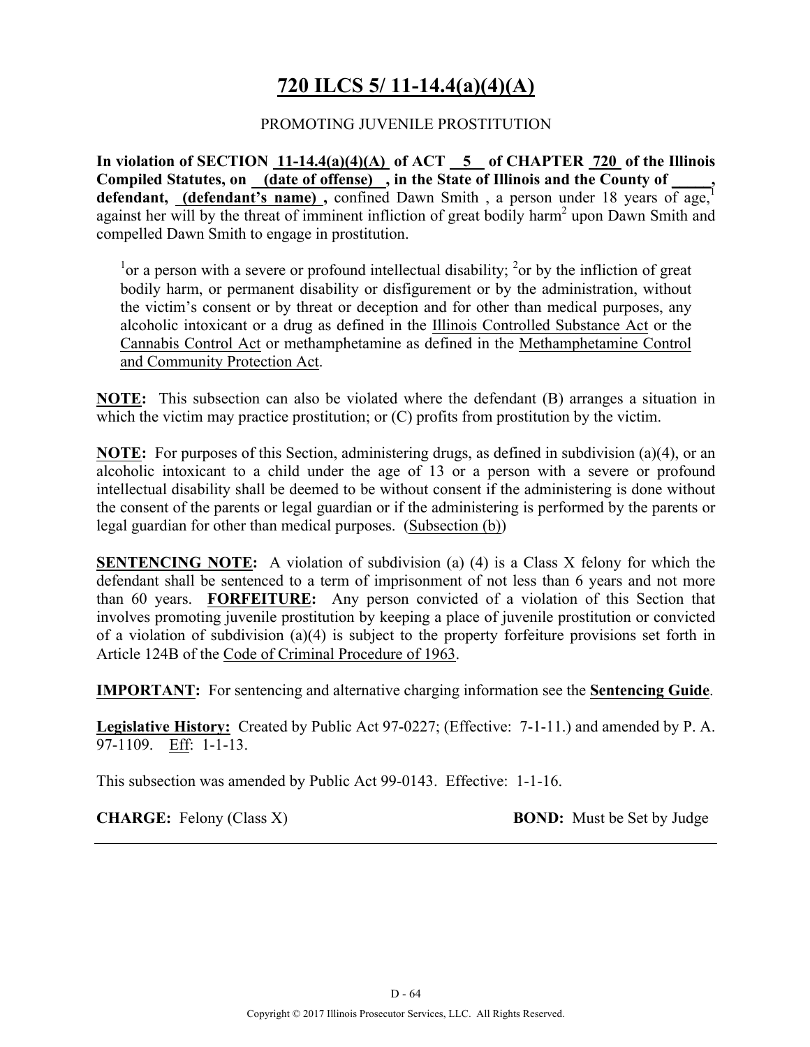# 720 ILCS 5/ 11-14.4(a)(4)(A)

PROMOTING JUVENILE PROSTITUTION

**In violation of SECTION 11-14.4(a)(4)(A) of ACT 5 of CHAPTER 720 of the Illinois Compiled Statutes, on (date of offense) , in the State of Illinois and the County of \_\_\_\_\_, defendant, (defendant's name) ,** confined Dawn Smith , a person under 18 years of age,[1] against her will by the threat of imminent infliction of great bodily harm[2] upon Dawn Smith and compelled Dawn Smith to engage in prostitution.

> [1]or a person with a severe or profound intellectual disability; [2]or by the infliction of great bodily harm, or permanent disability or disfigurement or by the administration, without the victim's consent or by threat or deception and for other than medical purposes, any alcoholic intoxicant or a drug as defined in the Illinois Controlled Substance Act or the Cannabis Control Act or methamphetamine as defined in the Methamphetamine Control and Community Protection Act.

**NOTE:** This subsection can also be violated where the defendant (B) arranges a situation in which the victim may practice prostitution; or (C) profits from prostitution by the victim.

**NOTE:** For purposes of this Section, administering drugs, as defined in subdivision (a)(4), or an alcoholic intoxicant to a child under the age of 13 or a person with a severe or profound intellectual disability shall be deemed to be without consent if the administering is done without the consent of the parents or legal guardian or if the administering is performed by the parents or legal guardian for other than medical purposes. (Subsection (b))

**SENTENCING NOTE:** A violation of subdivision (a) (4) is a Class X felony for which the defendant shall be sentenced to a term of imprisonment of not less than 6 years and not more than 60 years. **FORFEITURE:** Any person convicted of a violation of this Section that involves promoting juvenile prostitution by keeping a place of juvenile prostitution or convicted of a violation of subdivision (a)(4) is subject to the property forfeiture provisions set forth in Article 124B of the Code of Criminal Procedure of 1963.

**IMPORTANT:** For sentencing and alternative charging information see the **Sentencing Guide**.

**Legislative History:** Created by Public Act 97-0227; (Effective: 7-1-11.) and amended by P. A. 97-1109. Eff: 1-1-13.

This subsection was amended by Public Act 99-0143. Effective: 1-1-16.

**CHARGE:** Felony (Class X) **BOND:** Must be Set by Judge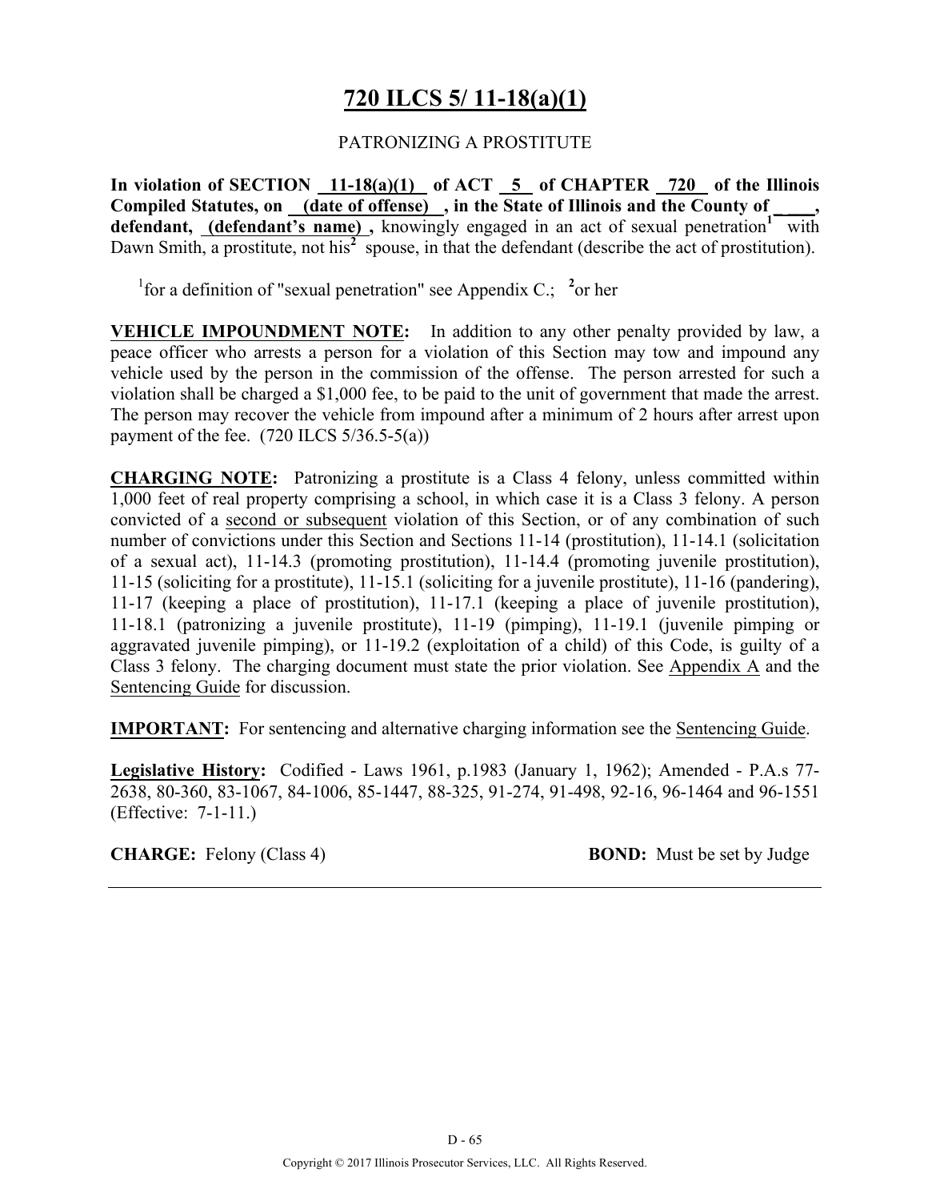# 720 ILCS 5/ 11-18(a)(1)

PATRONIZING A PROSTITUTE

**In violation of SECTION 11-18(a)(1) of ACT 5 of CHAPTER 720 of the Illinois Compiled Statutes, on (date of offense) , in the State of Illinois and the County of \_\_\_\_, defendant, (defendant's name) ,** knowingly engaged in an act of sexual penetration[1] with Dawn Smith, a prostitute, not his[2] spouse, in that the defendant (describe the act of prostitution).

[1]for a definition of "sexual penetration" see Appendix C.; [2]or her

**VEHICLE IMPOUNDMENT NOTE:** In addition to any other penalty provided by law, a peace officer who arrests a person for a violation of this Section may tow and impound any vehicle used by the person in the commission of the offense. The person arrested for such a violation shall be charged a $1,000 fee, to be paid to the unit of government that made the arrest. The person may recover the vehicle from impound after a minimum of 2 hours after arrest upon payment of the fee. (720 ILCS 5/36.5-5(a))

**CHARGING NOTE:** Patronizing a prostitute is a Class 4 felony, unless committed within 1,000 feet of real property comprising a school, in which case it is a Class 3 felony. A person convicted of a second or subsequent violation of this Section, or of any combination of such number of convictions under this Section and Sections 11-14 (prostitution), 11-14.1 (solicitation of a sexual act), 11-14.3 (promoting prostitution), 11-14.4 (promoting juvenile prostitution), 11-15 (soliciting for a prostitute), 11-15.1 (soliciting for a juvenile prostitute), 11-16 (pandering), 11-17 (keeping a place of prostitution), 11-17.1 (keeping a place of juvenile prostitution), 11-18.1 (patronizing a juvenile prostitute), 11-19 (pimping), 11-19.1 (juvenile pimping or aggravated juvenile pimping), or 11-19.2 (exploitation of a child) of this Code, is guilty of a Class 3 felony. The charging document must state the prior violation. See Appendix A and the Sentencing Guide for discussion.

**IMPORTANT:** For sentencing and alternative charging information see the Sentencing Guide.

**Legislative History:** Codified - Laws 1961, p.1983 (January 1, 1962); Amended - P.A.s 77-2638, 80-360, 83-1067, 84-1006, 85-1447, 88-325, 91-274, 91-498, 92-16, 96-1464 and 96-1551 (Effective: 7-1-11.)

**CHARGE:** Felony (Class 4) **BOND:** Must be set by Judge

D - 65

Copyright © 2017 Illinois Prosecutor Services, LLC. All Rights Reserved.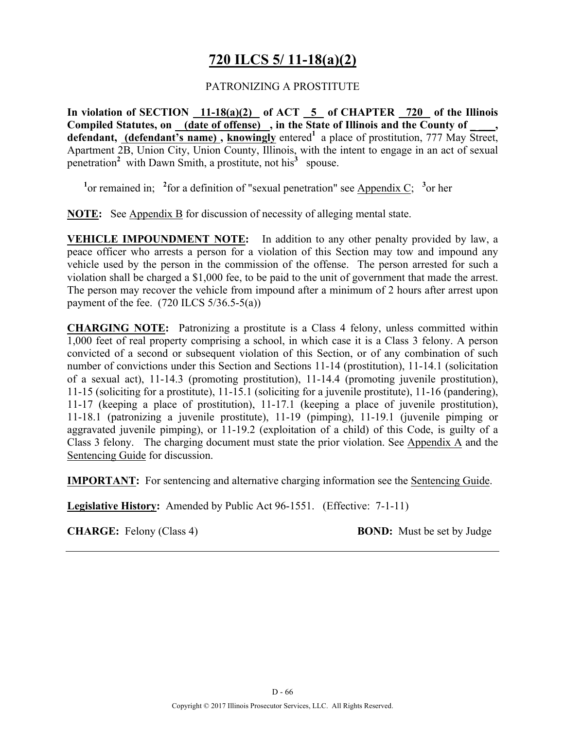# 720 ILCS 5/ 11-18(a)(2)

PATRONIZING A PROSTITUTE

**In violation of SECTION 11-18(a)(2) of ACT 5 of CHAPTER 720 of the Illinois Compiled Statutes, on (date of offense) , in the State of Illinois and the County of \_\_\_\_, defendant, (defendant's name) , knowingly** entered[1] a place of prostitution, 777 May Street, Apartment 2B, Union City, Union County, Illinois, with the intent to engage in an act of sexual penetration[2] with Dawn Smith, a prostitute, not his[3] spouse.

[1]or remained in; [2]for a definition of "sexual penetration" see Appendix C; [3]or her

**NOTE:** See Appendix B for discussion of necessity of alleging mental state.

**VEHICLE IMPOUNDMENT NOTE:** In addition to any other penalty provided by law, a peace officer who arrests a person for a violation of this Section may tow and impound any vehicle used by the person in the commission of the offense. The person arrested for such a violation shall be charged a $1,000 fee, to be paid to the unit of government that made the arrest. The person may recover the vehicle from impound after a minimum of 2 hours after arrest upon payment of the fee. (720 ILCS 5/36.5-5(a))

**CHARGING NOTE:** Patronizing a prostitute is a Class 4 felony, unless committed within 1,000 feet of real property comprising a school, in which case it is a Class 3 felony. A person convicted of a second or subsequent violation of this Section, or of any combination of such number of convictions under this Section and Sections 11-14 (prostitution), 11-14.1 (solicitation of a sexual act), 11-14.3 (promoting prostitution), 11-14.4 (promoting juvenile prostitution), 11-15 (soliciting for a prostitute), 11-15.1 (soliciting for a juvenile prostitute), 11-16 (pandering), 11-17 (keeping a place of prostitution), 11-17.1 (keeping a place of juvenile prostitution), 11-18.1 (patronizing a juvenile prostitute), 11-19 (pimping), 11-19.1 (juvenile pimping or aggravated juvenile pimping), or 11-19.2 (exploitation of a child) of this Code, is guilty of a Class 3 felony. The charging document must state the prior violation. See Appendix A and the Sentencing Guide for discussion.

**IMPORTANT:** For sentencing and alternative charging information see the Sentencing Guide.

**Legislative History:** Amended by Public Act 96-1551. (Effective: 7-1-11)

**CHARGE:** Felony (Class 4) **BOND:** Must be set by Judge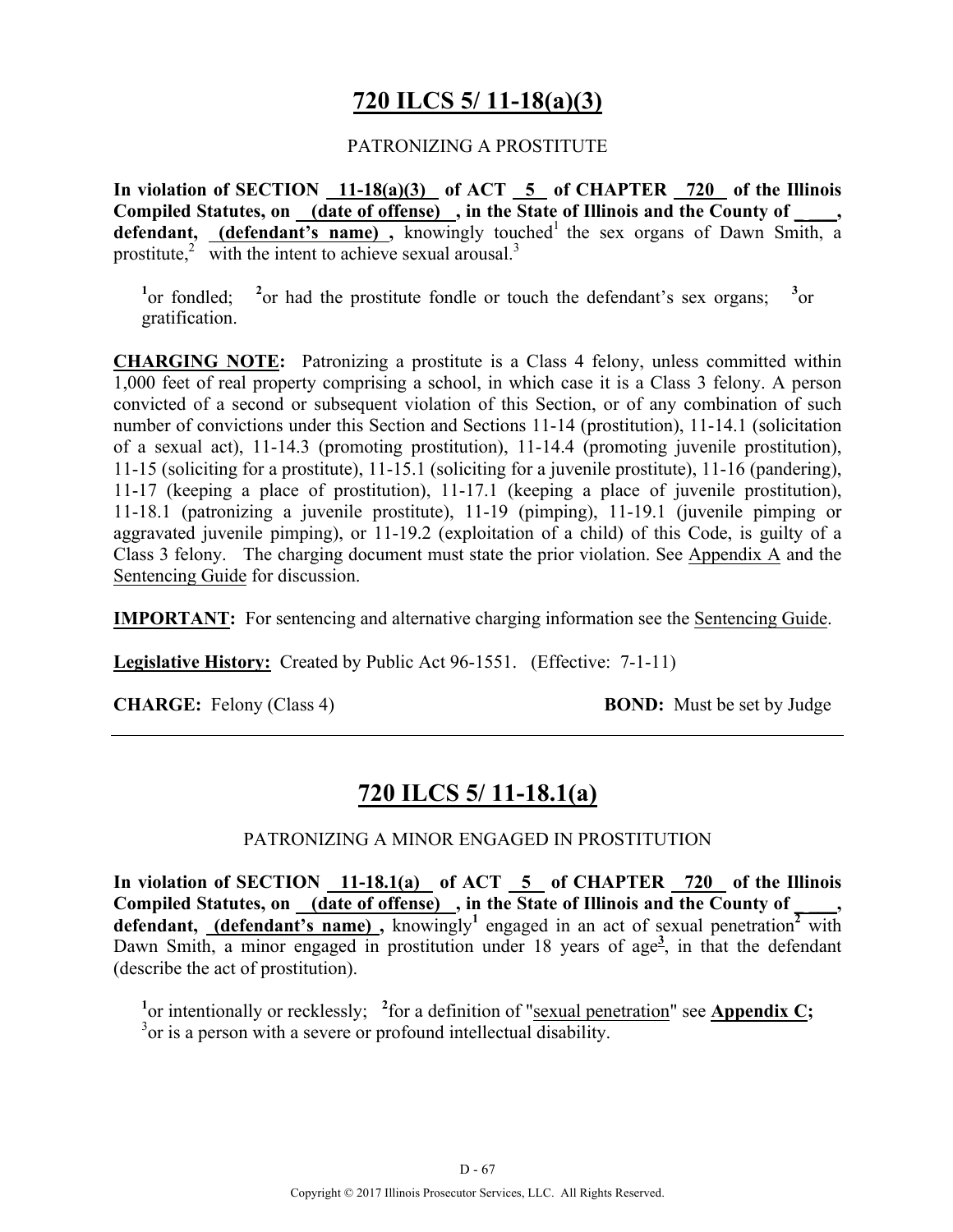# 720 ILCS 5/ 11-18(a)(3)

PATRONIZING A PROSTITUTE

**In violation of SECTION 11-18(a)(3) of ACT 5 of CHAPTER 720 of the Illinois Compiled Statutes, on (date of offense) , in the State of Illinois and the County of \_\_\_\_, defendant, (defendant's name) ,** knowingly touched[1] the sex organs of Dawn Smith, a prostitute,[2] with the intent to achieve sexual arousal.[3]

[1]or fondled; [2]or had the prostitute fondle or touch the defendant's sex organs; [3]or gratification.

**CHARGING NOTE:** Patronizing a prostitute is a Class 4 felony, unless committed within 1,000 feet of real property comprising a school, in which case it is a Class 3 felony. A person convicted of a second or subsequent violation of this Section, or of any combination of such number of convictions under this Section and Sections 11-14 (prostitution), 11-14.1 (solicitation of a sexual act), 11-14.3 (promoting prostitution), 11-14.4 (promoting juvenile prostitution), 11-15 (soliciting for a prostitute), 11-15.1 (soliciting for a juvenile prostitute), 11-16 (pandering), 11-17 (keeping a place of prostitution), 11-17.1 (keeping a place of juvenile prostitution), 11-18.1 (patronizing a juvenile prostitute), 11-19 (pimping), 11-19.1 (juvenile pimping or aggravated juvenile pimping), or 11-19.2 (exploitation of a child) of this Code, is guilty of a Class 3 felony. The charging document must state the prior violation. See Appendix A and the Sentencing Guide for discussion.

**IMPORTANT:** For sentencing and alternative charging information see the Sentencing Guide.

**Legislative History:** Created by Public Act 96-1551. (Effective: 7-1-11)

**CHARGE:** Felony (Class 4) **BOND:** Must be set by Judge

---

# 720 ILCS 5/ 11-18.1(a)

PATRONIZING A MINOR ENGAGED IN PROSTITUTION

**In violation of SECTION 11-18.1(a) of ACT 5 of CHAPTER 720 of the Illinois Compiled Statutes, on (date of offense) , in the State of Illinois and the County of \_\_\_\_, defendant, (defendant's name) ,** knowingly[1] engaged in an act of sexual penetration[2] with Dawn Smith, a minor engaged in prostitution under 18 years of age[3], in that the defendant (describe the act of prostitution).

[1]or intentionally or recklessly; [2]for a definition of "sexual penetration" see **Appendix C;**
[3]or is a person with a severe or profound intellectual disability.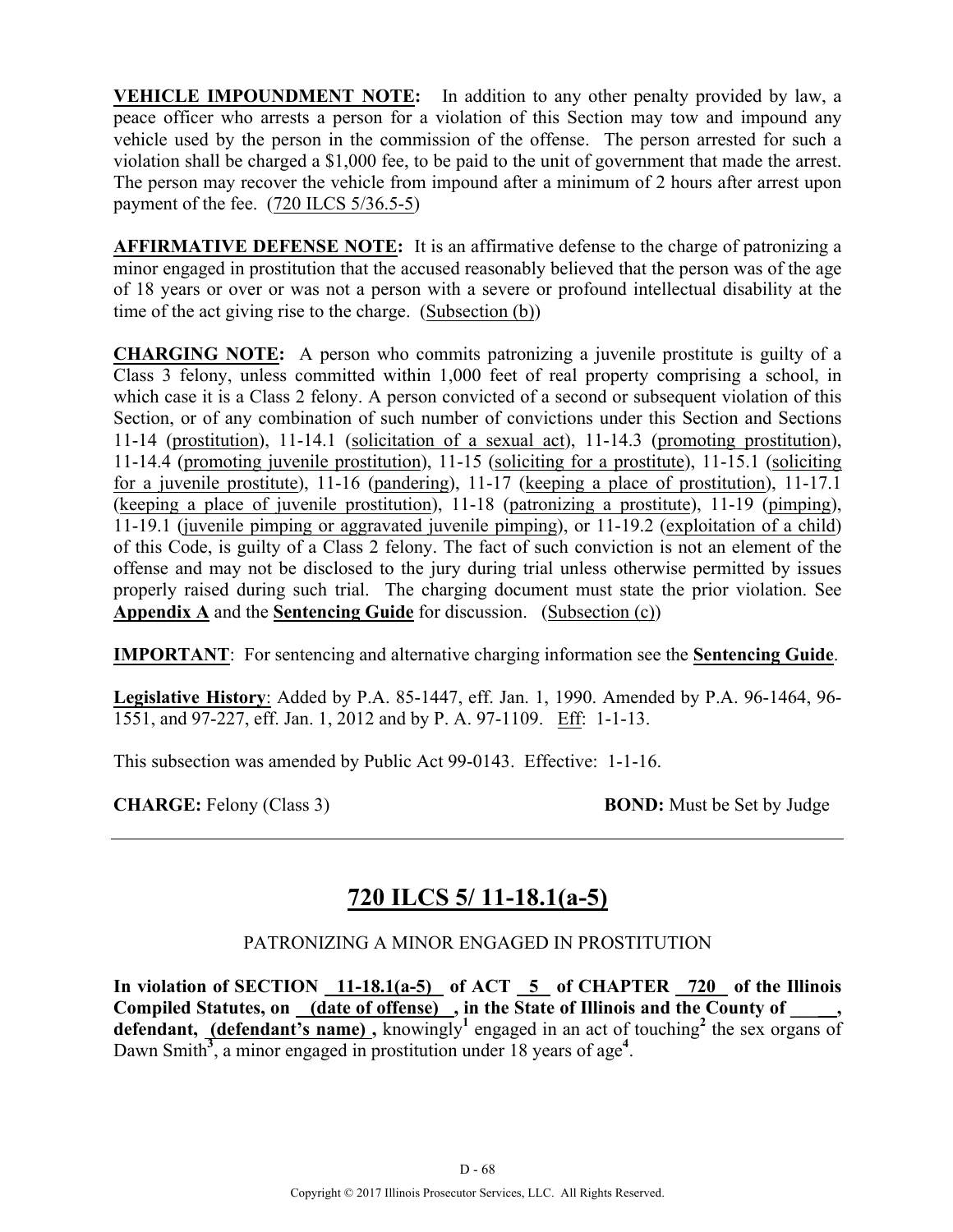**VEHICLE IMPOUNDMENT NOTE:** In addition to any other penalty provided by law, a peace officer who arrests a person for a violation of this Section may tow and impound any vehicle used by the person in the commission of the offense. The person arrested for such a violation shall be charged a $1,000 fee, to be paid to the unit of government that made the arrest. The person may recover the vehicle from impound after a minimum of 2 hours after arrest upon payment of the fee. (720 ILCS 5/36.5-5)

**AFFIRMATIVE DEFENSE NOTE:** It is an affirmative defense to the charge of patronizing a minor engaged in prostitution that the accused reasonably believed that the person was of the age of 18 years or over or was not a person with a severe or profound intellectual disability at the time of the act giving rise to the charge. (Subsection (b))

**CHARGING NOTE:** A person who commits patronizing a juvenile prostitute is guilty of a Class 3 felony, unless committed within 1,000 feet of real property comprising a school, in which case it is a Class 2 felony. A person convicted of a second or subsequent violation of this Section, or of any combination of such number of convictions under this Section and Sections 11-14 (prostitution), 11-14.1 (solicitation of a sexual act), 11-14.3 (promoting prostitution), 11-14.4 (promoting juvenile prostitution), 11-15 (soliciting for a prostitute), 11-15.1 (soliciting for a juvenile prostitute), 11-16 (pandering), 11-17 (keeping a place of prostitution), 11-17.1 (keeping a place of juvenile prostitution), 11-18 (patronizing a prostitute), 11-19 (pimping), 11-19.1 (juvenile pimping or aggravated juvenile pimping), or 11-19.2 (exploitation of a child) of this Code, is guilty of a Class 2 felony. The fact of such conviction is not an element of the offense and may not be disclosed to the jury during trial unless otherwise permitted by issues properly raised during such trial. The charging document must state the prior violation. See **Appendix A** and the **Sentencing Guide** for discussion. (Subsection (c))

**IMPORTANT**: For sentencing and alternative charging information see the **Sentencing Guide**.

**Legislative History**: Added by P.A. 85-1447, eff. Jan. 1, 1990. Amended by P.A. 96-1464, 96-1551, and 97-227, eff. Jan. 1, 2012 and by P. A. 97-1109. Eff: 1-1-13.

This subsection was amended by Public Act 99-0143. Effective: 1-1-16.

**CHARGE:** Felony (Class 3) **BOND:** Must be Set by Judge

---

## 720 ILCS 5/ 11-18.1(a-5)

PATRONIZING A MINOR ENGAGED IN PROSTITUTION

**In violation of SECTION 11-18.1(a-5) of ACT 5 of CHAPTER 720 of the Illinois Compiled Statutes, on (date of offense) , in the State of Illinois and the County of \_\_\_\_\_, defendant, (defendant's name) ,** knowingly[1] engaged in an act of touching[2] the sex organs of Dawn Smith[3], a minor engaged in prostitution under 18 years of age[4].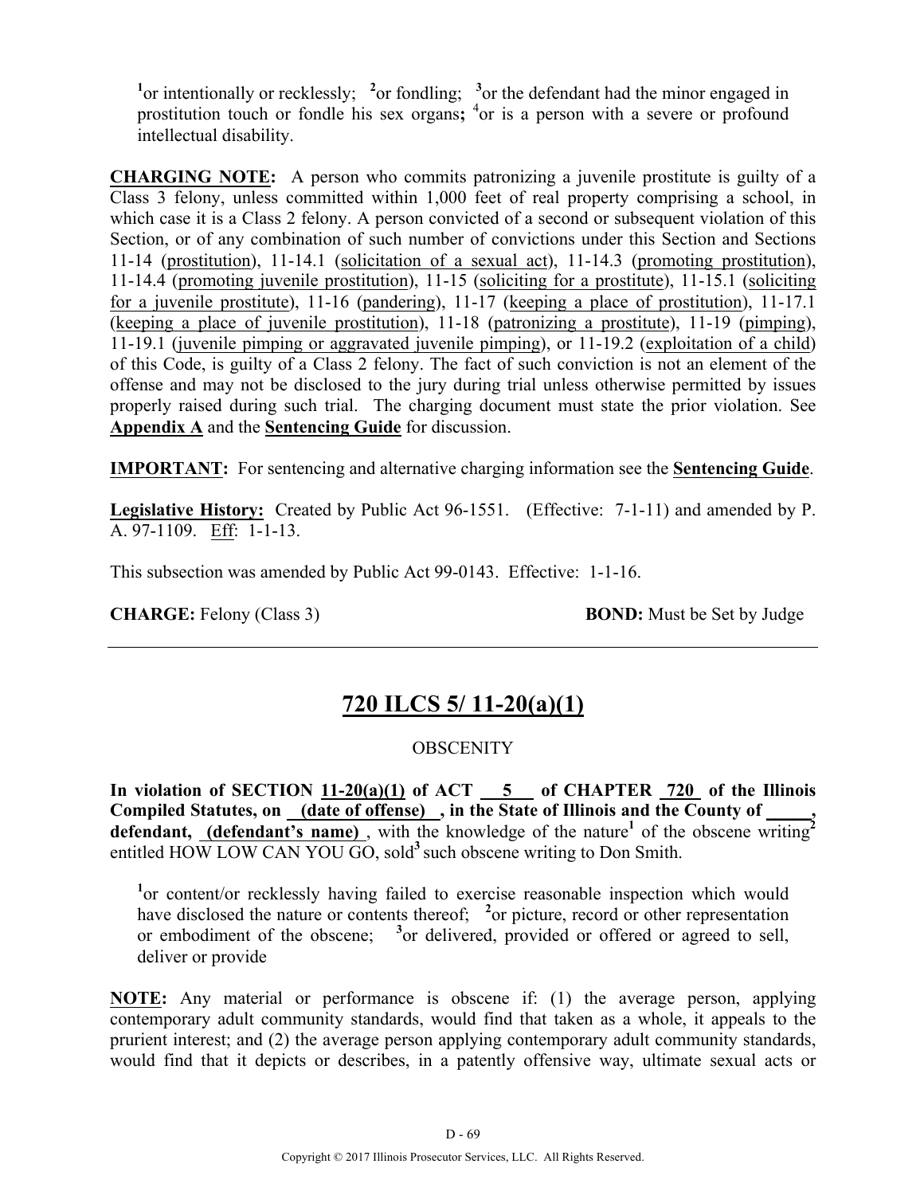[1]or intentionally or recklessly; [2]or fondling; [3]or the defendant had the minor engaged in prostitution touch or fondle his sex organs**;** [4]or is a person with a severe or profound intellectual disability.

**CHARGING NOTE:** A person who commits patronizing a juvenile prostitute is guilty of a Class 3 felony, unless committed within 1,000 feet of real property comprising a school, in which case it is a Class 2 felony. A person convicted of a second or subsequent violation of this Section, or of any combination of such number of convictions under this Section and Sections 11-14 (prostitution), 11-14.1 (solicitation of a sexual act), 11-14.3 (promoting prostitution), 11-14.4 (promoting juvenile prostitution), 11-15 (soliciting for a prostitute), 11-15.1 (soliciting for a juvenile prostitute), 11-16 (pandering), 11-17 (keeping a place of prostitution), 11-17.1 (keeping a place of juvenile prostitution), 11-18 (patronizing a prostitute), 11-19 (pimping), 11-19.1 (juvenile pimping or aggravated juvenile pimping), or 11-19.2 (exploitation of a child) of this Code, is guilty of a Class 2 felony. The fact of such conviction is not an element of the offense and may not be disclosed to the jury during trial unless otherwise permitted by issues properly raised during such trial. The charging document must state the prior violation. See **Appendix A** and the **Sentencing Guide** for discussion.

**IMPORTANT:** For sentencing and alternative charging information see the **Sentencing Guide**.

**Legislative History:** Created by Public Act 96-1551. (Effective: 7-1-11) and amended by P. A. 97-1109. Eff: 1-1-13.

This subsection was amended by Public Act 99-0143. Effective: 1-1-16.

**CHARGE:** Felony (Class 3) **BOND:** Must be Set by Judge

---

# 720 ILCS 5/ 11-20(a)(1)

OBSCENITY

**In violation of SECTION 11-20(a)(1) of ACT 5 of CHAPTER 720 of the Illinois Compiled Statutes, on (date of offense) , in the State of Illinois and the County of \_\_\_\_\_, defendant, (defendant's name)** , with the knowledge of the nature[1] of the obscene writing[2] entitled HOW LOW CAN YOU GO, sold[3] such obscene writing to Don Smith.

[1]or content/or recklessly having failed to exercise reasonable inspection which would have disclosed the nature or contents thereof; [2]or picture, record or other representation or embodiment of the obscene; [3]or delivered, provided or offered or agreed to sell, deliver or provide

**NOTE:** Any material or performance is obscene if: (1) the average person, applying contemporary adult community standards, would find that taken as a whole, it appeals to the prurient interest; and (2) the average person applying contemporary adult community standards, would find that it depicts or describes, in a patently offensive way, ultimate sexual acts or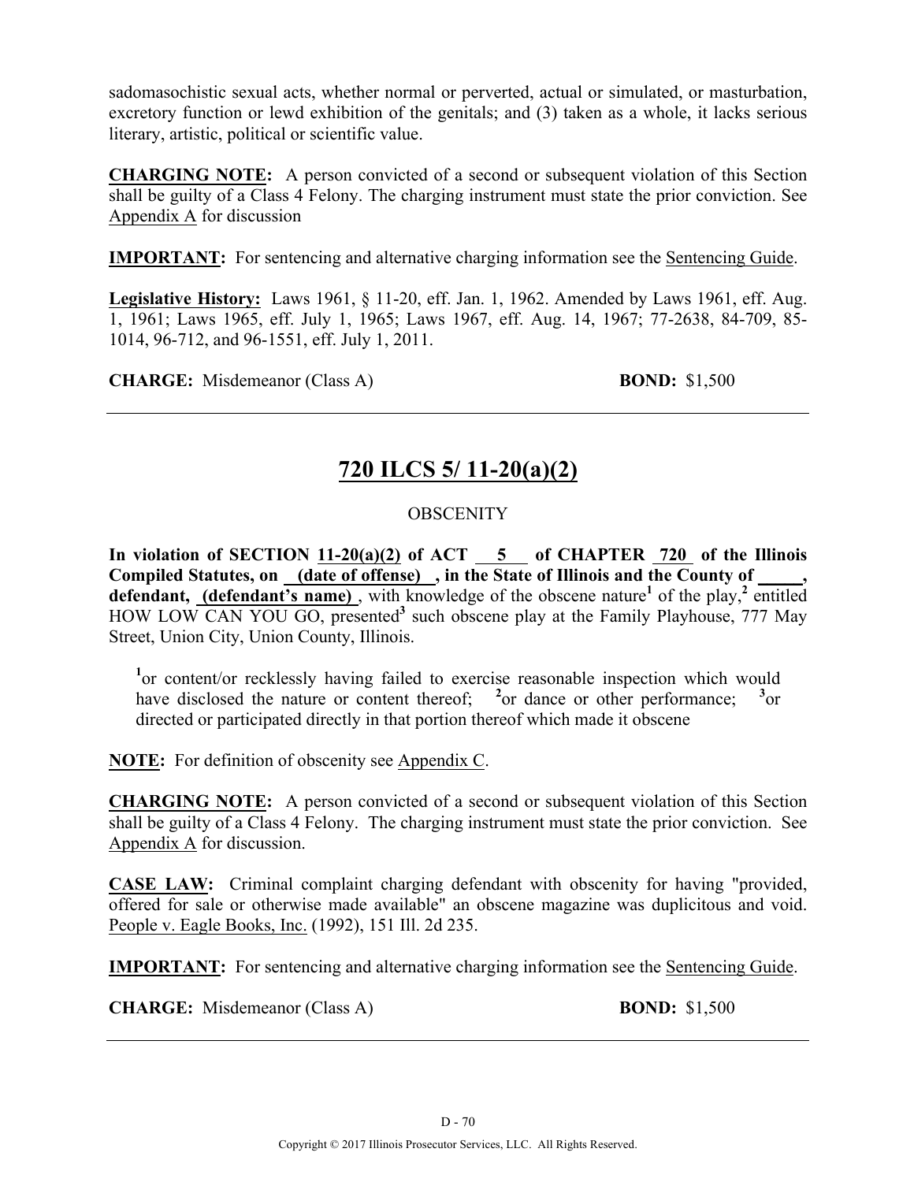sadomasochistic sexual acts, whether normal or perverted, actual or simulated, or masturbation, excretory function or lewd exhibition of the genitals; and (3) taken as a whole, it lacks serious literary, artistic, political or scientific value.

**CHARGING NOTE:** A person convicted of a second or subsequent violation of this Section shall be guilty of a Class 4 Felony. The charging instrument must state the prior conviction. See Appendix A for discussion

**IMPORTANT:** For sentencing and alternative charging information see the Sentencing Guide.

**Legislative History:** Laws 1961, § 11-20, eff. Jan. 1, 1962. Amended by Laws 1961, eff. Aug. 1, 1961; Laws 1965, eff. July 1, 1965; Laws 1967, eff. Aug. 14, 1967; 77-2638, 84-709, 85-1014, 96-712, and 96-1551, eff. July 1, 2011.

**CHARGE:** Misdemeanor (Class A) **BOND:** $1,500

---

## 720 ILCS 5/ 11-20(a)(2)

OBSCENITY

**In violation of SECTION 11-20(a)(2) of ACT 5 of CHAPTER 720 of the Illinois Compiled Statutes, on (date of offense), in the State of Illinois and the County of _____, defendant, (defendant's name)**, with knowledge of the obscene nature[1] of the play,[2] entitled HOW LOW CAN YOU GO, presented[3] such obscene play at the Family Playhouse, 777 May Street, Union City, Union County, Illinois.

[1]or content/or recklessly having failed to exercise reasonable inspection which would have disclosed the nature or content thereof; [2]or dance or other performance; [3]or directed or participated directly in that portion thereof which made it obscene

**NOTE:** For definition of obscenity see Appendix C.

**CHARGING NOTE:** A person convicted of a second or subsequent violation of this Section shall be guilty of a Class 4 Felony. The charging instrument must state the prior conviction. See Appendix A for discussion.

**CASE LAW:** Criminal complaint charging defendant with obscenity for having "provided, offered for sale or otherwise made available" an obscene magazine was duplicitous and void. People v. Eagle Books, Inc. (1992), 151 Ill. 2d 235.

**IMPORTANT:** For sentencing and alternative charging information see the Sentencing Guide.

**CHARGE:** Misdemeanor (Class A) **BOND:** $1,500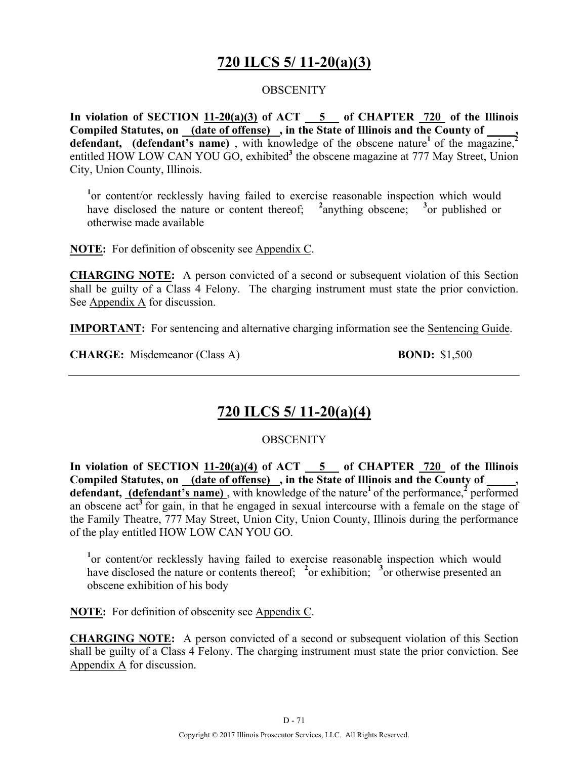## 720 ILCS 5/ 11-20(a)(3)

OBSCENITY

**In violation of SECTION 11-20(a)(3) of ACT 5 of CHAPTER 720 of the Illinois Compiled Statutes, on (date of offense) , in the State of Illinois and the County of \_\_\_\_\_, defendant, (defendant's name)** , with knowledge of the obscene nature[1] of the magazine,[2] entitled HOW LOW CAN YOU GO, exhibited[3] the obscene magazine at 777 May Street, Union City, Union County, Illinois.

[1]or content/or recklessly having failed to exercise reasonable inspection which would have disclosed the nature or content thereof; [2]anything obscene; [3]or published or otherwise made available

**NOTE:** For definition of obscenity see Appendix C.

**CHARGING NOTE:** A person convicted of a second or subsequent violation of this Section shall be guilty of a Class 4 Felony. The charging instrument must state the prior conviction. See Appendix A for discussion.

**IMPORTANT:** For sentencing and alternative charging information see the Sentencing Guide.

**CHARGE:** Misdemeanor (Class A) **BOND:** $1,500

---

## 720 ILCS 5/ 11-20(a)(4)

OBSCENITY

**In violation of SECTION 11-20(a)(4) of ACT 5 of CHAPTER 720 of the Illinois Compiled Statutes, on (date of offense) , in the State of Illinois and the County of \_\_\_\_\_, defendant, (defendant's name)** , with knowledge of the nature[1] of the performance,[2] performed an obscene act[3] for gain, in that he engaged in sexual intercourse with a female on the stage of the Family Theatre, 777 May Street, Union City, Union County, Illinois during the performance of the play entitled HOW LOW CAN YOU GO.

[1]or content/or recklessly having failed to exercise reasonable inspection which would have disclosed the nature or contents thereof; [2]or exhibition; [3]or otherwise presented an obscene exhibition of his body

**NOTE:** For definition of obscenity see Appendix C.

**CHARGING NOTE:** A person convicted of a second or subsequent violation of this Section shall be guilty of a Class 4 Felony. The charging instrument must state the prior conviction. See Appendix A for discussion.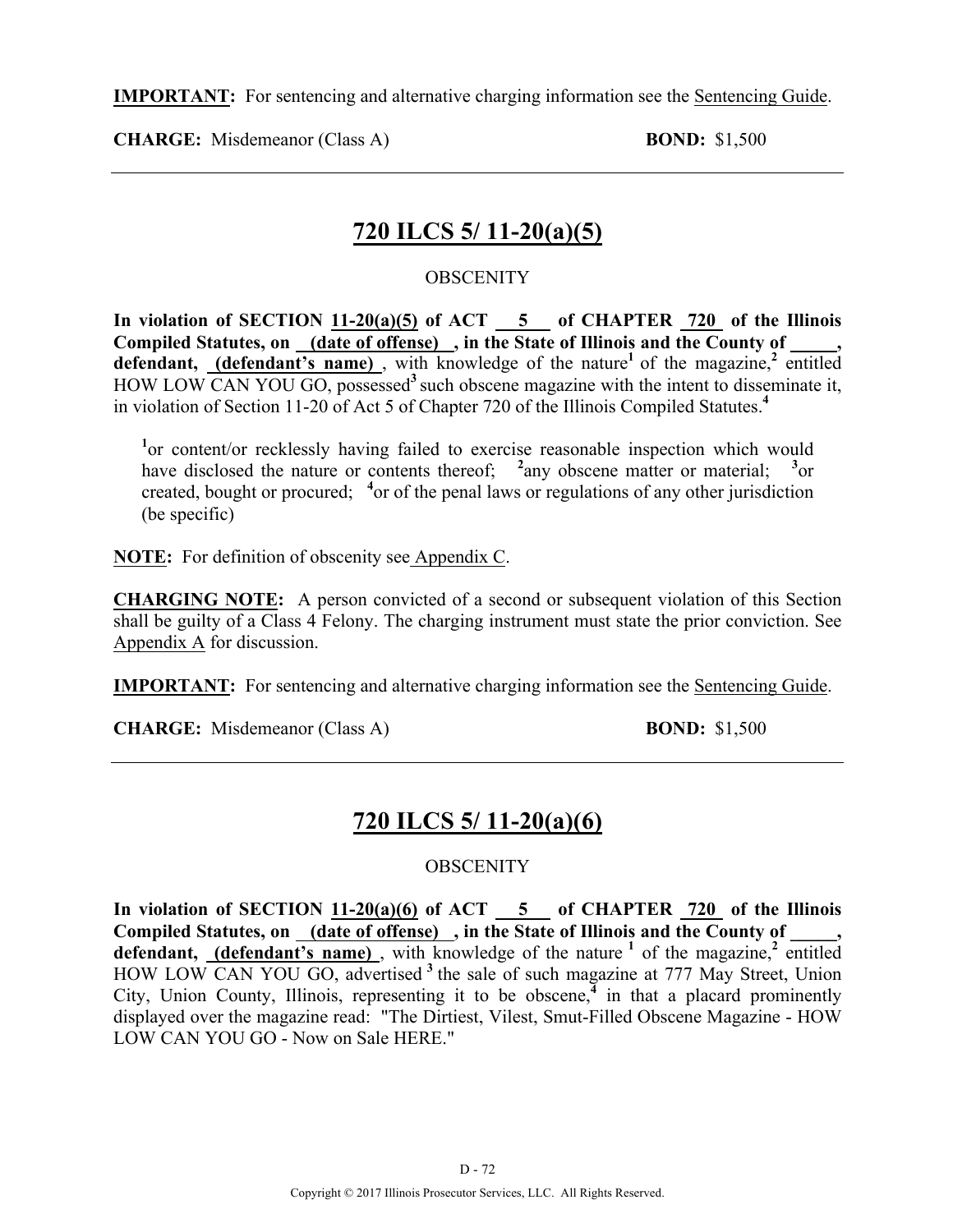**IMPORTANT:** For sentencing and alternative charging information see the Sentencing Guide.

**CHARGE:** Misdemeanor (Class A) **BOND:** $1,500

---

## 720 ILCS 5/ 11-20(a)(5)

OBSCENITY

**In violation of SECTION 11-20(a)(5) of ACT 5 of CHAPTER 720 of the Illinois Compiled Statutes, on (date of offense) , in the State of Illinois and the County of _____, defendant, (defendant's name)** , with knowledge of the nature[1] of the magazine,[2] entitled HOW LOW CAN YOU GO, possessed[3] such obscene magazine with the intent to disseminate it, in violation of Section 11-20 of Act 5 of Chapter 720 of the Illinois Compiled Statutes.[4]

> [1]or content/or recklessly having failed to exercise reasonable inspection which would have disclosed the nature or contents thereof; [2]any obscene matter or material; [3]or created, bought or procured; [4]or of the penal laws or regulations of any other jurisdiction (be specific)

**NOTE:** For definition of obscenity see Appendix C.

**CHARGING NOTE:** A person convicted of a second or subsequent violation of this Section shall be guilty of a Class 4 Felony. The charging instrument must state the prior conviction. See Appendix A for discussion.

**IMPORTANT:** For sentencing and alternative charging information see the Sentencing Guide.

**CHARGE:** Misdemeanor (Class A) **BOND:** $1,500

---

## 720 ILCS 5/ 11-20(a)(6)

OBSCENITY

**In violation of SECTION 11-20(a)(6) of ACT 5 of CHAPTER 720 of the Illinois Compiled Statutes, on (date of offense) , in the State of Illinois and the County of _____, defendant, (defendant's name)** , with knowledge of the nature [1] of the magazine,[2] entitled HOW LOW CAN YOU GO, advertised [3] the sale of such magazine at 777 May Street, Union City, Union County, Illinois, representing it to be obscene,[4] in that a placard prominently displayed over the magazine read: "The Dirtiest, Vilest, Smut-Filled Obscene Magazine - HOW LOW CAN YOU GO - Now on Sale HERE."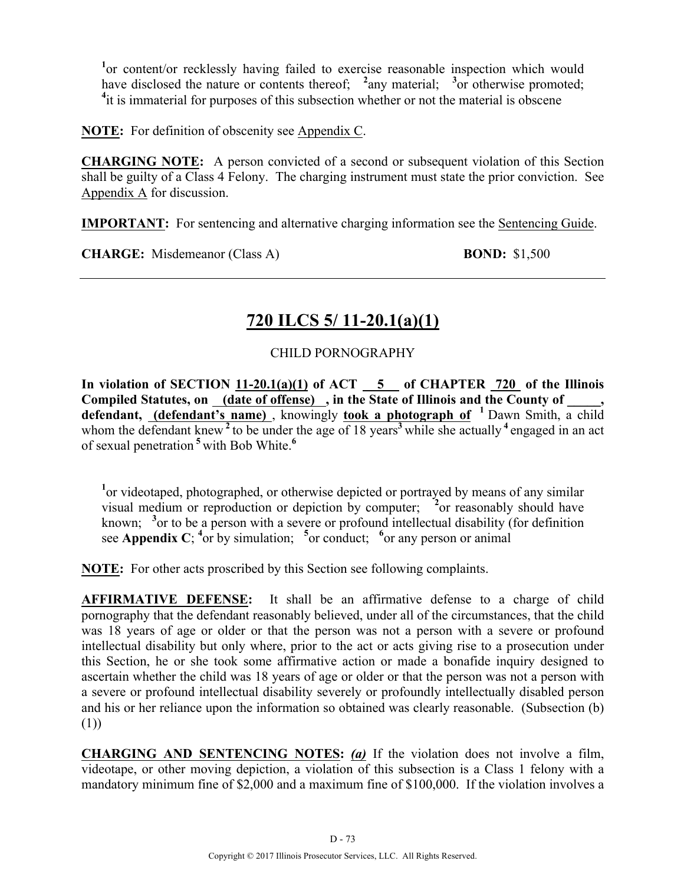[1]or content/or recklessly having failed to exercise reasonable inspection which would have disclosed the nature or contents thereof; [2]any material; [3]or otherwise promoted; [4]it is immaterial for purposes of this subsection whether or not the material is obscene

**NOTE:** For definition of obscenity see Appendix C.

**CHARGING NOTE:** A person convicted of a second or subsequent violation of this Section shall be guilty of a Class 4 Felony. The charging instrument must state the prior conviction. See Appendix A for discussion.

**IMPORTANT:** For sentencing and alternative charging information see the Sentencing Guide.

**CHARGE:** Misdemeanor (Class A) **BOND:** $1,500

---

## 720 ILCS 5/ 11-20.1(a)(1)

CHILD PORNOGRAPHY

**In violation of SECTION 11-20.1(a)(1) of ACT 5 of CHAPTER 720 of the Illinois Compiled Statutes, on (date of offense) , in the State of Illinois and the County of \_\_\_\_\_, defendant, (defendant's name)** , knowingly **took a photograph of** [1] Dawn Smith, a child whom the defendant knew [2] to be under the age of 18 years[3] while she actually [4] engaged in an act of sexual penetration [5] with Bob White.[6]

[1]or videotaped, photographed, or otherwise depicted or portrayed by means of any similar visual medium or reproduction or depiction by computer; [2]or reasonably should have known; [3]or to be a person with a severe or profound intellectual disability (for definition see **Appendix C**; [4]or by simulation; [5]or conduct; [6]or any person or animal

**NOTE:** For other acts proscribed by this Section see following complaints.

**AFFIRMATIVE DEFENSE:** It shall be an affirmative defense to a charge of child pornography that the defendant reasonably believed, under all of the circumstances, that the child was 18 years of age or older or that the person was not a person with a severe or profound intellectual disability but only where, prior to the act or acts giving rise to a prosecution under this Section, he or she took some affirmative action or made a bonafide inquiry designed to ascertain whether the child was 18 years of age or older or that the person was not a person with a severe or profound intellectual disability severely or profoundly intellectually disabled person and his or her reliance upon the information so obtained was clearly reasonable. (Subsection (b)(1))

**CHARGING AND SENTENCING NOTES:** ***(a)*** If the violation does not involve a film, videotape, or other moving depiction, a violation of this subsection is a Class 1 felony with a mandatory minimum fine of $2,000 and a maximum fine of $100,000. If the violation involves a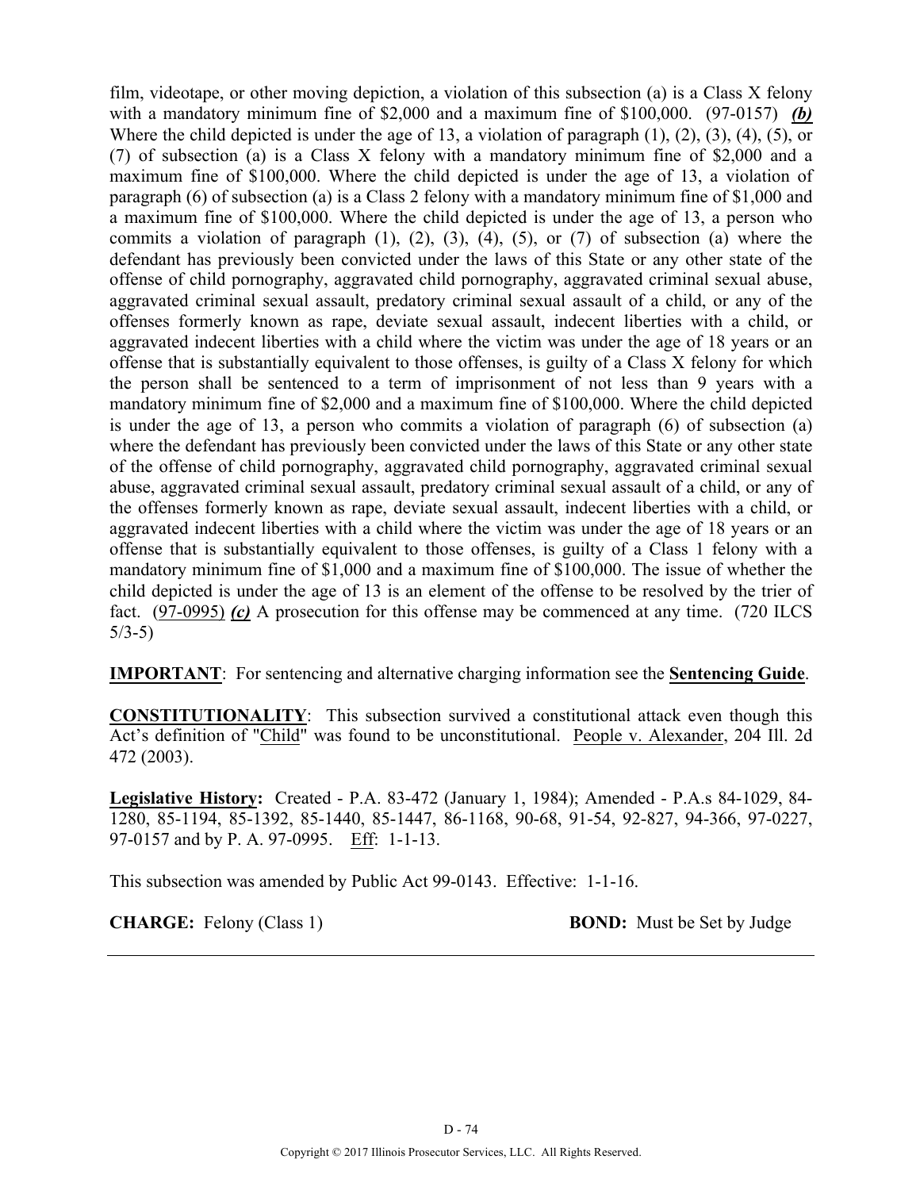film, videotape, or other moving depiction, a violation of this subsection (a) is a Class X felony with a mandatory minimum fine of $2,000 and a maximum fine of $100,000. (97-0157) ***(b)*** Where the child depicted is under the age of 13, a violation of paragraph (1), (2), (3), (4), (5), or (7) of subsection (a) is a Class X felony with a mandatory minimum fine of $2,000 and a maximum fine of $100,000. Where the child depicted is under the age of 13, a violation of paragraph (6) of subsection (a) is a Class 2 felony with a mandatory minimum fine of $1,000 and a maximum fine of $100,000. Where the child depicted is under the age of 13, a person who commits a violation of paragraph (1), (2), (3), (4), (5), or (7) of subsection (a) where the defendant has previously been convicted under the laws of this State or any other state of the offense of child pornography, aggravated child pornography, aggravated criminal sexual abuse, aggravated criminal sexual assault, predatory criminal sexual assault of a child, or any of the offenses formerly known as rape, deviate sexual assault, indecent liberties with a child, or aggravated indecent liberties with a child where the victim was under the age of 18 years or an offense that is substantially equivalent to those offenses, is guilty of a Class X felony for which the person shall be sentenced to a term of imprisonment of not less than 9 years with a mandatory minimum fine of $2,000 and a maximum fine of $100,000. Where the child depicted is under the age of 13, a person who commits a violation of paragraph (6) of subsection (a) where the defendant has previously been convicted under the laws of this State or any other state of the offense of child pornography, aggravated child pornography, aggravated criminal sexual abuse, aggravated criminal sexual assault, predatory criminal sexual assault of a child, or any of the offenses formerly known as rape, deviate sexual assault, indecent liberties with a child, or aggravated indecent liberties with a child where the victim was under the age of 18 years or an offense that is substantially equivalent to those offenses, is guilty of a Class 1 felony with a mandatory minimum fine of $1,000 and a maximum fine of $100,000. The issue of whether the child depicted is under the age of 13 is an element of the offense to be resolved by the trier of fact. (97-0995) ***(c)*** A prosecution for this offense may be commenced at any time. (720 ILCS 5/3-5)

**IMPORTANT**: For sentencing and alternative charging information see the **Sentencing Guide**.

**CONSTITUTIONALITY**: This subsection survived a constitutional attack even though this Act's definition of "Child" was found to be unconstitutional. People v. Alexander, 204 Ill. 2d 472 (2003).

**Legislative History:** Created - P.A. 83-472 (January 1, 1984); Amended - P.A.s 84-1029, 84-1280, 85-1194, 85-1392, 85-1440, 85-1447, 86-1168, 90-68, 91-54, 92-827, 94-366, 97-0227, 97-0157 and by P. A. 97-0995. Eff: 1-1-13.

This subsection was amended by Public Act 99-0143. Effective: 1-1-16.

**CHARGE:** Felony (Class 1) **BOND:** Must be Set by Judge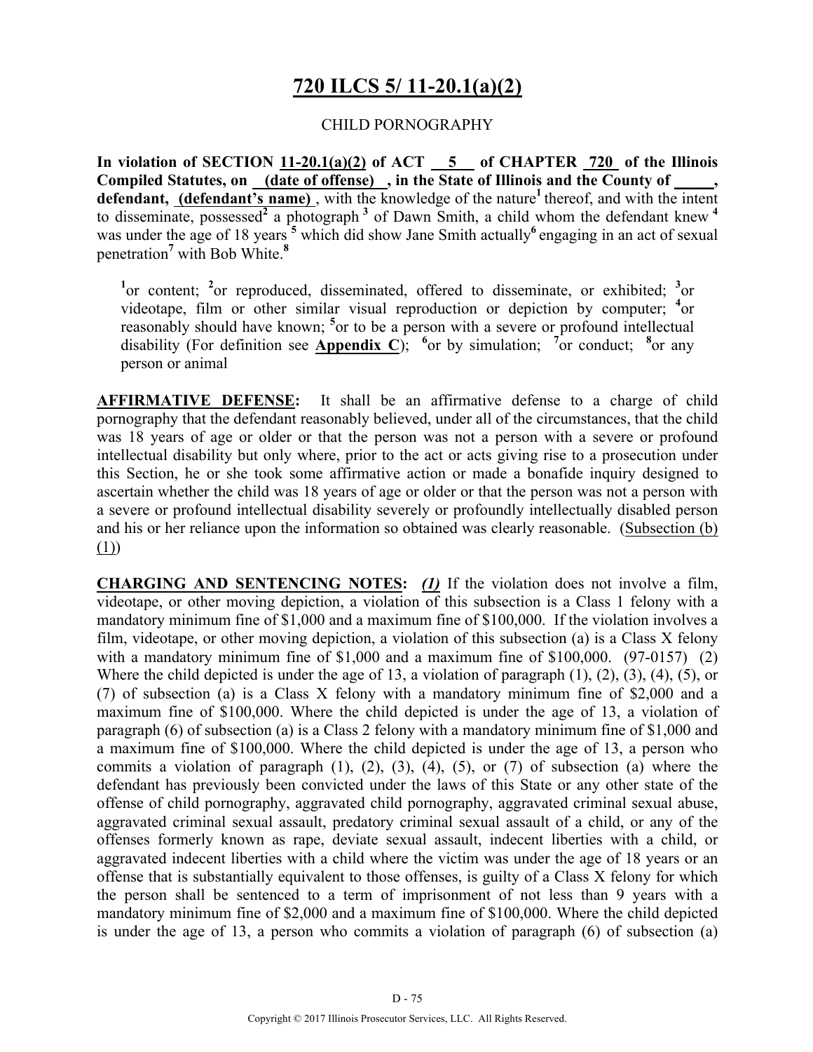# 720 ILCS 5/ 11-20.1(a)(2)

CHILD PORNOGRAPHY

**In violation of SECTION 11-20.1(a)(2) of ACT 5 of CHAPTER 720 of the Illinois Compiled Statutes, on (date of offense) , in the State of Illinois and the County of \_\_\_\_\_, defendant, (defendant's name)** , with the knowledge of the nature[1] thereof, and with the intent to disseminate, possessed[2] a photograph [3] of Dawn Smith, a child whom the defendant knew [4] was under the age of 18 years [5] which did show Jane Smith actually[6] engaging in an act of sexual penetration[7] with Bob White.[8]

> [1]or content; [2]or reproduced, disseminated, offered to disseminate, or exhibited; [3]or videotape, film or other similar visual reproduction or depiction by computer; [4]or reasonably should have known; [5]or to be a person with a severe or profound intellectual disability (For definition see **Appendix C**); [6]or by simulation; [7]or conduct; [8]or any person or animal

**AFFIRMATIVE DEFENSE:** It shall be an affirmative defense to a charge of child pornography that the defendant reasonably believed, under all of the circumstances, that the child was 18 years of age or older or that the person was not a person with a severe or profound intellectual disability but only where, prior to the act or acts giving rise to a prosecution under this Section, he or she took some affirmative action or made a bonafide inquiry designed to ascertain whether the child was 18 years of age or older or that the person was not a person with a severe or profound intellectual disability severely or profoundly intellectually disabled person and his or her reliance upon the information so obtained was clearly reasonable. (Subsection (b)(1))

**CHARGING AND SENTENCING NOTES:** ***(1)*** If the violation does not involve a film, videotape, or other moving depiction, a violation of this subsection is a Class 1 felony with a mandatory minimum fine of $1,000 and a maximum fine of $100,000. If the violation involves a film, videotape, or other moving depiction, a violation of this subsection (a) is a Class X felony with a mandatory minimum fine of $1,000 and a maximum fine of $100,000. (97-0157) (2) Where the child depicted is under the age of 13, a violation of paragraph (1), (2), (3), (4), (5), or (7) of subsection (a) is a Class X felony with a mandatory minimum fine of $2,000 and a maximum fine of $100,000. Where the child depicted is under the age of 13, a violation of paragraph (6) of subsection (a) is a Class 2 felony with a mandatory minimum fine of $1,000 and a maximum fine of $100,000. Where the child depicted is under the age of 13, a person who commits a violation of paragraph (1), (2), (3), (4), (5), or (7) of subsection (a) where the defendant has previously been convicted under the laws of this State or any other state of the offense of child pornography, aggravated child pornography, aggravated criminal sexual abuse, aggravated criminal sexual assault, predatory criminal sexual assault of a child, or any of the offenses formerly known as rape, deviate sexual assault, indecent liberties with a child, or aggravated indecent liberties with a child where the victim was under the age of 18 years or an offense that is substantially equivalent to those offenses, is guilty of a Class X felony for which the person shall be sentenced to a term of imprisonment of not less than 9 years with a mandatory minimum fine of $2,000 and a maximum fine of $100,000. Where the child depicted is under the age of 13, a person who commits a violation of paragraph (6) of subsection (a)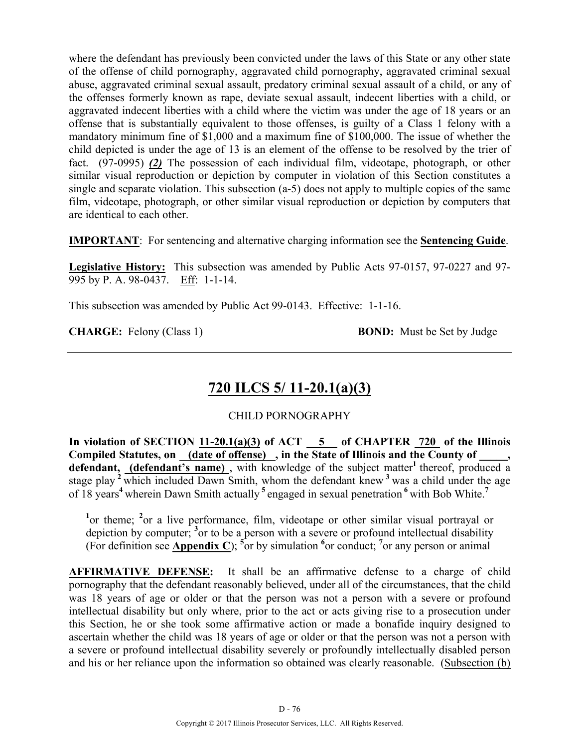where the defendant has previously been convicted under the laws of this State or any other state of the offense of child pornography, aggravated child pornography, aggravated criminal sexual abuse, aggravated criminal sexual assault, predatory criminal sexual assault of a child, or any of the offenses formerly known as rape, deviate sexual assault, indecent liberties with a child, or aggravated indecent liberties with a child where the victim was under the age of 18 years or an offense that is substantially equivalent to those offenses, is guilty of a Class 1 felony with a mandatory minimum fine of $1,000 and a maximum fine of $100,000. The issue of whether the child depicted is under the age of 13 is an element of the offense to be resolved by the trier of fact. (97-0995) ***(2)*** The possession of each individual film, videotape, photograph, or other similar visual reproduction or depiction by computer in violation of this Section constitutes a single and separate violation. This subsection (a-5) does not apply to multiple copies of the same film, videotape, photograph, or other similar visual reproduction or depiction by computers that are identical to each other.

**IMPORTANT**: For sentencing and alternative charging information see the **Sentencing Guide**.

**Legislative History:** This subsection was amended by Public Acts 97-0157, 97-0227 and 97-995 by P. A. 98-0437. Eff: 1-1-14.

This subsection was amended by Public Act 99-0143. Effective: 1-1-16.

**CHARGE:** Felony (Class 1) **BOND:** Must be Set by Judge

---

## 720 ILCS 5/ 11-20.1(a)(3)

CHILD PORNOGRAPHY

**In violation of SECTION 11-20.1(a)(3) of ACT 5 of CHAPTER 720 of the Illinois Compiled Statutes, on (date of offense), in the State of Illinois and the County of _____, defendant, (defendant's name)**, with knowledge of the subject matter[1] thereof, produced a stage play[2] which included Dawn Smith, whom the defendant knew[3] was a child under the age of 18 years[4] wherein Dawn Smith actually[5] engaged in sexual penetration[6] with Bob White.[7]

[1]or theme; [2]or a live performance, film, videotape or other similar visual portrayal or depiction by computer; [3]or to be a person with a severe or profound intellectual disability (For definition see **Appendix C**); [5]or by simulation [6]or conduct; [7]or any person or animal

**AFFIRMATIVE DEFENSE:** It shall be an affirmative defense to a charge of child pornography that the defendant reasonably believed, under all of the circumstances, that the child was 18 years of age or older or that the person was not a person with a severe or profound intellectual disability but only where, prior to the act or acts giving rise to a prosecution under this Section, he or she took some affirmative action or made a bonafide inquiry designed to ascertain whether the child was 18 years of age or older or that the person was not a person with a severe or profound intellectual disability severely or profoundly intellectually disabled person and his or her reliance upon the information so obtained was clearly reasonable. (Subsection (b)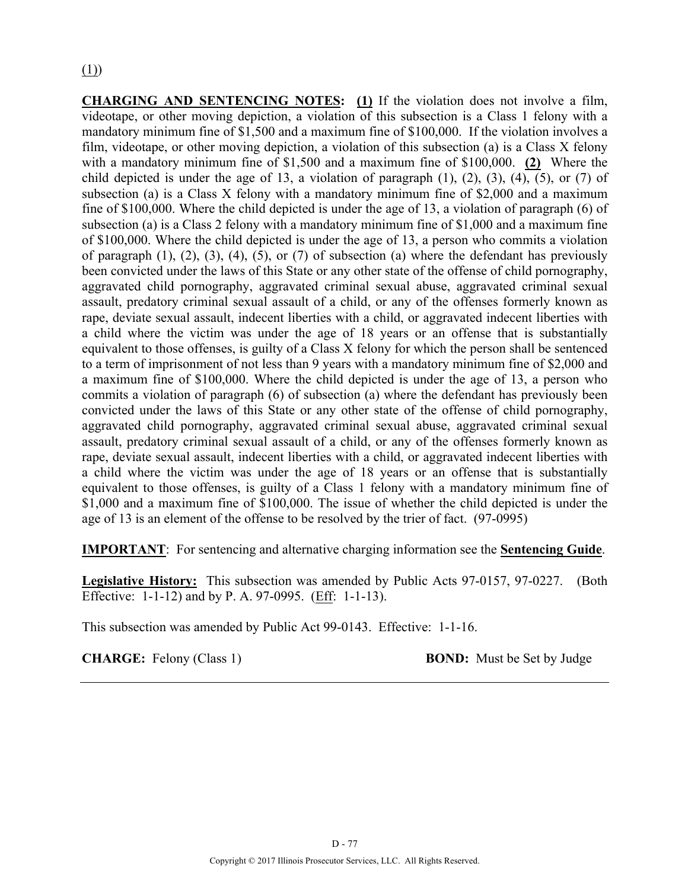(1))

**CHARGING AND SENTENCING NOTES:** **(1)** If the violation does not involve a film, videotape, or other moving depiction, a violation of this subsection is a Class 1 felony with a mandatory minimum fine of $1,500 and a maximum fine of $100,000. If the violation involves a film, videotape, or other moving depiction, a violation of this subsection (a) is a Class X felony with a mandatory minimum fine of $1,500 and a maximum fine of $100,000. **(2)** Where the child depicted is under the age of 13, a violation of paragraph (1), (2), (3), (4), (5), or (7) of subsection (a) is a Class X felony with a mandatory minimum fine of $2,000 and a maximum fine of $100,000. Where the child depicted is under the age of 13, a violation of paragraph (6) of subsection (a) is a Class 2 felony with a mandatory minimum fine of $1,000 and a maximum fine of $100,000. Where the child depicted is under the age of 13, a person who commits a violation of paragraph (1), (2), (3), (4), (5), or (7) of subsection (a) where the defendant has previously been convicted under the laws of this State or any other state of the offense of child pornography, aggravated child pornography, aggravated criminal sexual abuse, aggravated criminal sexual assault, predatory criminal sexual assault of a child, or any of the offenses formerly known as rape, deviate sexual assault, indecent liberties with a child, or aggravated indecent liberties with a child where the victim was under the age of 18 years or an offense that is substantially equivalent to those offenses, is guilty of a Class X felony for which the person shall be sentenced to a term of imprisonment of not less than 9 years with a mandatory minimum fine of $2,000 and a maximum fine of $100,000. Where the child depicted is under the age of 13, a person who commits a violation of paragraph (6) of subsection (a) where the defendant has previously been convicted under the laws of this State or any other state of the offense of child pornography, aggravated child pornography, aggravated criminal sexual abuse, aggravated criminal sexual assault, predatory criminal sexual assault of a child, or any of the offenses formerly known as rape, deviate sexual assault, indecent liberties with a child, or aggravated indecent liberties with a child where the victim was under the age of 18 years or an offense that is substantially equivalent to those offenses, is guilty of a Class 1 felony with a mandatory minimum fine of $1,000 and a maximum fine of $100,000. The issue of whether the child depicted is under the age of 13 is an element of the offense to be resolved by the trier of fact. (97-0995)

**IMPORTANT**: For sentencing and alternative charging information see the **Sentencing Guide**.

**Legislative History:** This subsection was amended by Public Acts 97-0157, 97-0227. (Both Effective: 1-1-12) and by P. A. 97-0995. (Eff: 1-1-13).

This subsection was amended by Public Act 99-0143. Effective: 1-1-16.

**CHARGE:** Felony (Class 1) **BOND:** Must be Set by Judge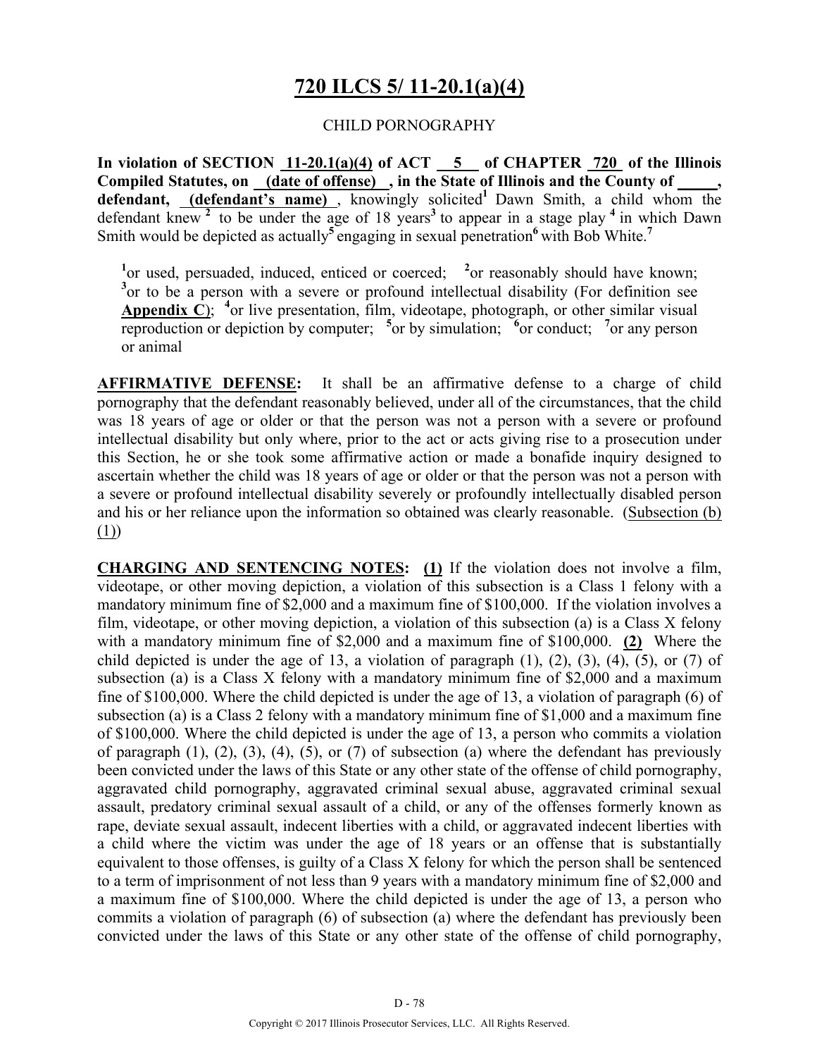# 720 ILCS 5/ 11-20.1(a)(4)

CHILD PORNOGRAPHY

**In violation of SECTION 11-20.1(a)(4) of ACT 5 of CHAPTER 720 of the Illinois Compiled Statutes, on (date of offense) , in the State of Illinois and the County of _____, defendant, (defendant's name)** , knowingly solicited[1] Dawn Smith, a child whom the defendant knew [2] to be under the age of 18 years[3] to appear in a stage play [4] in which Dawn Smith would be depicted as actually[5] engaging in sexual penetration[6] with Bob White.[7]

[1]or used, persuaded, induced, enticed or coerced; [2]or reasonably should have known; [3]or to be a person with a severe or profound intellectual disability (For definition see **Appendix C**); [4]or live presentation, film, videotape, photograph, or other similar visual reproduction or depiction by computer; [5]or by simulation; [6]or conduct; [7]or any person or animal

**AFFIRMATIVE DEFENSE:** It shall be an affirmative defense to a charge of child pornography that the defendant reasonably believed, under all of the circumstances, that the child was 18 years of age or older or that the person was not a person with a severe or profound intellectual disability but only where, prior to the act or acts giving rise to a prosecution under this Section, he or she took some affirmative action or made a bonafide inquiry designed to ascertain whether the child was 18 years of age or older or that the person was not a person with a severe or profound intellectual disability severely or profoundly intellectually disabled person and his or her reliance upon the information so obtained was clearly reasonable. (Subsection (b)(1))

**CHARGING AND SENTENCING NOTES:** **(1)** If the violation does not involve a film, videotape, or other moving depiction, a violation of this subsection is a Class 1 felony with a mandatory minimum fine of $2,000 and a maximum fine of $100,000. If the violation involves a film, videotape, or other moving depiction, a violation of this subsection (a) is a Class X felony with a mandatory minimum fine of $2,000 and a maximum fine of $100,000. **(2)** Where the child depicted is under the age of 13, a violation of paragraph (1), (2), (3), (4), (5), or (7) of subsection (a) is a Class X felony with a mandatory minimum fine of $2,000 and a maximum fine of $100,000. Where the child depicted is under the age of 13, a violation of paragraph (6) of subsection (a) is a Class 2 felony with a mandatory minimum fine of $1,000 and a maximum fine of $100,000. Where the child depicted is under the age of 13, a person who commits a violation of paragraph (1), (2), (3), (4), (5), or (7) of subsection (a) where the defendant has previously been convicted under the laws of this State or any other state of the offense of child pornography, aggravated child pornography, aggravated criminal sexual abuse, aggravated criminal sexual assault, predatory criminal sexual assault of a child, or any of the offenses formerly known as rape, deviate sexual assault, indecent liberties with a child, or aggravated indecent liberties with a child where the victim was under the age of 18 years or an offense that is substantially equivalent to those offenses, is guilty of a Class X felony for which the person shall be sentenced to a term of imprisonment of not less than 9 years with a mandatory minimum fine of $2,000 and a maximum fine of $100,000. Where the child depicted is under the age of 13, a person who commits a violation of paragraph (6) of subsection (a) where the defendant has previously been convicted under the laws of this State or any other state of the offense of child pornography,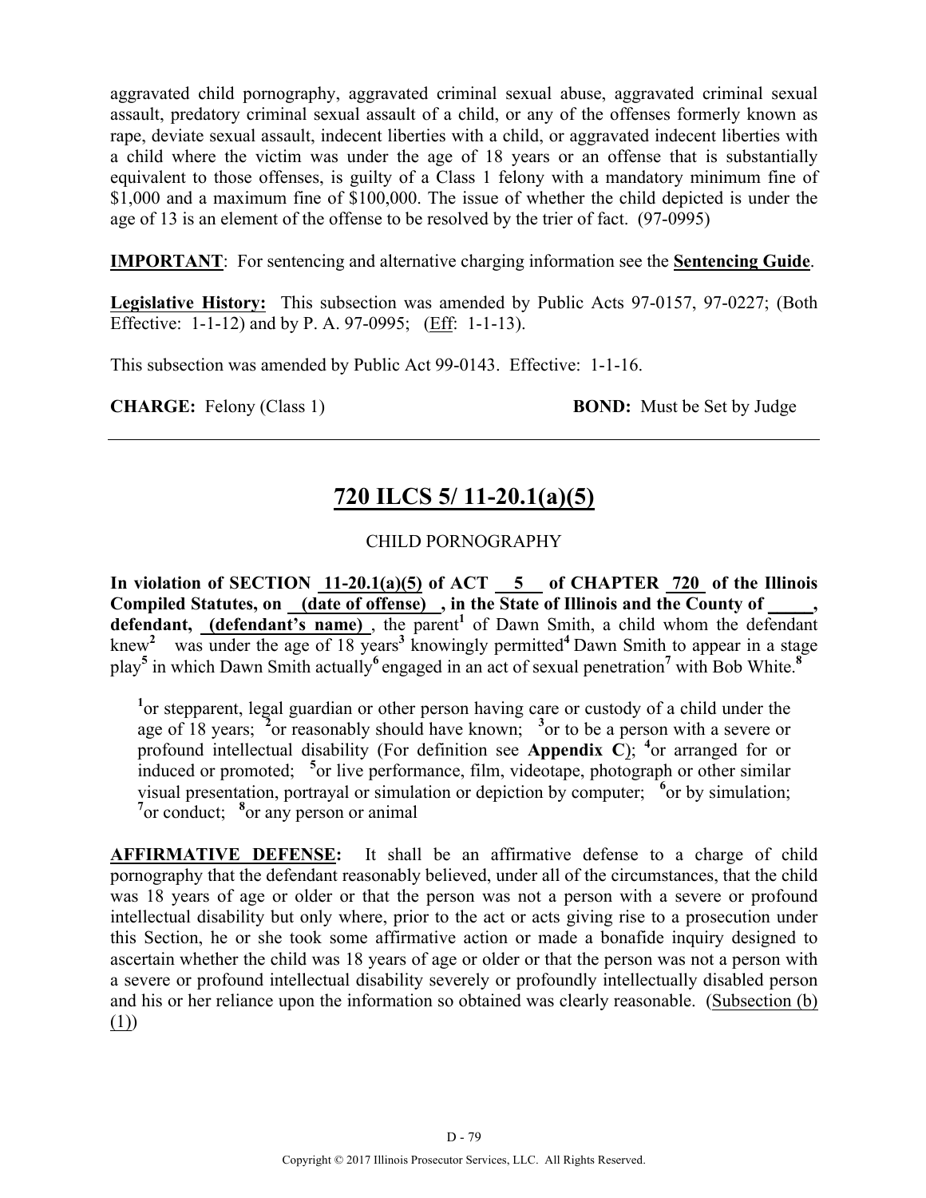aggravated child pornography, aggravated criminal sexual abuse, aggravated criminal sexual assault, predatory criminal sexual assault of a child, or any of the offenses formerly known as rape, deviate sexual assault, indecent liberties with a child, or aggravated indecent liberties with a child where the victim was under the age of 18 years or an offense that is substantially equivalent to those offenses, is guilty of a Class 1 felony with a mandatory minimum fine of $1,000 and a maximum fine of $100,000. The issue of whether the child depicted is under the age of 13 is an element of the offense to be resolved by the trier of fact. (97-0995)

**IMPORTANT**: For sentencing and alternative charging information see the **Sentencing Guide**.

**Legislative History:** This subsection was amended by Public Acts 97-0157, 97-0227; (Both Effective: 1-1-12) and by P. A. 97-0995; (Eff: 1-1-13).

This subsection was amended by Public Act 99-0143. Effective: 1-1-16.

**CHARGE:** Felony (Class 1) **BOND:** Must be Set by Judge

---

## 720 ILCS 5/ 11-20.1(a)(5)

CHILD PORNOGRAPHY

**In violation of SECTION 11-20.1(a)(5) of ACT 5 of CHAPTER 720 of the Illinois Compiled Statutes, on (date of offense) , in the State of Illinois and the County of \_\_\_\_\_, defendant, (defendant's name)** , the parent[1] of Dawn Smith, a child whom the defendant knew[2] was under the age of 18 years[3] knowingly permitted[4] Dawn Smith to appear in a stage play[5] in which Dawn Smith actually[6] engaged in an act of sexual penetration[7] with Bob White.[8]

[1]or stepparent, legal guardian or other person having care or custody of a child under the age of 18 years; [2]or reasonably should have known; [3]or to be a person with a severe or profound intellectual disability (For definition see **Appendix C**); [4]or arranged for or induced or promoted; [5]or live performance, film, videotape, photograph or other similar visual presentation, portrayal or simulation or depiction by computer; [6]or by simulation; [7]or conduct; [8]or any person or animal

**AFFIRMATIVE DEFENSE:** It shall be an affirmative defense to a charge of child pornography that the defendant reasonably believed, under all of the circumstances, that the child was 18 years of age or older or that the person was not a person with a severe or profound intellectual disability but only where, prior to the act or acts giving rise to a prosecution under this Section, he or she took some affirmative action or made a bonafide inquiry designed to ascertain whether the child was 18 years of age or older or that the person was not a person with a severe or profound intellectual disability severely or profoundly intellectually disabled person and his or her reliance upon the information so obtained was clearly reasonable. (Subsection (b)(1))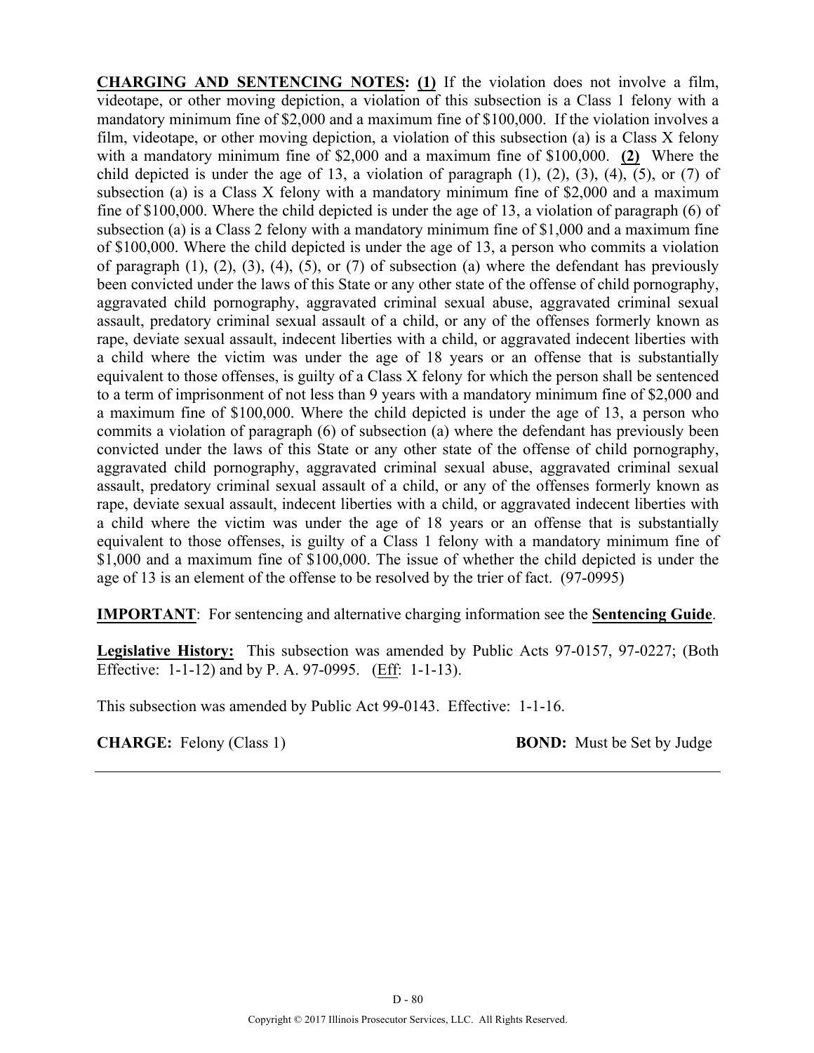**CHARGING AND SENTENCING NOTES:** **(1)** If the violation does not involve a film, videotape, or other moving depiction, a violation of this subsection is a Class 1 felony with a mandatory minimum fine of $2,000 and a maximum fine of $100,000. If the violation involves a film, videotape, or other moving depiction, a violation of this subsection (a) is a Class X felony with a mandatory minimum fine of $2,000 and a maximum fine of $100,000. **(2)** Where the child depicted is under the age of 13, a violation of paragraph (1), (2), (3), (4), (5), or (7) of subsection (a) is a Class X felony with a mandatory minimum fine of $2,000 and a maximum fine of $100,000. Where the child depicted is under the age of 13, a violation of paragraph (6) of subsection (a) is a Class 2 felony with a mandatory minimum fine of $1,000 and a maximum fine of $100,000. Where the child depicted is under the age of 13, a person who commits a violation of paragraph (1), (2), (3), (4), (5), or (7) of subsection (a) where the defendant has previously been convicted under the laws of this State or any other state of the offense of child pornography, aggravated child pornography, aggravated criminal sexual abuse, aggravated criminal sexual assault, predatory criminal sexual assault of a child, or any of the offenses formerly known as rape, deviate sexual assault, indecent liberties with a child, or aggravated indecent liberties with a child where the victim was under the age of 18 years or an offense that is substantially equivalent to those offenses, is guilty of a Class X felony for which the person shall be sentenced to a term of imprisonment of not less than 9 years with a mandatory minimum fine of $2,000 and a maximum fine of $100,000. Where the child depicted is under the age of 13, a person who commits a violation of paragraph (6) of subsection (a) where the defendant has previously been convicted under the laws of this State or any other state of the offense of child pornography, aggravated child pornography, aggravated criminal sexual abuse, aggravated criminal sexual assault, predatory criminal sexual assault of a child, or any of the offenses formerly known as rape, deviate sexual assault, indecent liberties with a child, or aggravated indecent liberties with a child where the victim was under the age of 18 years or an offense that is substantially equivalent to those offenses, is guilty of a Class 1 felony with a mandatory minimum fine of $1,000 and a maximum fine of $100,000. The issue of whether the child depicted is under the age of 13 is an element of the offense to be resolved by the trier of fact. (97-0995)

**IMPORTANT**: For sentencing and alternative charging information see the **Sentencing Guide**.

**Legislative History:** This subsection was amended by Public Acts 97-0157, 97-0227; (Both Effective: 1-1-12) and by P. A. 97-0995. (Eff: 1-1-13).

This subsection was amended by Public Act 99-0143. Effective: 1-1-16.

**CHARGE:** Felony (Class 1) **BOND:** Must be Set by Judge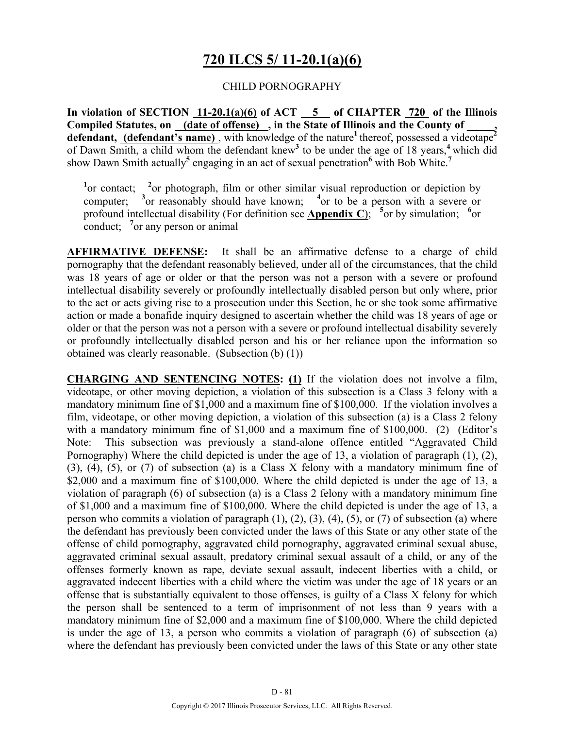# 720 ILCS 5/ 11-20.1(a)(6)

CHILD PORNOGRAPHY

**In violation of SECTION 11-20.1(a)(6) of ACT 5 of CHAPTER 720 of the Illinois Compiled Statutes, on (date of offense) , in the State of Illinois and the County of \_\_\_\_\_, defendant, (defendant's name)**, with knowledge of the nature[1] thereof, possessed a videotape[2] of Dawn Smith, a child whom the defendant knew[3] to be under the age of 18 years,[4] which did show Dawn Smith actually[5] engaging in an act of sexual penetration[6] with Bob White.[7]

[1]or contact; [2]or photograph, film or other similar visual reproduction or depiction by computer; [3]or reasonably should have known; [4]or to be a person with a severe or profound intellectual disability (For definition see **Appendix C**); [5]or by simulation; [6]or conduct; [7]or any person or animal

**AFFIRMATIVE DEFENSE:** It shall be an affirmative defense to a charge of child pornography that the defendant reasonably believed, under all of the circumstances, that the child was 18 years of age or older or that the person was not a person with a severe or profound intellectual disability severely or profoundly intellectually disabled person but only where, prior to the act or acts giving rise to a prosecution under this Section, he or she took some affirmative action or made a bonafide inquiry designed to ascertain whether the child was 18 years of age or older or that the person was not a person with a severe or profound intellectual disability severely or profoundly intellectually disabled person and his or her reliance upon the information so obtained was clearly reasonable. (Subsection (b) (1))

**CHARGING AND SENTENCING NOTES: (1)** If the violation does not involve a film, videotape, or other moving depiction, a violation of this subsection is a Class 3 felony with a mandatory minimum fine of $1,000 and a maximum fine of $100,000. If the violation involves a film, videotape, or other moving depiction, a violation of this subsection (a) is a Class 2 felony with a mandatory minimum fine of $1,000 and a maximum fine of $100,000. (2) (Editor's Note: This subsection was previously a stand-alone offence entitled "Aggravated Child Pornography) Where the child depicted is under the age of 13, a violation of paragraph (1), (2), (3), (4), (5), or (7) of subsection (a) is a Class X felony with a mandatory minimum fine of $2,000 and a maximum fine of $100,000. Where the child depicted is under the age of 13, a violation of paragraph (6) of subsection (a) is a Class 2 felony with a mandatory minimum fine of $1,000 and a maximum fine of $100,000. Where the child depicted is under the age of 13, a person who commits a violation of paragraph (1), (2), (3), (4), (5), or (7) of subsection (a) where the defendant has previously been convicted under the laws of this State or any other state of the offense of child pornography, aggravated child pornography, aggravated criminal sexual abuse, aggravated criminal sexual assault, predatory criminal sexual assault of a child, or any of the offenses formerly known as rape, deviate sexual assault, indecent liberties with a child, or aggravated indecent liberties with a child where the victim was under the age of 18 years or an offense that is substantially equivalent to those offenses, is guilty of a Class X felony for which the person shall be sentenced to a term of imprisonment of not less than 9 years with a mandatory minimum fine of $2,000 and a maximum fine of $100,000. Where the child depicted is under the age of 13, a person who commits a violation of paragraph (6) of subsection (a) where the defendant has previously been convicted under the laws of this State or any other state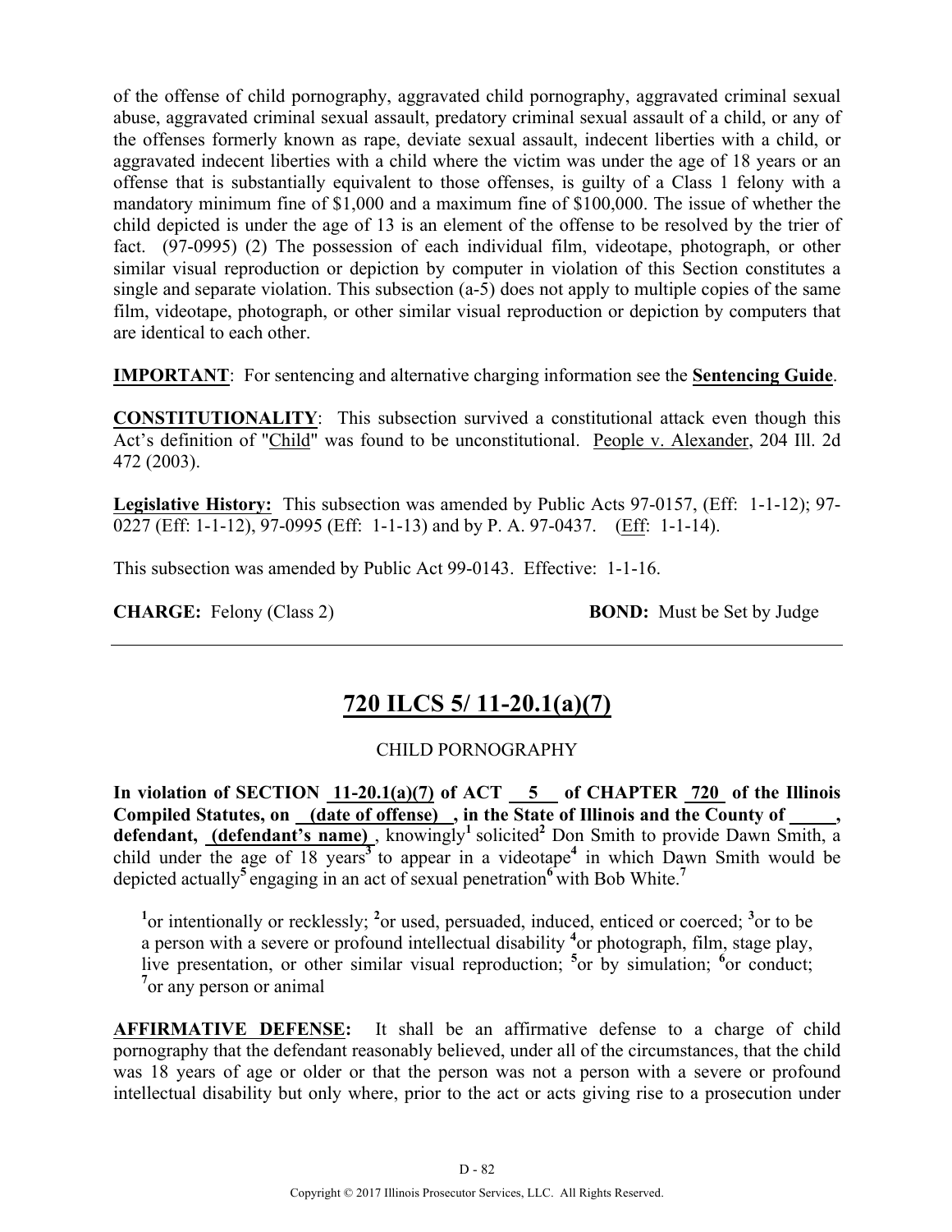of the offense of child pornography, aggravated child pornography, aggravated criminal sexual abuse, aggravated criminal sexual assault, predatory criminal sexual assault of a child, or any of the offenses formerly known as rape, deviate sexual assault, indecent liberties with a child, or aggravated indecent liberties with a child where the victim was under the age of 18 years or an offense that is substantially equivalent to those offenses, is guilty of a Class 1 felony with a mandatory minimum fine of $1,000 and a maximum fine of $100,000. The issue of whether the child depicted is under the age of 13 is an element of the offense to be resolved by the trier of fact. (97-0995) (2) The possession of each individual film, videotape, photograph, or other similar visual reproduction or depiction by computer in violation of this Section constitutes a single and separate violation. This subsection (a-5) does not apply to multiple copies of the same film, videotape, photograph, or other similar visual reproduction or depiction by computers that are identical to each other.

**IMPORTANT**: For sentencing and alternative charging information see the **Sentencing Guide**.

**CONSTITUTIONALITY**: This subsection survived a constitutional attack even though this Act's definition of "Child" was found to be unconstitutional. People v. Alexander, 204 Ill. 2d 472 (2003).

**Legislative History:** This subsection was amended by Public Acts 97-0157, (Eff: 1-1-12); 97-0227 (Eff: 1-1-12), 97-0995 (Eff: 1-1-13) and by P. A. 97-0437. (Eff: 1-1-14).

This subsection was amended by Public Act 99-0143. Effective: 1-1-16.

**CHARGE:** Felony (Class 2) **BOND:** Must be Set by Judge

---

## 720 ILCS 5/ 11-20.1(a)(7)

CHILD PORNOGRAPHY

**In violation of SECTION 11-20.1(a)(7) of ACT 5 of CHAPTER 720 of the Illinois Compiled Statutes, on (date of offense) , in the State of Illinois and the County of \_\_\_\_\_, defendant, (defendant's name)** , knowingly[1] solicited[2] Don Smith to provide Dawn Smith, a child under the age of 18 years[3] to appear in a videotape[4] in which Dawn Smith would be depicted actually[5] engaging in an act of sexual penetration[6] with Bob White.[7]

[1]or intentionally or recklessly; [2]or used, persuaded, induced, enticed or coerced; [3]or to be a person with a severe or profound intellectual disability [4]or photograph, film, stage play, live presentation, or other similar visual reproduction; [5]or by simulation; [6]or conduct; [7]or any person or animal

**AFFIRMATIVE DEFENSE:** It shall be an affirmative defense to a charge of child pornography that the defendant reasonably believed, under all of the circumstances, that the child was 18 years of age or older or that the person was not a person with a severe or profound intellectual disability but only where, prior to the act or acts giving rise to a prosecution under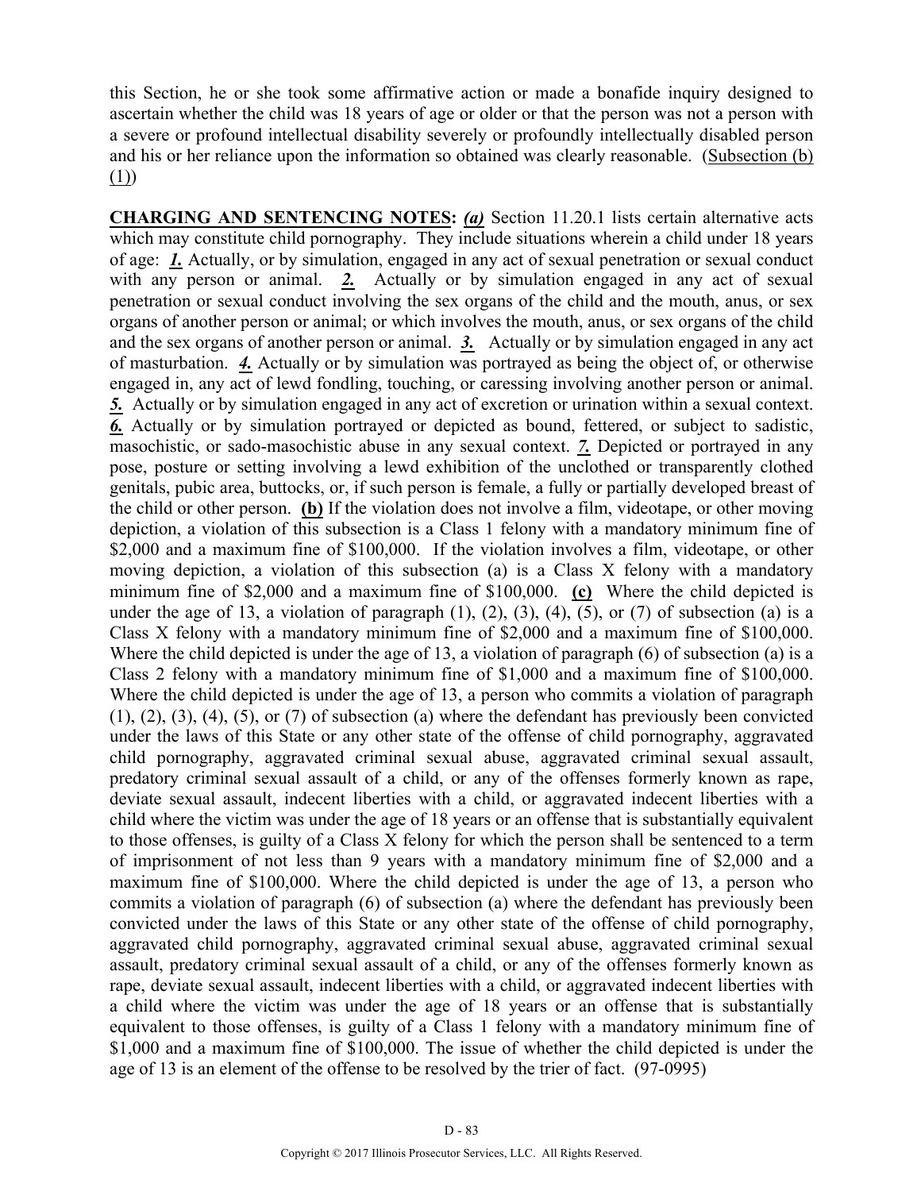this Section, he or she took some affirmative action or made a bonafide inquiry designed to ascertain whether the child was 18 years of age or older or that the person was not a person with a severe or profound intellectual disability severely or profoundly intellectually disabled person and his or her reliance upon the information so obtained was clearly reasonable. (Subsection (b)(1))

**CHARGING AND SENTENCING NOTES:** ***(a)*** Section 11.20.1 lists certain alternative acts which may constitute child pornography. They include situations wherein a child under 18 years of age: ***1.*** Actually, or by simulation, engaged in any act of sexual penetration or sexual conduct with any person or animal. ***2.*** Actually or by simulation engaged in any act of sexual penetration or sexual conduct involving the sex organs of the child and the mouth, anus, or sex organs of another person or animal; or which involves the mouth, anus, or sex organs of the child and the sex organs of another person or animal. ***3.*** Actually or by simulation engaged in any act of masturbation. ***4.*** Actually or by simulation was portrayed as being the object of, or otherwise engaged in, any act of lewd fondling, touching, or caressing involving another person or animal. ***5.*** Actually or by simulation engaged in any act of excretion or urination within a sexual context. ***6.*** Actually or by simulation portrayed or depicted as bound, fettered, or subject to sadistic, masochistic, or sado-masochistic abuse in any sexual context. ***7.*** Depicted or portrayed in any pose, posture or setting involving a lewd exhibition of the unclothed or transparently clothed genitals, pubic area, buttocks, or, if such person is female, a fully or partially developed breast of the child or other person. **(b)** If the violation does not involve a film, videotape, or other moving depiction, a violation of this subsection is a Class 1 felony with a mandatory minimum fine of $2,000 and a maximum fine of $100,000. If the violation involves a film, videotape, or other moving depiction, a violation of this subsection (a) is a Class X felony with a mandatory minimum fine of $2,000 and a maximum fine of $100,000. **(c)** Where the child depicted is under the age of 13, a violation of paragraph (1), (2), (3), (4), (5), or (7) of subsection (a) is a Class X felony with a mandatory minimum fine of $2,000 and a maximum fine of $100,000. Where the child depicted is under the age of 13, a violation of paragraph (6) of subsection (a) is a Class 2 felony with a mandatory minimum fine of $1,000 and a maximum fine of $100,000. Where the child depicted is under the age of 13, a person who commits a violation of paragraph (1), (2), (3), (4), (5), or (7) of subsection (a) where the defendant has previously been convicted under the laws of this State or any other state of the offense of child pornography, aggravated child pornography, aggravated criminal sexual abuse, aggravated criminal sexual assault, predatory criminal sexual assault of a child, or any of the offenses formerly known as rape, deviate sexual assault, indecent liberties with a child, or aggravated indecent liberties with a child where the victim was under the age of 18 years or an offense that is substantially equivalent to those offenses, is guilty of a Class X felony for which the person shall be sentenced to a term of imprisonment of not less than 9 years with a mandatory minimum fine of $2,000 and a maximum fine of $100,000. Where the child depicted is under the age of 13, a person who commits a violation of paragraph (6) of subsection (a) where the defendant has previously been convicted under the laws of this State or any other state of the offense of child pornography, aggravated child pornography, aggravated criminal sexual abuse, aggravated criminal sexual assault, predatory criminal sexual assault of a child, or any of the offenses formerly known as rape, deviate sexual assault, indecent liberties with a child, or aggravated indecent liberties with a child where the victim was under the age of 18 years or an offense that is substantially equivalent to those offenses, is guilty of a Class 1 felony with a mandatory minimum fine of $1,000 and a maximum fine of $100,000. The issue of whether the child depicted is under the age of 13 is an element of the offense to be resolved by the trier of fact. (97-0995)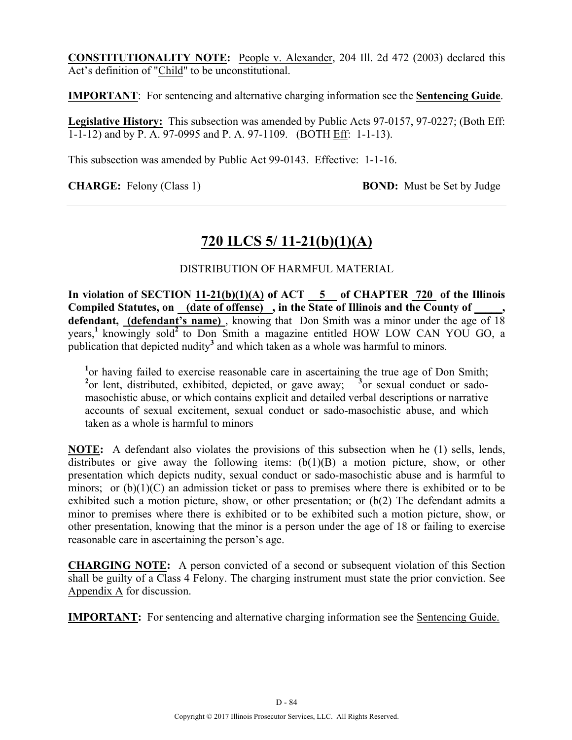**CONSTITUTIONALITY NOTE:** People v. Alexander, 204 Ill. 2d 472 (2003) declared this Act's definition of "Child" to be unconstitutional.

**IMPORTANT**: For sentencing and alternative charging information see the **Sentencing Guide**.

**Legislative History:** This subsection was amended by Public Acts 97-0157, 97-0227; (Both Eff: 1-1-12) and by P. A. 97-0995 and P. A. 97-1109. (BOTH Eff: 1-1-13).

This subsection was amended by Public Act 99-0143. Effective: 1-1-16.

**CHARGE:** Felony (Class 1) **BOND:** Must be Set by Judge

---

# 720 ILCS 5/ 11-21(b)(1)(A)

DISTRIBUTION OF HARMFUL MATERIAL

**In violation of SECTION 11-21(b)(1)(A) of ACT 5 of CHAPTER 720 of the Illinois Compiled Statutes, on (date of offense) , in the State of Illinois and the County of _____, defendant, (defendant's name)** , knowing that Don Smith was a minor under the age of 18 years,[1] knowingly sold[2] to Don Smith a magazine entitled HOW LOW CAN YOU GO, a publication that depicted nudity[3] and which taken as a whole was harmful to minors.

> [1]or having failed to exercise reasonable care in ascertaining the true age of Don Smith; [2]or lent, distributed, exhibited, depicted, or gave away; [3]or sexual conduct or sado-masochistic abuse, or which contains explicit and detailed verbal descriptions or narrative accounts of sexual excitement, sexual conduct or sado-masochistic abuse, and which taken as a whole is harmful to minors

**NOTE:** A defendant also violates the provisions of this subsection when he (1) sells, lends, distributes or give away the following items: (b(1)(B) a motion picture, show, or other presentation which depicts nudity, sexual conduct or sado-masochistic abuse and is harmful to minors; or (b)(1)(C) an admission ticket or pass to premises where there is exhibited or to be exhibited such a motion picture, show, or other presentation; or (b(2) The defendant admits a minor to premises where there is exhibited or to be exhibited such a motion picture, show, or other presentation, knowing that the minor is a person under the age of 18 or failing to exercise reasonable care in ascertaining the person's age.

**CHARGING NOTE:** A person convicted of a second or subsequent violation of this Section shall be guilty of a Class 4 Felony. The charging instrument must state the prior conviction. See Appendix A for discussion.

**IMPORTANT:** For sentencing and alternative charging information see the Sentencing Guide.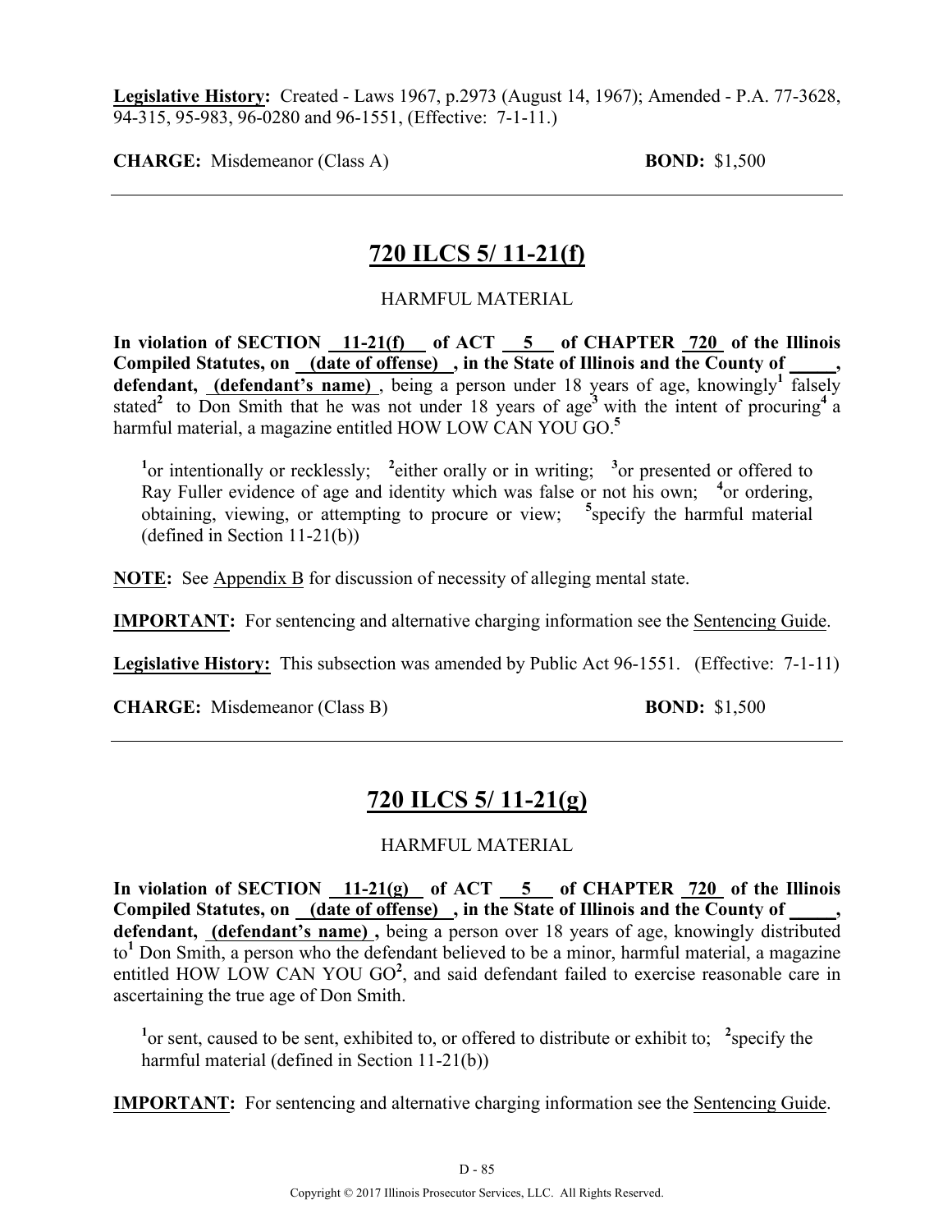**Legislative History:** Created - Laws 1967, p.2973 (August 14, 1967); Amended - P.A. 77-3628, 94-315, 95-983, 96-0280 and 96-1551, (Effective: 7-1-11.)

**CHARGE:** Misdemeanor (Class A) **BOND:** $1,500

---

## 720 ILCS 5/ 11-21(f)

HARMFUL MATERIAL

**In violation of SECTION 11-21(f) of ACT 5 of CHAPTER 720 of the Illinois Compiled Statutes, on (date of offense) , in the State of Illinois and the County of _____, defendant, (defendant's name)** , being a person under 18 years of age, knowingly[1] falsely stated[2] to Don Smith that he was not under 18 years of age[3] with the intent of procuring[4] a harmful material, a magazine entitled HOW LOW CAN YOU GO.[5]

[1]or intentionally or recklessly; [2]either orally or in writing; [3]or presented or offered to Ray Fuller evidence of age and identity which was false or not his own; [4]or ordering, obtaining, viewing, or attempting to procure or view; [5]specify the harmful material (defined in Section 11-21(b))

**NOTE:** See Appendix B for discussion of necessity of alleging mental state.

**IMPORTANT:** For sentencing and alternative charging information see the Sentencing Guide.

**Legislative History:** This subsection was amended by Public Act 96-1551. (Effective: 7-1-11)

**CHARGE:** Misdemeanor (Class B) **BOND:** $1,500

---

## 720 ILCS 5/ 11-21(g)

HARMFUL MATERIAL

**In violation of SECTION 11-21(g) of ACT 5 of CHAPTER 720 of the Illinois Compiled Statutes, on (date of offense) , in the State of Illinois and the County of _____, defendant, (defendant's name) ,** being a person over 18 years of age, knowingly distributed to[1] Don Smith, a person who the defendant believed to be a minor, harmful material, a magazine entitled HOW LOW CAN YOU GO[2], and said defendant failed to exercise reasonable care in ascertaining the true age of Don Smith.

[1]or sent, caused to be sent, exhibited to, or offered to distribute or exhibit to; [2]specify the harmful material (defined in Section 11-21(b))

**IMPORTANT:** For sentencing and alternative charging information see the Sentencing Guide.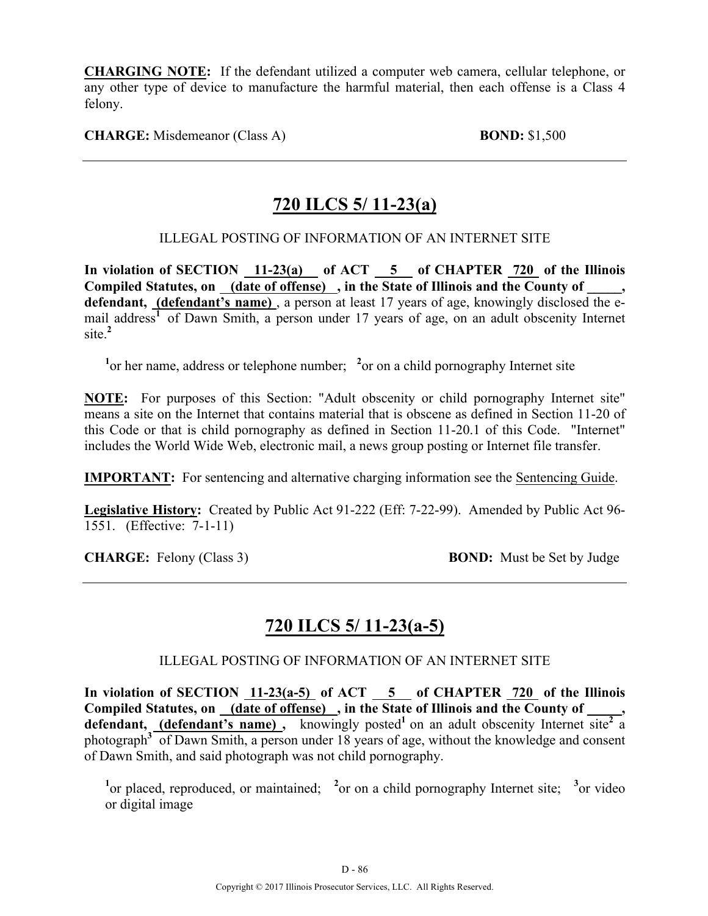**CHARGING NOTE:** If the defendant utilized a computer web camera, cellular telephone, or any other type of device to manufacture the harmful material, then each offense is a Class 4 felony.

**CHARGE:** Misdemeanor (Class A) **BOND:** $1,500

---

## 720 ILCS 5/ 11-23(a)

ILLEGAL POSTING OF INFORMATION OF AN INTERNET SITE

**In violation of SECTION 11-23(a) of ACT 5 of CHAPTER 720 of the Illinois Compiled Statutes, on (date of offense) , in the State of Illinois and the County of _____, defendant, (defendant's name)**, a person at least 17 years of age, knowingly disclosed the e-mail address[1] of Dawn Smith, a person under 17 years of age, on an adult obscenity Internet site.[2]

[1]or her name, address or telephone number; [2]or on a child pornography Internet site

**NOTE:** For purposes of this Section: "Adult obscenity or child pornography Internet site" means a site on the Internet that contains material that is obscene as defined in Section 11-20 of this Code or that is child pornography as defined in Section 11-20.1 of this Code. "Internet" includes the World Wide Web, electronic mail, a news group posting or Internet file transfer.

**IMPORTANT:** For sentencing and alternative charging information see the Sentencing Guide.

**Legislative History:** Created by Public Act 91-222 (Eff: 7-22-99). Amended by Public Act 96-1551. (Effective: 7-1-11)

**CHARGE:** Felony (Class 3) **BOND:** Must be Set by Judge

---

## 720 ILCS 5/ 11-23(a-5)

ILLEGAL POSTING OF INFORMATION OF AN INTERNET SITE

**In violation of SECTION 11-23(a-5) of ACT 5 of CHAPTER 720 of the Illinois Compiled Statutes, on (date of offense) , in the State of Illinois and the County of _____, defendant, (defendant's name) ,** knowingly posted[1] on an adult obscenity Internet site[2] a photograph[3] of Dawn Smith, a person under 18 years of age, without the knowledge and consent of Dawn Smith, and said photograph was not child pornography.

[1]or placed, reproduced, or maintained; [2]or on a child pornography Internet site; [3]or video or digital image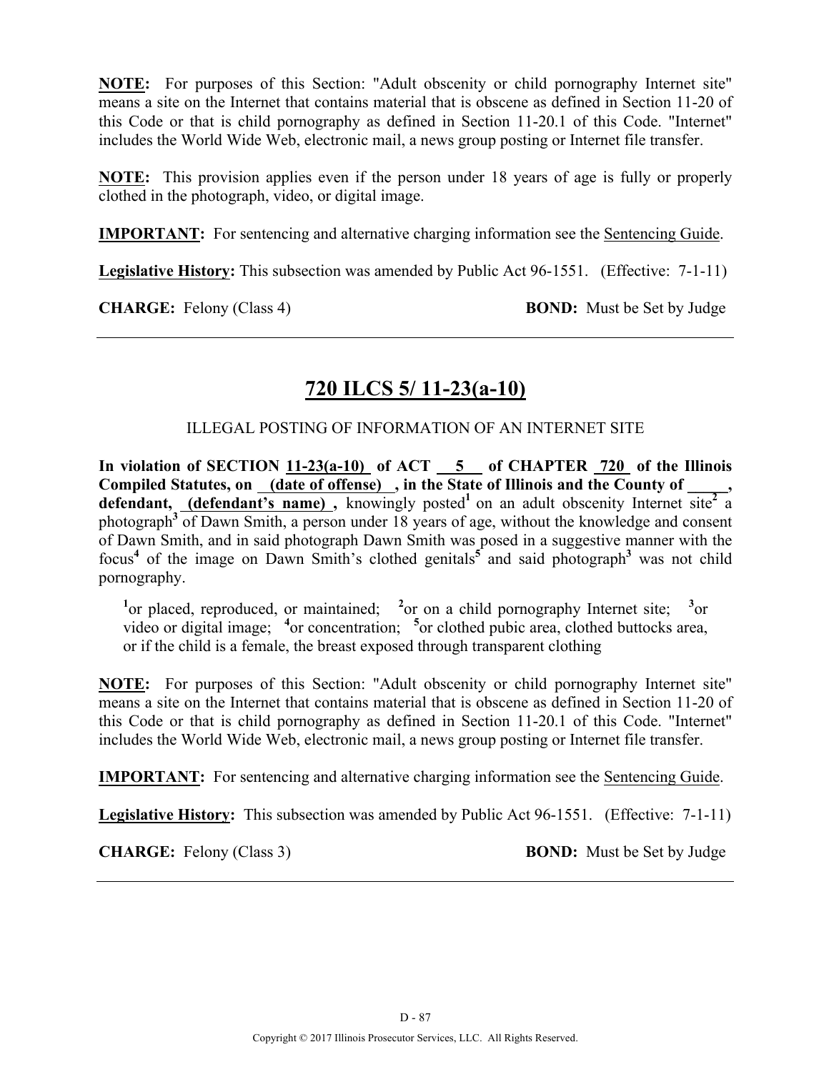**NOTE:** For purposes of this Section: "Adult obscenity or child pornography Internet site" means a site on the Internet that contains material that is obscene as defined in Section 11-20 of this Code or that is child pornography as defined in Section 11-20.1 of this Code. "Internet" includes the World Wide Web, electronic mail, a news group posting or Internet file transfer.

**NOTE:** This provision applies even if the person under 18 years of age is fully or properly clothed in the photograph, video, or digital image.

**IMPORTANT:** For sentencing and alternative charging information see the Sentencing Guide.

**Legislative History:** This subsection was amended by Public Act 96-1551. (Effective: 7-1-11)

**CHARGE:** Felony (Class 4) **BOND:** Must be Set by Judge

---

## 720 ILCS 5/ 11-23(a-10)

ILLEGAL POSTING OF INFORMATION OF AN INTERNET SITE

**In violation of SECTION 11-23(a-10) of ACT 5 of CHAPTER 720 of the Illinois Compiled Statutes, on (date of offense) , in the State of Illinois and the County of \_\_\_\_\_, defendant, (defendant's name) ,** knowingly posted[1] on an adult obscenity Internet site[2] a photograph[3] of Dawn Smith, a person under 18 years of age, without the knowledge and consent of Dawn Smith, and in said photograph Dawn Smith was posed in a suggestive manner with the focus[4] of the image on Dawn Smith's clothed genitals[5] and said photograph[3] was not child pornography.

[1]or placed, reproduced, or maintained; [2]or on a child pornography Internet site; [3]or video or digital image; [4]or concentration; [5]or clothed pubic area, clothed buttocks area, or if the child is a female, the breast exposed through transparent clothing

**NOTE:** For purposes of this Section: "Adult obscenity or child pornography Internet site" means a site on the Internet that contains material that is obscene as defined in Section 11-20 of this Code or that is child pornography as defined in Section 11-20.1 of this Code. "Internet" includes the World Wide Web, electronic mail, a news group posting or Internet file transfer.

**IMPORTANT:** For sentencing and alternative charging information see the Sentencing Guide.

**Legislative History:** This subsection was amended by Public Act 96-1551. (Effective: 7-1-11)

**CHARGE:** Felony (Class 3) **BOND:** Must be Set by Judge

---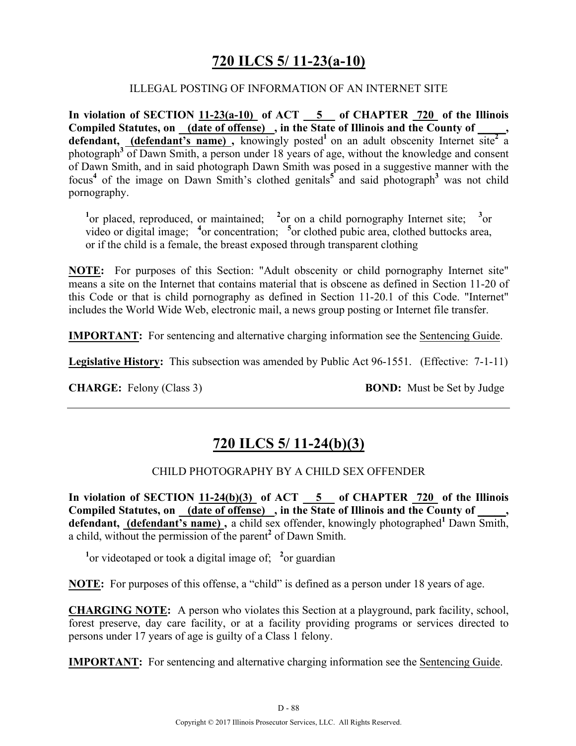# 720 ILCS 5/ 11-23(a-10)

ILLEGAL POSTING OF INFORMATION OF AN INTERNET SITE

**In violation of SECTION 11-23(a-10) of ACT 5 of CHAPTER 720 of the Illinois Compiled Statutes, on (date of offense), in the State of Illinois and the County of _____, defendant, (defendant's name),** knowingly posted[1] on an adult obscenity Internet site[2] a photograph[3] of Dawn Smith, a person under 18 years of age, without the knowledge and consent of Dawn Smith, and in said photograph Dawn Smith was posed in a suggestive manner with the focus[4] of the image on Dawn Smith's clothed genitals[5] and said photograph[3] was not child pornography.

[1]or placed, reproduced, or maintained; [2]or on a child pornography Internet site; [3]or video or digital image; [4]or concentration; [5]or clothed pubic area, clothed buttocks area, or if the child is a female, the breast exposed through transparent clothing

**NOTE:** For purposes of this Section: "Adult obscenity or child pornography Internet site" means a site on the Internet that contains material that is obscene as defined in Section 11-20 of this Code or that is child pornography as defined in Section 11-20.1 of this Code. "Internet" includes the World Wide Web, electronic mail, a news group posting or Internet file transfer.

**IMPORTANT:** For sentencing and alternative charging information see the Sentencing Guide.

**Legislative History:** This subsection was amended by Public Act 96-1551. (Effective: 7-1-11)

**CHARGE:** Felony (Class 3) **BOND:** Must be Set by Judge

---

# 720 ILCS 5/ 11-24(b)(3)

CHILD PHOTOGRAPHY BY A CHILD SEX OFFENDER

**In violation of SECTION 11-24(b)(3) of ACT 5 of CHAPTER 720 of the Illinois Compiled Statutes, on (date of offense), in the State of Illinois and the County of _____, defendant, (defendant's name),** a child sex offender, knowingly photographed[1] Dawn Smith, a child, without the permission of the parent[2] of Dawn Smith.

[1]or videotaped or took a digital image of; [2]or guardian

**NOTE:** For purposes of this offense, a "child" is defined as a person under 18 years of age.

**CHARGING NOTE:** A person who violates this Section at a playground, park facility, school, forest preserve, day care facility, or at a facility providing programs or services directed to persons under 17 years of age is guilty of a Class 1 felony.

**IMPORTANT:** For sentencing and alternative charging information see the Sentencing Guide.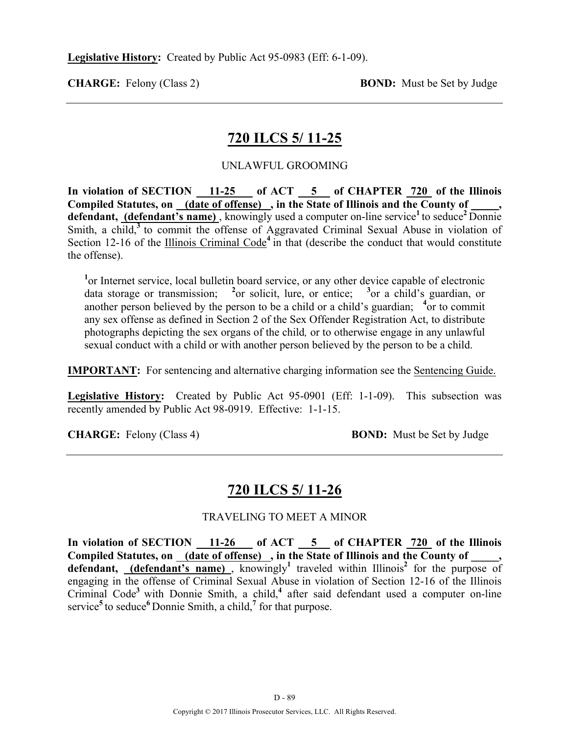**Legislative History:** Created by Public Act 95-0983 (Eff: 6-1-09).

**CHARGE:** Felony (Class 2) **BOND:** Must be Set by Judge

---

## 720 ILCS 5/ 11-25

UNLAWFUL GROOMING

**In violation of SECTION 11-25 of ACT 5 of CHAPTER 720 of the Illinois Compiled Statutes, on (date of offense) , in the State of Illinois and the County of _____, defendant, (defendant's name)** , knowingly used a computer on-line service[1] to seduce[2] Donnie Smith, a child,[3] to commit the offense of Aggravated Criminal Sexual Abuse in violation of Section 12-16 of the Illinois Criminal Code[4] in that (describe the conduct that would constitute the offense).

[1]or Internet service, local bulletin board service, or any other device capable of electronic data storage or transmission; [2]or solicit, lure, or entice; [3]or a child's guardian, or another person believed by the person to be a child or a child's guardian; [4]or to commit any sex offense as defined in Section 2 of the Sex Offender Registration Act, to distribute photographs depicting the sex organs of the child, or to otherwise engage in any unlawful sexual conduct with a child or with another person believed by the person to be a child.

**IMPORTANT:** For sentencing and alternative charging information see the Sentencing Guide.

**Legislative History:** Created by Public Act 95-0901 (Eff: 1-1-09). This subsection was recently amended by Public Act 98-0919. Effective: 1-1-15.

**CHARGE:** Felony (Class 4) **BOND:** Must be Set by Judge

---

## 720 ILCS 5/ 11-26

TRAVELING TO MEET A MINOR

**In violation of SECTION 11-26 of ACT 5 of CHAPTER 720 of the Illinois Compiled Statutes, on (date of offense) , in the State of Illinois and the County of _____, defendant, (defendant's name)** , knowingly[1] traveled within Illinois[2] for the purpose of engaging in the offense of Criminal Sexual Abuse in violation of Section 12-16 of the Illinois Criminal Code[3] with Donnie Smith, a child,[4] after said defendant used a computer on-line service[5] to seduce[6] Donnie Smith, a child,[7] for that purpose.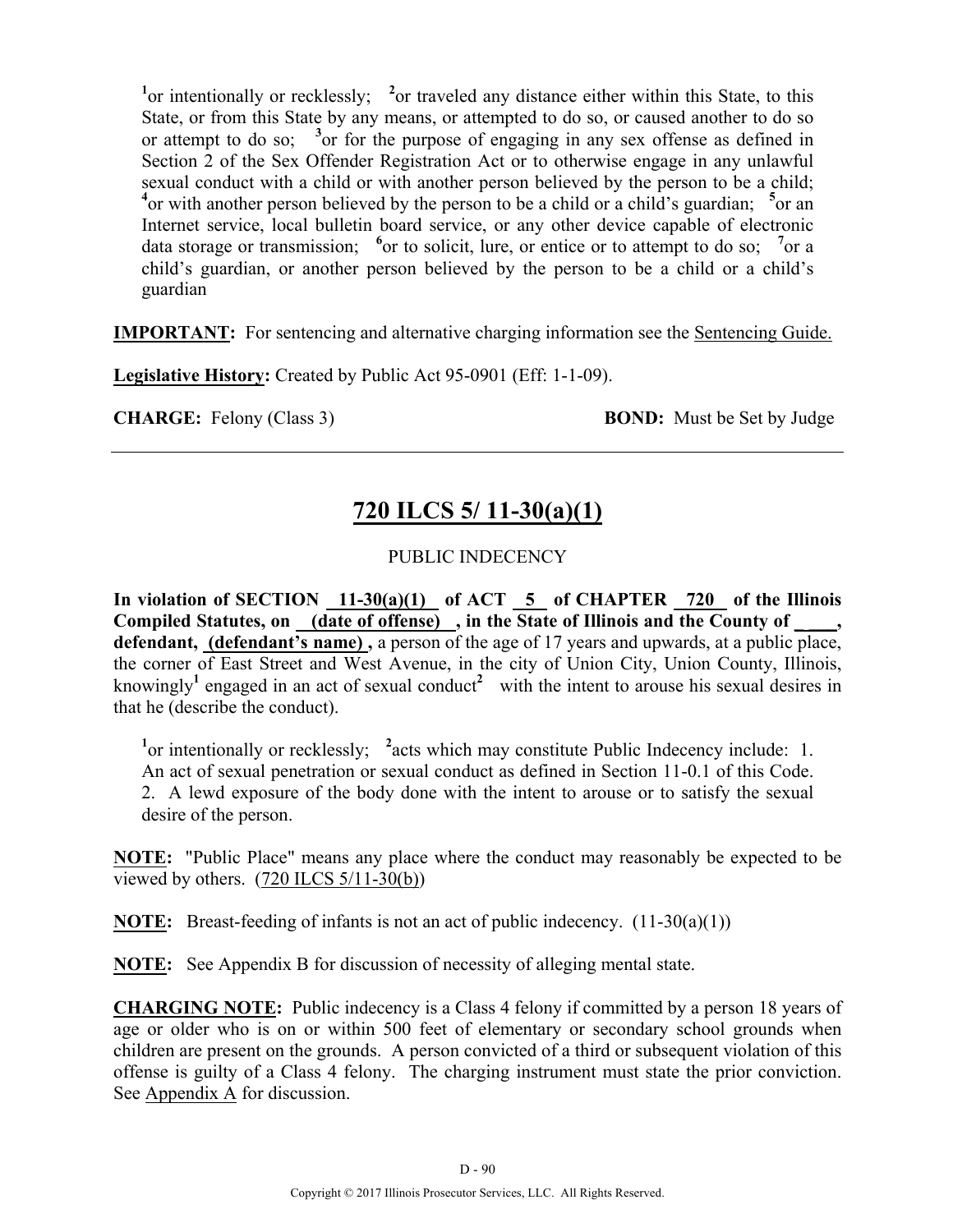[1]or intentionally or recklessly; [2]or traveled any distance either within this State, to this State, or from this State by any means, or attempted to do so, or caused another to do so or attempt to do so; [3]or for the purpose of engaging in any sex offense as defined in Section 2 of the Sex Offender Registration Act or to otherwise engage in any unlawful sexual conduct with a child or with another person believed by the person to be a child; [4]or with another person believed by the person to be a child or a child's guardian; [5]or an Internet service, local bulletin board service, or any other device capable of electronic data storage or transmission; [6]or to solicit, lure, or entice or to attempt to do so; [7]or a child's guardian, or another person believed by the person to be a child or a child's guardian

**IMPORTANT:** For sentencing and alternative charging information see the Sentencing Guide.

**Legislative History:** Created by Public Act 95-0901 (Eff: 1-1-09).

**CHARGE:** Felony (Class 3) **BOND:** Must be Set by Judge

---

## 720 ILCS 5/ 11-30(a)(1)

PUBLIC INDECENCY

**In violation of SECTION 11-30(a)(1) of ACT 5 of CHAPTER 720 of the Illinois Compiled Statutes, on (date of offense) , in the State of Illinois and the County of ____, defendant, (defendant's name) ,** a person of the age of 17 years and upwards, at a public place, the corner of East Street and West Avenue, in the city of Union City, Union County, Illinois, knowingly[1] engaged in an act of sexual conduct[2] with the intent to arouse his sexual desires in that he (describe the conduct).

[1]or intentionally or recklessly; [2]acts which may constitute Public Indecency include: 1. An act of sexual penetration or sexual conduct as defined in Section 11-0.1 of this Code. 2. A lewd exposure of the body done with the intent to arouse or to satisfy the sexual desire of the person.

**NOTE:** "Public Place" means any place where the conduct may reasonably be expected to be viewed by others. (720 ILCS 5/11-30(b))

**NOTE:** Breast-feeding of infants is not an act of public indecency. (11-30(a)(1))

**NOTE:** See Appendix B for discussion of necessity of alleging mental state.

**CHARGING NOTE:** Public indecency is a Class 4 felony if committed by a person 18 years of age or older who is on or within 500 feet of elementary or secondary school grounds when children are present on the grounds. A person convicted of a third or subsequent violation of this offense is guilty of a Class 4 felony. The charging instrument must state the prior conviction. See Appendix A for discussion.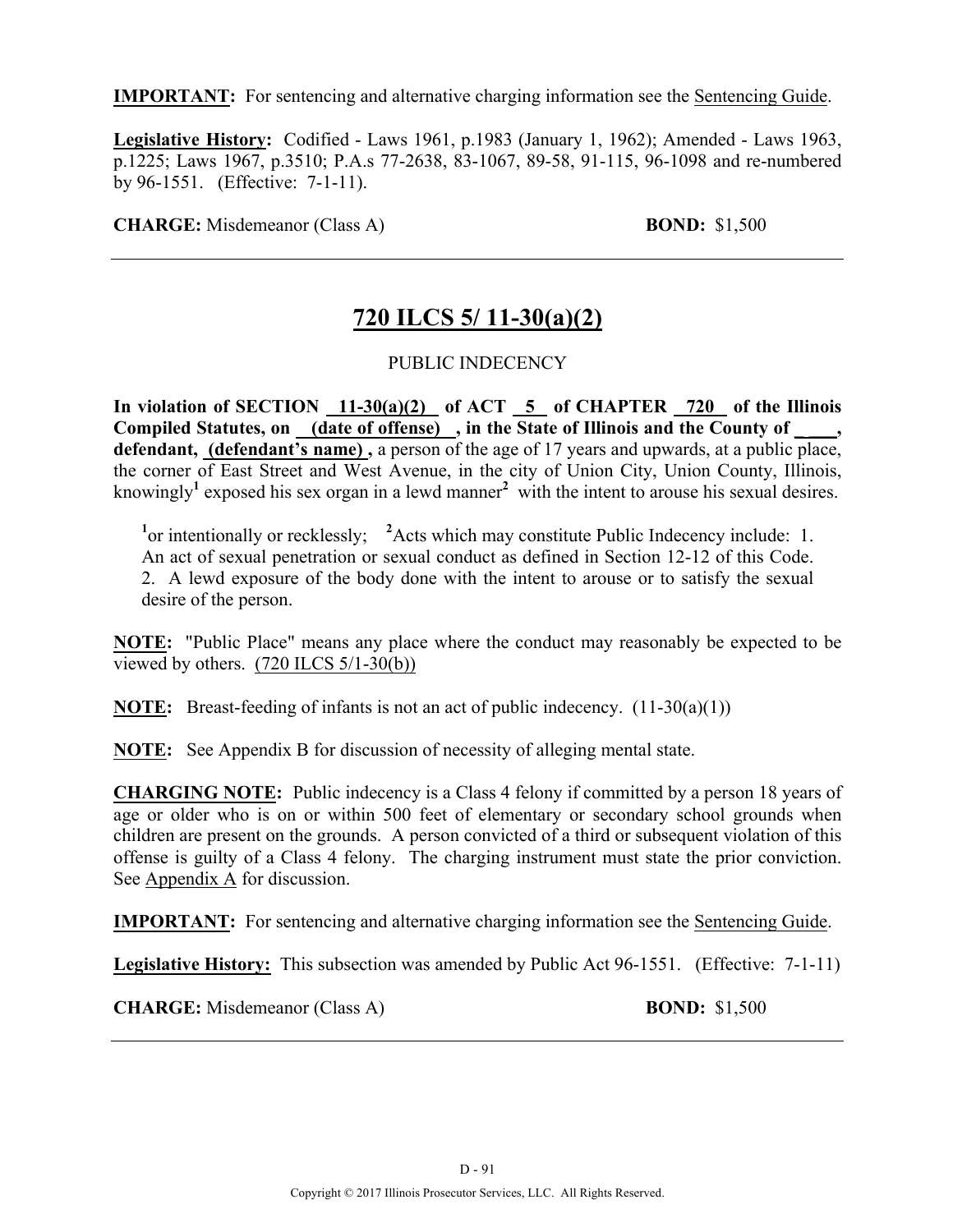**IMPORTANT:** For sentencing and alternative charging information see the Sentencing Guide.

**Legislative History:** Codified - Laws 1961, p.1983 (January 1, 1962); Amended - Laws 1963, p.1225; Laws 1967, p.3510; P.A.s 77-2638, 83-1067, 89-58, 91-115, 96-1098 and re-numbered by 96-1551. (Effective: 7-1-11).

**CHARGE:** Misdemeanor (Class A) **BOND:** $1,500

---

## 720 ILCS 5/ 11-30(a)(2)

PUBLIC INDECENCY

**In violation of SECTION 11-30(a)(2) of ACT 5 of CHAPTER 720 of the Illinois Compiled Statutes, on (date of offense) , in the State of Illinois and the County of \_\_\_\_, defendant, (defendant's name) ,** a person of the age of 17 years and upwards, at a public place, the corner of East Street and West Avenue, in the city of Union City, Union County, Illinois, knowingly[1] exposed his sex organ in a lewd manner[2] with the intent to arouse his sexual desires.

[1]or intentionally or recklessly; [2]Acts which may constitute Public Indecency include: 1. An act of sexual penetration or sexual conduct as defined in Section 12-12 of this Code. 2. A lewd exposure of the body done with the intent to arouse or to satisfy the sexual desire of the person.

**NOTE:** "Public Place" means any place where the conduct may reasonably be expected to be viewed by others. (720 ILCS 5/1-30(b))

**NOTE:** Breast-feeding of infants is not an act of public indecency. (11-30(a)(1))

**NOTE:** See Appendix B for discussion of necessity of alleging mental state.

**CHARGING NOTE:** Public indecency is a Class 4 felony if committed by a person 18 years of age or older who is on or within 500 feet of elementary or secondary school grounds when children are present on the grounds. A person convicted of a third or subsequent violation of this offense is guilty of a Class 4 felony. The charging instrument must state the prior conviction. See Appendix A for discussion.

**IMPORTANT:** For sentencing and alternative charging information see the Sentencing Guide.

**Legislative History:** This subsection was amended by Public Act 96-1551. (Effective: 7-1-11)

**CHARGE:** Misdemeanor (Class A) **BOND:** $1,500

---

Copyright © 2017 Illinois Prosecutor Services, LLC. All Rights Reserved.